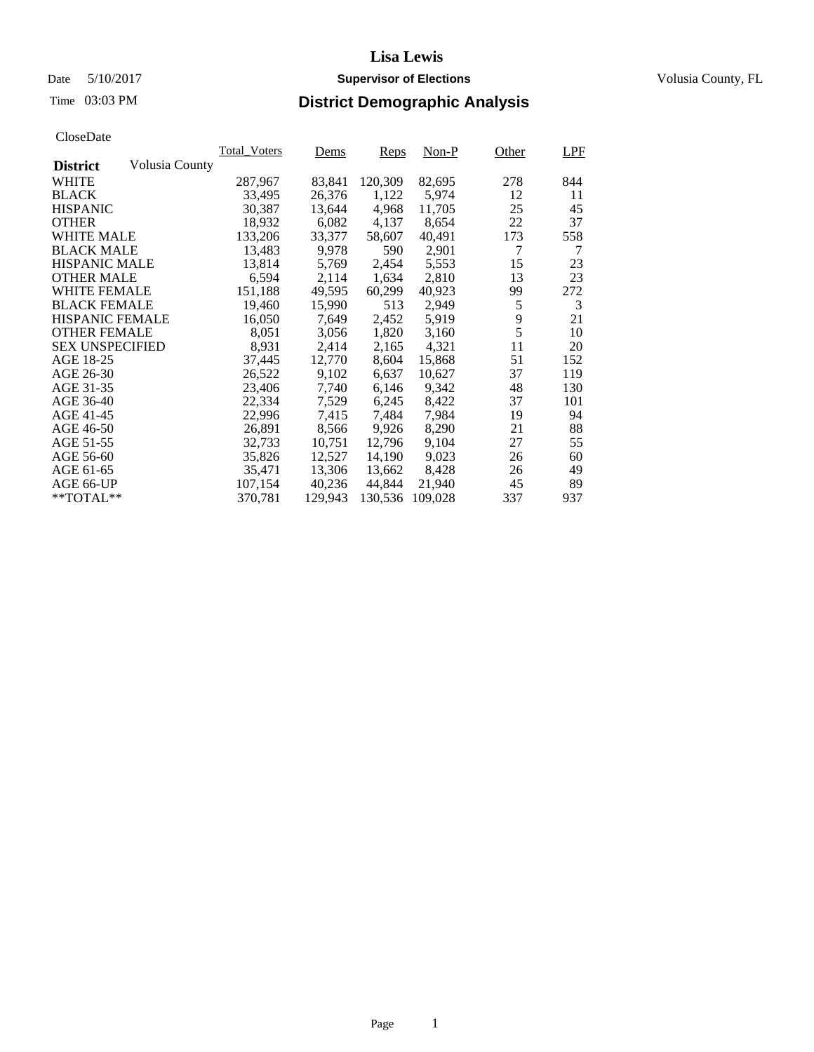# Lisa Lewis

Date 5/10/2017 **Supervisor of Elections** Volusia County, FL

Time 03:03 PM **District Demographic Analysis**

CloseDate

| **District** Volusia County | Total_Voters | Dems | Reps | Non-P | Other | LPF |
|---|---|---|---|---|---|---|
| WHITE | 287,967 | 83,841 | 120,309 | 82,695 | 278 | 844 |
| BLACK | 33,495 | 26,376 | 1,122 | 5,974 | 12 | 11 |
| HISPANIC | 30,387 | 13,644 | 4,968 | 11,705 | 25 | 45 |
| OTHER | 18,932 | 6,082 | 4,137 | 8,654 | 22 | 37 |
| WHITE MALE | 133,206 | 33,377 | 58,607 | 40,491 | 173 | 558 |
| BLACK MALE | 13,483 | 9,978 | 590 | 2,901 | 7 | 7 |
| HISPANIC MALE | 13,814 | 5,769 | 2,454 | 5,553 | 15 | 23 |
| OTHER MALE | 6,594 | 2,114 | 1,634 | 2,810 | 13 | 23 |
| WHITE FEMALE | 151,188 | 49,595 | 60,299 | 40,923 | 99 | 272 |
| BLACK FEMALE | 19,460 | 15,990 | 513 | 2,949 | 5 | 3 |
| HISPANIC FEMALE | 16,050 | 7,649 | 2,452 | 5,919 | 9 | 21 |
| OTHER FEMALE | 8,051 | 3,056 | 1,820 | 3,160 | 5 | 10 |
| SEX UNSPECIFIED | 8,931 | 2,414 | 2,165 | 4,321 | 11 | 20 |
| AGE 18-25 | 37,445 | 12,770 | 8,604 | 15,868 | 51 | 152 |
| AGE 26-30 | 26,522 | 9,102 | 6,637 | 10,627 | 37 | 119 |
| AGE 31-35 | 23,406 | 7,740 | 6,146 | 9,342 | 48 | 130 |
| AGE 36-40 | 22,334 | 7,529 | 6,245 | 8,422 | 37 | 101 |
| AGE 41-45 | 22,996 | 7,415 | 7,484 | 7,984 | 19 | 94 |
| AGE 46-50 | 26,891 | 8,566 | 9,926 | 8,290 | 21 | 88 |
| AGE 51-55 | 32,733 | 10,751 | 12,796 | 9,104 | 27 | 55 |
| AGE 56-60 | 35,826 | 12,527 | 14,190 | 9,023 | 26 | 60 |
| AGE 61-65 | 35,471 | 13,306 | 13,662 | 8,428 | 26 | 49 |
| AGE 66-UP | 107,154 | 40,236 | 44,844 | 21,940 | 45 | 89 |
| **TOTAL** | 370,781 | 129,943 | 130,536 | 109,028 | 337 | 937 |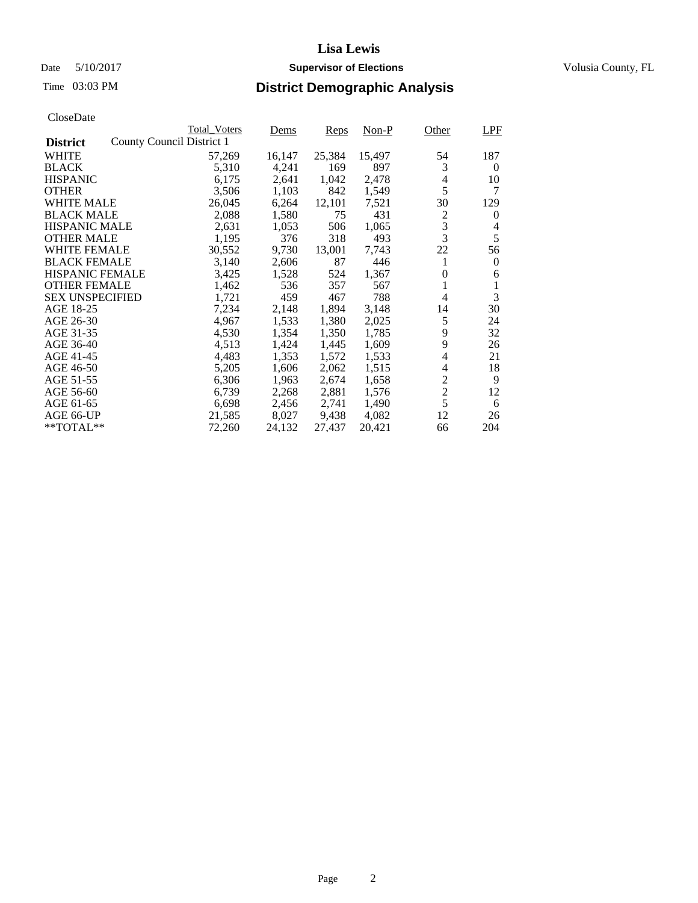# Lisa Lewis

Date 5/10/2017 **Supervisor of Elections** Volusia County, FL

Time 03:03 PM

## District Demographic Analysis

CloseDate

| **District** | Total_Voters | Dems | Reps | Non-P | Other | LPF |
|---|---|---|---|---|---|---|
| County Council District 1 | | | | | | |
| WHITE | 57,269 | 16,147 | 25,384 | 15,497 | 54 | 187 |
| BLACK | 5,310 | 4,241 | 169 | 897 | 3 | 0 |
| HISPANIC | 6,175 | 2,641 | 1,042 | 2,478 | 4 | 10 |
| OTHER | 3,506 | 1,103 | 842 | 1,549 | 5 | 7 |
| WHITE MALE | 26,045 | 6,264 | 12,101 | 7,521 | 30 | 129 |
| BLACK MALE | 2,088 | 1,580 | 75 | 431 | 2 | 0 |
| HISPANIC MALE | 2,631 | 1,053 | 506 | 1,065 | 3 | 4 |
| OTHER MALE | 1,195 | 376 | 318 | 493 | 3 | 5 |
| WHITE FEMALE | 30,552 | 9,730 | 13,001 | 7,743 | 22 | 56 |
| BLACK FEMALE | 3,140 | 2,606 | 87 | 446 | 1 | 0 |
| HISPANIC FEMALE | 3,425 | 1,528 | 524 | 1,367 | 0 | 6 |
| OTHER FEMALE | 1,462 | 536 | 357 | 567 | 1 | 1 |
| SEX UNSPECIFIED | 1,721 | 459 | 467 | 788 | 4 | 3 |
| AGE 18-25 | 7,234 | 2,148 | 1,894 | 3,148 | 14 | 30 |
| AGE 26-30 | 4,967 | 1,533 | 1,380 | 2,025 | 5 | 24 |
| AGE 31-35 | 4,530 | 1,354 | 1,350 | 1,785 | 9 | 32 |
| AGE 36-40 | 4,513 | 1,424 | 1,445 | 1,609 | 9 | 26 |
| AGE 41-45 | 4,483 | 1,353 | 1,572 | 1,533 | 4 | 21 |
| AGE 46-50 | 5,205 | 1,606 | 2,062 | 1,515 | 4 | 18 |
| AGE 51-55 | 6,306 | 1,963 | 2,674 | 1,658 | 2 | 9 |
| AGE 56-60 | 6,739 | 2,268 | 2,881 | 1,576 | 2 | 12 |
| AGE 61-65 | 6,698 | 2,456 | 2,741 | 1,490 | 5 | 6 |
| AGE 66-UP | 21,585 | 8,027 | 9,438 | 4,082 | 12 | 26 |
| **TOTAL** | 72,260 | 24,132 | 27,437 | 20,421 | 66 | 204 |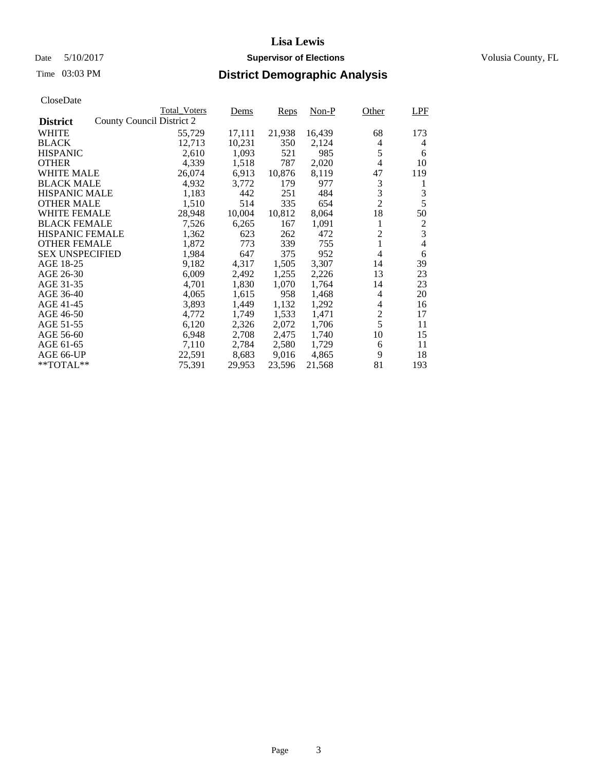# Lisa Lewis

Date 5/10/2017 **Supervisor of Elections** Volusia County, FL

Time 03:03 PM

## District Demographic Analysis

CloseDate

| **District** | County Council District 2 Total_Voters | Dems | Reps | Non-P | Other | LPF |
|---|---|---|---|---|---|---|
| WHITE | 55,729 | 17,111 | 21,938 | 16,439 | 68 | 173 |
| BLACK | 12,713 | 10,231 | 350 | 2,124 | 4 | 4 |
| HISPANIC | 2,610 | 1,093 | 521 | 985 | 5 | 6 |
| OTHER | 4,339 | 1,518 | 787 | 2,020 | 4 | 10 |
| WHITE MALE | 26,074 | 6,913 | 10,876 | 8,119 | 47 | 119 |
| BLACK MALE | 4,932 | 3,772 | 179 | 977 | 3 | 1 |
| HISPANIC MALE | 1,183 | 442 | 251 | 484 | 3 | 3 |
| OTHER MALE | 1,510 | 514 | 335 | 654 | 2 | 5 |
| WHITE FEMALE | 28,948 | 10,004 | 10,812 | 8,064 | 18 | 50 |
| BLACK FEMALE | 7,526 | 6,265 | 167 | 1,091 | 1 | 2 |
| HISPANIC FEMALE | 1,362 | 623 | 262 | 472 | 2 | 3 |
| OTHER FEMALE | 1,872 | 773 | 339 | 755 | 1 | 4 |
| SEX UNSPECIFIED | 1,984 | 647 | 375 | 952 | 4 | 6 |
| AGE 18-25 | 9,182 | 4,317 | 1,505 | 3,307 | 14 | 39 |
| AGE 26-30 | 6,009 | 2,492 | 1,255 | 2,226 | 13 | 23 |
| AGE 31-35 | 4,701 | 1,830 | 1,070 | 1,764 | 14 | 23 |
| AGE 36-40 | 4,065 | 1,615 | 958 | 1,468 | 4 | 20 |
| AGE 41-45 | 3,893 | 1,449 | 1,132 | 1,292 | 4 | 16 |
| AGE 46-50 | 4,772 | 1,749 | 1,533 | 1,471 | 2 | 17 |
| AGE 51-55 | 6,120 | 2,326 | 2,072 | 1,706 | 5 | 11 |
| AGE 56-60 | 6,948 | 2,708 | 2,475 | 1,740 | 10 | 15 |
| AGE 61-65 | 7,110 | 2,784 | 2,580 | 1,729 | 6 | 11 |
| AGE 66-UP | 22,591 | 8,683 | 9,016 | 4,865 | 9 | 18 |
| **TOTAL** | 75,391 | 29,953 | 23,596 | 21,568 | 81 | 193 |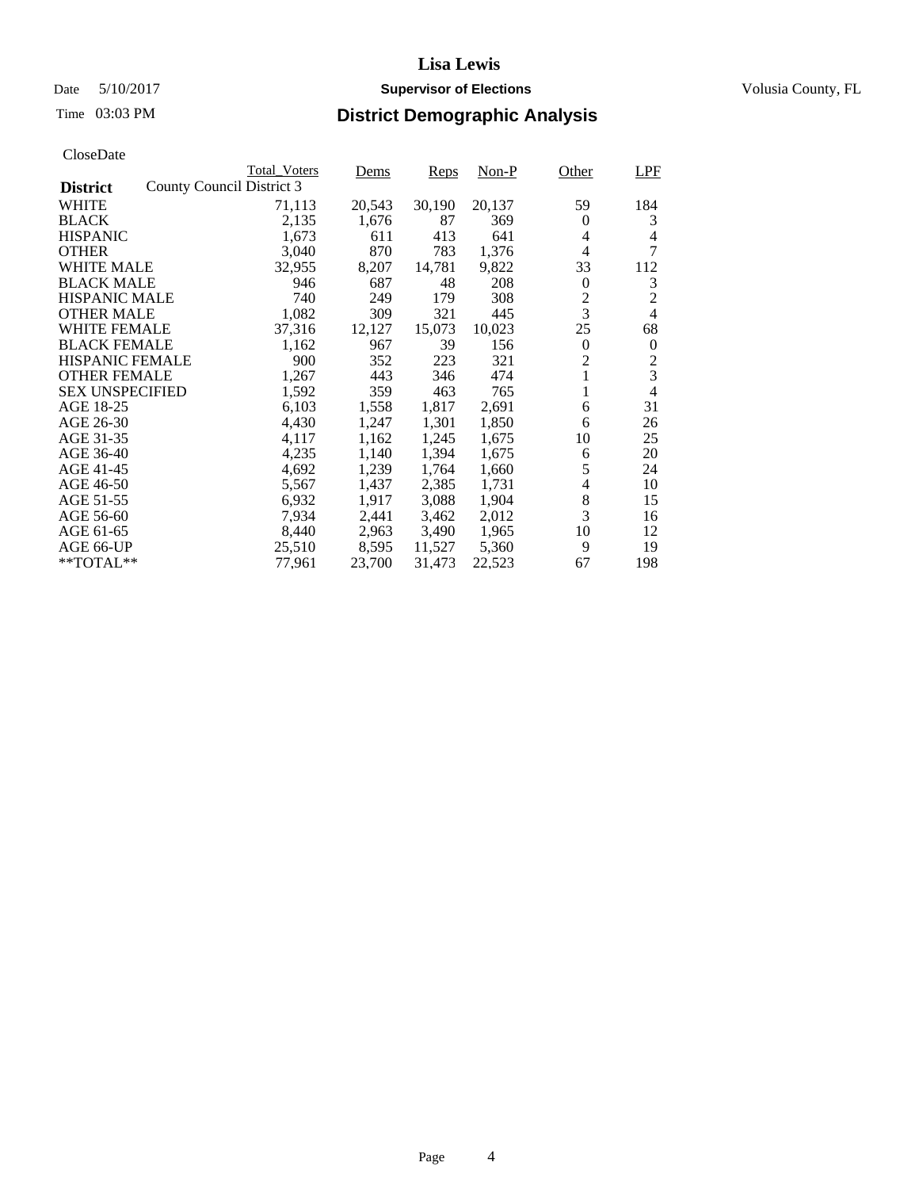# Lisa Lewis

Date 5/10/2017 **Supervisor of Elections** Volusia County, FL

Time 03:03 PM **District Demographic Analysis**

CloseDate

| District | Total_Voters | Dems | Reps | Non-P | Other | LPF |
|---|---|---|---|---|---|---|
| County Council District 3 | | | | | | |
| WHITE | 71,113 | 20,543 | 30,190 | 20,137 | 59 | 184 |
| BLACK | 2,135 | 1,676 | 87 | 369 | 0 | 3 |
| HISPANIC | 1,673 | 611 | 413 | 641 | 4 | 4 |
| OTHER | 3,040 | 870 | 783 | 1,376 | 4 | 7 |
| WHITE MALE | 32,955 | 8,207 | 14,781 | 9,822 | 33 | 112 |
| BLACK MALE | 946 | 687 | 48 | 208 | 0 | 3 |
| HISPANIC MALE | 740 | 249 | 179 | 308 | 2 | 2 |
| OTHER MALE | 1,082 | 309 | 321 | 445 | 3 | 4 |
| WHITE FEMALE | 37,316 | 12,127 | 15,073 | 10,023 | 25 | 68 |
| BLACK FEMALE | 1,162 | 967 | 39 | 156 | 0 | 0 |
| HISPANIC FEMALE | 900 | 352 | 223 | 321 | 2 | 2 |
| OTHER FEMALE | 1,267 | 443 | 346 | 474 | 1 | 3 |
| SEX UNSPECIFIED | 1,592 | 359 | 463 | 765 | 1 | 4 |
| AGE 18-25 | 6,103 | 1,558 | 1,817 | 2,691 | 6 | 31 |
| AGE 26-30 | 4,430 | 1,247 | 1,301 | 1,850 | 6 | 26 |
| AGE 31-35 | 4,117 | 1,162 | 1,245 | 1,675 | 10 | 25 |
| AGE 36-40 | 4,235 | 1,140 | 1,394 | 1,675 | 6 | 20 |
| AGE 41-45 | 4,692 | 1,239 | 1,764 | 1,660 | 5 | 24 |
| AGE 46-50 | 5,567 | 1,437 | 2,385 | 1,731 | 4 | 10 |
| AGE 51-55 | 6,932 | 1,917 | 3,088 | 1,904 | 8 | 15 |
| AGE 56-60 | 7,934 | 2,441 | 3,462 | 2,012 | 3 | 16 |
| AGE 61-65 | 8,440 | 2,963 | 3,490 | 1,965 | 10 | 12 |
| AGE 66-UP | 25,510 | 8,595 | 11,527 | 5,360 | 9 | 19 |
| **TOTAL** | 77,961 | 23,700 | 31,473 | 22,523 | 67 | 198 |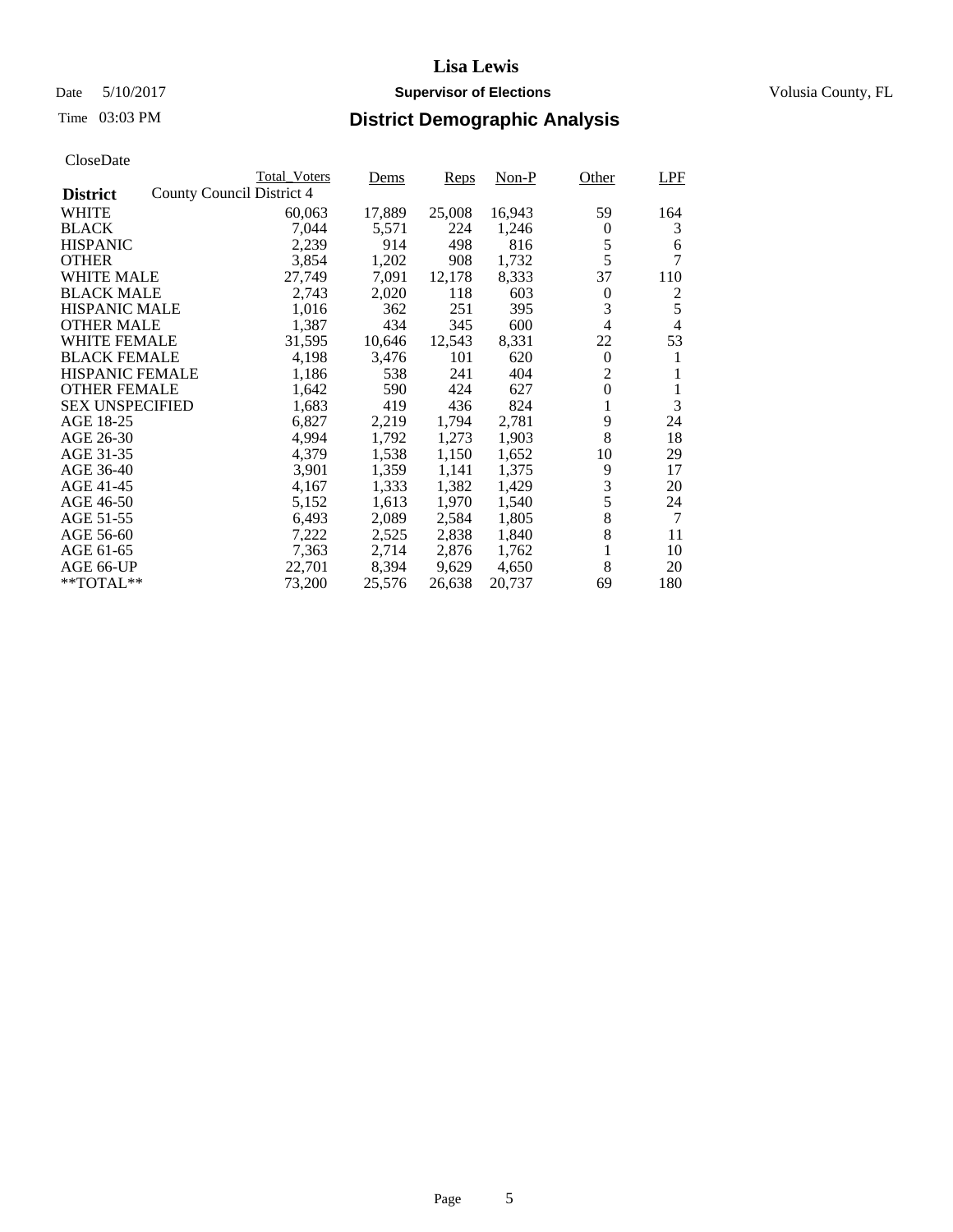# Lisa Lewis

Date 5/10/2017 **Supervisor of Elections** Volusia County, FL

Time 03:03 PM

## District Demographic Analysis

CloseDate

| District | County Council District 4 | Total_Voters | Dems | Reps | Non-P | Other | LPF |
|---|---|---|---|---|---|---|---|
| WHITE | | 60,063 | 17,889 | 25,008 | 16,943 | 59 | 164 |
| BLACK | | 7,044 | 5,571 | 224 | 1,246 | 0 | 3 |
| HISPANIC | | 2,239 | 914 | 498 | 816 | 5 | 6 |
| OTHER | | 3,854 | 1,202 | 908 | 1,732 | 5 | 7 |
| WHITE MALE | | 27,749 | 7,091 | 12,178 | 8,333 | 37 | 110 |
| BLACK MALE | | 2,743 | 2,020 | 118 | 603 | 0 | 2 |
| HISPANIC MALE | | 1,016 | 362 | 251 | 395 | 3 | 5 |
| OTHER MALE | | 1,387 | 434 | 345 | 600 | 4 | 4 |
| WHITE FEMALE | | 31,595 | 10,646 | 12,543 | 8,331 | 22 | 53 |
| BLACK FEMALE | | 4,198 | 3,476 | 101 | 620 | 0 | 1 |
| HISPANIC FEMALE | | 1,186 | 538 | 241 | 404 | 2 | 1 |
| OTHER FEMALE | | 1,642 | 590 | 424 | 627 | 0 | 1 |
| SEX UNSPECIFIED | | 1,683 | 419 | 436 | 824 | 1 | 3 |
| AGE 18-25 | | 6,827 | 2,219 | 1,794 | 2,781 | 9 | 24 |
| AGE 26-30 | | 4,994 | 1,792 | 1,273 | 1,903 | 8 | 18 |
| AGE 31-35 | | 4,379 | 1,538 | 1,150 | 1,652 | 10 | 29 |
| AGE 36-40 | | 3,901 | 1,359 | 1,141 | 1,375 | 9 | 17 |
| AGE 41-45 | | 4,167 | 1,333 | 1,382 | 1,429 | 3 | 20 |
| AGE 46-50 | | 5,152 | 1,613 | 1,970 | 1,540 | 5 | 24 |
| AGE 51-55 | | 6,493 | 2,089 | 2,584 | 1,805 | 8 | 7 |
| AGE 56-60 | | 7,222 | 2,525 | 2,838 | 1,840 | 8 | 11 |
| AGE 61-65 | | 7,363 | 2,714 | 2,876 | 1,762 | 1 | 10 |
| AGE 66-UP | | 22,701 | 8,394 | 9,629 | 4,650 | 8 | 20 |
| **TOTAL** | | 73,200 | 25,576 | 26,638 | 20,737 | 69 | 180 |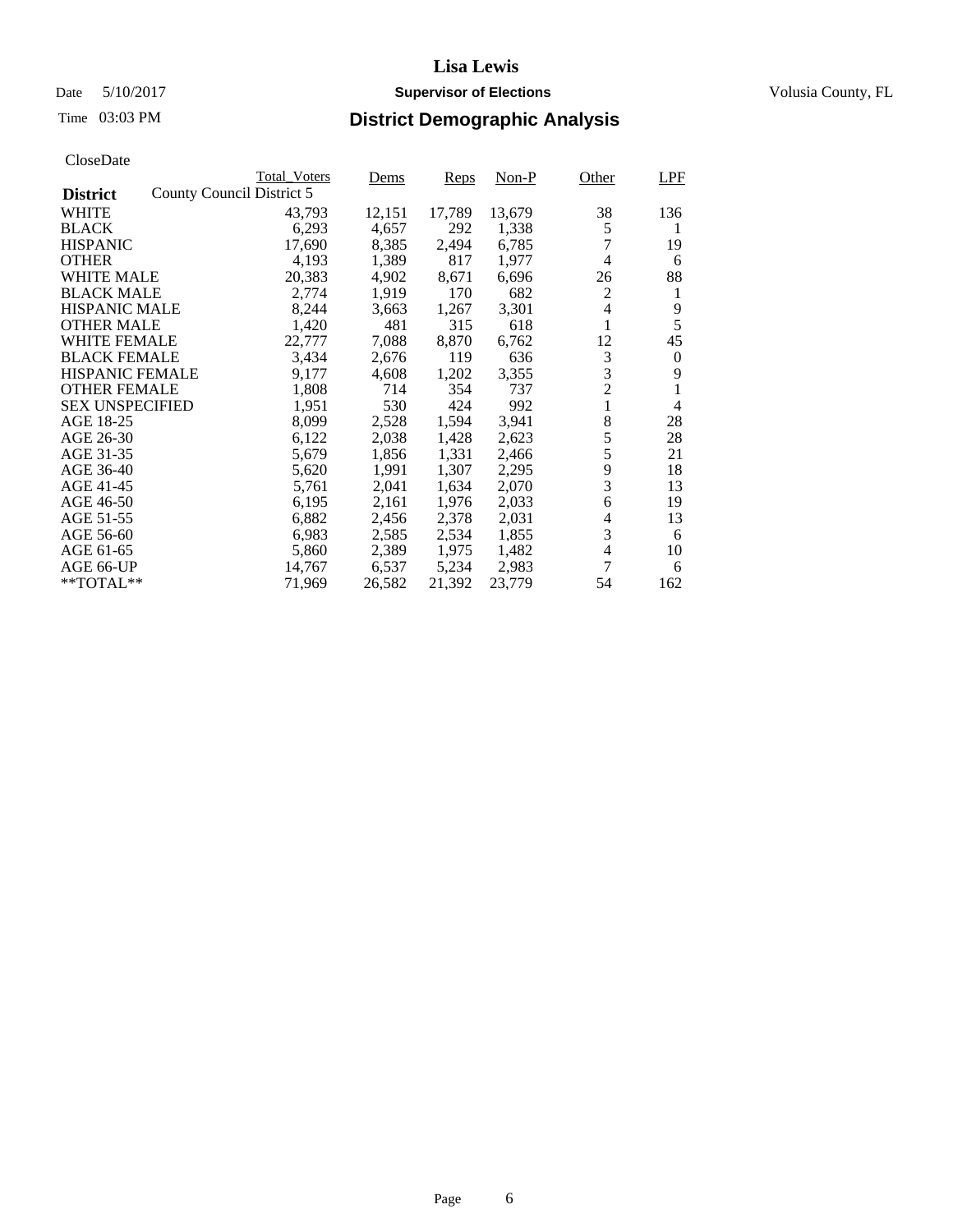# Lisa Lewis

Date 5/10/2017 **Supervisor of Elections** Volusia County, FL

Time 03:03 PM

## District Demographic Analysis

CloseDate

| District | Total_Voters | Dems | Reps | Non-P | Other | LPF |
|---|---|---|---|---|---|---|
| County Council District 5 | | | | | | |
| WHITE | 43,793 | 12,151 | 17,789 | 13,679 | 38 | 136 |
| BLACK | 6,293 | 4,657 | 292 | 1,338 | 5 | 1 |
| HISPANIC | 17,690 | 8,385 | 2,494 | 6,785 | 7 | 19 |
| OTHER | 4,193 | 1,389 | 817 | 1,977 | 4 | 6 |
| WHITE MALE | 20,383 | 4,902 | 8,671 | 6,696 | 26 | 88 |
| BLACK MALE | 2,774 | 1,919 | 170 | 682 | 2 | 1 |
| HISPANIC MALE | 8,244 | 3,663 | 1,267 | 3,301 | 4 | 9 |
| OTHER MALE | 1,420 | 481 | 315 | 618 | 1 | 5 |
| WHITE FEMALE | 22,777 | 7,088 | 8,870 | 6,762 | 12 | 45 |
| BLACK FEMALE | 3,434 | 2,676 | 119 | 636 | 3 | 0 |
| HISPANIC FEMALE | 9,177 | 4,608 | 1,202 | 3,355 | 3 | 9 |
| OTHER FEMALE | 1,808 | 714 | 354 | 737 | 2 | 1 |
| SEX UNSPECIFIED | 1,951 | 530 | 424 | 992 | 1 | 4 |
| AGE 18-25 | 8,099 | 2,528 | 1,594 | 3,941 | 8 | 28 |
| AGE 26-30 | 6,122 | 2,038 | 1,428 | 2,623 | 5 | 28 |
| AGE 31-35 | 5,679 | 1,856 | 1,331 | 2,466 | 5 | 21 |
| AGE 36-40 | 5,620 | 1,991 | 1,307 | 2,295 | 9 | 18 |
| AGE 41-45 | 5,761 | 2,041 | 1,634 | 2,070 | 3 | 13 |
| AGE 46-50 | 6,195 | 2,161 | 1,976 | 2,033 | 6 | 19 |
| AGE 51-55 | 6,882 | 2,456 | 2,378 | 2,031 | 4 | 13 |
| AGE 56-60 | 6,983 | 2,585 | 2,534 | 1,855 | 3 | 6 |
| AGE 61-65 | 5,860 | 2,389 | 1,975 | 1,482 | 4 | 10 |
| AGE 66-UP | 14,767 | 6,537 | 5,234 | 2,983 | 7 | 6 |
| **TOTAL** | 71,969 | 26,582 | 21,392 | 23,779 | 54 | 162 |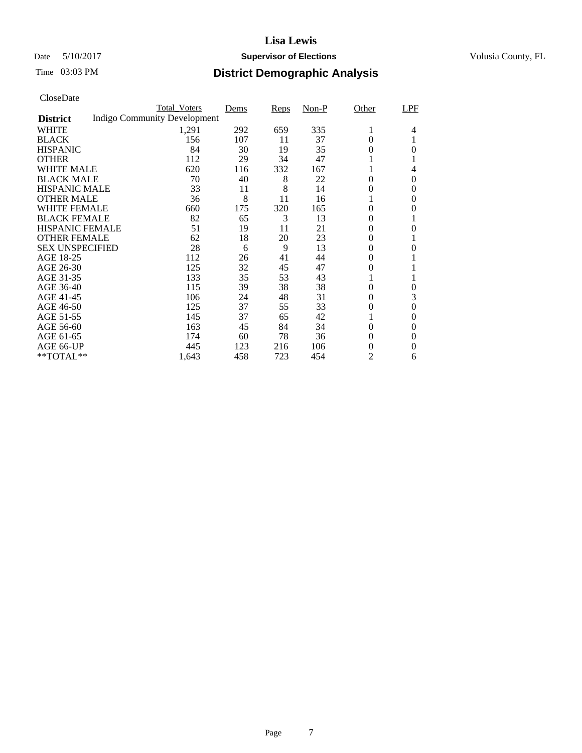# Lisa Lewis

Date 5/10/2017 **Supervisor of Elections** Volusia County, FL

Time 03:03 PM **District Demographic Analysis**

CloseDate

| **District** | Total_Voters | Dems | Reps | Non-P | Other | LPF |
|---|---|---|---|---|---|---|
| Indigo Community Development | | | | | | |
| WHITE | 1,291 | 292 | 659 | 335 | 1 | 4 |
| BLACK | 156 | 107 | 11 | 37 | 0 | 1 |
| HISPANIC | 84 | 30 | 19 | 35 | 0 | 0 |
| OTHER | 112 | 29 | 34 | 47 | 1 | 1 |
| WHITE MALE | 620 | 116 | 332 | 167 | 1 | 4 |
| BLACK MALE | 70 | 40 | 8 | 22 | 0 | 0 |
| HISPANIC MALE | 33 | 11 | 8 | 14 | 0 | 0 |
| OTHER MALE | 36 | 8 | 11 | 16 | 1 | 0 |
| WHITE FEMALE | 660 | 175 | 320 | 165 | 0 | 0 |
| BLACK FEMALE | 82 | 65 | 3 | 13 | 0 | 1 |
| HISPANIC FEMALE | 51 | 19 | 11 | 21 | 0 | 0 |
| OTHER FEMALE | 62 | 18 | 20 | 23 | 0 | 1 |
| SEX UNSPECIFIED | 28 | 6 | 9 | 13 | 0 | 0 |
| AGE 18-25 | 112 | 26 | 41 | 44 | 0 | 1 |
| AGE 26-30 | 125 | 32 | 45 | 47 | 0 | 1 |
| AGE 31-35 | 133 | 35 | 53 | 43 | 1 | 1 |
| AGE 36-40 | 115 | 39 | 38 | 38 | 0 | 0 |
| AGE 41-45 | 106 | 24 | 48 | 31 | 0 | 3 |
| AGE 46-50 | 125 | 37 | 55 | 33 | 0 | 0 |
| AGE 51-55 | 145 | 37 | 65 | 42 | 1 | 0 |
| AGE 56-60 | 163 | 45 | 84 | 34 | 0 | 0 |
| AGE 61-65 | 174 | 60 | 78 | 36 | 0 | 0 |
| AGE 66-UP | 445 | 123 | 216 | 106 | 0 | 0 |
| **TOTAL** | 1,643 | 458 | 723 | 454 | 2 | 6 |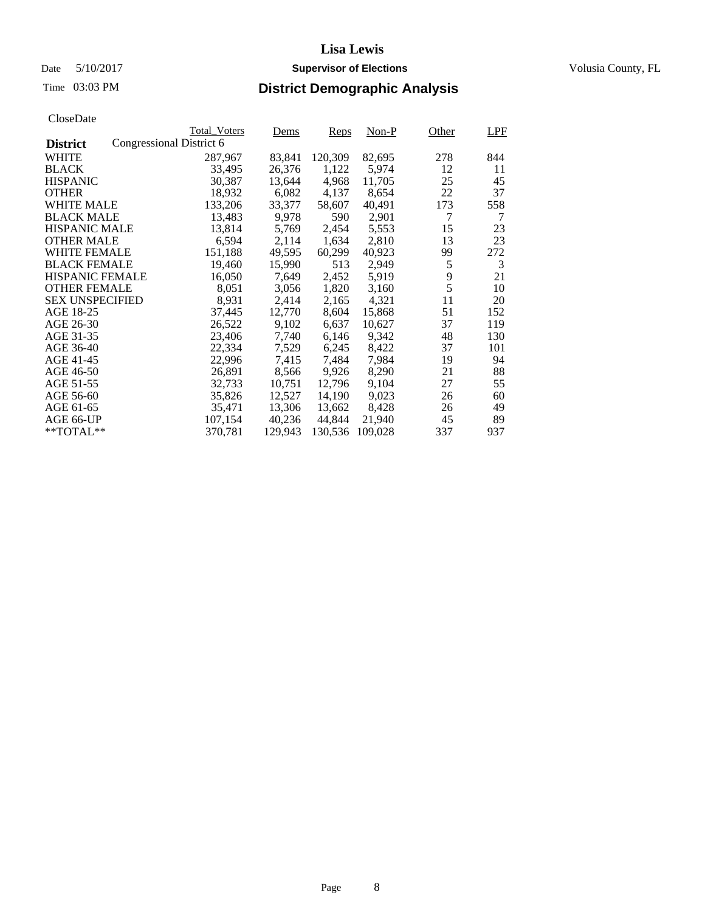# Lisa Lewis

Date 5/10/2017 **Supervisor of Elections** Volusia County, FL

Time 03:03 PM **District Demographic Analysis**

CloseDate

| **District** | Total_Voters | Dems | Reps | Non-P | Other | LPF |
|---|---|---|---|---|---|---|
| Congressional District 6 | | | | | | |
| WHITE | 287,967 | 83,841 | 120,309 | 82,695 | 278 | 844 |
| BLACK | 33,495 | 26,376 | 1,122 | 5,974 | 12 | 11 |
| HISPANIC | 30,387 | 13,644 | 4,968 | 11,705 | 25 | 45 |
| OTHER | 18,932 | 6,082 | 4,137 | 8,654 | 22 | 37 |
| WHITE MALE | 133,206 | 33,377 | 58,607 | 40,491 | 173 | 558 |
| BLACK MALE | 13,483 | 9,978 | 590 | 2,901 | 7 | 7 |
| HISPANIC MALE | 13,814 | 5,769 | 2,454 | 5,553 | 15 | 23 |
| OTHER MALE | 6,594 | 2,114 | 1,634 | 2,810 | 13 | 23 |
| WHITE FEMALE | 151,188 | 49,595 | 60,299 | 40,923 | 99 | 272 |
| BLACK FEMALE | 19,460 | 15,990 | 513 | 2,949 | 5 | 3 |
| HISPANIC FEMALE | 16,050 | 7,649 | 2,452 | 5,919 | 9 | 21 |
| OTHER FEMALE | 8,051 | 3,056 | 1,820 | 3,160 | 5 | 10 |
| SEX UNSPECIFIED | 8,931 | 2,414 | 2,165 | 4,321 | 11 | 20 |
| AGE 18-25 | 37,445 | 12,770 | 8,604 | 15,868 | 51 | 152 |
| AGE 26-30 | 26,522 | 9,102 | 6,637 | 10,627 | 37 | 119 |
| AGE 31-35 | 23,406 | 7,740 | 6,146 | 9,342 | 48 | 130 |
| AGE 36-40 | 22,334 | 7,529 | 6,245 | 8,422 | 37 | 101 |
| AGE 41-45 | 22,996 | 7,415 | 7,484 | 7,984 | 19 | 94 |
| AGE 46-50 | 26,891 | 8,566 | 9,926 | 8,290 | 21 | 88 |
| AGE 51-55 | 32,733 | 10,751 | 12,796 | 9,104 | 27 | 55 |
| AGE 56-60 | 35,826 | 12,527 | 14,190 | 9,023 | 26 | 60 |
| AGE 61-65 | 35,471 | 13,306 | 13,662 | 8,428 | 26 | 49 |
| AGE 66-UP | 107,154 | 40,236 | 44,844 | 21,940 | 45 | 89 |
| **TOTAL** | 370,781 | 129,943 | 130,536 | 109,028 | 337 | 937 |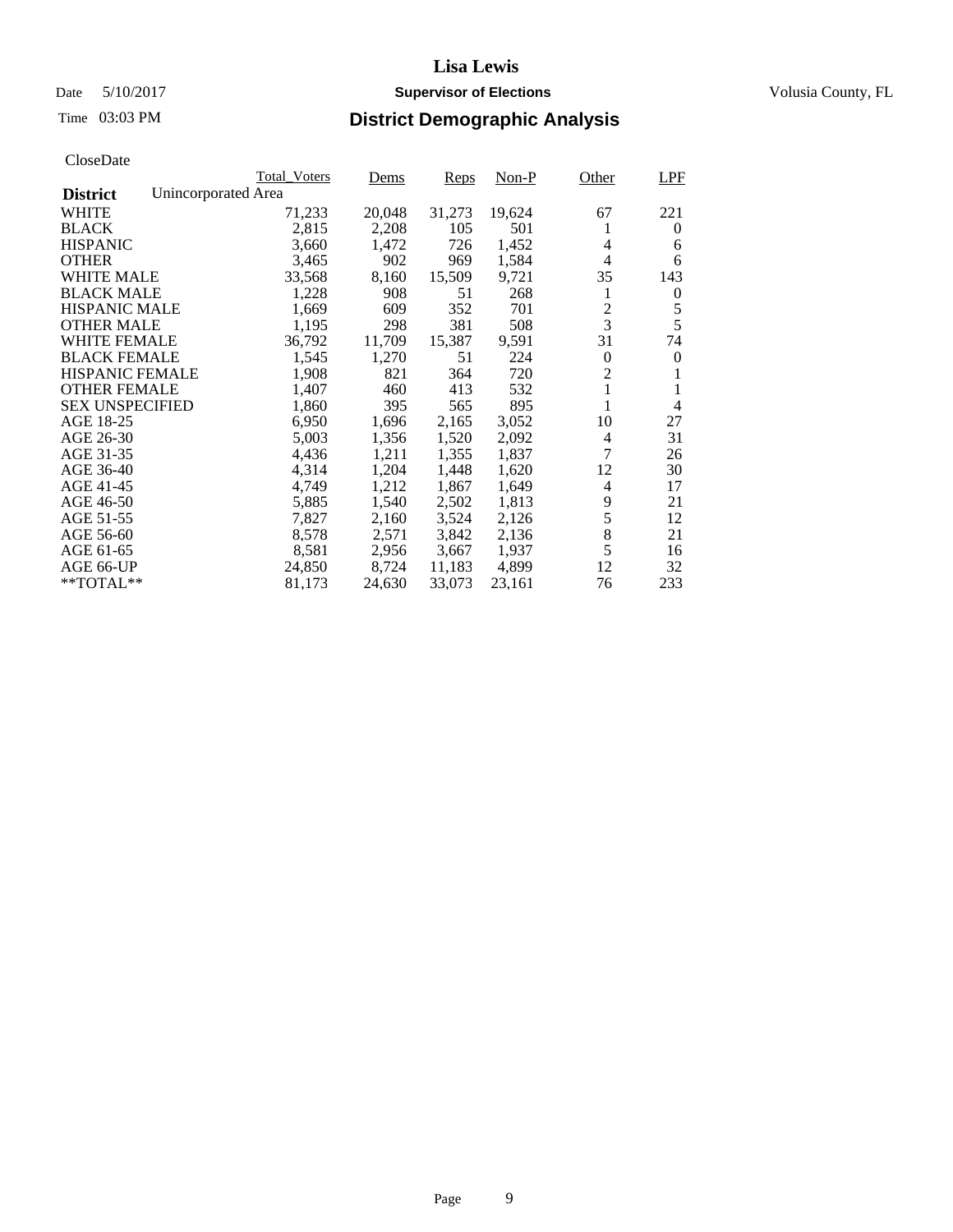# Lisa Lewis

Date 5/10/2017 **Supervisor of Elections** Volusia County, FL

Time 03:03 PM **District Demographic Analysis**

CloseDate

**District** Unincorporated Area

| | Total_Voters | Dems | Reps | Non-P | Other | LPF |
|---|---|---|---|---|---|---|
| WHITE | 71,233 | 20,048 | 31,273 | 19,624 | 67 | 221 |
| BLACK | 2,815 | 2,208 | 105 | 501 | 1 | 0 |
| HISPANIC | 3,660 | 1,472 | 726 | 1,452 | 4 | 6 |
| OTHER | 3,465 | 902 | 969 | 1,584 | 4 | 6 |
| WHITE MALE | 33,568 | 8,160 | 15,509 | 9,721 | 35 | 143 |
| BLACK MALE | 1,228 | 908 | 51 | 268 | 1 | 0 |
| HISPANIC MALE | 1,669 | 609 | 352 | 701 | 2 | 5 |
| OTHER MALE | 1,195 | 298 | 381 | 508 | 3 | 5 |
| WHITE FEMALE | 36,792 | 11,709 | 15,387 | 9,591 | 31 | 74 |
| BLACK FEMALE | 1,545 | 1,270 | 51 | 224 | 0 | 0 |
| HISPANIC FEMALE | 1,908 | 821 | 364 | 720 | 2 | 1 |
| OTHER FEMALE | 1,407 | 460 | 413 | 532 | 1 | 1 |
| SEX UNSPECIFIED | 1,860 | 395 | 565 | 895 | 1 | 4 |
| AGE 18-25 | 6,950 | 1,696 | 2,165 | 3,052 | 10 | 27 |
| AGE 26-30 | 5,003 | 1,356 | 1,520 | 2,092 | 4 | 31 |
| AGE 31-35 | 4,436 | 1,211 | 1,355 | 1,837 | 7 | 26 |
| AGE 36-40 | 4,314 | 1,204 | 1,448 | 1,620 | 12 | 30 |
| AGE 41-45 | 4,749 | 1,212 | 1,867 | 1,649 | 4 | 17 |
| AGE 46-50 | 5,885 | 1,540 | 2,502 | 1,813 | 9 | 21 |
| AGE 51-55 | 7,827 | 2,160 | 3,524 | 2,126 | 5 | 12 |
| AGE 56-60 | 8,578 | 2,571 | 3,842 | 2,136 | 8 | 21 |
| AGE 61-65 | 8,581 | 2,956 | 3,667 | 1,937 | 5 | 16 |
| AGE 66-UP | 24,850 | 8,724 | 11,183 | 4,899 | 12 | 32 |
| **TOTAL** | 81,173 | 24,630 | 33,073 | 23,161 | 76 | 233 |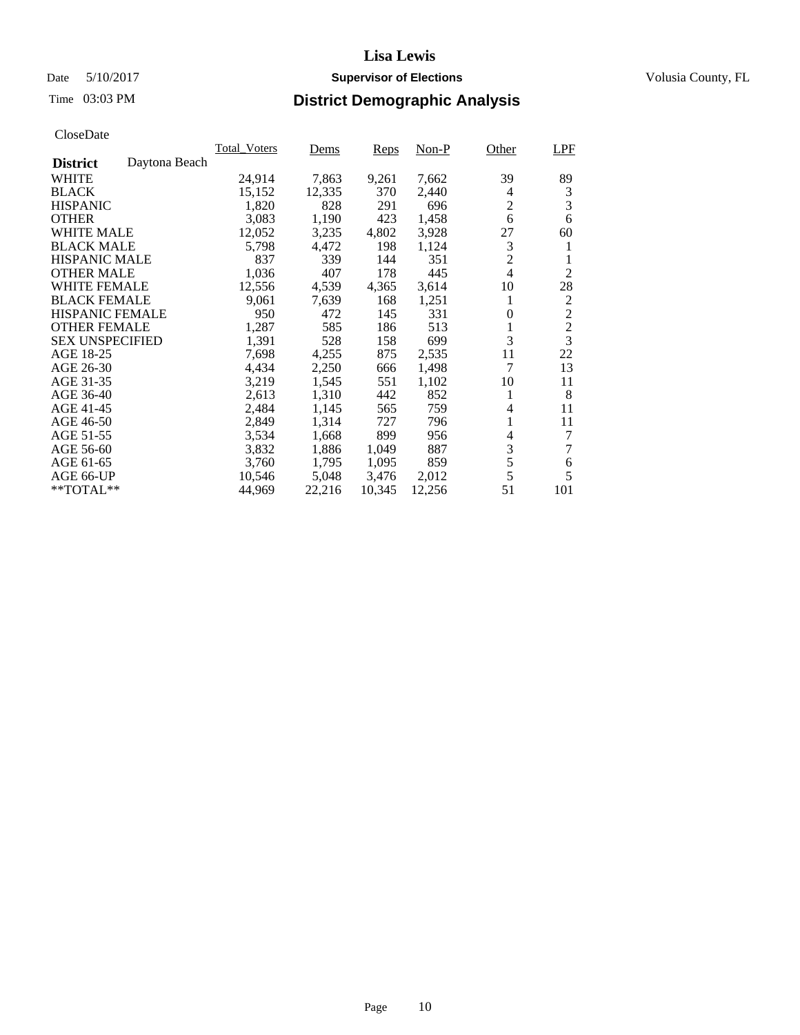# Lisa Lewis

Date 5/10/2017 **Supervisor of Elections** Volusia County, FL

Time 03:03 PM

## District Demographic Analysis

CloseDate

| **District** Daytona Beach | Total_Voters | Dems | Reps | Non-P | Other | LPF |
|---|---|---|---|---|---|---|
| WHITE | 24,914 | 7,863 | 9,261 | 7,662 | 39 | 89 |
| BLACK | 15,152 | 12,335 | 370 | 2,440 | 4 | 3 |
| HISPANIC | 1,820 | 828 | 291 | 696 | 2 | 3 |
| OTHER | 3,083 | 1,190 | 423 | 1,458 | 6 | 6 |
| WHITE MALE | 12,052 | 3,235 | 4,802 | 3,928 | 27 | 60 |
| BLACK MALE | 5,798 | 4,472 | 198 | 1,124 | 3 | 1 |
| HISPANIC MALE | 837 | 339 | 144 | 351 | 2 | 1 |
| OTHER MALE | 1,036 | 407 | 178 | 445 | 4 | 2 |
| WHITE FEMALE | 12,556 | 4,539 | 4,365 | 3,614 | 10 | 28 |
| BLACK FEMALE | 9,061 | 7,639 | 168 | 1,251 | 1 | 2 |
| HISPANIC FEMALE | 950 | 472 | 145 | 331 | 0 | 2 |
| OTHER FEMALE | 1,287 | 585 | 186 | 513 | 1 | 2 |
| SEX UNSPECIFIED | 1,391 | 528 | 158 | 699 | 3 | 3 |
| AGE 18-25 | 7,698 | 4,255 | 875 | 2,535 | 11 | 22 |
| AGE 26-30 | 4,434 | 2,250 | 666 | 1,498 | 7 | 13 |
| AGE 31-35 | 3,219 | 1,545 | 551 | 1,102 | 10 | 11 |
| AGE 36-40 | 2,613 | 1,310 | 442 | 852 | 1 | 8 |
| AGE 41-45 | 2,484 | 1,145 | 565 | 759 | 4 | 11 |
| AGE 46-50 | 2,849 | 1,314 | 727 | 796 | 1 | 11 |
| AGE 51-55 | 3,534 | 1,668 | 899 | 956 | 4 | 7 |
| AGE 56-60 | 3,832 | 1,886 | 1,049 | 887 | 3 | 7 |
| AGE 61-65 | 3,760 | 1,795 | 1,095 | 859 | 5 | 6 |
| AGE 66-UP | 10,546 | 5,048 | 3,476 | 2,012 | 5 | 5 |
| **TOTAL** | 44,969 | 22,216 | 10,345 | 12,256 | 51 | 101 |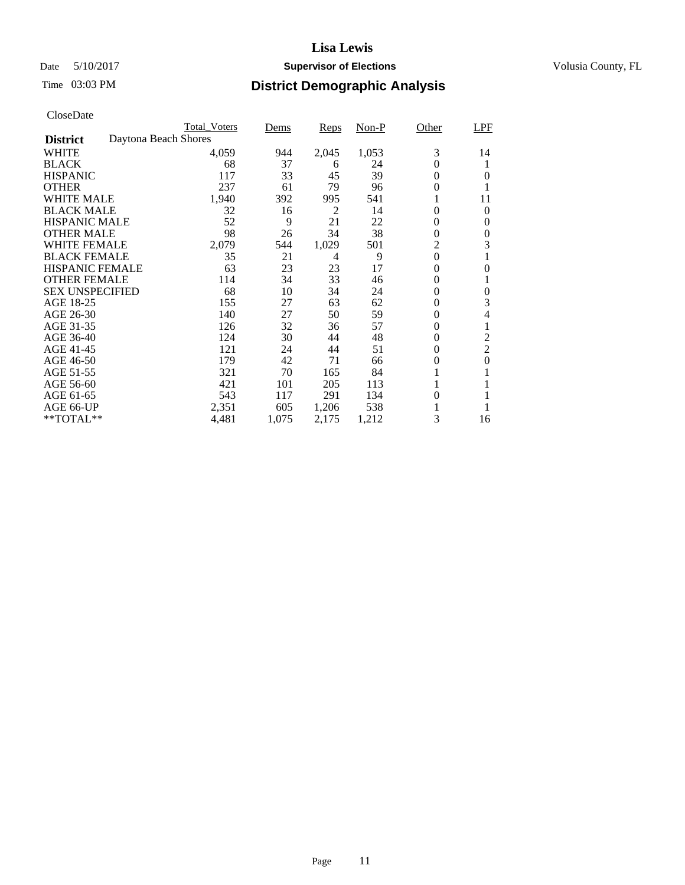# Lisa Lewis

Date 5/10/2017 **Supervisor of Elections** Volusia County, FL

Time 03:03 PM **District Demographic Analysis**

CloseDate

| | Total_Voters | Dems | Reps | Non-P | Other | LPF |
|---|---|---|---|---|---|---|
| **District** Daytona Beach Shores | | | | | | |
| WHITE | 4,059 | 944 | 2,045 | 1,053 | 3 | 14 |
| BLACK | 68 | 37 | 6 | 24 | 0 | 1 |
| HISPANIC | 117 | 33 | 45 | 39 | 0 | 0 |
| OTHER | 237 | 61 | 79 | 96 | 0 | 1 |
| WHITE MALE | 1,940 | 392 | 995 | 541 | 1 | 11 |
| BLACK MALE | 32 | 16 | 2 | 14 | 0 | 0 |
| HISPANIC MALE | 52 | 9 | 21 | 22 | 0 | 0 |
| OTHER MALE | 98 | 26 | 34 | 38 | 0 | 0 |
| WHITE FEMALE | 2,079 | 544 | 1,029 | 501 | 2 | 3 |
| BLACK FEMALE | 35 | 21 | 4 | 9 | 0 | 1 |
| HISPANIC FEMALE | 63 | 23 | 23 | 17 | 0 | 0 |
| OTHER FEMALE | 114 | 34 | 33 | 46 | 0 | 1 |
| SEX UNSPECIFIED | 68 | 10 | 34 | 24 | 0 | 0 |
| AGE 18-25 | 155 | 27 | 63 | 62 | 0 | 3 |
| AGE 26-30 | 140 | 27 | 50 | 59 | 0 | 4 |
| AGE 31-35 | 126 | 32 | 36 | 57 | 0 | 1 |
| AGE 36-40 | 124 | 30 | 44 | 48 | 0 | 2 |
| AGE 41-45 | 121 | 24 | 44 | 51 | 0 | 2 |
| AGE 46-50 | 179 | 42 | 71 | 66 | 0 | 0 |
| AGE 51-55 | 321 | 70 | 165 | 84 | 1 | 1 |
| AGE 56-60 | 421 | 101 | 205 | 113 | 1 | 1 |
| AGE 61-65 | 543 | 117 | 291 | 134 | 0 | 1 |
| AGE 66-UP | 2,351 | 605 | 1,206 | 538 | 1 | 1 |
| **TOTAL** | 4,481 | 1,075 | 2,175 | 1,212 | 3 | 16 |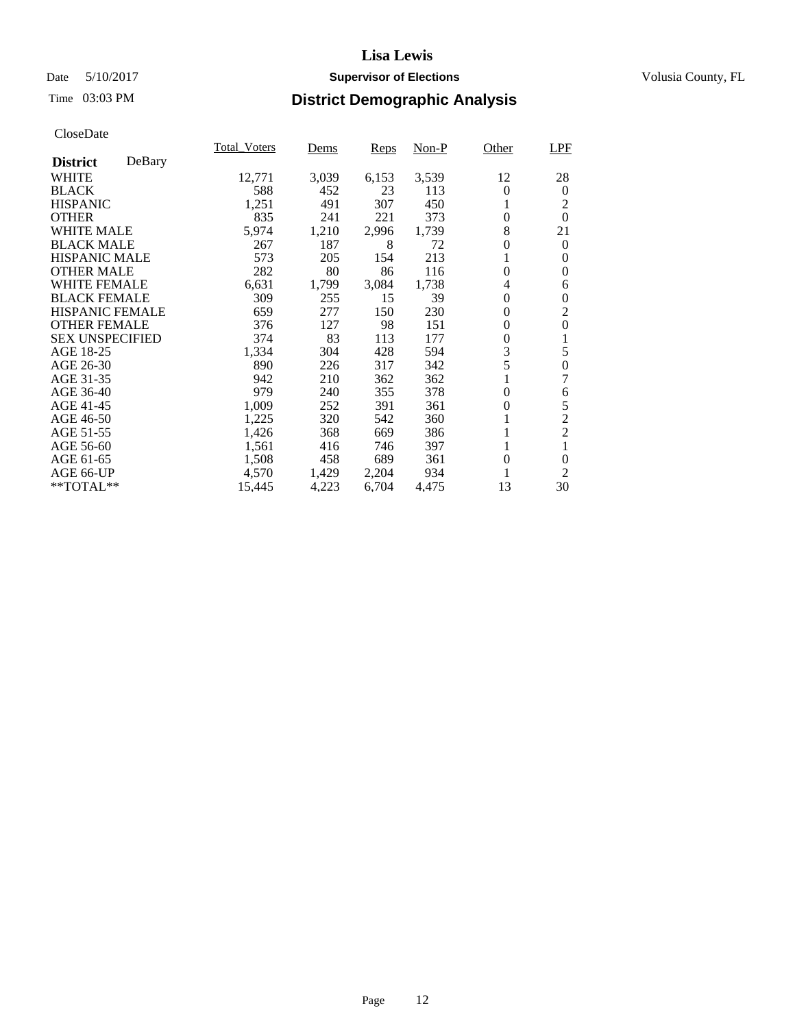# Lisa Lewis

Date 5/10/2017 **Supervisor of Elections** Volusia County, FL

Time 03:03 PM **District Demographic Analysis**

CloseDate

| **District** DeBary | Total_Voters | Dems | Reps | Non-P | Other | LPF |
|---|---|---|---|---|---|---|
| WHITE | 12,771 | 3,039 | 6,153 | 3,539 | 12 | 28 |
| BLACK | 588 | 452 | 23 | 113 | 0 | 0 |
| HISPANIC | 1,251 | 491 | 307 | 450 | 1 | 2 |
| OTHER | 835 | 241 | 221 | 373 | 0 | 0 |
| WHITE MALE | 5,974 | 1,210 | 2,996 | 1,739 | 8 | 21 |
| BLACK MALE | 267 | 187 | 8 | 72 | 0 | 0 |
| HISPANIC MALE | 573 | 205 | 154 | 213 | 1 | 0 |
| OTHER MALE | 282 | 80 | 86 | 116 | 0 | 0 |
| WHITE FEMALE | 6,631 | 1,799 | 3,084 | 1,738 | 4 | 6 |
| BLACK FEMALE | 309 | 255 | 15 | 39 | 0 | 0 |
| HISPANIC FEMALE | 659 | 277 | 150 | 230 | 0 | 2 |
| OTHER FEMALE | 376 | 127 | 98 | 151 | 0 | 0 |
| SEX UNSPECIFIED | 374 | 83 | 113 | 177 | 0 | 1 |
| AGE 18-25 | 1,334 | 304 | 428 | 594 | 3 | 5 |
| AGE 26-30 | 890 | 226 | 317 | 342 | 5 | 0 |
| AGE 31-35 | 942 | 210 | 362 | 362 | 1 | 7 |
| AGE 36-40 | 979 | 240 | 355 | 378 | 0 | 6 |
| AGE 41-45 | 1,009 | 252 | 391 | 361 | 0 | 5 |
| AGE 46-50 | 1,225 | 320 | 542 | 360 | 1 | 2 |
| AGE 51-55 | 1,426 | 368 | 669 | 386 | 1 | 2 |
| AGE 56-60 | 1,561 | 416 | 746 | 397 | 1 | 1 |
| AGE 61-65 | 1,508 | 458 | 689 | 361 | 0 | 0 |
| AGE 66-UP | 4,570 | 1,429 | 2,204 | 934 | 1 | 2 |
| **TOTAL** | 15,445 | 4,223 | 6,704 | 4,475 | 13 | 30 |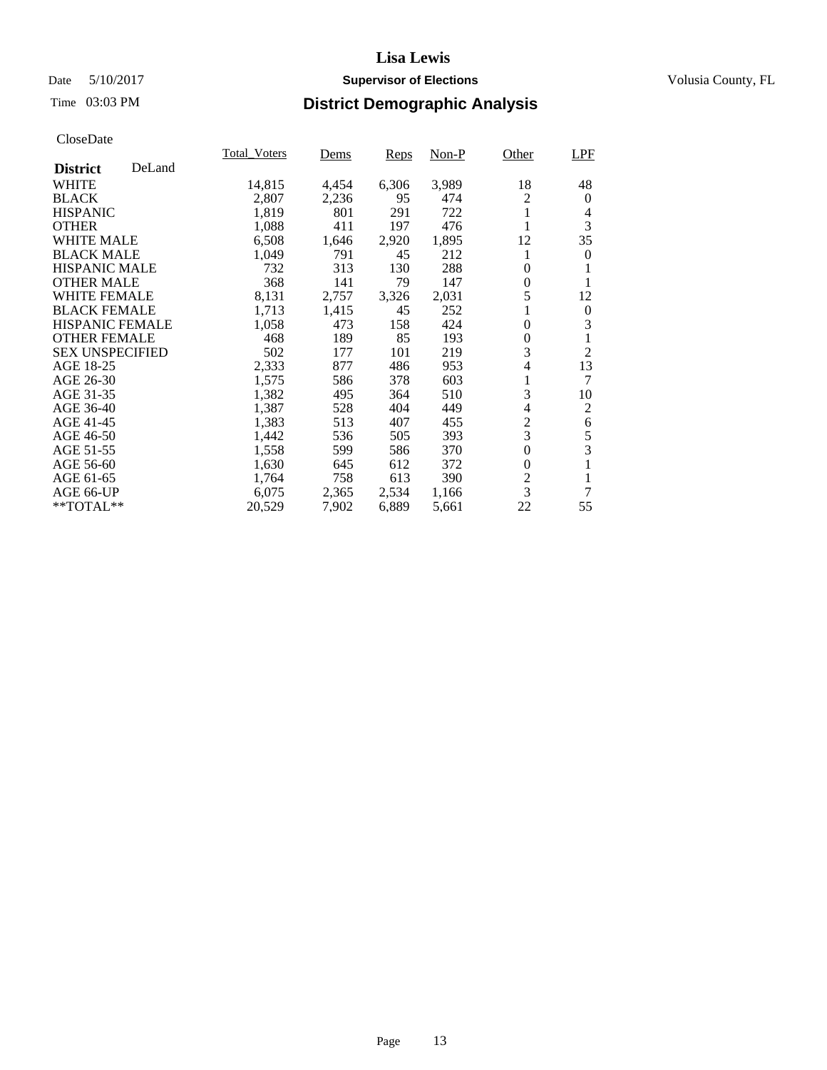# Lisa Lewis

Date 5/10/2017 **Supervisor of Elections** Volusia County, FL

Time 03:03 PM **District Demographic Analysis**

CloseDate

| **District** DeLand | Total_Voters | Dems | Reps | Non-P | Other | LPF |
|---|---|---|---|---|---|---|
| WHITE | 14,815 | 4,454 | 6,306 | 3,989 | 18 | 48 |
| BLACK | 2,807 | 2,236 | 95 | 474 | 2 | 0 |
| HISPANIC | 1,819 | 801 | 291 | 722 | 1 | 4 |
| OTHER | 1,088 | 411 | 197 | 476 | 1 | 3 |
| WHITE MALE | 6,508 | 1,646 | 2,920 | 1,895 | 12 | 35 |
| BLACK MALE | 1,049 | 791 | 45 | 212 | 1 | 0 |
| HISPANIC MALE | 732 | 313 | 130 | 288 | 0 | 1 |
| OTHER MALE | 368 | 141 | 79 | 147 | 0 | 1 |
| WHITE FEMALE | 8,131 | 2,757 | 3,326 | 2,031 | 5 | 12 |
| BLACK FEMALE | 1,713 | 1,415 | 45 | 252 | 1 | 0 |
| HISPANIC FEMALE | 1,058 | 473 | 158 | 424 | 0 | 3 |
| OTHER FEMALE | 468 | 189 | 85 | 193 | 0 | 1 |
| SEX UNSPECIFIED | 502 | 177 | 101 | 219 | 3 | 2 |
| AGE 18-25 | 2,333 | 877 | 486 | 953 | 4 | 13 |
| AGE 26-30 | 1,575 | 586 | 378 | 603 | 1 | 7 |
| AGE 31-35 | 1,382 | 495 | 364 | 510 | 3 | 10 |
| AGE 36-40 | 1,387 | 528 | 404 | 449 | 4 | 2 |
| AGE 41-45 | 1,383 | 513 | 407 | 455 | 2 | 6 |
| AGE 46-50 | 1,442 | 536 | 505 | 393 | 3 | 5 |
| AGE 51-55 | 1,558 | 599 | 586 | 370 | 0 | 3 |
| AGE 56-60 | 1,630 | 645 | 612 | 372 | 0 | 1 |
| AGE 61-65 | 1,764 | 758 | 613 | 390 | 2 | 1 |
| AGE 66-UP | 6,075 | 2,365 | 2,534 | 1,166 | 3 | 7 |
| **TOTAL** | 20,529 | 7,902 | 6,889 | 5,661 | 22 | 55 |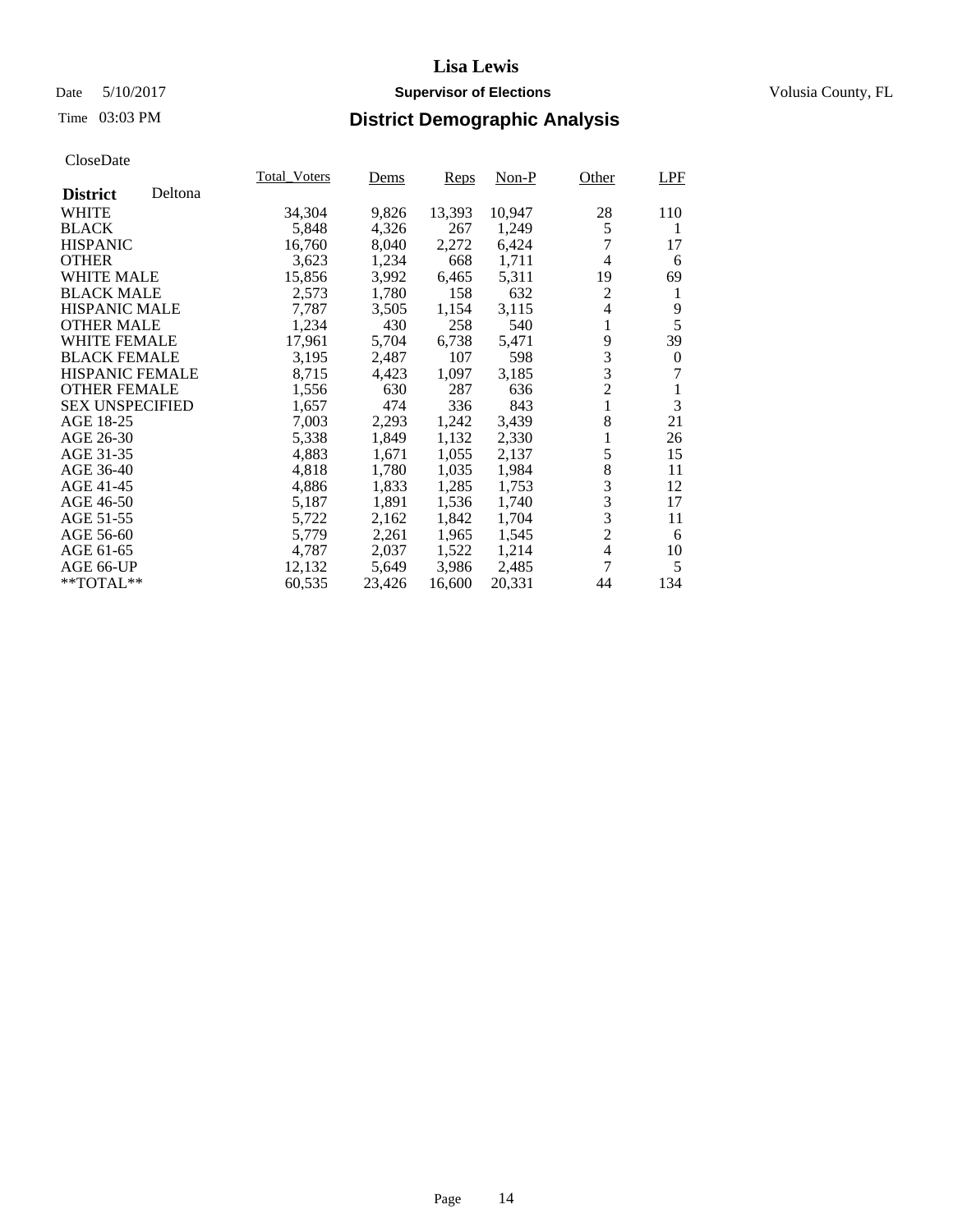# Lisa Lewis

Date 5/10/2017

**Supervisor of Elections**

Volusia County, FL

Time 03:03 PM

## District Demographic Analysis

CloseDate

| **District** Deltona | Total_Voters | Dems | Reps | Non-P | Other | LPF |
|---|---|---|---|---|---|---|
| WHITE | 34,304 | 9,826 | 13,393 | 10,947 | 28 | 110 |
| BLACK | 5,848 | 4,326 | 267 | 1,249 | 5 | 1 |
| HISPANIC | 16,760 | 8,040 | 2,272 | 6,424 | 7 | 17 |
| OTHER | 3,623 | 1,234 | 668 | 1,711 | 4 | 6 |
| WHITE MALE | 15,856 | 3,992 | 6,465 | 5,311 | 19 | 69 |
| BLACK MALE | 2,573 | 1,780 | 158 | 632 | 2 | 1 |
| HISPANIC MALE | 7,787 | 3,505 | 1,154 | 3,115 | 4 | 9 |
| OTHER MALE | 1,234 | 430 | 258 | 540 | 1 | 5 |
| WHITE FEMALE | 17,961 | 5,704 | 6,738 | 5,471 | 9 | 39 |
| BLACK FEMALE | 3,195 | 2,487 | 107 | 598 | 3 | 0 |
| HISPANIC FEMALE | 8,715 | 4,423 | 1,097 | 3,185 | 3 | 7 |
| OTHER FEMALE | 1,556 | 630 | 287 | 636 | 2 | 1 |
| SEX UNSPECIFIED | 1,657 | 474 | 336 | 843 | 1 | 3 |
| AGE 18-25 | 7,003 | 2,293 | 1,242 | 3,439 | 8 | 21 |
| AGE 26-30 | 5,338 | 1,849 | 1,132 | 2,330 | 1 | 26 |
| AGE 31-35 | 4,883 | 1,671 | 1,055 | 2,137 | 5 | 15 |
| AGE 36-40 | 4,818 | 1,780 | 1,035 | 1,984 | 8 | 11 |
| AGE 41-45 | 4,886 | 1,833 | 1,285 | 1,753 | 3 | 12 |
| AGE 46-50 | 5,187 | 1,891 | 1,536 | 1,740 | 3 | 17 |
| AGE 51-55 | 5,722 | 2,162 | 1,842 | 1,704 | 3 | 11 |
| AGE 56-60 | 5,779 | 2,261 | 1,965 | 1,545 | 2 | 6 |
| AGE 61-65 | 4,787 | 2,037 | 1,522 | 1,214 | 4 | 10 |
| AGE 66-UP | 12,132 | 5,649 | 3,986 | 2,485 | 7 | 5 |
| **TOTAL** | 60,535 | 23,426 | 16,600 | 20,331 | 44 | 134 |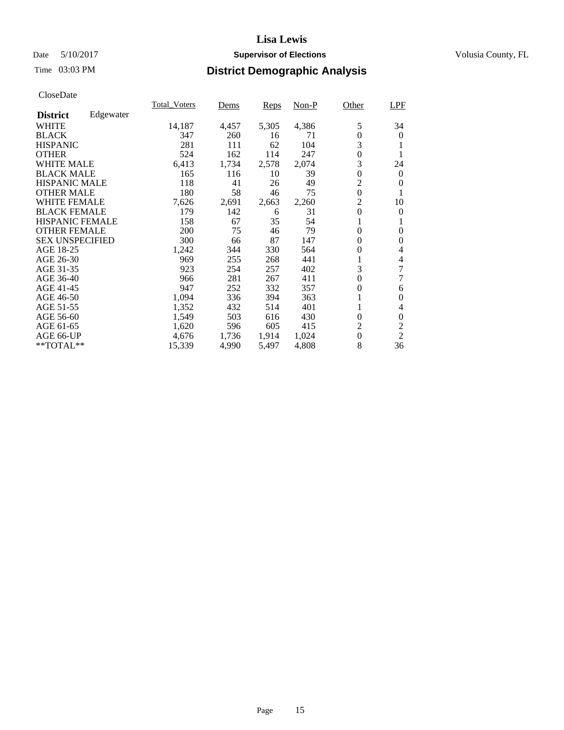# Lisa Lewis

Date 5/10/2017 **Supervisor of Elections** Volusia County, FL

Time 03:03 PM **District Demographic Analysis**

CloseDate

| **District** Edgewater | Total_Voters | Dems | Reps | Non-P | Other | LPF |
|---|---|---|---|---|---|---|
| WHITE | 14,187 | 4,457 | 5,305 | 4,386 | 5 | 34 |
| BLACK | 347 | 260 | 16 | 71 | 0 | 0 |
| HISPANIC | 281 | 111 | 62 | 104 | 3 | 1 |
| OTHER | 524 | 162 | 114 | 247 | 0 | 1 |
| WHITE MALE | 6,413 | 1,734 | 2,578 | 2,074 | 3 | 24 |
| BLACK MALE | 165 | 116 | 10 | 39 | 0 | 0 |
| HISPANIC MALE | 118 | 41 | 26 | 49 | 2 | 0 |
| OTHER MALE | 180 | 58 | 46 | 75 | 0 | 1 |
| WHITE FEMALE | 7,626 | 2,691 | 2,663 | 2,260 | 2 | 10 |
| BLACK FEMALE | 179 | 142 | 6 | 31 | 0 | 0 |
| HISPANIC FEMALE | 158 | 67 | 35 | 54 | 1 | 1 |
| OTHER FEMALE | 200 | 75 | 46 | 79 | 0 | 0 |
| SEX UNSPECIFIED | 300 | 66 | 87 | 147 | 0 | 0 |
| AGE 18-25 | 1,242 | 344 | 330 | 564 | 0 | 4 |
| AGE 26-30 | 969 | 255 | 268 | 441 | 1 | 4 |
| AGE 31-35 | 923 | 254 | 257 | 402 | 3 | 7 |
| AGE 36-40 | 966 | 281 | 267 | 411 | 0 | 7 |
| AGE 41-45 | 947 | 252 | 332 | 357 | 0 | 6 |
| AGE 46-50 | 1,094 | 336 | 394 | 363 | 1 | 0 |
| AGE 51-55 | 1,352 | 432 | 514 | 401 | 1 | 4 |
| AGE 56-60 | 1,549 | 503 | 616 | 430 | 0 | 0 |
| AGE 61-65 | 1,620 | 596 | 605 | 415 | 2 | 2 |
| AGE 66-UP | 4,676 | 1,736 | 1,914 | 1,024 | 0 | 2 |
| **TOTAL** | 15,339 | 4,990 | 5,497 | 4,808 | 8 | 36 |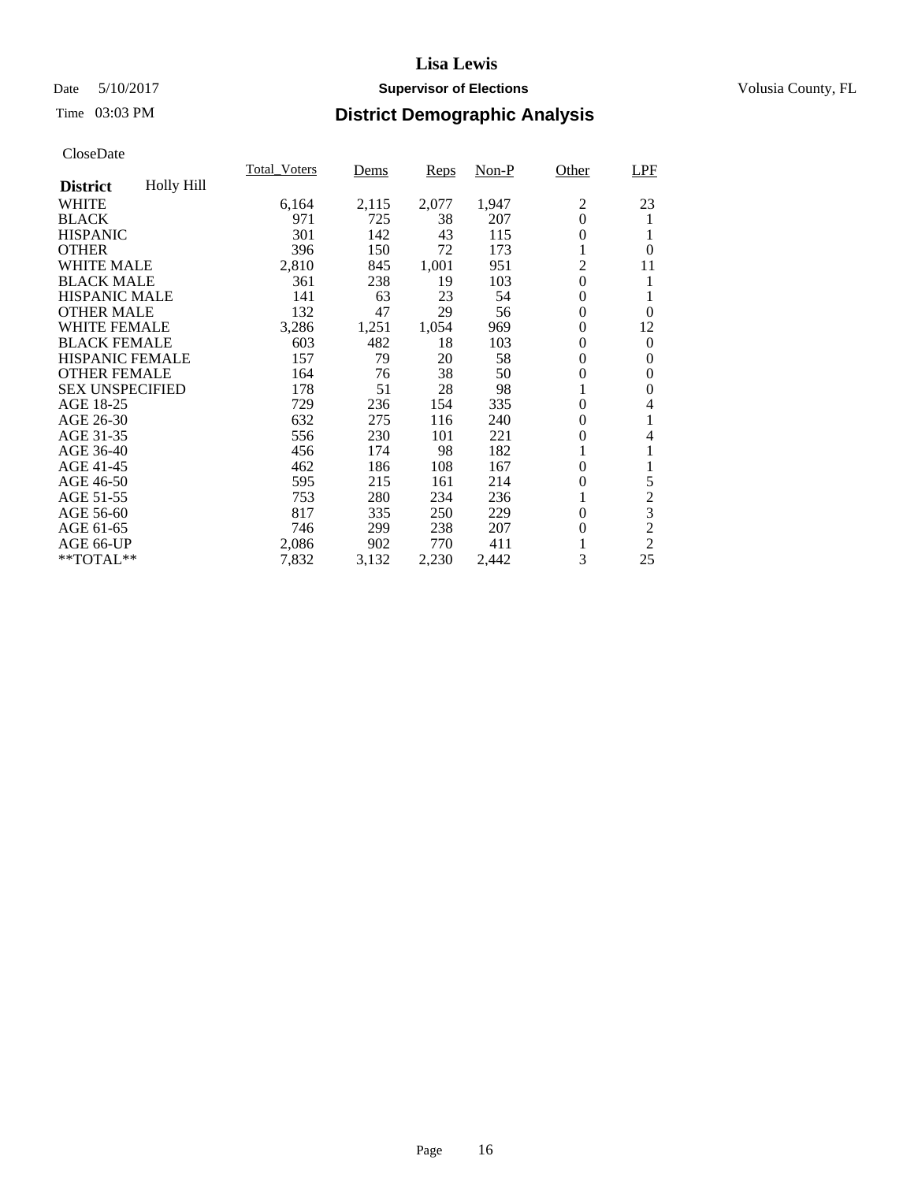# Lisa Lewis

Date 5/10/2017 **Supervisor of Elections** Volusia County, FL

Time 03:03 PM

## District Demographic Analysis

CloseDate

| District Holly Hill | Total_Voters | Dems | Reps | Non-P | Other | LPF |
|---|---|---|---|---|---|---|
| WHITE | 6,164 | 2,115 | 2,077 | 1,947 | 2 | 23 |
| BLACK | 971 | 725 | 38 | 207 | 0 | 1 |
| HISPANIC | 301 | 142 | 43 | 115 | 0 | 1 |
| OTHER | 396 | 150 | 72 | 173 | 1 | 0 |
| WHITE MALE | 2,810 | 845 | 1,001 | 951 | 2 | 11 |
| BLACK MALE | 361 | 238 | 19 | 103 | 0 | 1 |
| HISPANIC MALE | 141 | 63 | 23 | 54 | 0 | 1 |
| OTHER MALE | 132 | 47 | 29 | 56 | 0 | 0 |
| WHITE FEMALE | 3,286 | 1,251 | 1,054 | 969 | 0 | 12 |
| BLACK FEMALE | 603 | 482 | 18 | 103 | 0 | 0 |
| HISPANIC FEMALE | 157 | 79 | 20 | 58 | 0 | 0 |
| OTHER FEMALE | 164 | 76 | 38 | 50 | 0 | 0 |
| SEX UNSPECIFIED | 178 | 51 | 28 | 98 | 1 | 0 |
| AGE 18-25 | 729 | 236 | 154 | 335 | 0 | 4 |
| AGE 26-30 | 632 | 275 | 116 | 240 | 0 | 1 |
| AGE 31-35 | 556 | 230 | 101 | 221 | 0 | 4 |
| AGE 36-40 | 456 | 174 | 98 | 182 | 1 | 1 |
| AGE 41-45 | 462 | 186 | 108 | 167 | 0 | 1 |
| AGE 46-50 | 595 | 215 | 161 | 214 | 0 | 5 |
| AGE 51-55 | 753 | 280 | 234 | 236 | 1 | 2 |
| AGE 56-60 | 817 | 335 | 250 | 229 | 0 | 3 |
| AGE 61-65 | 746 | 299 | 238 | 207 | 0 | 2 |
| AGE 66-UP | 2,086 | 902 | 770 | 411 | 1 | 2 |
| **TOTAL** | 7,832 | 3,132 | 2,230 | 2,442 | 3 | 25 |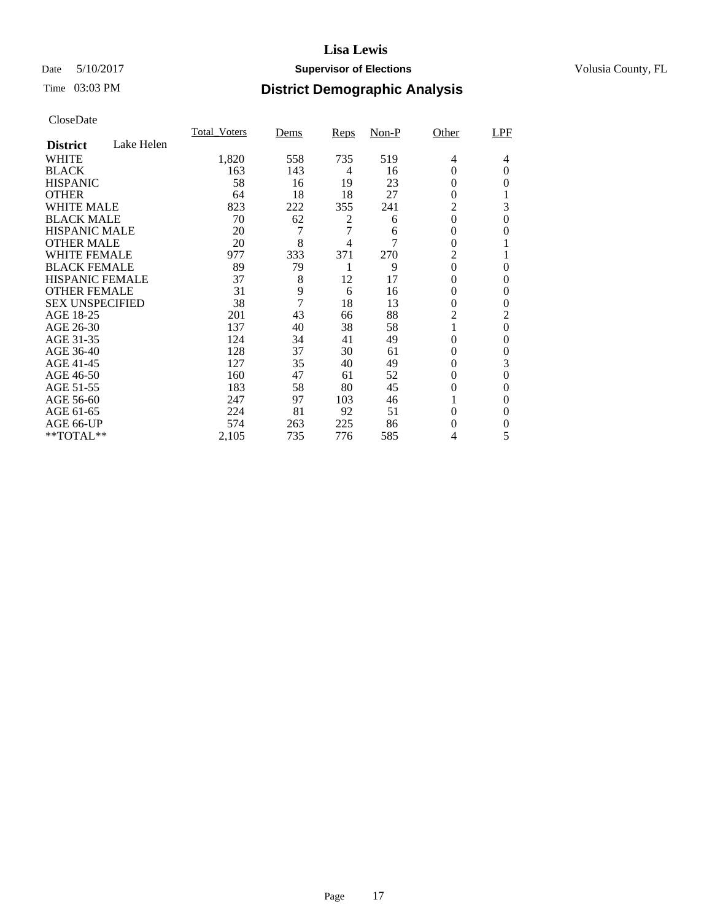# Lisa Lewis

Date 5/10/2017 **Supervisor of Elections** Volusia County, FL

Time 03:03 PM

## District Demographic Analysis

CloseDate

| District Lake Helen | Total_Voters | Dems | Reps | Non-P | Other | LPF |
|---|---|---|---|---|---|---|
| WHITE | 1,820 | 558 | 735 | 519 | 4 | 4 |
| BLACK | 163 | 143 | 4 | 16 | 0 | 0 |
| HISPANIC | 58 | 16 | 19 | 23 | 0 | 0 |
| OTHER | 64 | 18 | 18 | 27 | 0 | 1 |
| WHITE MALE | 823 | 222 | 355 | 241 | 2 | 3 |
| BLACK MALE | 70 | 62 | 2 | 6 | 0 | 0 |
| HISPANIC MALE | 20 | 7 | 7 | 6 | 0 | 0 |
| OTHER MALE | 20 | 8 | 4 | 7 | 0 | 1 |
| WHITE FEMALE | 977 | 333 | 371 | 270 | 2 | 1 |
| BLACK FEMALE | 89 | 79 | 1 | 9 | 0 | 0 |
| HISPANIC FEMALE | 37 | 8 | 12 | 17 | 0 | 0 |
| OTHER FEMALE | 31 | 9 | 6 | 16 | 0 | 0 |
| SEX UNSPECIFIED | 38 | 7 | 18 | 13 | 0 | 0 |
| AGE 18-25 | 201 | 43 | 66 | 88 | 2 | 2 |
| AGE 26-30 | 137 | 40 | 38 | 58 | 1 | 0 |
| AGE 31-35 | 124 | 34 | 41 | 49 | 0 | 0 |
| AGE 36-40 | 128 | 37 | 30 | 61 | 0 | 0 |
| AGE 41-45 | 127 | 35 | 40 | 49 | 0 | 3 |
| AGE 46-50 | 160 | 47 | 61 | 52 | 0 | 0 |
| AGE 51-55 | 183 | 58 | 80 | 45 | 0 | 0 |
| AGE 56-60 | 247 | 97 | 103 | 46 | 1 | 0 |
| AGE 61-65 | 224 | 81 | 92 | 51 | 0 | 0 |
| AGE 66-UP | 574 | 263 | 225 | 86 | 0 | 0 |
| **TOTAL** | 2,105 | 735 | 776 | 585 | 4 | 5 |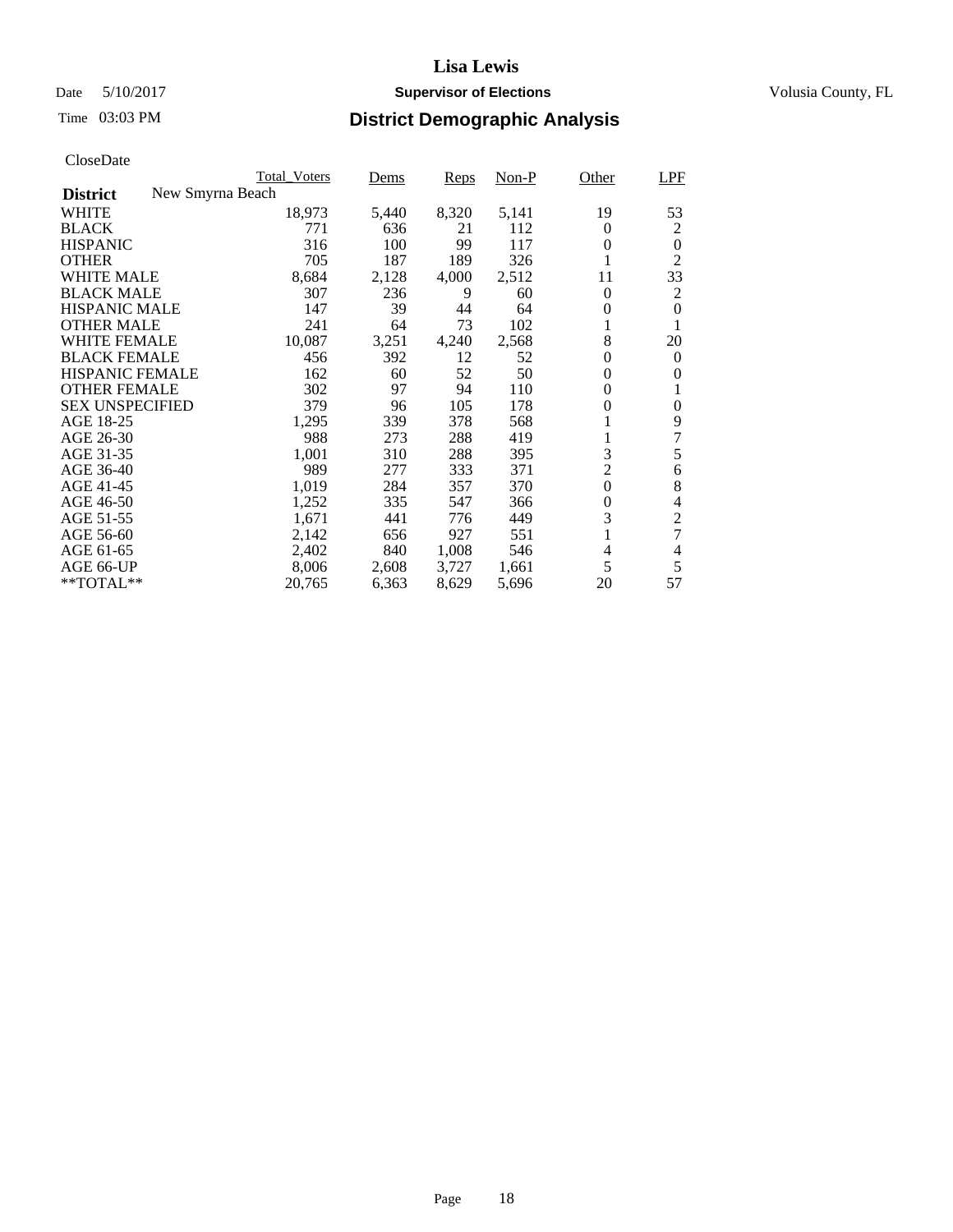# Lisa Lewis

Date 5/10/2017 **Supervisor of Elections** Volusia County, FL

Time 03:03 PM

## District Demographic Analysis

CloseDate

| | Total_Voters | Dems | Reps | Non-P | Other | LPF |
|---|---|---|---|---|---|---|
| **District** New Smyrna Beach | | | | | | |
| WHITE | 18,973 | 5,440 | 8,320 | 5,141 | 19 | 53 |
| BLACK | 771 | 636 | 21 | 112 | 0 | 2 |
| HISPANIC | 316 | 100 | 99 | 117 | 0 | 0 |
| OTHER | 705 | 187 | 189 | 326 | 1 | 2 |
| WHITE MALE | 8,684 | 2,128 | 4,000 | 2,512 | 11 | 33 |
| BLACK MALE | 307 | 236 | 9 | 60 | 0 | 2 |
| HISPANIC MALE | 147 | 39 | 44 | 64 | 0 | 0 |
| OTHER MALE | 241 | 64 | 73 | 102 | 1 | 1 |
| WHITE FEMALE | 10,087 | 3,251 | 4,240 | 2,568 | 8 | 20 |
| BLACK FEMALE | 456 | 392 | 12 | 52 | 0 | 0 |
| HISPANIC FEMALE | 162 | 60 | 52 | 50 | 0 | 0 |
| OTHER FEMALE | 302 | 97 | 94 | 110 | 0 | 1 |
| SEX UNSPECIFIED | 379 | 96 | 105 | 178 | 0 | 0 |
| AGE 18-25 | 1,295 | 339 | 378 | 568 | 1 | 9 |
| AGE 26-30 | 988 | 273 | 288 | 419 | 1 | 7 |
| AGE 31-35 | 1,001 | 310 | 288 | 395 | 3 | 5 |
| AGE 36-40 | 989 | 277 | 333 | 371 | 2 | 6 |
| AGE 41-45 | 1,019 | 284 | 357 | 370 | 0 | 8 |
| AGE 46-50 | 1,252 | 335 | 547 | 366 | 0 | 4 |
| AGE 51-55 | 1,671 | 441 | 776 | 449 | 3 | 2 |
| AGE 56-60 | 2,142 | 656 | 927 | 551 | 1 | 7 |
| AGE 61-65 | 2,402 | 840 | 1,008 | 546 | 4 | 4 |
| AGE 66-UP | 8,006 | 2,608 | 3,727 | 1,661 | 5 | 5 |
| **TOTAL** | 20,765 | 6,363 | 8,629 | 5,696 | 20 | 57 |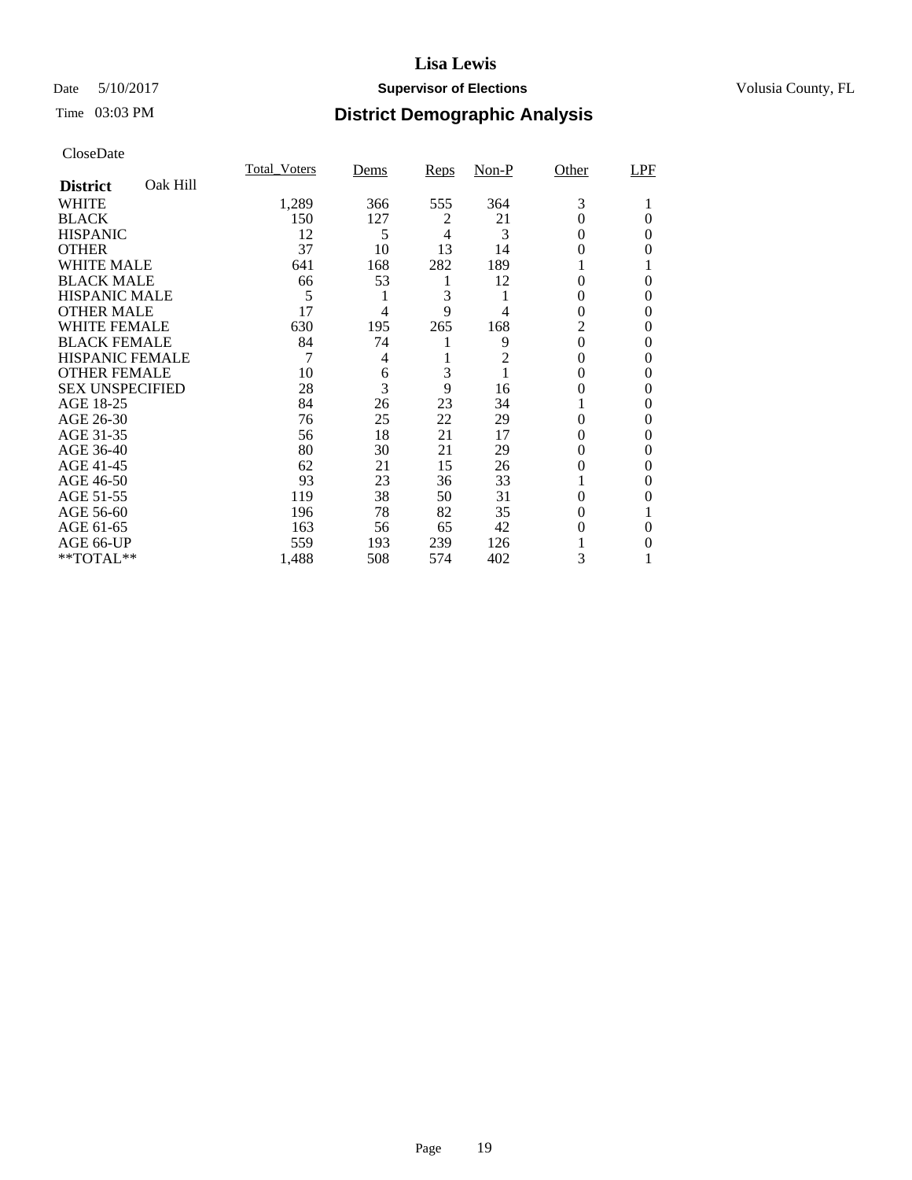# Lisa Lewis

Date 5/10/2017 **Supervisor of Elections** Volusia County, FL

Time 03:03 PM **District Demographic Analysis**

CloseDate

| **District** Oak Hill | Total_Voters | Dems | Reps | Non-P | Other | LPF |
|---|---|---|---|---|---|---|
| WHITE | 1,289 | 366 | 555 | 364 | 3 | 1 |
| BLACK | 150 | 127 | 2 | 21 | 0 | 0 |
| HISPANIC | 12 | 5 | 4 | 3 | 0 | 0 |
| OTHER | 37 | 10 | 13 | 14 | 0 | 0 |
| WHITE MALE | 641 | 168 | 282 | 189 | 1 | 1 |
| BLACK MALE | 66 | 53 | 1 | 12 | 0 | 0 |
| HISPANIC MALE | 5 | 1 | 3 | 1 | 0 | 0 |
| OTHER MALE | 17 | 4 | 9 | 4 | 0 | 0 |
| WHITE FEMALE | 630 | 195 | 265 | 168 | 2 | 0 |
| BLACK FEMALE | 84 | 74 | 1 | 9 | 0 | 0 |
| HISPANIC FEMALE | 7 | 4 | 1 | 2 | 0 | 0 |
| OTHER FEMALE | 10 | 6 | 3 | 1 | 0 | 0 |
| SEX UNSPECIFIED | 28 | 3 | 9 | 16 | 0 | 0 |
| AGE 18-25 | 84 | 26 | 23 | 34 | 1 | 0 |
| AGE 26-30 | 76 | 25 | 22 | 29 | 0 | 0 |
| AGE 31-35 | 56 | 18 | 21 | 17 | 0 | 0 |
| AGE 36-40 | 80 | 30 | 21 | 29 | 0 | 0 |
| AGE 41-45 | 62 | 21 | 15 | 26 | 0 | 0 |
| AGE 46-50 | 93 | 23 | 36 | 33 | 1 | 0 |
| AGE 51-55 | 119 | 38 | 50 | 31 | 0 | 0 |
| AGE 56-60 | 196 | 78 | 82 | 35 | 0 | 1 |
| AGE 61-65 | 163 | 56 | 65 | 42 | 0 | 0 |
| AGE 66-UP | 559 | 193 | 239 | 126 | 1 | 0 |
| **TOTAL** | 1,488 | 508 | 574 | 402 | 3 | 1 |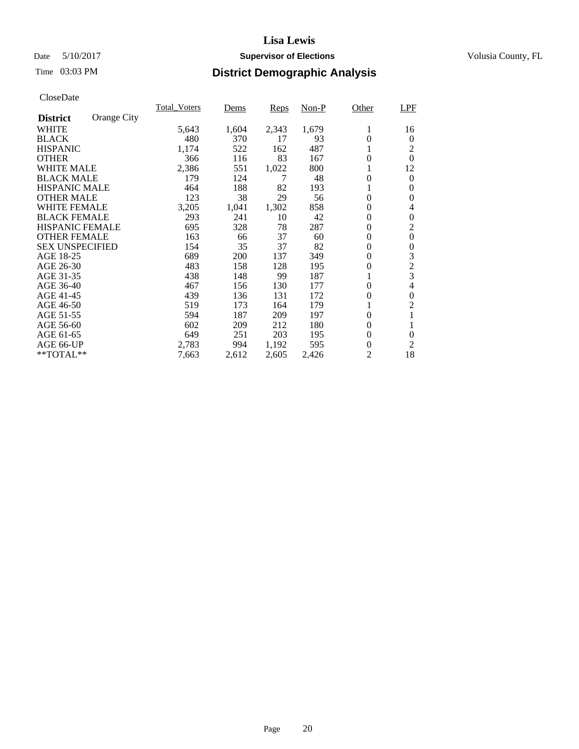# Lisa Lewis

Date 5/10/2017 **Supervisor of Elections** Volusia County, FL

Time 03:03 PM **District Demographic Analysis**

CloseDate

| **District** Orange City | Total_Voters | Dems | Reps | Non-P | Other | LPF |
|---|---|---|---|---|---|---|
| WHITE | 5,643 | 1,604 | 2,343 | 1,679 | 1 | 16 |
| BLACK | 480 | 370 | 17 | 93 | 0 | 0 |
| HISPANIC | 1,174 | 522 | 162 | 487 | 1 | 2 |
| OTHER | 366 | 116 | 83 | 167 | 0 | 0 |
| WHITE MALE | 2,386 | 551 | 1,022 | 800 | 1 | 12 |
| BLACK MALE | 179 | 124 | 7 | 48 | 0 | 0 |
| HISPANIC MALE | 464 | 188 | 82 | 193 | 1 | 0 |
| OTHER MALE | 123 | 38 | 29 | 56 | 0 | 0 |
| WHITE FEMALE | 3,205 | 1,041 | 1,302 | 858 | 0 | 4 |
| BLACK FEMALE | 293 | 241 | 10 | 42 | 0 | 0 |
| HISPANIC FEMALE | 695 | 328 | 78 | 287 | 0 | 2 |
| OTHER FEMALE | 163 | 66 | 37 | 60 | 0 | 0 |
| SEX UNSPECIFIED | 154 | 35 | 37 | 82 | 0 | 0 |
| AGE 18-25 | 689 | 200 | 137 | 349 | 0 | 3 |
| AGE 26-30 | 483 | 158 | 128 | 195 | 0 | 2 |
| AGE 31-35 | 438 | 148 | 99 | 187 | 1 | 3 |
| AGE 36-40 | 467 | 156 | 130 | 177 | 0 | 4 |
| AGE 41-45 | 439 | 136 | 131 | 172 | 0 | 0 |
| AGE 46-50 | 519 | 173 | 164 | 179 | 1 | 2 |
| AGE 51-55 | 594 | 187 | 209 | 197 | 0 | 1 |
| AGE 56-60 | 602 | 209 | 212 | 180 | 0 | 1 |
| AGE 61-65 | 649 | 251 | 203 | 195 | 0 | 0 |
| AGE 66-UP | 2,783 | 994 | 1,192 | 595 | 0 | 2 |
| **TOTAL** | 7,663 | 2,612 | 2,605 | 2,426 | 2 | 18 |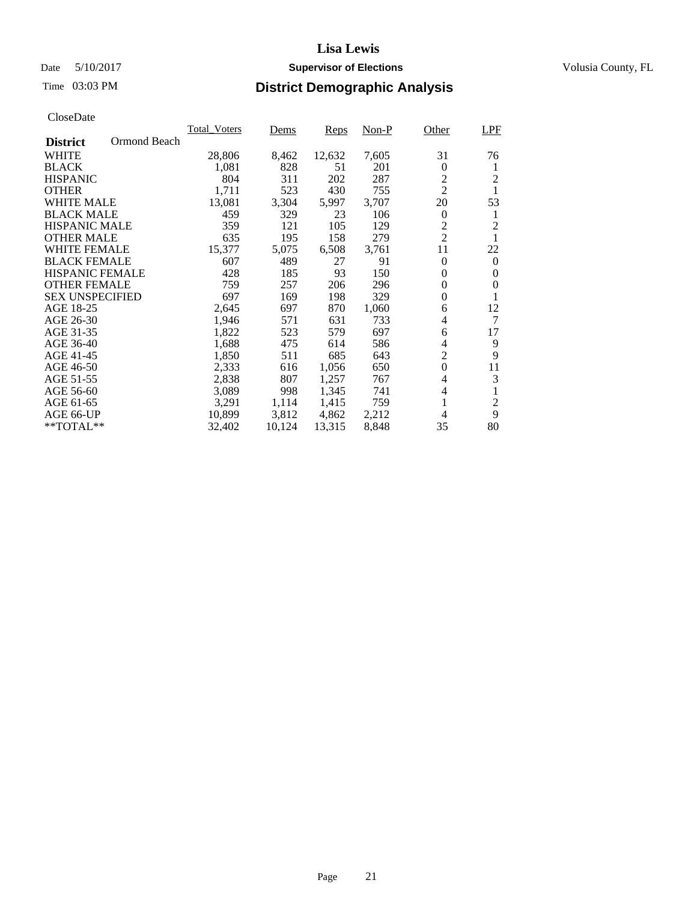# Lisa Lewis

Date 5/10/2017 **Supervisor of Elections** Volusia County, FL

Time 03:03 PM

## District Demographic Analysis

CloseDate

| **District** Ormond Beach | Total_Voters | Dems | Reps | Non-P | Other | LPF |
|---|---|---|---|---|---|---|
| WHITE | 28,806 | 8,462 | 12,632 | 7,605 | 31 | 76 |
| BLACK | 1,081 | 828 | 51 | 201 | 0 | 1 |
| HISPANIC | 804 | 311 | 202 | 287 | 2 | 2 |
| OTHER | 1,711 | 523 | 430 | 755 | 2 | 1 |
| WHITE MALE | 13,081 | 3,304 | 5,997 | 3,707 | 20 | 53 |
| BLACK MALE | 459 | 329 | 23 | 106 | 0 | 1 |
| HISPANIC MALE | 359 | 121 | 105 | 129 | 2 | 2 |
| OTHER MALE | 635 | 195 | 158 | 279 | 2 | 1 |
| WHITE FEMALE | 15,377 | 5,075 | 6,508 | 3,761 | 11 | 22 |
| BLACK FEMALE | 607 | 489 | 27 | 91 | 0 | 0 |
| HISPANIC FEMALE | 428 | 185 | 93 | 150 | 0 | 0 |
| OTHER FEMALE | 759 | 257 | 206 | 296 | 0 | 0 |
| SEX UNSPECIFIED | 697 | 169 | 198 | 329 | 0 | 1 |
| AGE 18-25 | 2,645 | 697 | 870 | 1,060 | 6 | 12 |
| AGE 26-30 | 1,946 | 571 | 631 | 733 | 4 | 7 |
| AGE 31-35 | 1,822 | 523 | 579 | 697 | 6 | 17 |
| AGE 36-40 | 1,688 | 475 | 614 | 586 | 4 | 9 |
| AGE 41-45 | 1,850 | 511 | 685 | 643 | 2 | 9 |
| AGE 46-50 | 2,333 | 616 | 1,056 | 650 | 0 | 11 |
| AGE 51-55 | 2,838 | 807 | 1,257 | 767 | 4 | 3 |
| AGE 56-60 | 3,089 | 998 | 1,345 | 741 | 4 | 1 |
| AGE 61-65 | 3,291 | 1,114 | 1,415 | 759 | 1 | 2 |
| AGE 66-UP | 10,899 | 3,812 | 4,862 | 2,212 | 4 | 9 |
| **TOTAL** | 32,402 | 10,124 | 13,315 | 8,848 | 35 | 80 |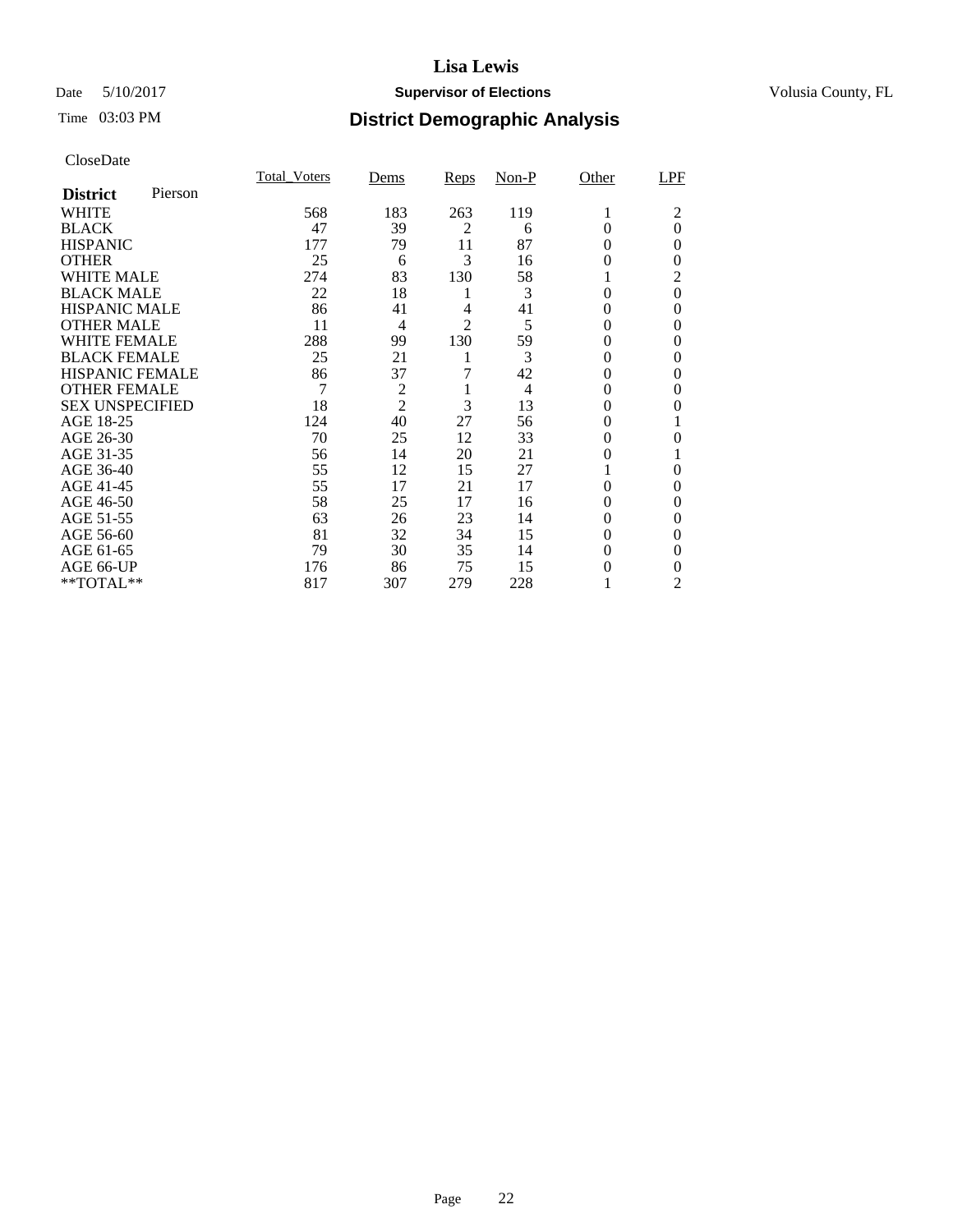# Lisa Lewis

Date 5/10/2017 **Supervisor of Elections** Volusia County, FL

Time 03:03 PM **District Demographic Analysis**

CloseDate

| **District** Pierson | Total_Voters | Dems | Reps | Non-P | Other | LPF |
|---|---|---|---|---|---|---|
| WHITE | 568 | 183 | 263 | 119 | 1 | 2 |
| BLACK | 47 | 39 | 2 | 6 | 0 | 0 |
| HISPANIC | 177 | 79 | 11 | 87 | 0 | 0 |
| OTHER | 25 | 6 | 3 | 16 | 0 | 0 |
| WHITE MALE | 274 | 83 | 130 | 58 | 1 | 2 |
| BLACK MALE | 22 | 18 | 1 | 3 | 0 | 0 |
| HISPANIC MALE | 86 | 41 | 4 | 41 | 0 | 0 |
| OTHER MALE | 11 | 4 | 2 | 5 | 0 | 0 |
| WHITE FEMALE | 288 | 99 | 130 | 59 | 0 | 0 |
| BLACK FEMALE | 25 | 21 | 1 | 3 | 0 | 0 |
| HISPANIC FEMALE | 86 | 37 | 7 | 42 | 0 | 0 |
| OTHER FEMALE | 7 | 2 | 1 | 4 | 0 | 0 |
| SEX UNSPECIFIED | 18 | 2 | 3 | 13 | 0 | 0 |
| AGE 18-25 | 124 | 40 | 27 | 56 | 0 | 1 |
| AGE 26-30 | 70 | 25 | 12 | 33 | 0 | 0 |
| AGE 31-35 | 56 | 14 | 20 | 21 | 0 | 1 |
| AGE 36-40 | 55 | 12 | 15 | 27 | 1 | 0 |
| AGE 41-45 | 55 | 17 | 21 | 17 | 0 | 0 |
| AGE 46-50 | 58 | 25 | 17 | 16 | 0 | 0 |
| AGE 51-55 | 63 | 26 | 23 | 14 | 0 | 0 |
| AGE 56-60 | 81 | 32 | 34 | 15 | 0 | 0 |
| AGE 61-65 | 79 | 30 | 35 | 14 | 0 | 0 |
| AGE 66-UP | 176 | 86 | 75 | 15 | 0 | 0 |
| **TOTAL** | 817 | 307 | 279 | 228 | 1 | 2 |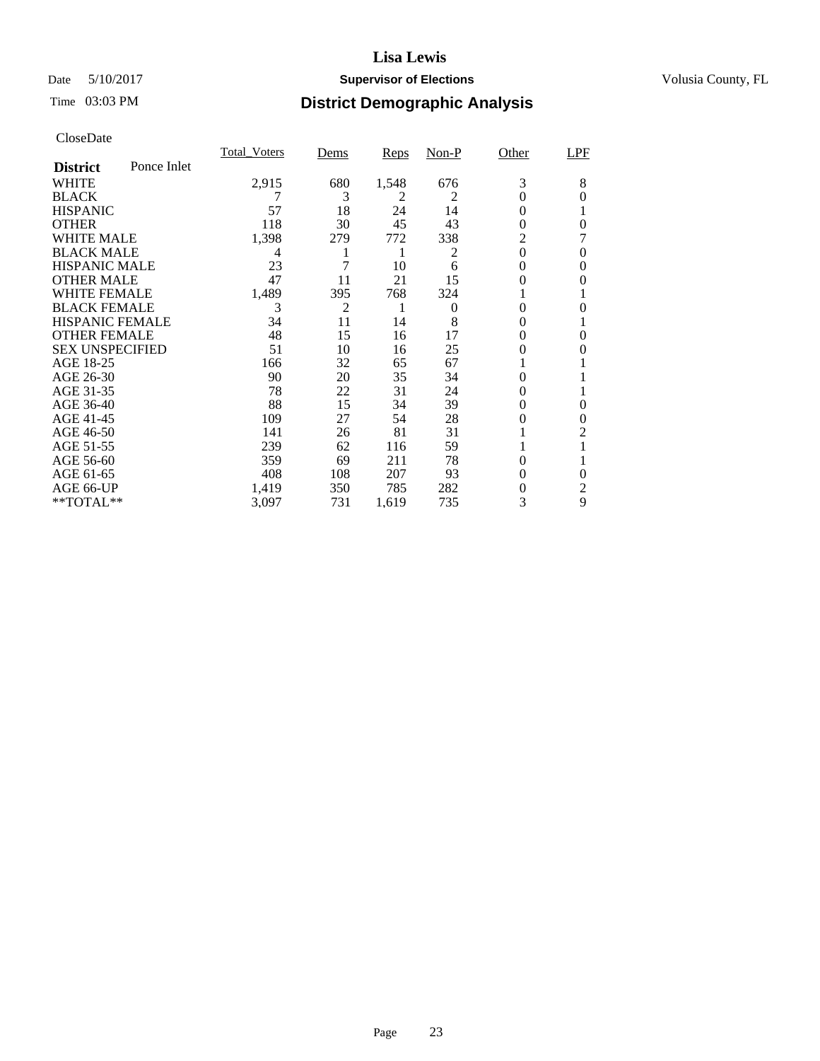# Lisa Lewis

Date 5/10/2017 **Supervisor of Elections** Volusia County, FL

Time 03:03 PM **District Demographic Analysis**

CloseDate

| **District** Ponce Inlet | Total_Voters | Dems | Reps | Non-P | Other | LPF |
|---|---|---|---|---|---|---|
| WHITE | 2,915 | 680 | 1,548 | 676 | 3 | 8 |
| BLACK | 7 | 3 | 2 | 2 | 0 | 0 |
| HISPANIC | 57 | 18 | 24 | 14 | 0 | 1 |
| OTHER | 118 | 30 | 45 | 43 | 0 | 0 |
| WHITE MALE | 1,398 | 279 | 772 | 338 | 2 | 7 |
| BLACK MALE | 4 | 1 | 1 | 2 | 0 | 0 |
| HISPANIC MALE | 23 | 7 | 10 | 6 | 0 | 0 |
| OTHER MALE | 47 | 11 | 21 | 15 | 0 | 0 |
| WHITE FEMALE | 1,489 | 395 | 768 | 324 | 1 | 1 |
| BLACK FEMALE | 3 | 2 | 1 | 0 | 0 | 0 |
| HISPANIC FEMALE | 34 | 11 | 14 | 8 | 0 | 1 |
| OTHER FEMALE | 48 | 15 | 16 | 17 | 0 | 0 |
| SEX UNSPECIFIED | 51 | 10 | 16 | 25 | 0 | 0 |
| AGE 18-25 | 166 | 32 | 65 | 67 | 1 | 1 |
| AGE 26-30 | 90 | 20 | 35 | 34 | 0 | 1 |
| AGE 31-35 | 78 | 22 | 31 | 24 | 0 | 1 |
| AGE 36-40 | 88 | 15 | 34 | 39 | 0 | 0 |
| AGE 41-45 | 109 | 27 | 54 | 28 | 0 | 0 |
| AGE 46-50 | 141 | 26 | 81 | 31 | 1 | 2 |
| AGE 51-55 | 239 | 62 | 116 | 59 | 1 | 1 |
| AGE 56-60 | 359 | 69 | 211 | 78 | 0 | 1 |
| AGE 61-65 | 408 | 108 | 207 | 93 | 0 | 0 |
| AGE 66-UP | 1,419 | 350 | 785 | 282 | 0 | 2 |
| **TOTAL** | 3,097 | 731 | 1,619 | 735 | 3 | 9 |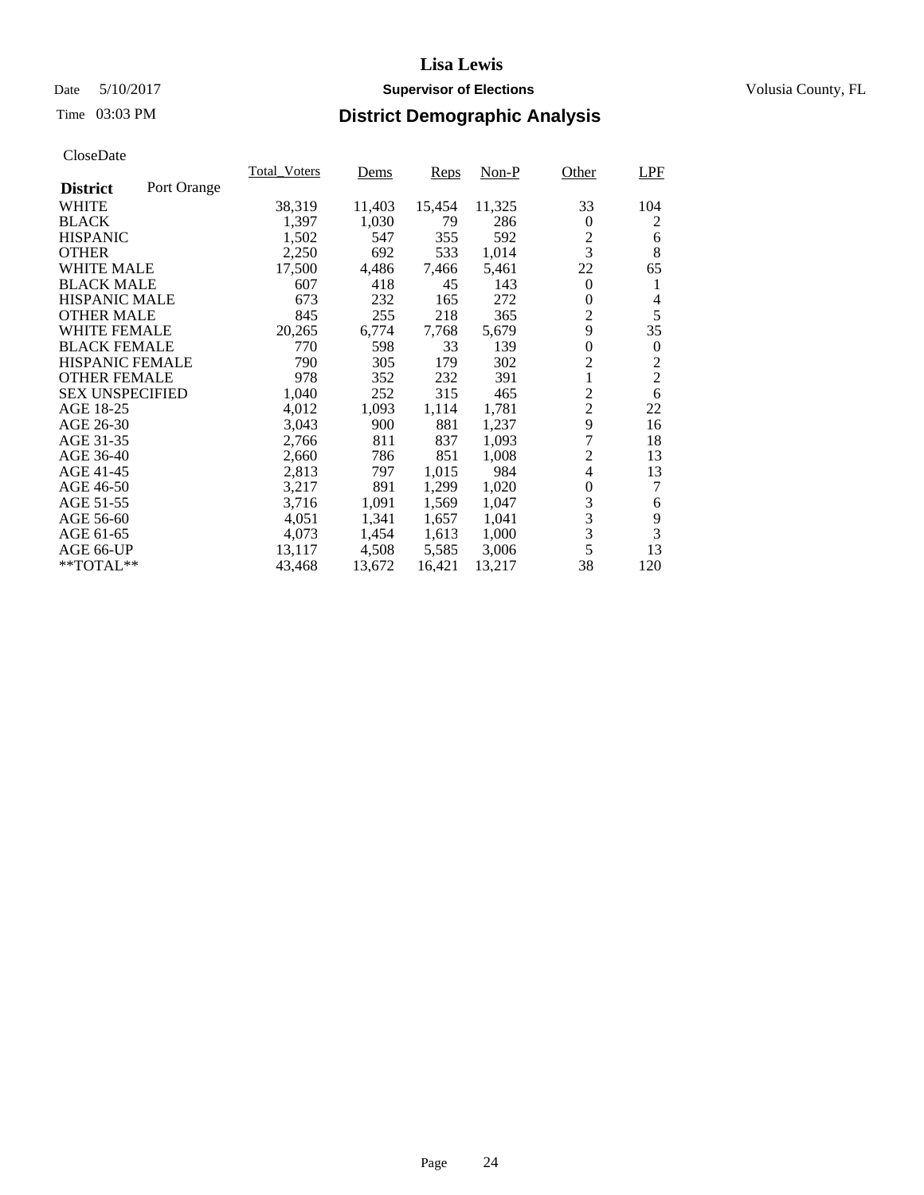# Lisa Lewis

Date 5/10/2017 **Supervisor of Elections** Volusia County, FL

Time 03:03 PM

## District Demographic Analysis

CloseDate

| **District** Port Orange | Total_Voters | Dems | Reps | Non-P | Other | LPF |
|---|---|---|---|---|---|---|
| WHITE | 38,319 | 11,403 | 15,454 | 11,325 | 33 | 104 |
| BLACK | 1,397 | 1,030 | 79 | 286 | 0 | 2 |
| HISPANIC | 1,502 | 547 | 355 | 592 | 2 | 6 |
| OTHER | 2,250 | 692 | 533 | 1,014 | 3 | 8 |
| WHITE MALE | 17,500 | 4,486 | 7,466 | 5,461 | 22 | 65 |
| BLACK MALE | 607 | 418 | 45 | 143 | 0 | 1 |
| HISPANIC MALE | 673 | 232 | 165 | 272 | 0 | 4 |
| OTHER MALE | 845 | 255 | 218 | 365 | 2 | 5 |
| WHITE FEMALE | 20,265 | 6,774 | 7,768 | 5,679 | 9 | 35 |
| BLACK FEMALE | 770 | 598 | 33 | 139 | 0 | 0 |
| HISPANIC FEMALE | 790 | 305 | 179 | 302 | 2 | 2 |
| OTHER FEMALE | 978 | 352 | 232 | 391 | 1 | 2 |
| SEX UNSPECIFIED | 1,040 | 252 | 315 | 465 | 2 | 6 |
| AGE 18-25 | 4,012 | 1,093 | 1,114 | 1,781 | 2 | 22 |
| AGE 26-30 | 3,043 | 900 | 881 | 1,237 | 9 | 16 |
| AGE 31-35 | 2,766 | 811 | 837 | 1,093 | 7 | 18 |
| AGE 36-40 | 2,660 | 786 | 851 | 1,008 | 2 | 13 |
| AGE 41-45 | 2,813 | 797 | 1,015 | 984 | 4 | 13 |
| AGE 46-50 | 3,217 | 891 | 1,299 | 1,020 | 0 | 7 |
| AGE 51-55 | 3,716 | 1,091 | 1,569 | 1,047 | 3 | 6 |
| AGE 56-60 | 4,051 | 1,341 | 1,657 | 1,041 | 3 | 9 |
| AGE 61-65 | 4,073 | 1,454 | 1,613 | 1,000 | 3 | 3 |
| AGE 66-UP | 13,117 | 4,508 | 5,585 | 3,006 | 5 | 13 |
| **TOTAL** | 43,468 | 13,672 | 16,421 | 13,217 | 38 | 120 |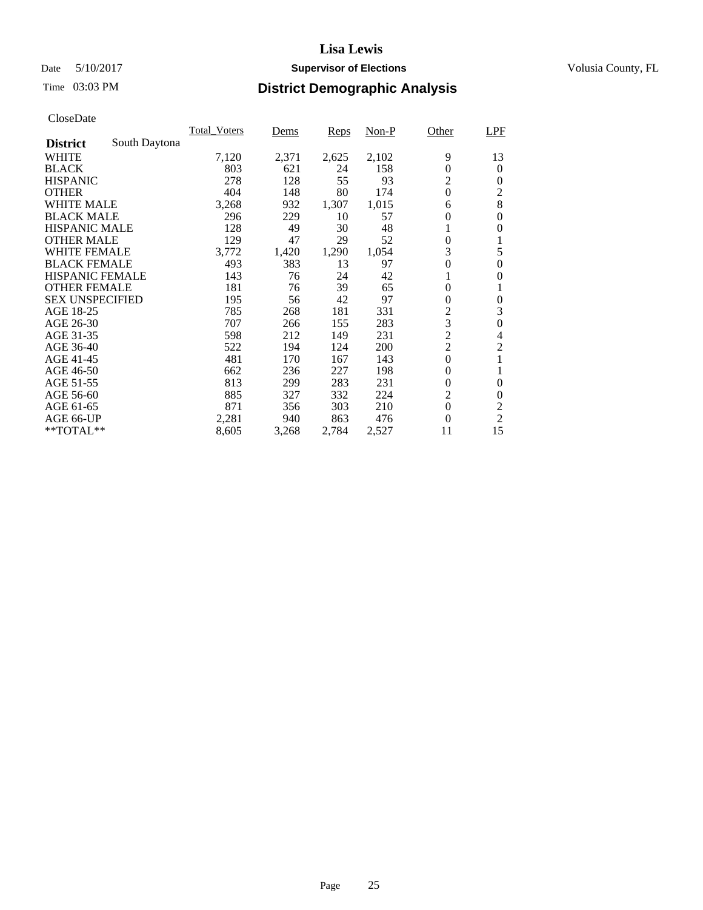# Lisa Lewis

Date 5/10/2017 **Supervisor of Elections** Volusia County, FL

Time 03:03 PM **District Demographic Analysis**

CloseDate

| **District** South Daytona | Total_Voters | Dems | Reps | Non-P | Other | LPF |
|---|---|---|---|---|---|---|
| WHITE | 7,120 | 2,371 | 2,625 | 2,102 | 9 | 13 |
| BLACK | 803 | 621 | 24 | 158 | 0 | 0 |
| HISPANIC | 278 | 128 | 55 | 93 | 2 | 0 |
| OTHER | 404 | 148 | 80 | 174 | 0 | 2 |
| WHITE MALE | 3,268 | 932 | 1,307 | 1,015 | 6 | 8 |
| BLACK MALE | 296 | 229 | 10 | 57 | 0 | 0 |
| HISPANIC MALE | 128 | 49 | 30 | 48 | 1 | 0 |
| OTHER MALE | 129 | 47 | 29 | 52 | 0 | 1 |
| WHITE FEMALE | 3,772 | 1,420 | 1,290 | 1,054 | 3 | 5 |
| BLACK FEMALE | 493 | 383 | 13 | 97 | 0 | 0 |
| HISPANIC FEMALE | 143 | 76 | 24 | 42 | 1 | 0 |
| OTHER FEMALE | 181 | 76 | 39 | 65 | 0 | 1 |
| SEX UNSPECIFIED | 195 | 56 | 42 | 97 | 0 | 0 |
| AGE 18-25 | 785 | 268 | 181 | 331 | 2 | 3 |
| AGE 26-30 | 707 | 266 | 155 | 283 | 3 | 0 |
| AGE 31-35 | 598 | 212 | 149 | 231 | 2 | 4 |
| AGE 36-40 | 522 | 194 | 124 | 200 | 2 | 2 |
| AGE 41-45 | 481 | 170 | 167 | 143 | 0 | 1 |
| AGE 46-50 | 662 | 236 | 227 | 198 | 0 | 1 |
| AGE 51-55 | 813 | 299 | 283 | 231 | 0 | 0 |
| AGE 56-60 | 885 | 327 | 332 | 224 | 2 | 0 |
| AGE 61-65 | 871 | 356 | 303 | 210 | 0 | 2 |
| AGE 66-UP | 2,281 | 940 | 863 | 476 | 0 | 2 |
| **TOTAL** | 8,605 | 3,268 | 2,784 | 2,527 | 11 | 15 |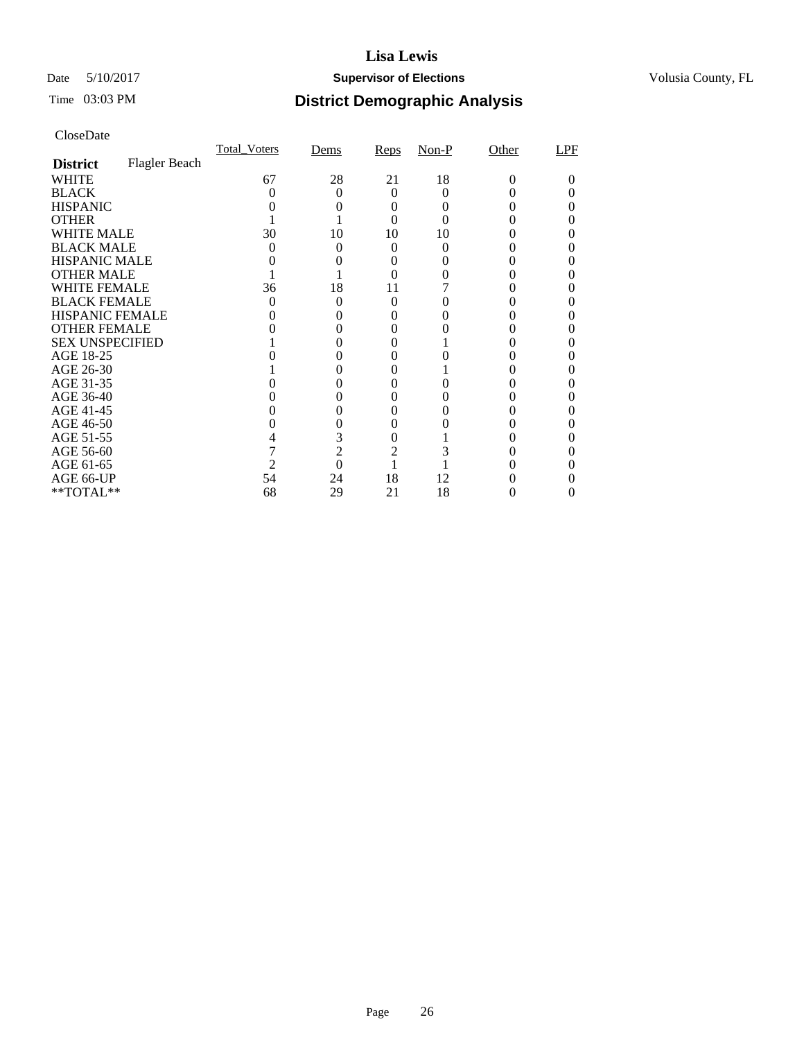# Lisa Lewis

Date 5/10/2017 **Supervisor of Elections** Volusia County, FL

Time 03:03 PM **District Demographic Analysis**

CloseDate

| **District** Flagler Beach | Total_Voters | Dems | Reps | Non-P | Other | LPF |
|---|---|---|---|---|---|---|
| WHITE | 67 | 28 | 21 | 18 | 0 | 0 |
| BLACK | 0 | 0 | 0 | 0 | 0 | 0 |
| HISPANIC | 0 | 0 | 0 | 0 | 0 | 0 |
| OTHER | 1 | 1 | 0 | 0 | 0 | 0 |
| WHITE MALE | 30 | 10 | 10 | 10 | 0 | 0 |
| BLACK MALE | 0 | 0 | 0 | 0 | 0 | 0 |
| HISPANIC MALE | 0 | 0 | 0 | 0 | 0 | 0 |
| OTHER MALE | 1 | 1 | 0 | 0 | 0 | 0 |
| WHITE FEMALE | 36 | 18 | 11 | 7 | 0 | 0 |
| BLACK FEMALE | 0 | 0 | 0 | 0 | 0 | 0 |
| HISPANIC FEMALE | 0 | 0 | 0 | 0 | 0 | 0 |
| OTHER FEMALE | 0 | 0 | 0 | 0 | 0 | 0 |
| SEX UNSPECIFIED | 1 | 0 | 0 | 1 | 0 | 0 |
| AGE 18-25 | 0 | 0 | 0 | 0 | 0 | 0 |
| AGE 26-30 | 1 | 0 | 0 | 1 | 0 | 0 |
| AGE 31-35 | 0 | 0 | 0 | 0 | 0 | 0 |
| AGE 36-40 | 0 | 0 | 0 | 0 | 0 | 0 |
| AGE 41-45 | 0 | 0 | 0 | 0 | 0 | 0 |
| AGE 46-50 | 0 | 0 | 0 | 0 | 0 | 0 |
| AGE 51-55 | 4 | 3 | 0 | 1 | 0 | 0 |
| AGE 56-60 | 7 | 2 | 2 | 3 | 0 | 0 |
| AGE 61-65 | 2 | 0 | 1 | 1 | 0 | 0 |
| AGE 66-UP | 54 | 24 | 18 | 12 | 0 | 0 |
| **TOTAL** | 68 | 29 | 21 | 18 | 0 | 0 |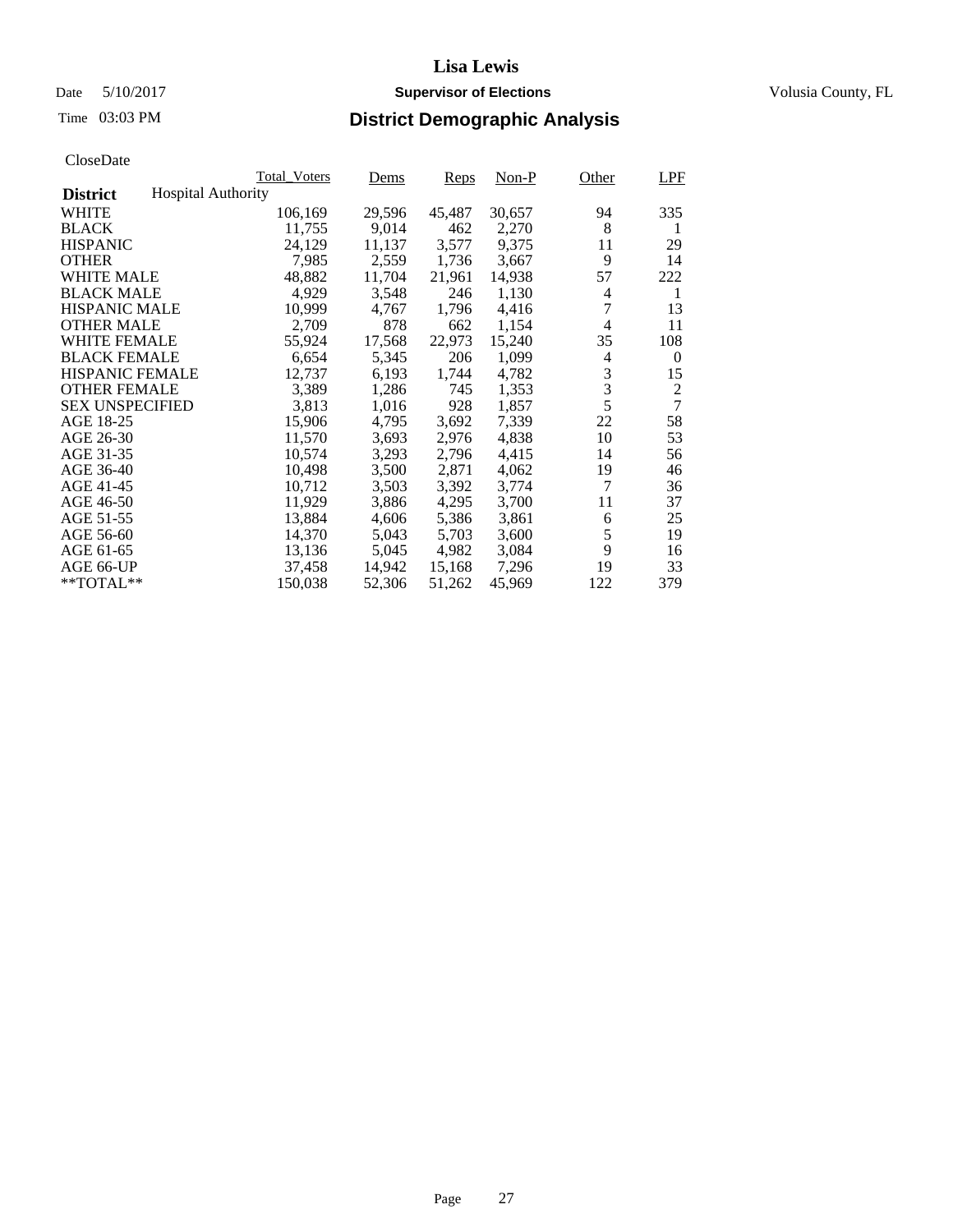# Lisa Lewis

Date 5/10/2017 **Supervisor of Elections** Volusia County, FL

Time 03:03 PM **District Demographic Analysis**

CloseDate

| | Total_Voters | Dems | Reps | Non-P | Other | LPF |
|---|---|---|---|---|---|---|
| **District** Hospital Authority | | | | | | |
| WHITE | 106,169 | 29,596 | 45,487 | 30,657 | 94 | 335 |
| BLACK | 11,755 | 9,014 | 462 | 2,270 | 8 | 1 |
| HISPANIC | 24,129 | 11,137 | 3,577 | 9,375 | 11 | 29 |
| OTHER | 7,985 | 2,559 | 1,736 | 3,667 | 9 | 14 |
| WHITE MALE | 48,882 | 11,704 | 21,961 | 14,938 | 57 | 222 |
| BLACK MALE | 4,929 | 3,548 | 246 | 1,130 | 4 | 1 |
| HISPANIC MALE | 10,999 | 4,767 | 1,796 | 4,416 | 7 | 13 |
| OTHER MALE | 2,709 | 878 | 662 | 1,154 | 4 | 11 |
| WHITE FEMALE | 55,924 | 17,568 | 22,973 | 15,240 | 35 | 108 |
| BLACK FEMALE | 6,654 | 5,345 | 206 | 1,099 | 4 | 0 |
| HISPANIC FEMALE | 12,737 | 6,193 | 1,744 | 4,782 | 3 | 15 |
| OTHER FEMALE | 3,389 | 1,286 | 745 | 1,353 | 3 | 2 |
| SEX UNSPECIFIED | 3,813 | 1,016 | 928 | 1,857 | 5 | 7 |
| AGE 18-25 | 15,906 | 4,795 | 3,692 | 7,339 | 22 | 58 |
| AGE 26-30 | 11,570 | 3,693 | 2,976 | 4,838 | 10 | 53 |
| AGE 31-35 | 10,574 | 3,293 | 2,796 | 4,415 | 14 | 56 |
| AGE 36-40 | 10,498 | 3,500 | 2,871 | 4,062 | 19 | 46 |
| AGE 41-45 | 10,712 | 3,503 | 3,392 | 3,774 | 7 | 36 |
| AGE 46-50 | 11,929 | 3,886 | 4,295 | 3,700 | 11 | 37 |
| AGE 51-55 | 13,884 | 4,606 | 5,386 | 3,861 | 6 | 25 |
| AGE 56-60 | 14,370 | 5,043 | 5,703 | 3,600 | 5 | 19 |
| AGE 61-65 | 13,136 | 5,045 | 4,982 | 3,084 | 9 | 16 |
| AGE 66-UP | 37,458 | 14,942 | 15,168 | 7,296 | 19 | 33 |
| **TOTAL** | 150,038 | 52,306 | 51,262 | 45,969 | 122 | 379 |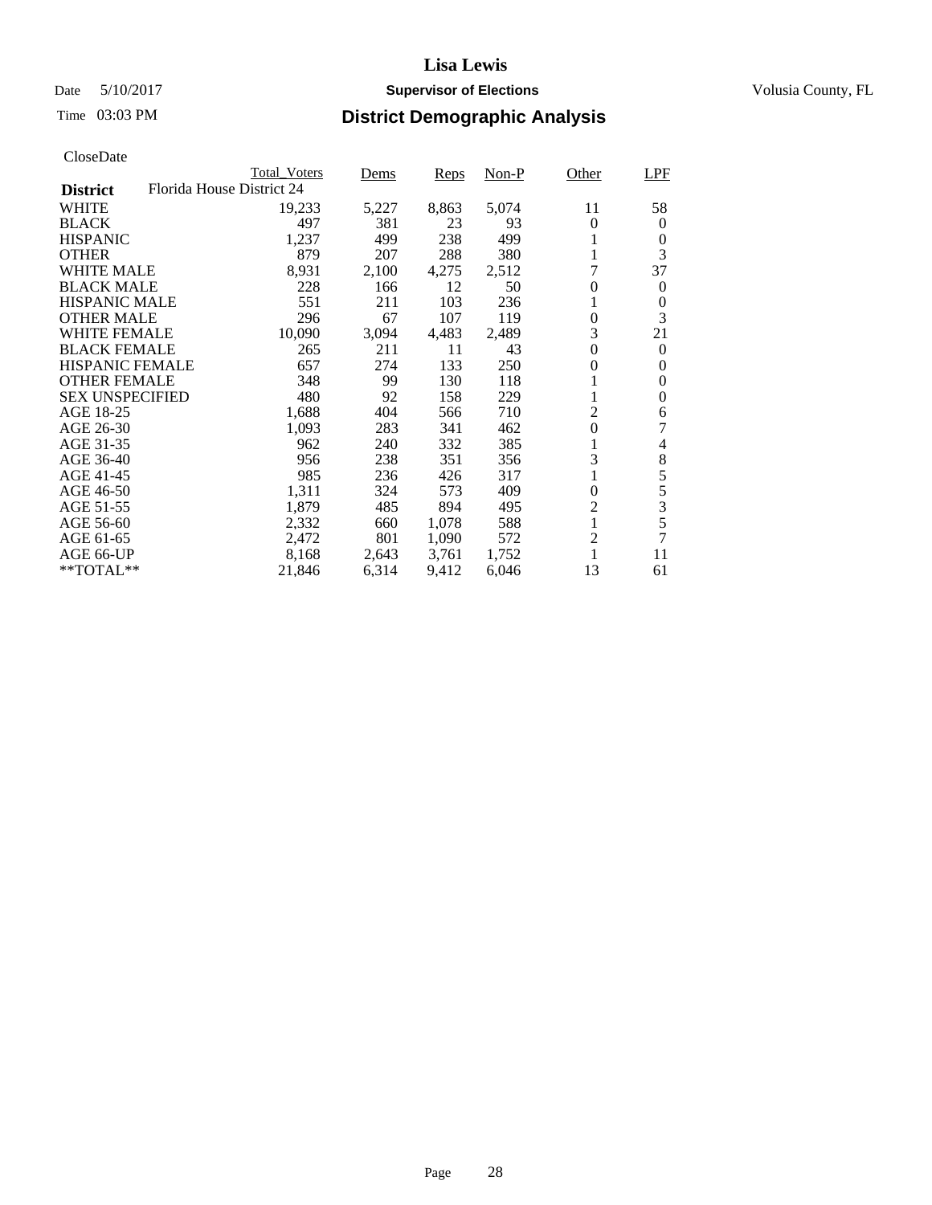# Lisa Lewis

Date 5/10/2017 **Supervisor of Elections** Volusia County, FL

Time 03:03 PM **District Demographic Analysis**

CloseDate

| District | Florida House District 24 Total_Voters | Dems | Reps | Non-P | Other | LPF |
|---|---|---|---|---|---|---|
| WHITE | 19,233 | 5,227 | 8,863 | 5,074 | 11 | 58 |
| BLACK | 497 | 381 | 23 | 93 | 0 | 0 |
| HISPANIC | 1,237 | 499 | 238 | 499 | 1 | 0 |
| OTHER | 879 | 207 | 288 | 380 | 1 | 3 |
| WHITE MALE | 8,931 | 2,100 | 4,275 | 2,512 | 7 | 37 |
| BLACK MALE | 228 | 166 | 12 | 50 | 0 | 0 |
| HISPANIC MALE | 551 | 211 | 103 | 236 | 1 | 0 |
| OTHER MALE | 296 | 67 | 107 | 119 | 0 | 3 |
| WHITE FEMALE | 10,090 | 3,094 | 4,483 | 2,489 | 3 | 21 |
| BLACK FEMALE | 265 | 211 | 11 | 43 | 0 | 0 |
| HISPANIC FEMALE | 657 | 274 | 133 | 250 | 0 | 0 |
| OTHER FEMALE | 348 | 99 | 130 | 118 | 1 | 0 |
| SEX UNSPECIFIED | 480 | 92 | 158 | 229 | 1 | 0 |
| AGE 18-25 | 1,688 | 404 | 566 | 710 | 2 | 6 |
| AGE 26-30 | 1,093 | 283 | 341 | 462 | 0 | 7 |
| AGE 31-35 | 962 | 240 | 332 | 385 | 1 | 4 |
| AGE 36-40 | 956 | 238 | 351 | 356 | 3 | 8 |
| AGE 41-45 | 985 | 236 | 426 | 317 | 1 | 5 |
| AGE 46-50 | 1,311 | 324 | 573 | 409 | 0 | 5 |
| AGE 51-55 | 1,879 | 485 | 894 | 495 | 2 | 3 |
| AGE 56-60 | 2,332 | 660 | 1,078 | 588 | 1 | 5 |
| AGE 61-65 | 2,472 | 801 | 1,090 | 572 | 2 | 7 |
| AGE 66-UP | 8,168 | 2,643 | 3,761 | 1,752 | 1 | 11 |
| **TOTAL** | 21,846 | 6,314 | 9,412 | 6,046 | 13 | 61 |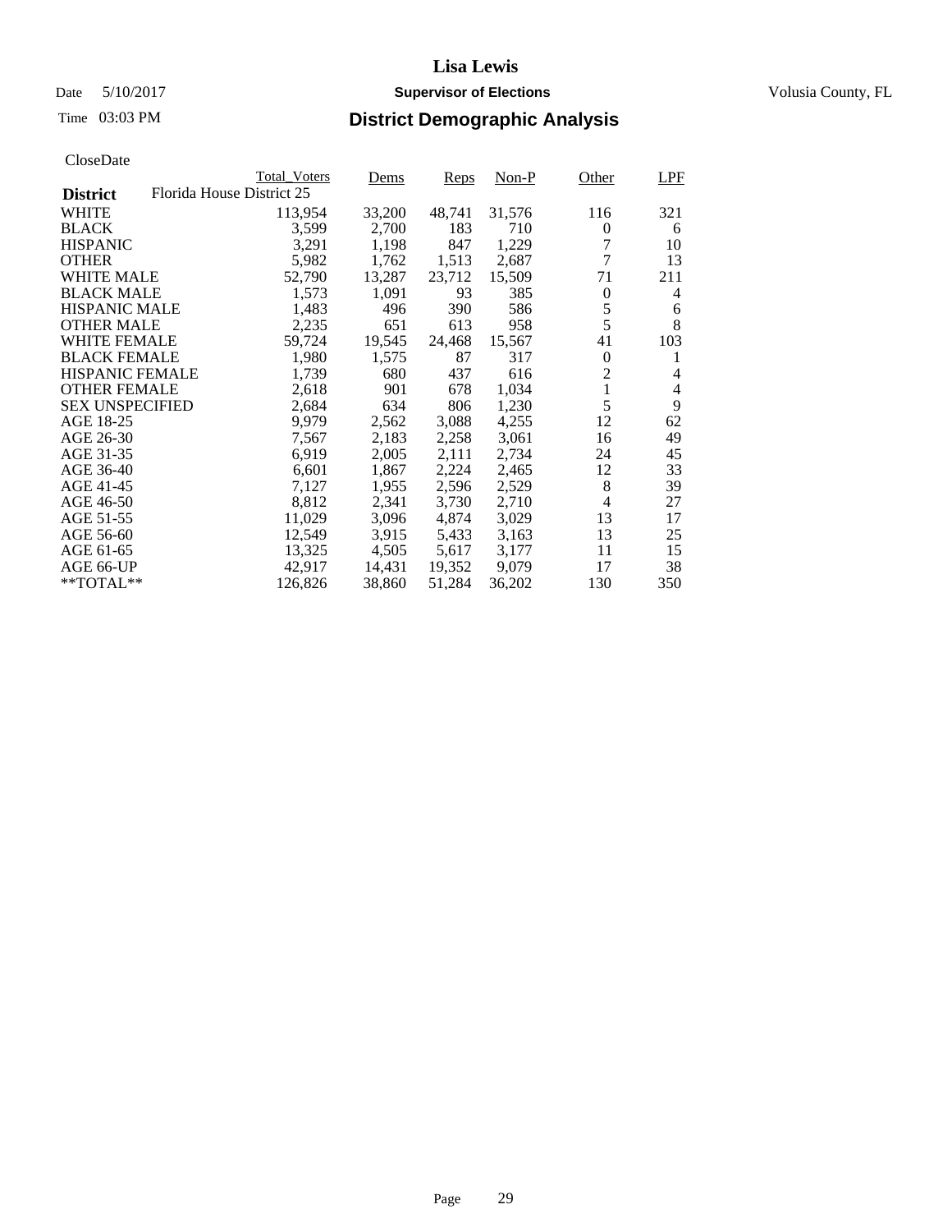# Lisa Lewis

Date 5/10/2017 **Supervisor of Elections** Volusia County, FL

Time 03:03 PM

## District Demographic Analysis

CloseDate

| District | Total_Voters | Dems | Reps | Non-P | Other | LPF |
|---|---|---|---|---|---|---|
| Florida House District 25 | | | | | | |
| WHITE | 113,954 | 33,200 | 48,741 | 31,576 | 116 | 321 |
| BLACK | 3,599 | 2,700 | 183 | 710 | 0 | 6 |
| HISPANIC | 3,291 | 1,198 | 847 | 1,229 | 7 | 10 |
| OTHER | 5,982 | 1,762 | 1,513 | 2,687 | 7 | 13 |
| WHITE MALE | 52,790 | 13,287 | 23,712 | 15,509 | 71 | 211 |
| BLACK MALE | 1,573 | 1,091 | 93 | 385 | 0 | 4 |
| HISPANIC MALE | 1,483 | 496 | 390 | 586 | 5 | 6 |
| OTHER MALE | 2,235 | 651 | 613 | 958 | 5 | 8 |
| WHITE FEMALE | 59,724 | 19,545 | 24,468 | 15,567 | 41 | 103 |
| BLACK FEMALE | 1,980 | 1,575 | 87 | 317 | 0 | 1 |
| HISPANIC FEMALE | 1,739 | 680 | 437 | 616 | 2 | 4 |
| OTHER FEMALE | 2,618 | 901 | 678 | 1,034 | 1 | 4 |
| SEX UNSPECIFIED | 2,684 | 634 | 806 | 1,230 | 5 | 9 |
| AGE 18-25 | 9,979 | 2,562 | 3,088 | 4,255 | 12 | 62 |
| AGE 26-30 | 7,567 | 2,183 | 2,258 | 3,061 | 16 | 49 |
| AGE 31-35 | 6,919 | 2,005 | 2,111 | 2,734 | 24 | 45 |
| AGE 36-40 | 6,601 | 1,867 | 2,224 | 2,465 | 12 | 33 |
| AGE 41-45 | 7,127 | 1,955 | 2,596 | 2,529 | 8 | 39 |
| AGE 46-50 | 8,812 | 2,341 | 3,730 | 2,710 | 4 | 27 |
| AGE 51-55 | 11,029 | 3,096 | 4,874 | 3,029 | 13 | 17 |
| AGE 56-60 | 12,549 | 3,915 | 5,433 | 3,163 | 13 | 25 |
| AGE 61-65 | 13,325 | 4,505 | 5,617 | 3,177 | 11 | 15 |
| AGE 66-UP | 42,917 | 14,431 | 19,352 | 9,079 | 17 | 38 |
| **TOTAL** | 126,826 | 38,860 | 51,284 | 36,202 | 130 | 350 |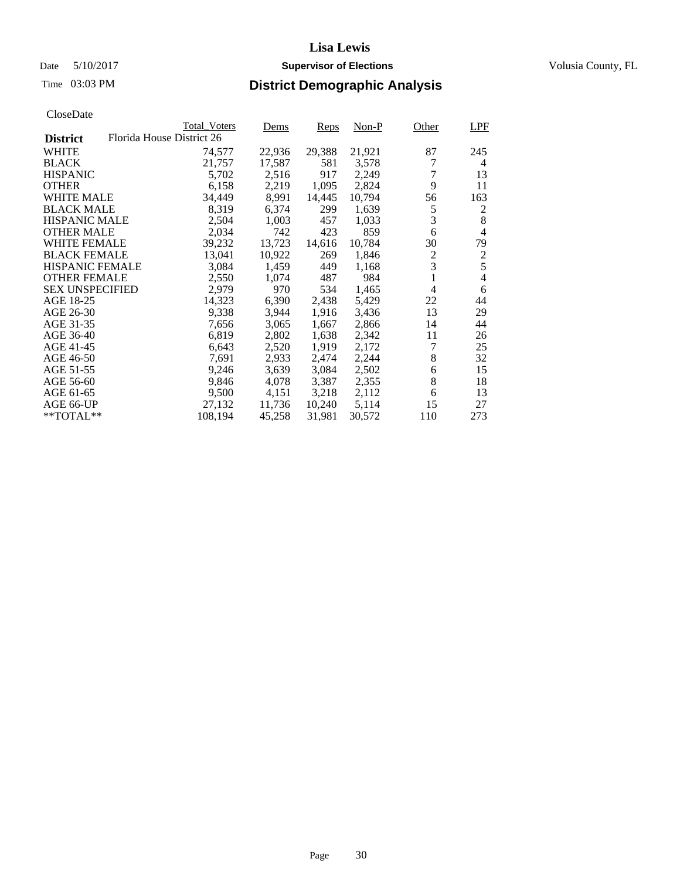# Lisa Lewis

Date 5/10/2017 **Supervisor of Elections** Volusia County, FL

Time 03:03 PM **District Demographic Analysis**

CloseDate

| **District** | Total_Voters | Dems | Reps | Non-P | Other | LPF |
|---|---|---|---|---|---|---|
| Florida House District 26 | | | | | | |
| WHITE | 74,577 | 22,936 | 29,388 | 21,921 | 87 | 245 |
| BLACK | 21,757 | 17,587 | 581 | 3,578 | 7 | 4 |
| HISPANIC | 5,702 | 2,516 | 917 | 2,249 | 7 | 13 |
| OTHER | 6,158 | 2,219 | 1,095 | 2,824 | 9 | 11 |
| WHITE MALE | 34,449 | 8,991 | 14,445 | 10,794 | 56 | 163 |
| BLACK MALE | 8,319 | 6,374 | 299 | 1,639 | 5 | 2 |
| HISPANIC MALE | 2,504 | 1,003 | 457 | 1,033 | 3 | 8 |
| OTHER MALE | 2,034 | 742 | 423 | 859 | 6 | 4 |
| WHITE FEMALE | 39,232 | 13,723 | 14,616 | 10,784 | 30 | 79 |
| BLACK FEMALE | 13,041 | 10,922 | 269 | 1,846 | 2 | 2 |
| HISPANIC FEMALE | 3,084 | 1,459 | 449 | 1,168 | 3 | 5 |
| OTHER FEMALE | 2,550 | 1,074 | 487 | 984 | 1 | 4 |
| SEX UNSPECIFIED | 2,979 | 970 | 534 | 1,465 | 4 | 6 |
| AGE 18-25 | 14,323 | 6,390 | 2,438 | 5,429 | 22 | 44 |
| AGE 26-30 | 9,338 | 3,944 | 1,916 | 3,436 | 13 | 29 |
| AGE 31-35 | 7,656 | 3,065 | 1,667 | 2,866 | 14 | 44 |
| AGE 36-40 | 6,819 | 2,802 | 1,638 | 2,342 | 11 | 26 |
| AGE 41-45 | 6,643 | 2,520 | 1,919 | 2,172 | 7 | 25 |
| AGE 46-50 | 7,691 | 2,933 | 2,474 | 2,244 | 8 | 32 |
| AGE 51-55 | 9,246 | 3,639 | 3,084 | 2,502 | 6 | 15 |
| AGE 56-60 | 9,846 | 4,078 | 3,387 | 2,355 | 8 | 18 |
| AGE 61-65 | 9,500 | 4,151 | 3,218 | 2,112 | 6 | 13 |
| AGE 66-UP | 27,132 | 11,736 | 10,240 | 5,114 | 15 | 27 |
| **TOTAL** | 108,194 | 45,258 | 31,981 | 30,572 | 110 | 273 |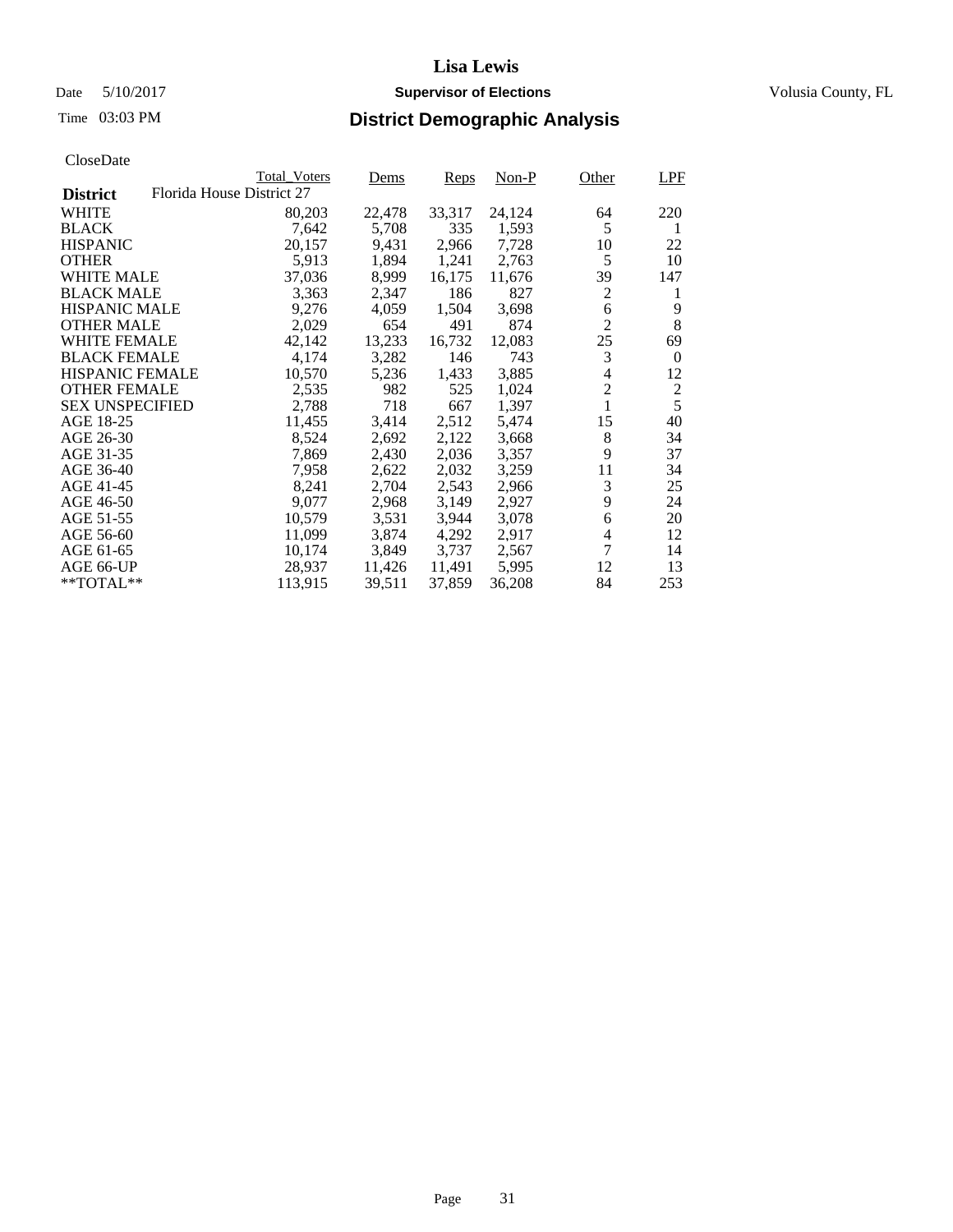# Lisa Lewis

Date 5/10/2017 **Supervisor of Elections** Volusia County, FL

Time 03:03 PM **District Demographic Analysis**

CloseDate

| **District** | Total_Voters | Dems | Reps | Non-P | Other | LPF |
|---|---|---|---|---|---|---|
| Florida House District 27 | | | | | | |
| WHITE | 80,203 | 22,478 | 33,317 | 24,124 | 64 | 220 |
| BLACK | 7,642 | 5,708 | 335 | 1,593 | 5 | 1 |
| HISPANIC | 20,157 | 9,431 | 2,966 | 7,728 | 10 | 22 |
| OTHER | 5,913 | 1,894 | 1,241 | 2,763 | 5 | 10 |
| WHITE MALE | 37,036 | 8,999 | 16,175 | 11,676 | 39 | 147 |
| BLACK MALE | 3,363 | 2,347 | 186 | 827 | 2 | 1 |
| HISPANIC MALE | 9,276 | 4,059 | 1,504 | 3,698 | 6 | 9 |
| OTHER MALE | 2,029 | 654 | 491 | 874 | 2 | 8 |
| WHITE FEMALE | 42,142 | 13,233 | 16,732 | 12,083 | 25 | 69 |
| BLACK FEMALE | 4,174 | 3,282 | 146 | 743 | 3 | 0 |
| HISPANIC FEMALE | 10,570 | 5,236 | 1,433 | 3,885 | 4 | 12 |
| OTHER FEMALE | 2,535 | 982 | 525 | 1,024 | 2 | 2 |
| SEX UNSPECIFIED | 2,788 | 718 | 667 | 1,397 | 1 | 5 |
| AGE 18-25 | 11,455 | 3,414 | 2,512 | 5,474 | 15 | 40 |
| AGE 26-30 | 8,524 | 2,692 | 2,122 | 3,668 | 8 | 34 |
| AGE 31-35 | 7,869 | 2,430 | 2,036 | 3,357 | 9 | 37 |
| AGE 36-40 | 7,958 | 2,622 | 2,032 | 3,259 | 11 | 34 |
| AGE 41-45 | 8,241 | 2,704 | 2,543 | 2,966 | 3 | 25 |
| AGE 46-50 | 9,077 | 2,968 | 3,149 | 2,927 | 9 | 24 |
| AGE 51-55 | 10,579 | 3,531 | 3,944 | 3,078 | 6 | 20 |
| AGE 56-60 | 11,099 | 3,874 | 4,292 | 2,917 | 4 | 12 |
| AGE 61-65 | 10,174 | 3,849 | 3,737 | 2,567 | 7 | 14 |
| AGE 66-UP | 28,937 | 11,426 | 11,491 | 5,995 | 12 | 13 |
| **TOTAL** | 113,915 | 39,511 | 37,859 | 36,208 | 84 | 253 |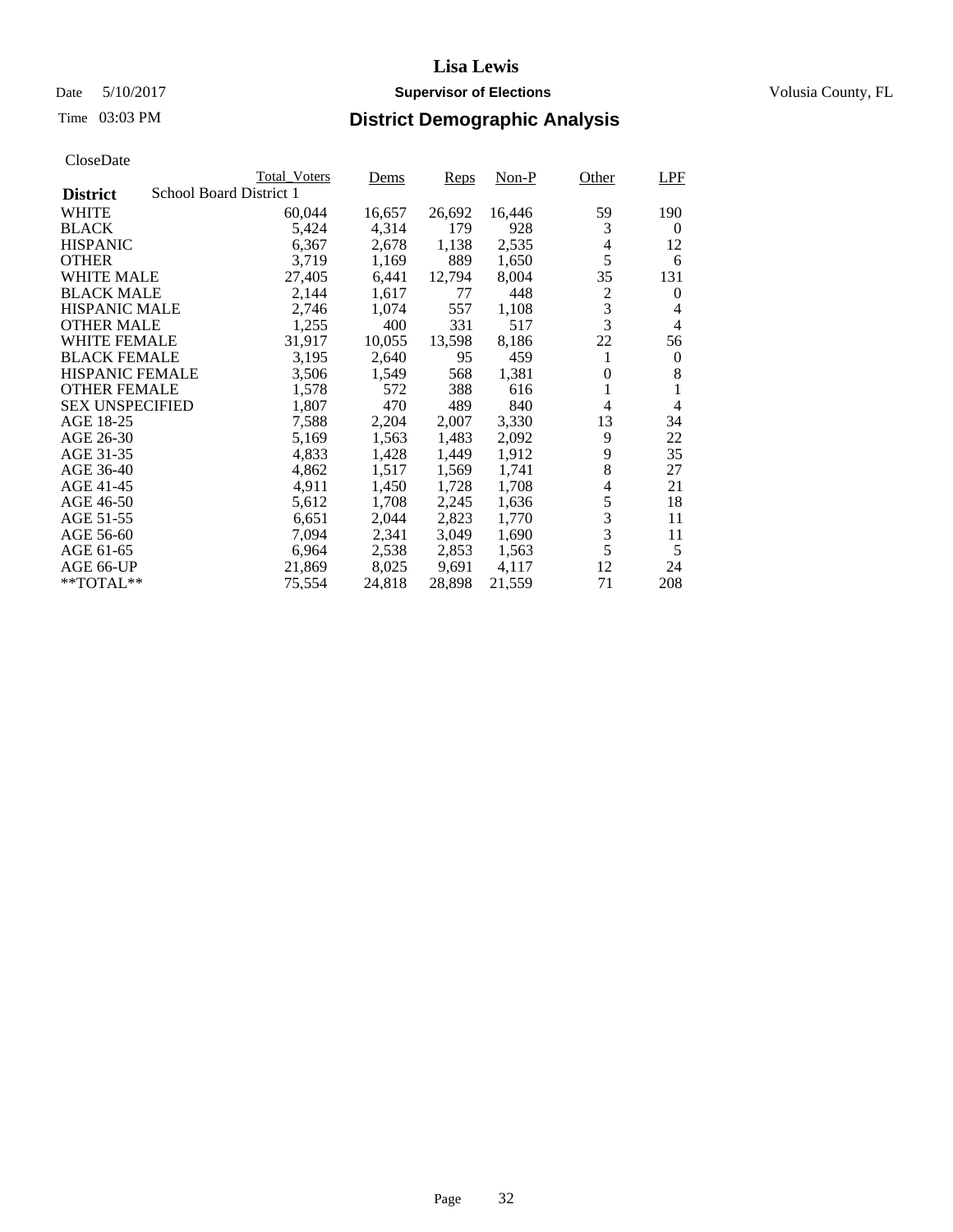# Lisa Lewis

Date 5/10/2017 **Supervisor of Elections** Volusia County, FL

Time 03:03 PM **District Demographic Analysis**

CloseDate

| District | School Board District 1 | Total_Voters | Dems | Reps | Non-P | Other | LPF |
|---|---|---|---|---|---|---|---|
| WHITE | | 60,044 | 16,657 | 26,692 | 16,446 | 59 | 190 |
| BLACK | | 5,424 | 4,314 | 179 | 928 | 3 | 0 |
| HISPANIC | | 6,367 | 2,678 | 1,138 | 2,535 | 4 | 12 |
| OTHER | | 3,719 | 1,169 | 889 | 1,650 | 5 | 6 |
| WHITE MALE | | 27,405 | 6,441 | 12,794 | 8,004 | 35 | 131 |
| BLACK MALE | | 2,144 | 1,617 | 77 | 448 | 2 | 0 |
| HISPANIC MALE | | 2,746 | 1,074 | 557 | 1,108 | 3 | 4 |
| OTHER MALE | | 1,255 | 400 | 331 | 517 | 3 | 4 |
| WHITE FEMALE | | 31,917 | 10,055 | 13,598 | 8,186 | 22 | 56 |
| BLACK FEMALE | | 3,195 | 2,640 | 95 | 459 | 1 | 0 |
| HISPANIC FEMALE | | 3,506 | 1,549 | 568 | 1,381 | 0 | 8 |
| OTHER FEMALE | | 1,578 | 572 | 388 | 616 | 1 | 1 |
| SEX UNSPECIFIED | | 1,807 | 470 | 489 | 840 | 4 | 4 |
| AGE 18-25 | | 7,588 | 2,204 | 2,007 | 3,330 | 13 | 34 |
| AGE 26-30 | | 5,169 | 1,563 | 1,483 | 2,092 | 9 | 22 |
| AGE 31-35 | | 4,833 | 1,428 | 1,449 | 1,912 | 9 | 35 |
| AGE 36-40 | | 4,862 | 1,517 | 1,569 | 1,741 | 8 | 27 |
| AGE 41-45 | | 4,911 | 1,450 | 1,728 | 1,708 | 4 | 21 |
| AGE 46-50 | | 5,612 | 1,708 | 2,245 | 1,636 | 5 | 18 |
| AGE 51-55 | | 6,651 | 2,044 | 2,823 | 1,770 | 3 | 11 |
| AGE 56-60 | | 7,094 | 2,341 | 3,049 | 1,690 | 3 | 11 |
| AGE 61-65 | | 6,964 | 2,538 | 2,853 | 1,563 | 5 | 5 |
| AGE 66-UP | | 21,869 | 8,025 | 9,691 | 4,117 | 12 | 24 |
| **TOTAL** | | 75,554 | 24,818 | 28,898 | 21,559 | 71 | 208 |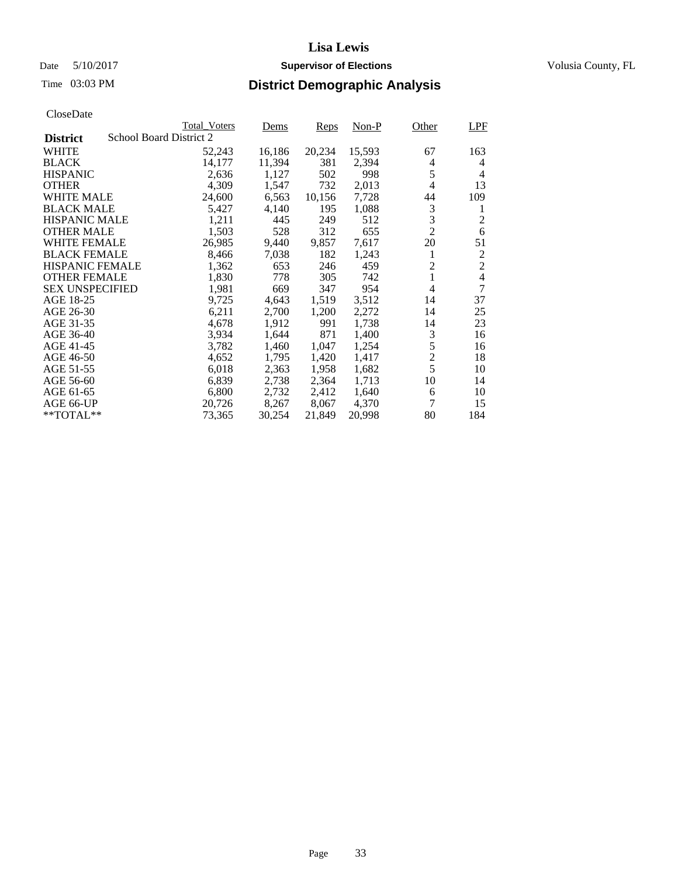# Lisa Lewis

Date 5/10/2017 **Supervisor of Elections** Volusia County, FL

Time 03:03 PM

## District Demographic Analysis

CloseDate

**District** School Board District 2

| | Total_Voters | Dems | Reps | Non-P | Other | LPF |
|---|---|---|---|---|---|---|
| WHITE | 52,243 | 16,186 | 20,234 | 15,593 | 67 | 163 |
| BLACK | 14,177 | 11,394 | 381 | 2,394 | 4 | 4 |
| HISPANIC | 2,636 | 1,127 | 502 | 998 | 5 | 4 |
| OTHER | 4,309 | 1,547 | 732 | 2,013 | 4 | 13 |
| WHITE MALE | 24,600 | 6,563 | 10,156 | 7,728 | 44 | 109 |
| BLACK MALE | 5,427 | 4,140 | 195 | 1,088 | 3 | 1 |
| HISPANIC MALE | 1,211 | 445 | 249 | 512 | 3 | 2 |
| OTHER MALE | 1,503 | 528 | 312 | 655 | 2 | 6 |
| WHITE FEMALE | 26,985 | 9,440 | 9,857 | 7,617 | 20 | 51 |
| BLACK FEMALE | 8,466 | 7,038 | 182 | 1,243 | 1 | 2 |
| HISPANIC FEMALE | 1,362 | 653 | 246 | 459 | 2 | 2 |
| OTHER FEMALE | 1,830 | 778 | 305 | 742 | 1 | 4 |
| SEX UNSPECIFIED | 1,981 | 669 | 347 | 954 | 4 | 7 |
| AGE 18-25 | 9,725 | 4,643 | 1,519 | 3,512 | 14 | 37 |
| AGE 26-30 | 6,211 | 2,700 | 1,200 | 2,272 | 14 | 25 |
| AGE 31-35 | 4,678 | 1,912 | 991 | 1,738 | 14 | 23 |
| AGE 36-40 | 3,934 | 1,644 | 871 | 1,400 | 3 | 16 |
| AGE 41-45 | 3,782 | 1,460 | 1,047 | 1,254 | 5 | 16 |
| AGE 46-50 | 4,652 | 1,795 | 1,420 | 1,417 | 2 | 18 |
| AGE 51-55 | 6,018 | 2,363 | 1,958 | 1,682 | 5 | 10 |
| AGE 56-60 | 6,839 | 2,738 | 2,364 | 1,713 | 10 | 14 |
| AGE 61-65 | 6,800 | 2,732 | 2,412 | 1,640 | 6 | 10 |
| AGE 66-UP | 20,726 | 8,267 | 8,067 | 4,370 | 7 | 15 |
| **TOTAL** | 73,365 | 30,254 | 21,849 | 20,998 | 80 | 184 |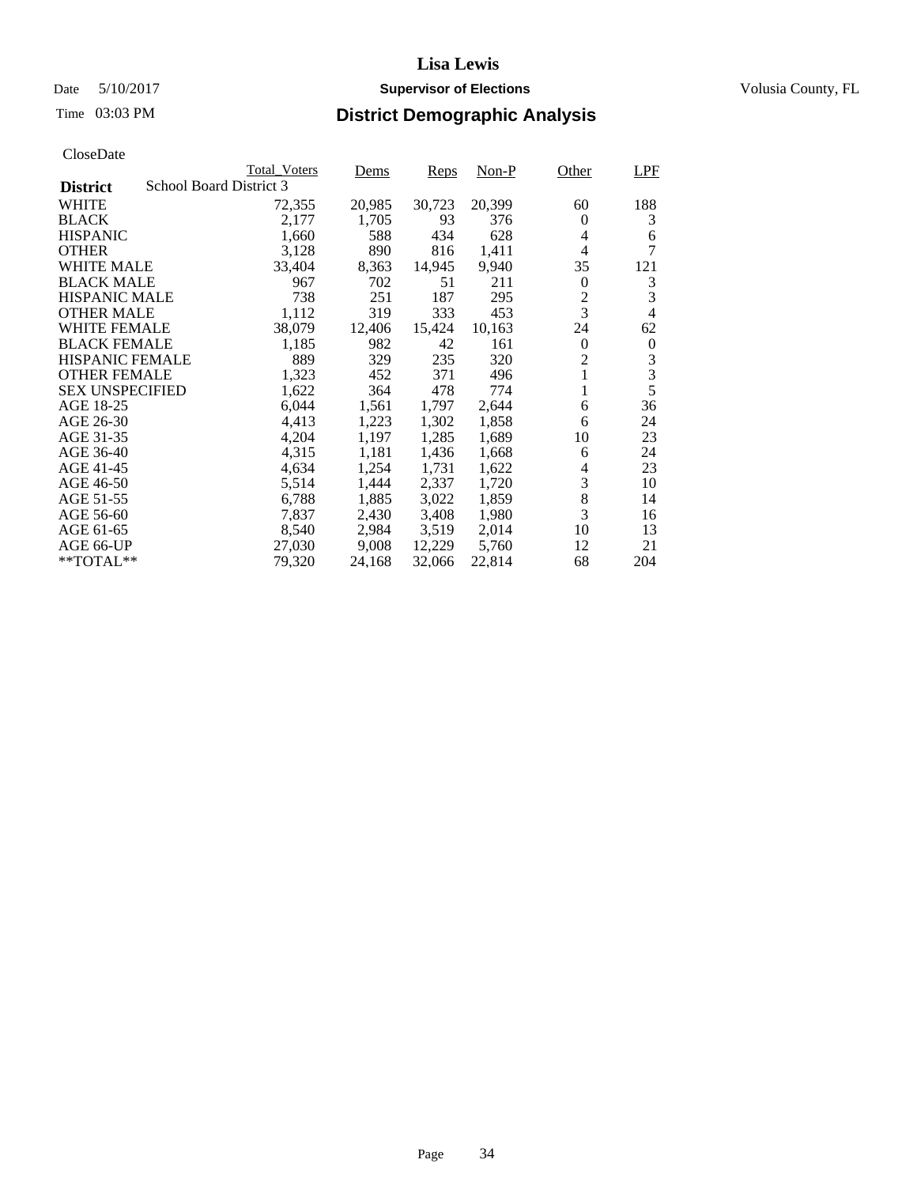# Lisa Lewis

Date 5/10/2017 **Supervisor of Elections** Volusia County, FL

Time 03:03 PM

## District Demographic Analysis

CloseDate

| **District** School Board District 3 | Total_Voters | Dems | Reps | Non-P | Other | LPF |
|---|---|---|---|---|---|---|
| WHITE | 72,355 | 20,985 | 30,723 | 20,399 | 60 | 188 |
| BLACK | 2,177 | 1,705 | 93 | 376 | 0 | 3 |
| HISPANIC | 1,660 | 588 | 434 | 628 | 4 | 6 |
| OTHER | 3,128 | 890 | 816 | 1,411 | 4 | 7 |
| WHITE MALE | 33,404 | 8,363 | 14,945 | 9,940 | 35 | 121 |
| BLACK MALE | 967 | 702 | 51 | 211 | 0 | 3 |
| HISPANIC MALE | 738 | 251 | 187 | 295 | 2 | 3 |
| OTHER MALE | 1,112 | 319 | 333 | 453 | 3 | 4 |
| WHITE FEMALE | 38,079 | 12,406 | 15,424 | 10,163 | 24 | 62 |
| BLACK FEMALE | 1,185 | 982 | 42 | 161 | 0 | 0 |
| HISPANIC FEMALE | 889 | 329 | 235 | 320 | 2 | 3 |
| OTHER FEMALE | 1,323 | 452 | 371 | 496 | 1 | 3 |
| SEX UNSPECIFIED | 1,622 | 364 | 478 | 774 | 1 | 5 |
| AGE 18-25 | 6,044 | 1,561 | 1,797 | 2,644 | 6 | 36 |
| AGE 26-30 | 4,413 | 1,223 | 1,302 | 1,858 | 6 | 24 |
| AGE 31-35 | 4,204 | 1,197 | 1,285 | 1,689 | 10 | 23 |
| AGE 36-40 | 4,315 | 1,181 | 1,436 | 1,668 | 6 | 24 |
| AGE 41-45 | 4,634 | 1,254 | 1,731 | 1,622 | 4 | 23 |
| AGE 46-50 | 5,514 | 1,444 | 2,337 | 1,720 | 3 | 10 |
| AGE 51-55 | 6,788 | 1,885 | 3,022 | 1,859 | 8 | 14 |
| AGE 56-60 | 7,837 | 2,430 | 3,408 | 1,980 | 3 | 16 |
| AGE 61-65 | 8,540 | 2,984 | 3,519 | 2,014 | 10 | 13 |
| AGE 66-UP | 27,030 | 9,008 | 12,229 | 5,760 | 12 | 21 |
| **TOTAL** | 79,320 | 24,168 | 32,066 | 22,814 | 68 | 204 |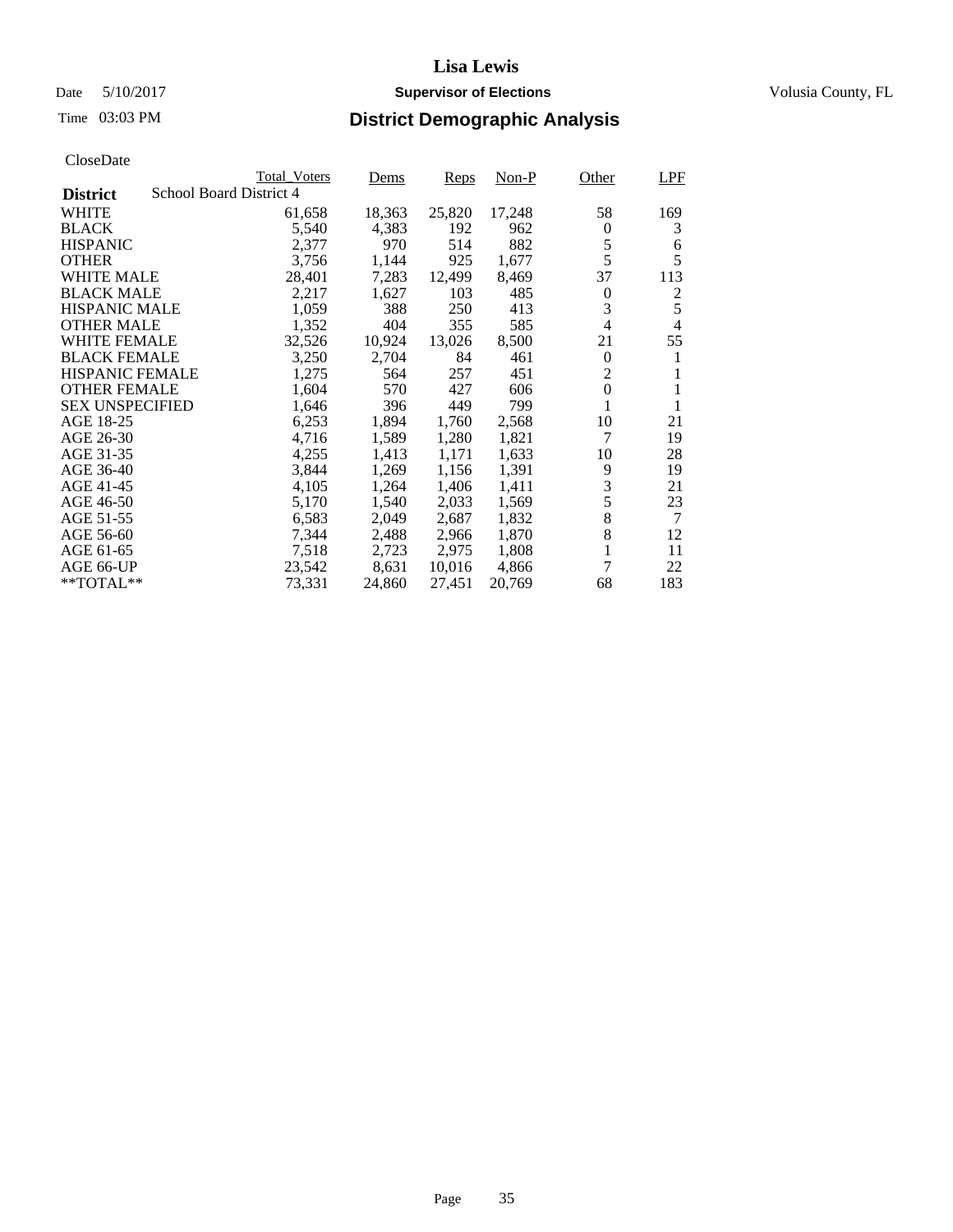# Lisa Lewis

Date 5/10/2017 **Supervisor of Elections** Volusia County, FL

Time 03:03 PM

## District Demographic Analysis

CloseDate

| District | Total_Voters | Dems | Reps | Non-P | Other | LPF |
|---|---|---|---|---|---|---|
| School Board District 4 | | | | | | |
| WHITE | 61,658 | 18,363 | 25,820 | 17,248 | 58 | 169 |
| BLACK | 5,540 | 4,383 | 192 | 962 | 0 | 3 |
| HISPANIC | 2,377 | 970 | 514 | 882 | 5 | 6 |
| OTHER | 3,756 | 1,144 | 925 | 1,677 | 5 | 5 |
| WHITE MALE | 28,401 | 7,283 | 12,499 | 8,469 | 37 | 113 |
| BLACK MALE | 2,217 | 1,627 | 103 | 485 | 0 | 2 |
| HISPANIC MALE | 1,059 | 388 | 250 | 413 | 3 | 5 |
| OTHER MALE | 1,352 | 404 | 355 | 585 | 4 | 4 |
| WHITE FEMALE | 32,526 | 10,924 | 13,026 | 8,500 | 21 | 55 |
| BLACK FEMALE | 3,250 | 2,704 | 84 | 461 | 0 | 1 |
| HISPANIC FEMALE | 1,275 | 564 | 257 | 451 | 2 | 1 |
| OTHER FEMALE | 1,604 | 570 | 427 | 606 | 0 | 1 |
| SEX UNSPECIFIED | 1,646 | 396 | 449 | 799 | 1 | 1 |
| AGE 18-25 | 6,253 | 1,894 | 1,760 | 2,568 | 10 | 21 |
| AGE 26-30 | 4,716 | 1,589 | 1,280 | 1,821 | 7 | 19 |
| AGE 31-35 | 4,255 | 1,413 | 1,171 | 1,633 | 10 | 28 |
| AGE 36-40 | 3,844 | 1,269 | 1,156 | 1,391 | 9 | 19 |
| AGE 41-45 | 4,105 | 1,264 | 1,406 | 1,411 | 3 | 21 |
| AGE 46-50 | 5,170 | 1,540 | 2,033 | 1,569 | 5 | 23 |
| AGE 51-55 | 6,583 | 2,049 | 2,687 | 1,832 | 8 | 7 |
| AGE 56-60 | 7,344 | 2,488 | 2,966 | 1,870 | 8 | 12 |
| AGE 61-65 | 7,518 | 2,723 | 2,975 | 1,808 | 1 | 11 |
| AGE 66-UP | 23,542 | 8,631 | 10,016 | 4,866 | 7 | 22 |
| **TOTAL** | 73,331 | 24,860 | 27,451 | 20,769 | 68 | 183 |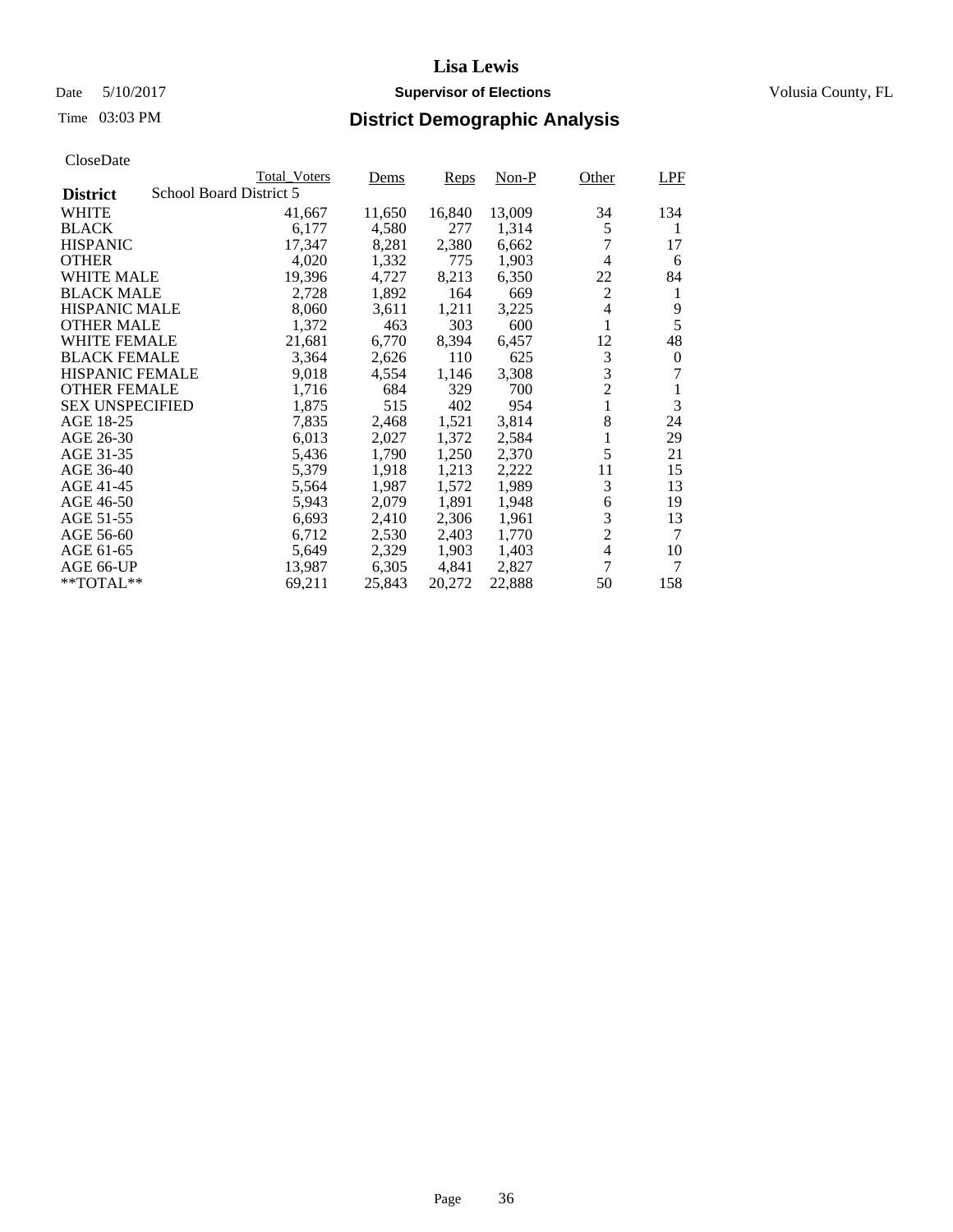# Lisa Lewis

Date 5/10/2017 **Supervisor of Elections** Volusia County, FL

Time 03:03 PM

## District Demographic Analysis

CloseDate

| District | School Board District 5 Total_Voters | Dems | Reps | Non-P | Other | LPF |
|---|---|---|---|---|---|---|
| WHITE | 41,667 | 11,650 | 16,840 | 13,009 | 34 | 134 |
| BLACK | 6,177 | 4,580 | 277 | 1,314 | 5 | 1 |
| HISPANIC | 17,347 | 8,281 | 2,380 | 6,662 | 7 | 17 |
| OTHER | 4,020 | 1,332 | 775 | 1,903 | 4 | 6 |
| WHITE MALE | 19,396 | 4,727 | 8,213 | 6,350 | 22 | 84 |
| BLACK MALE | 2,728 | 1,892 | 164 | 669 | 2 | 1 |
| HISPANIC MALE | 8,060 | 3,611 | 1,211 | 3,225 | 4 | 9 |
| OTHER MALE | 1,372 | 463 | 303 | 600 | 1 | 5 |
| WHITE FEMALE | 21,681 | 6,770 | 8,394 | 6,457 | 12 | 48 |
| BLACK FEMALE | 3,364 | 2,626 | 110 | 625 | 3 | 0 |
| HISPANIC FEMALE | 9,018 | 4,554 | 1,146 | 3,308 | 3 | 7 |
| OTHER FEMALE | 1,716 | 684 | 329 | 700 | 2 | 1 |
| SEX UNSPECIFIED | 1,875 | 515 | 402 | 954 | 1 | 3 |
| AGE 18-25 | 7,835 | 2,468 | 1,521 | 3,814 | 8 | 24 |
| AGE 26-30 | 6,013 | 2,027 | 1,372 | 2,584 | 1 | 29 |
| AGE 31-35 | 5,436 | 1,790 | 1,250 | 2,370 | 5 | 21 |
| AGE 36-40 | 5,379 | 1,918 | 1,213 | 2,222 | 11 | 15 |
| AGE 41-45 | 5,564 | 1,987 | 1,572 | 1,989 | 3 | 13 |
| AGE 46-50 | 5,943 | 2,079 | 1,891 | 1,948 | 6 | 19 |
| AGE 51-55 | 6,693 | 2,410 | 2,306 | 1,961 | 3 | 13 |
| AGE 56-60 | 6,712 | 2,530 | 2,403 | 1,770 | 2 | 7 |
| AGE 61-65 | 5,649 | 2,329 | 1,903 | 1,403 | 4 | 10 |
| AGE 66-UP | 13,987 | 6,305 | 4,841 | 2,827 | 7 | 7 |
| **TOTAL** | 69,211 | 25,843 | 20,272 | 22,888 | 50 | 158 |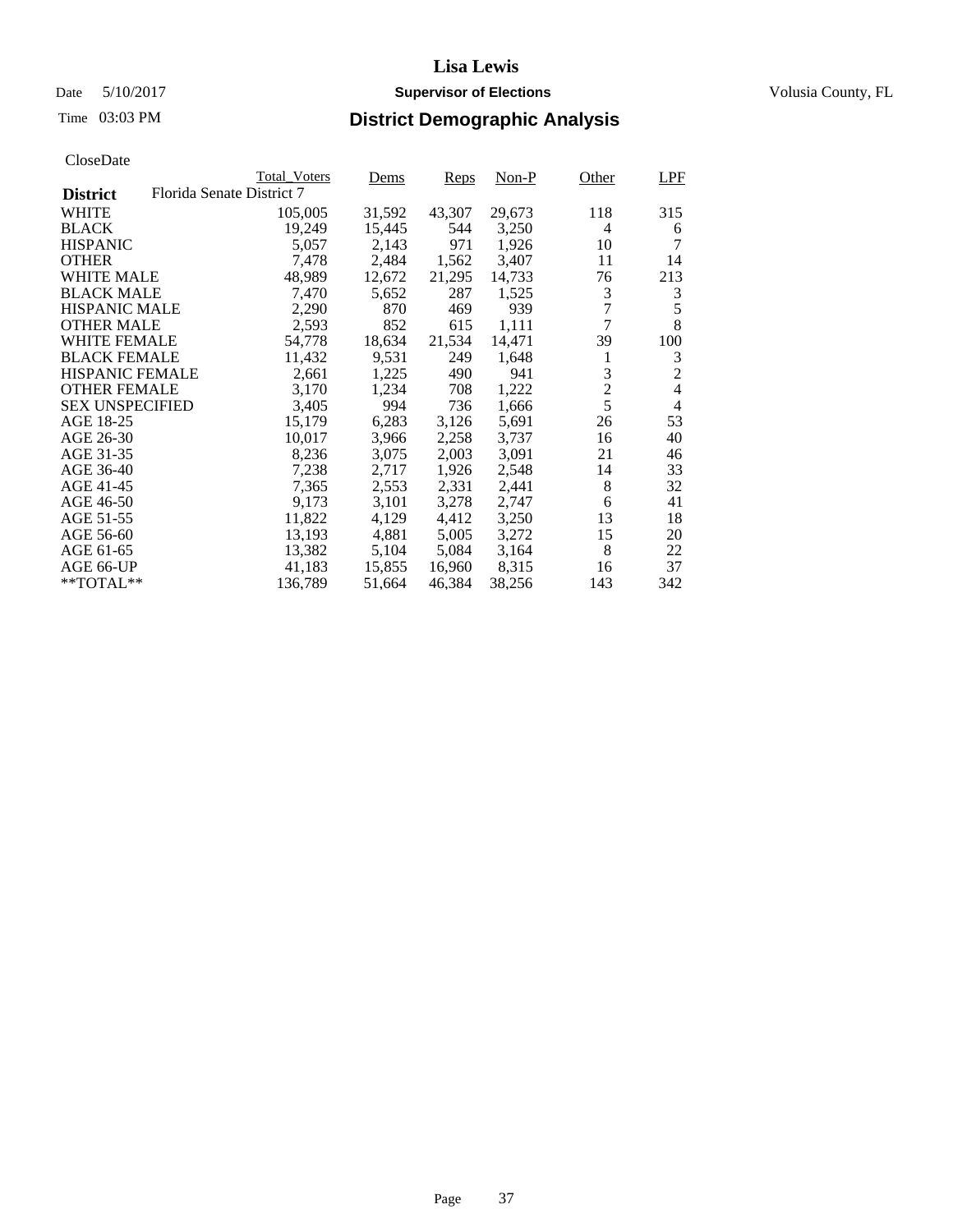# Lisa Lewis

Date 5/10/2017 **Supervisor of Elections** Volusia County, FL

Time 03:03 PM

## District Demographic Analysis

CloseDate

| District | Total_Voters | Dems | Reps | Non-P | Other | LPF |
|---|---|---|---|---|---|---|
| **Florida Senate District 7** | | | | | | |
| WHITE | 105,005 | 31,592 | 43,307 | 29,673 | 118 | 315 |
| BLACK | 19,249 | 15,445 | 544 | 3,250 | 4 | 6 |
| HISPANIC | 5,057 | 2,143 | 971 | 1,926 | 10 | 7 |
| OTHER | 7,478 | 2,484 | 1,562 | 3,407 | 11 | 14 |
| WHITE MALE | 48,989 | 12,672 | 21,295 | 14,733 | 76 | 213 |
| BLACK MALE | 7,470 | 5,652 | 287 | 1,525 | 3 | 3 |
| HISPANIC MALE | 2,290 | 870 | 469 | 939 | 7 | 5 |
| OTHER MALE | 2,593 | 852 | 615 | 1,111 | 7 | 8 |
| WHITE FEMALE | 54,778 | 18,634 | 21,534 | 14,471 | 39 | 100 |
| BLACK FEMALE | 11,432 | 9,531 | 249 | 1,648 | 1 | 3 |
| HISPANIC FEMALE | 2,661 | 1,225 | 490 | 941 | 3 | 2 |
| OTHER FEMALE | 3,170 | 1,234 | 708 | 1,222 | 2 | 4 |
| SEX UNSPECIFIED | 3,405 | 994 | 736 | 1,666 | 5 | 4 |
| AGE 18-25 | 15,179 | 6,283 | 3,126 | 5,691 | 26 | 53 |
| AGE 26-30 | 10,017 | 3,966 | 2,258 | 3,737 | 16 | 40 |
| AGE 31-35 | 8,236 | 3,075 | 2,003 | 3,091 | 21 | 46 |
| AGE 36-40 | 7,238 | 2,717 | 1,926 | 2,548 | 14 | 33 |
| AGE 41-45 | 7,365 | 2,553 | 2,331 | 2,441 | 8 | 32 |
| AGE 46-50 | 9,173 | 3,101 | 3,278 | 2,747 | 6 | 41 |
| AGE 51-55 | 11,822 | 4,129 | 4,412 | 3,250 | 13 | 18 |
| AGE 56-60 | 13,193 | 4,881 | 5,005 | 3,272 | 15 | 20 |
| AGE 61-65 | 13,382 | 5,104 | 5,084 | 3,164 | 8 | 22 |
| AGE 66-UP | 41,183 | 15,855 | 16,960 | 8,315 | 16 | 37 |
| **TOTAL** | 136,789 | 51,664 | 46,384 | 38,256 | 143 | 342 |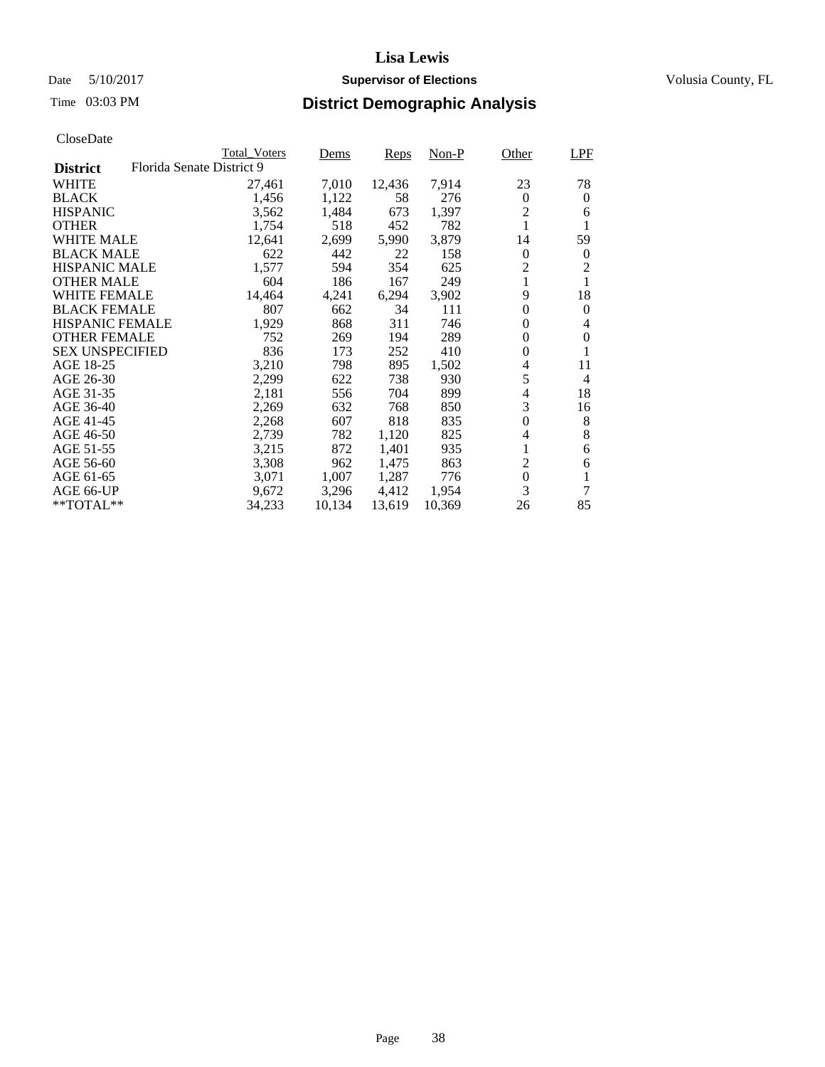# Lisa Lewis

Date 5/10/2017 **Supervisor of Elections** Volusia County, FL

Time 03:03 PM **District Demographic Analysis**

CloseDate

| **District** Florida Senate District 9 | Total_Voters | Dems | Reps | Non-P | Other | LPF |
|---|---|---|---|---|---|---|
| WHITE | 27,461 | 7,010 | 12,436 | 7,914 | 23 | 78 |
| BLACK | 1,456 | 1,122 | 58 | 276 | 0 | 0 |
| HISPANIC | 3,562 | 1,484 | 673 | 1,397 | 2 | 6 |
| OTHER | 1,754 | 518 | 452 | 782 | 1 | 1 |
| WHITE MALE | 12,641 | 2,699 | 5,990 | 3,879 | 14 | 59 |
| BLACK MALE | 622 | 442 | 22 | 158 | 0 | 0 |
| HISPANIC MALE | 1,577 | 594 | 354 | 625 | 2 | 2 |
| OTHER MALE | 604 | 186 | 167 | 249 | 1 | 1 |
| WHITE FEMALE | 14,464 | 4,241 | 6,294 | 3,902 | 9 | 18 |
| BLACK FEMALE | 807 | 662 | 34 | 111 | 0 | 0 |
| HISPANIC FEMALE | 1,929 | 868 | 311 | 746 | 0 | 4 |
| OTHER FEMALE | 752 | 269 | 194 | 289 | 0 | 0 |
| SEX UNSPECIFIED | 836 | 173 | 252 | 410 | 0 | 1 |
| AGE 18-25 | 3,210 | 798 | 895 | 1,502 | 4 | 11 |
| AGE 26-30 | 2,299 | 622 | 738 | 930 | 5 | 4 |
| AGE 31-35 | 2,181 | 556 | 704 | 899 | 4 | 18 |
| AGE 36-40 | 2,269 | 632 | 768 | 850 | 3 | 16 |
| AGE 41-45 | 2,268 | 607 | 818 | 835 | 0 | 8 |
| AGE 46-50 | 2,739 | 782 | 1,120 | 825 | 4 | 8 |
| AGE 51-55 | 3,215 | 872 | 1,401 | 935 | 1 | 6 |
| AGE 56-60 | 3,308 | 962 | 1,475 | 863 | 2 | 6 |
| AGE 61-65 | 3,071 | 1,007 | 1,287 | 776 | 0 | 1 |
| AGE 66-UP | 9,672 | 3,296 | 4,412 | 1,954 | 3 | 7 |
| **TOTAL** | 34,233 | 10,134 | 13,619 | 10,369 | 26 | 85 |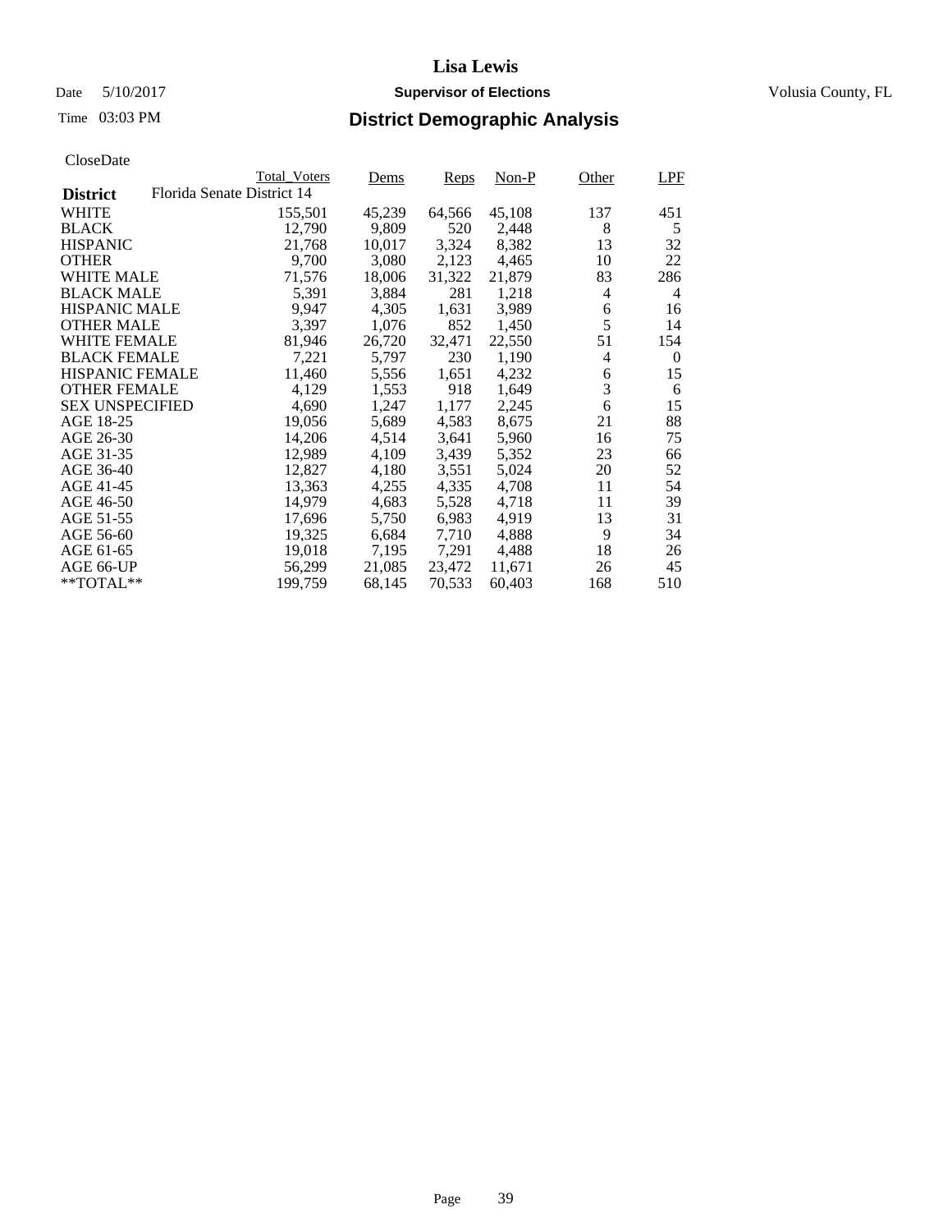# Lisa Lewis

Date 5/10/2017 **Supervisor of Elections** Volusia County, FL

Time 03:03 PM **District Demographic Analysis**

CloseDate

| District | Total_Voters | Dems | Reps | Non-P | Other | LPF |
|---|---|---|---|---|---|---|
| Florida Senate District 14 | | | | | | |
| WHITE | 155,501 | 45,239 | 64,566 | 45,108 | 137 | 451 |
| BLACK | 12,790 | 9,809 | 520 | 2,448 | 8 | 5 |
| HISPANIC | 21,768 | 10,017 | 3,324 | 8,382 | 13 | 32 |
| OTHER | 9,700 | 3,080 | 2,123 | 4,465 | 10 | 22 |
| WHITE MALE | 71,576 | 18,006 | 31,322 | 21,879 | 83 | 286 |
| BLACK MALE | 5,391 | 3,884 | 281 | 1,218 | 4 | 4 |
| HISPANIC MALE | 9,947 | 4,305 | 1,631 | 3,989 | 6 | 16 |
| OTHER MALE | 3,397 | 1,076 | 852 | 1,450 | 5 | 14 |
| WHITE FEMALE | 81,946 | 26,720 | 32,471 | 22,550 | 51 | 154 |
| BLACK FEMALE | 7,221 | 5,797 | 230 | 1,190 | 4 | 0 |
| HISPANIC FEMALE | 11,460 | 5,556 | 1,651 | 4,232 | 6 | 15 |
| OTHER FEMALE | 4,129 | 1,553 | 918 | 1,649 | 3 | 6 |
| SEX UNSPECIFIED | 4,690 | 1,247 | 1,177 | 2,245 | 6 | 15 |
| AGE 18-25 | 19,056 | 5,689 | 4,583 | 8,675 | 21 | 88 |
| AGE 26-30 | 14,206 | 4,514 | 3,641 | 5,960 | 16 | 75 |
| AGE 31-35 | 12,989 | 4,109 | 3,439 | 5,352 | 23 | 66 |
| AGE 36-40 | 12,827 | 4,180 | 3,551 | 5,024 | 20 | 52 |
| AGE 41-45 | 13,363 | 4,255 | 4,335 | 4,708 | 11 | 54 |
| AGE 46-50 | 14,979 | 4,683 | 5,528 | 4,718 | 11 | 39 |
| AGE 51-55 | 17,696 | 5,750 | 6,983 | 4,919 | 13 | 31 |
| AGE 56-60 | 19,325 | 6,684 | 7,710 | 4,888 | 9 | 34 |
| AGE 61-65 | 19,018 | 7,195 | 7,291 | 4,488 | 18 | 26 |
| AGE 66-UP | 56,299 | 21,085 | 23,472 | 11,671 | 26 | 45 |
| **TOTAL** | 199,759 | 68,145 | 70,533 | 60,403 | 168 | 510 |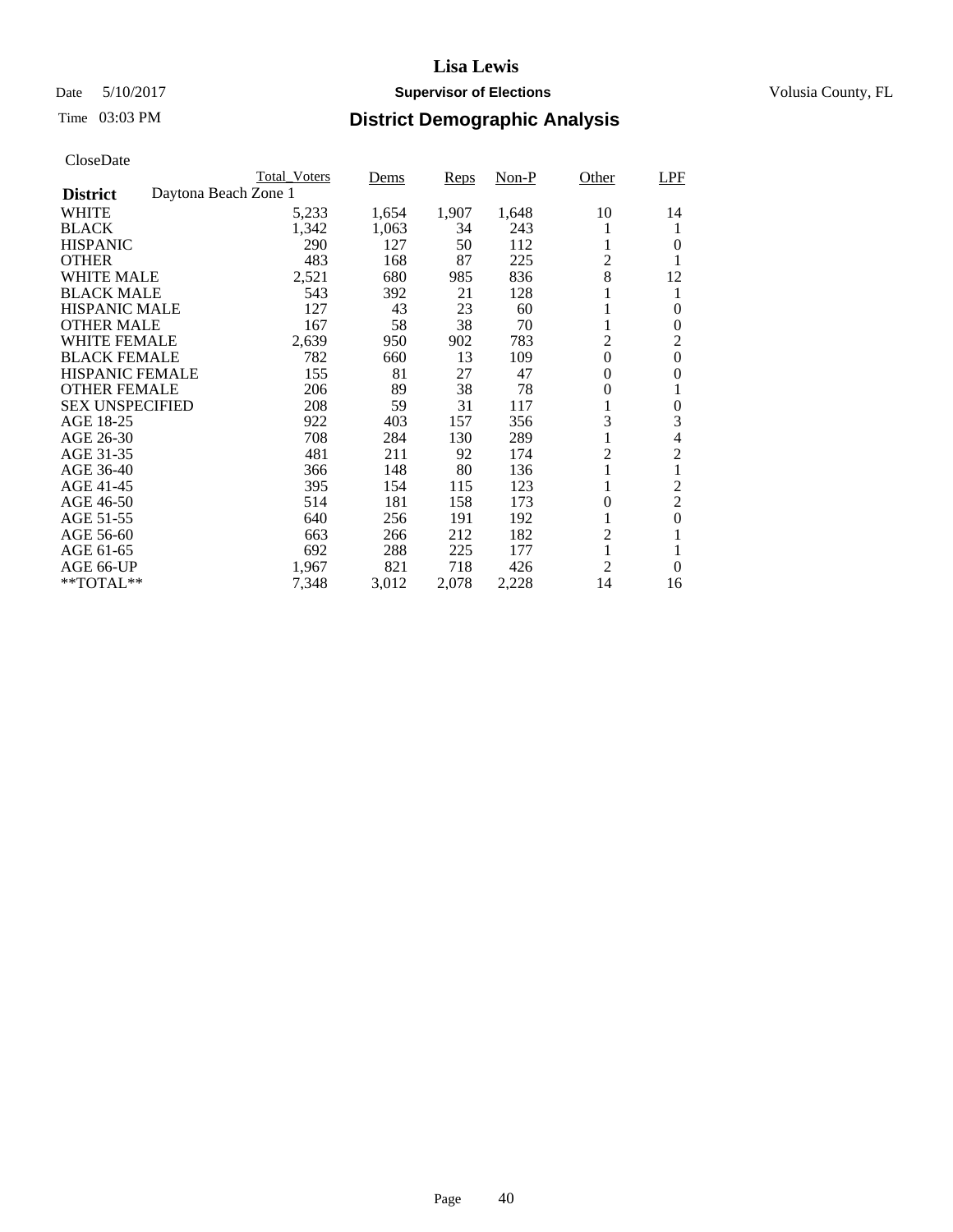# Lisa Lewis

Date 5/10/2017 **Supervisor of Elections** Volusia County, FL

Time 03:03 PM

## District Demographic Analysis

CloseDate

| District | Daytona Beach Zone 1 Total_Voters | Dems | Reps | Non-P | Other | LPF |
|---|---|---|---|---|---|---|
| WHITE | 5,233 | 1,654 | 1,907 | 1,648 | 10 | 14 |
| BLACK | 1,342 | 1,063 | 34 | 243 | 1 | 1 |
| HISPANIC | 290 | 127 | 50 | 112 | 1 | 0 |
| OTHER | 483 | 168 | 87 | 225 | 2 | 1 |
| WHITE MALE | 2,521 | 680 | 985 | 836 | 8 | 12 |
| BLACK MALE | 543 | 392 | 21 | 128 | 1 | 1 |
| HISPANIC MALE | 127 | 43 | 23 | 60 | 1 | 0 |
| OTHER MALE | 167 | 58 | 38 | 70 | 1 | 0 |
| WHITE FEMALE | 2,639 | 950 | 902 | 783 | 2 | 2 |
| BLACK FEMALE | 782 | 660 | 13 | 109 | 0 | 0 |
| HISPANIC FEMALE | 155 | 81 | 27 | 47 | 0 | 0 |
| OTHER FEMALE | 206 | 89 | 38 | 78 | 0 | 1 |
| SEX UNSPECIFIED | 208 | 59 | 31 | 117 | 1 | 0 |
| AGE 18-25 | 922 | 403 | 157 | 356 | 3 | 3 |
| AGE 26-30 | 708 | 284 | 130 | 289 | 1 | 4 |
| AGE 31-35 | 481 | 211 | 92 | 174 | 2 | 2 |
| AGE 36-40 | 366 | 148 | 80 | 136 | 1 | 1 |
| AGE 41-45 | 395 | 154 | 115 | 123 | 1 | 2 |
| AGE 46-50 | 514 | 181 | 158 | 173 | 0 | 2 |
| AGE 51-55 | 640 | 256 | 191 | 192 | 1 | 0 |
| AGE 56-60 | 663 | 266 | 212 | 182 | 2 | 1 |
| AGE 61-65 | 692 | 288 | 225 | 177 | 1 | 1 |
| AGE 66-UP | 1,967 | 821 | 718 | 426 | 2 | 0 |
| **TOTAL** | 7,348 | 3,012 | 2,078 | 2,228 | 14 | 16 |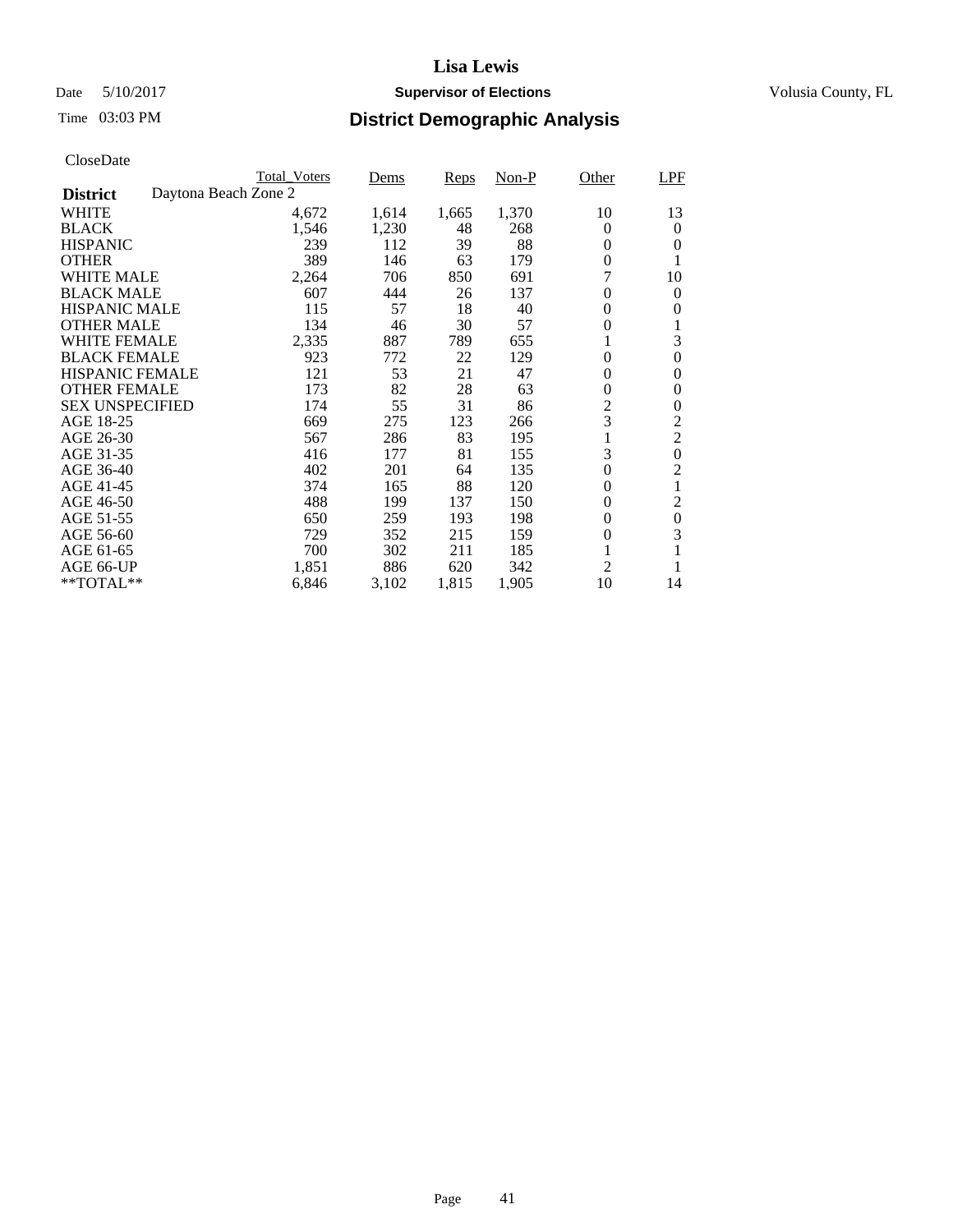# Lisa Lewis

Date 5/10/2017 **Supervisor of Elections** Volusia County, FL

Time 03:03 PM **District Demographic Analysis**

CloseDate

| District | Daytona Beach Zone 2 | Total_Voters | Dems | Reps | Non-P | Other | LPF |
|---|---|---|---|---|---|---|---|
| WHITE | | 4,672 | 1,614 | 1,665 | 1,370 | 10 | 13 |
| BLACK | | 1,546 | 1,230 | 48 | 268 | 0 | 0 |
| HISPANIC | | 239 | 112 | 39 | 88 | 0 | 0 |
| OTHER | | 389 | 146 | 63 | 179 | 0 | 1 |
| WHITE MALE | | 2,264 | 706 | 850 | 691 | 7 | 10 |
| BLACK MALE | | 607 | 444 | 26 | 137 | 0 | 0 |
| HISPANIC MALE | | 115 | 57 | 18 | 40 | 0 | 0 |
| OTHER MALE | | 134 | 46 | 30 | 57 | 0 | 1 |
| WHITE FEMALE | | 2,335 | 887 | 789 | 655 | 1 | 3 |
| BLACK FEMALE | | 923 | 772 | 22 | 129 | 0 | 0 |
| HISPANIC FEMALE | | 121 | 53 | 21 | 47 | 0 | 0 |
| OTHER FEMALE | | 173 | 82 | 28 | 63 | 0 | 0 |
| SEX UNSPECIFIED | | 174 | 55 | 31 | 86 | 2 | 0 |
| AGE 18-25 | | 669 | 275 | 123 | 266 | 3 | 2 |
| AGE 26-30 | | 567 | 286 | 83 | 195 | 1 | 2 |
| AGE 31-35 | | 416 | 177 | 81 | 155 | 3 | 0 |
| AGE 36-40 | | 402 | 201 | 64 | 135 | 0 | 2 |
| AGE 41-45 | | 374 | 165 | 88 | 120 | 0 | 1 |
| AGE 46-50 | | 488 | 199 | 137 | 150 | 0 | 2 |
| AGE 51-55 | | 650 | 259 | 193 | 198 | 0 | 0 |
| AGE 56-60 | | 729 | 352 | 215 | 159 | 0 | 3 |
| AGE 61-65 | | 700 | 302 | 211 | 185 | 1 | 1 |
| AGE 66-UP | | 1,851 | 886 | 620 | 342 | 2 | 1 |
| **TOTAL** | | 6,846 | 3,102 | 1,815 | 1,905 | 10 | 14 |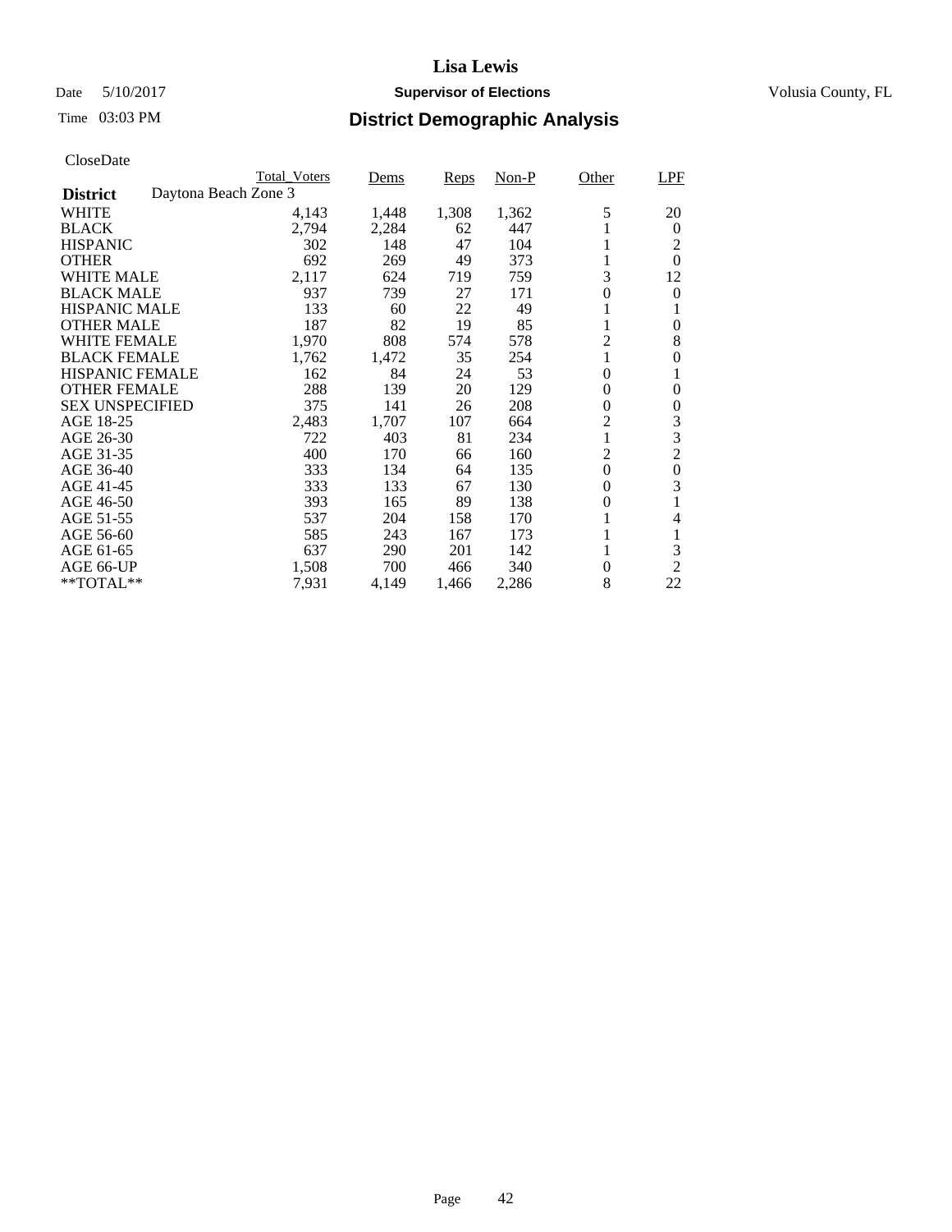# Lisa Lewis

Date 5/10/2017 **Supervisor of Elections** Volusia County, FL

Time 03:03 PM

## District Demographic Analysis

CloseDate

**District** Daytona Beach Zone 3

| | Total_Voters | Dems | Reps | Non-P | Other | LPF |
|---|---|---|---|---|---|---|
| WHITE | 4,143 | 1,448 | 1,308 | 1,362 | 5 | 20 |
| BLACK | 2,794 | 2,284 | 62 | 447 | 1 | 0 |
| HISPANIC | 302 | 148 | 47 | 104 | 1 | 2 |
| OTHER | 692 | 269 | 49 | 373 | 1 | 0 |
| WHITE MALE | 2,117 | 624 | 719 | 759 | 3 | 12 |
| BLACK MALE | 937 | 739 | 27 | 171 | 0 | 0 |
| HISPANIC MALE | 133 | 60 | 22 | 49 | 1 | 1 |
| OTHER MALE | 187 | 82 | 19 | 85 | 1 | 0 |
| WHITE FEMALE | 1,970 | 808 | 574 | 578 | 2 | 8 |
| BLACK FEMALE | 1,762 | 1,472 | 35 | 254 | 1 | 0 |
| HISPANIC FEMALE | 162 | 84 | 24 | 53 | 0 | 1 |
| OTHER FEMALE | 288 | 139 | 20 | 129 | 0 | 0 |
| SEX UNSPECIFIED | 375 | 141 | 26 | 208 | 0 | 0 |
| AGE 18-25 | 2,483 | 1,707 | 107 | 664 | 2 | 3 |
| AGE 26-30 | 722 | 403 | 81 | 234 | 1 | 3 |
| AGE 31-35 | 400 | 170 | 66 | 160 | 2 | 2 |
| AGE 36-40 | 333 | 134 | 64 | 135 | 0 | 0 |
| AGE 41-45 | 333 | 133 | 67 | 130 | 0 | 3 |
| AGE 46-50 | 393 | 165 | 89 | 138 | 0 | 1 |
| AGE 51-55 | 537 | 204 | 158 | 170 | 1 | 4 |
| AGE 56-60 | 585 | 243 | 167 | 173 | 1 | 1 |
| AGE 61-65 | 637 | 290 | 201 | 142 | 1 | 3 |
| AGE 66-UP | 1,508 | 700 | 466 | 340 | 0 | 2 |
| **TOTAL** | 7,931 | 4,149 | 1,466 | 2,286 | 8 | 22 |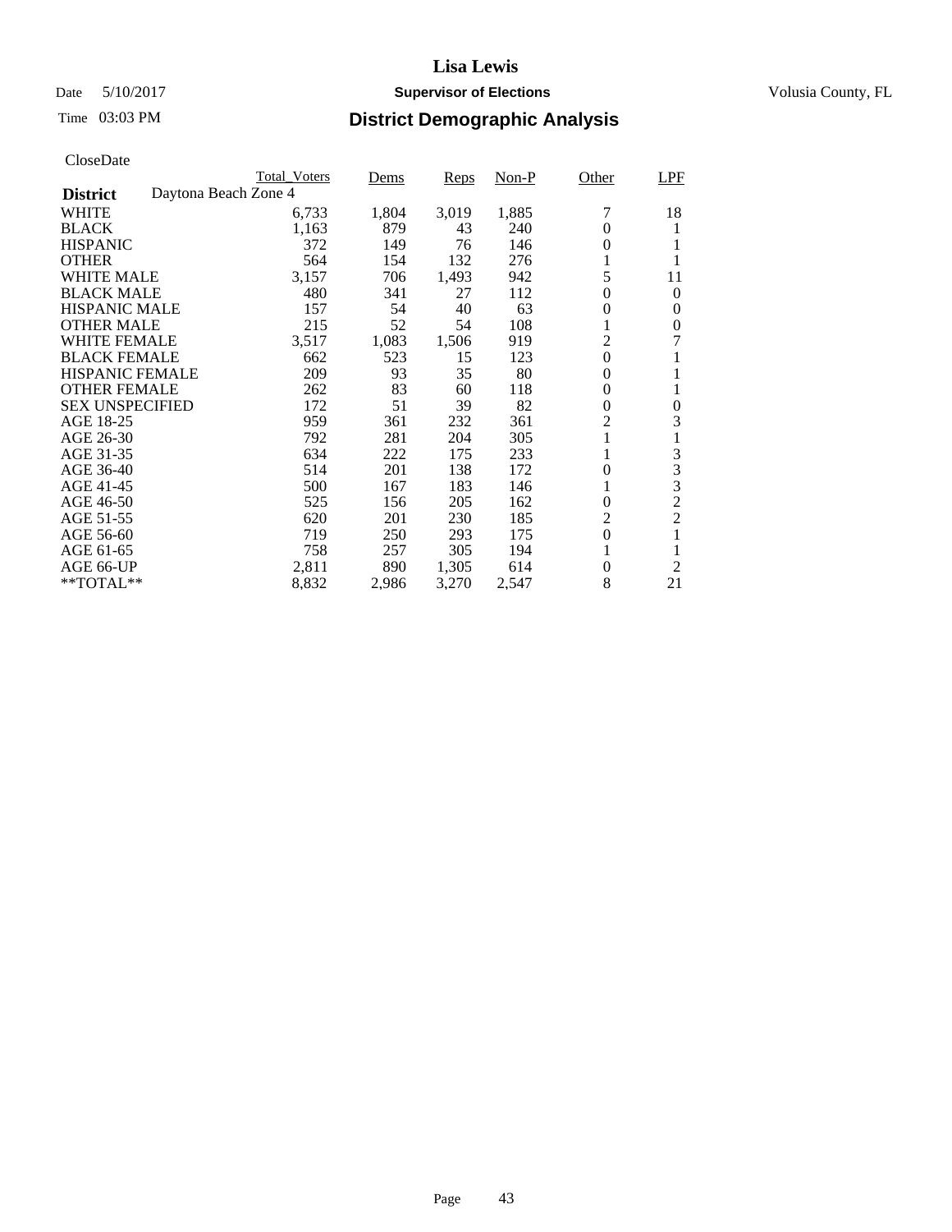# Lisa Lewis

Date 5/10/2017 **Supervisor of Elections** Volusia County, FL

Time 03:03 PM

## District Demographic Analysis

CloseDate

| District: Daytona Beach Zone 4 | Total_Voters | Dems | Reps | Non-P | Other | LPF |
|---|---|---|---|---|---|---|
| WHITE | 6,733 | 1,804 | 3,019 | 1,885 | 7 | 18 |
| BLACK | 1,163 | 879 | 43 | 240 | 0 | 1 |
| HISPANIC | 372 | 149 | 76 | 146 | 0 | 1 |
| OTHER | 564 | 154 | 132 | 276 | 1 | 1 |
| WHITE MALE | 3,157 | 706 | 1,493 | 942 | 5 | 11 |
| BLACK MALE | 480 | 341 | 27 | 112 | 0 | 0 |
| HISPANIC MALE | 157 | 54 | 40 | 63 | 0 | 0 |
| OTHER MALE | 215 | 52 | 54 | 108 | 1 | 0 |
| WHITE FEMALE | 3,517 | 1,083 | 1,506 | 919 | 2 | 7 |
| BLACK FEMALE | 662 | 523 | 15 | 123 | 0 | 1 |
| HISPANIC FEMALE | 209 | 93 | 35 | 80 | 0 | 1 |
| OTHER FEMALE | 262 | 83 | 60 | 118 | 0 | 1 |
| SEX UNSPECIFIED | 172 | 51 | 39 | 82 | 0 | 0 |
| AGE 18-25 | 959 | 361 | 232 | 361 | 2 | 3 |
| AGE 26-30 | 792 | 281 | 204 | 305 | 1 | 1 |
| AGE 31-35 | 634 | 222 | 175 | 233 | 1 | 3 |
| AGE 36-40 | 514 | 201 | 138 | 172 | 0 | 3 |
| AGE 41-45 | 500 | 167 | 183 | 146 | 1 | 3 |
| AGE 46-50 | 525 | 156 | 205 | 162 | 0 | 2 |
| AGE 51-55 | 620 | 201 | 230 | 185 | 2 | 2 |
| AGE 56-60 | 719 | 250 | 293 | 175 | 0 | 1 |
| AGE 61-65 | 758 | 257 | 305 | 194 | 1 | 1 |
| AGE 66-UP | 2,811 | 890 | 1,305 | 614 | 0 | 2 |
| **TOTAL** | 8,832 | 2,986 | 3,270 | 2,547 | 8 | 21 |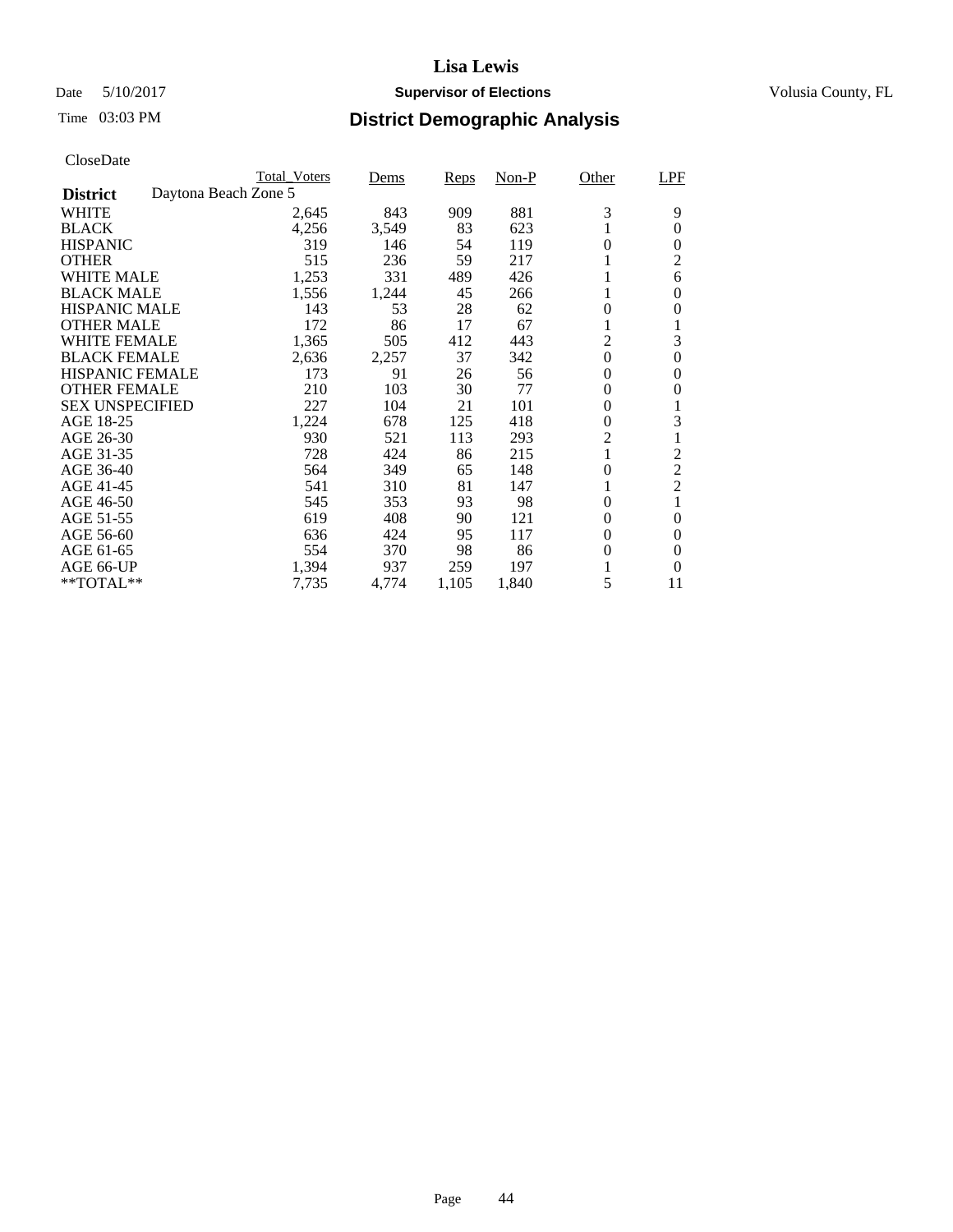# Lisa Lewis

Date 5/10/2017 **Supervisor of Elections** Volusia County, FL

Time 03:03 PM **District Demographic Analysis**

CloseDate

| District | Total_Voters | Dems | Reps | Non-P | Other | LPF |
|---|---|---|---|---|---|---|
| Daytona Beach Zone 5 | | | | | | |
| WHITE | 2,645 | 843 | 909 | 881 | 3 | 9 |
| BLACK | 4,256 | 3,549 | 83 | 623 | 1 | 0 |
| HISPANIC | 319 | 146 | 54 | 119 | 0 | 0 |
| OTHER | 515 | 236 | 59 | 217 | 1 | 2 |
| WHITE MALE | 1,253 | 331 | 489 | 426 | 1 | 6 |
| BLACK MALE | 1,556 | 1,244 | 45 | 266 | 1 | 0 |
| HISPANIC MALE | 143 | 53 | 28 | 62 | 0 | 0 |
| OTHER MALE | 172 | 86 | 17 | 67 | 1 | 1 |
| WHITE FEMALE | 1,365 | 505 | 412 | 443 | 2 | 3 |
| BLACK FEMALE | 2,636 | 2,257 | 37 | 342 | 0 | 0 |
| HISPANIC FEMALE | 173 | 91 | 26 | 56 | 0 | 0 |
| OTHER FEMALE | 210 | 103 | 30 | 77 | 0 | 0 |
| SEX UNSPECIFIED | 227 | 104 | 21 | 101 | 0 | 1 |
| AGE 18-25 | 1,224 | 678 | 125 | 418 | 0 | 3 |
| AGE 26-30 | 930 | 521 | 113 | 293 | 2 | 1 |
| AGE 31-35 | 728 | 424 | 86 | 215 | 1 | 2 |
| AGE 36-40 | 564 | 349 | 65 | 148 | 0 | 2 |
| AGE 41-45 | 541 | 310 | 81 | 147 | 1 | 2 |
| AGE 46-50 | 545 | 353 | 93 | 98 | 0 | 1 |
| AGE 51-55 | 619 | 408 | 90 | 121 | 0 | 0 |
| AGE 56-60 | 636 | 424 | 95 | 117 | 0 | 0 |
| AGE 61-65 | 554 | 370 | 98 | 86 | 0 | 0 |
| AGE 66-UP | 1,394 | 937 | 259 | 197 | 1 | 0 |
| **TOTAL** | 7,735 | 4,774 | 1,105 | 1,840 | 5 | 11 |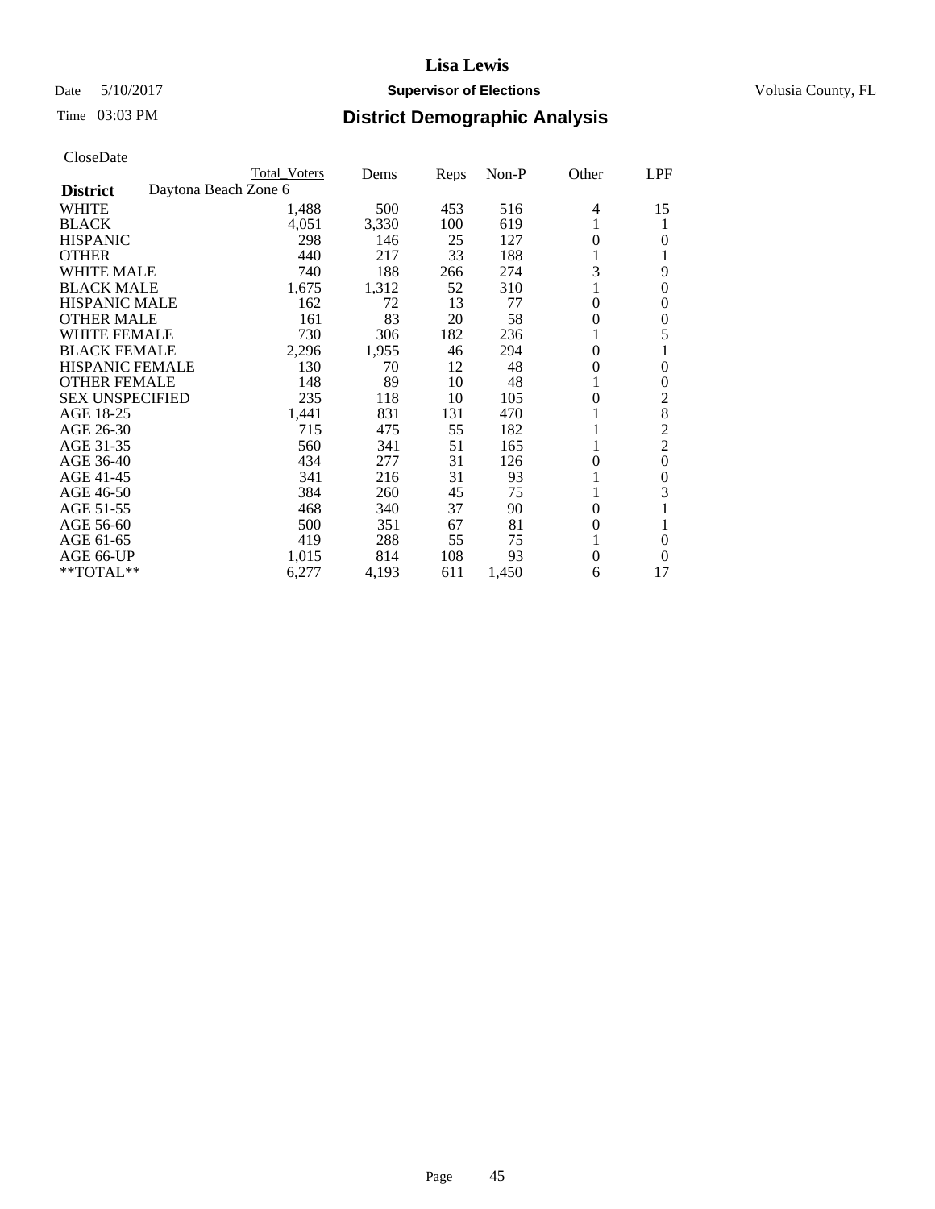# Lisa Lewis

Date 5/10/2017 **Supervisor of Elections** Volusia County, FL

Time 03:03 PM

## District Demographic Analysis

CloseDate

| | Total_Voters | Dems | Reps | Non-P | Other | LPF |
|---|---|---|---|---|---|---|
| **District** Daytona Beach Zone 6 | | | | | | |
| WHITE | 1,488 | 500 | 453 | 516 | 4 | 15 |
| BLACK | 4,051 | 3,330 | 100 | 619 | 1 | 1 |
| HISPANIC | 298 | 146 | 25 | 127 | 0 | 0 |
| OTHER | 440 | 217 | 33 | 188 | 1 | 1 |
| WHITE MALE | 740 | 188 | 266 | 274 | 3 | 9 |
| BLACK MALE | 1,675 | 1,312 | 52 | 310 | 1 | 0 |
| HISPANIC MALE | 162 | 72 | 13 | 77 | 0 | 0 |
| OTHER MALE | 161 | 83 | 20 | 58 | 0 | 0 |
| WHITE FEMALE | 730 | 306 | 182 | 236 | 1 | 5 |
| BLACK FEMALE | 2,296 | 1,955 | 46 | 294 | 0 | 1 |
| HISPANIC FEMALE | 130 | 70 | 12 | 48 | 0 | 0 |
| OTHER FEMALE | 148 | 89 | 10 | 48 | 1 | 0 |
| SEX UNSPECIFIED | 235 | 118 | 10 | 105 | 0 | 2 |
| AGE 18-25 | 1,441 | 831 | 131 | 470 | 1 | 8 |
| AGE 26-30 | 715 | 475 | 55 | 182 | 1 | 2 |
| AGE 31-35 | 560 | 341 | 51 | 165 | 1 | 2 |
| AGE 36-40 | 434 | 277 | 31 | 126 | 0 | 0 |
| AGE 41-45 | 341 | 216 | 31 | 93 | 1 | 0 |
| AGE 46-50 | 384 | 260 | 45 | 75 | 1 | 3 |
| AGE 51-55 | 468 | 340 | 37 | 90 | 0 | 1 |
| AGE 56-60 | 500 | 351 | 67 | 81 | 0 | 1 |
| AGE 61-65 | 419 | 288 | 55 | 75 | 1 | 0 |
| AGE 66-UP | 1,015 | 814 | 108 | 93 | 0 | 0 |
| **TOTAL** | 6,277 | 4,193 | 611 | 1,450 | 6 | 17 |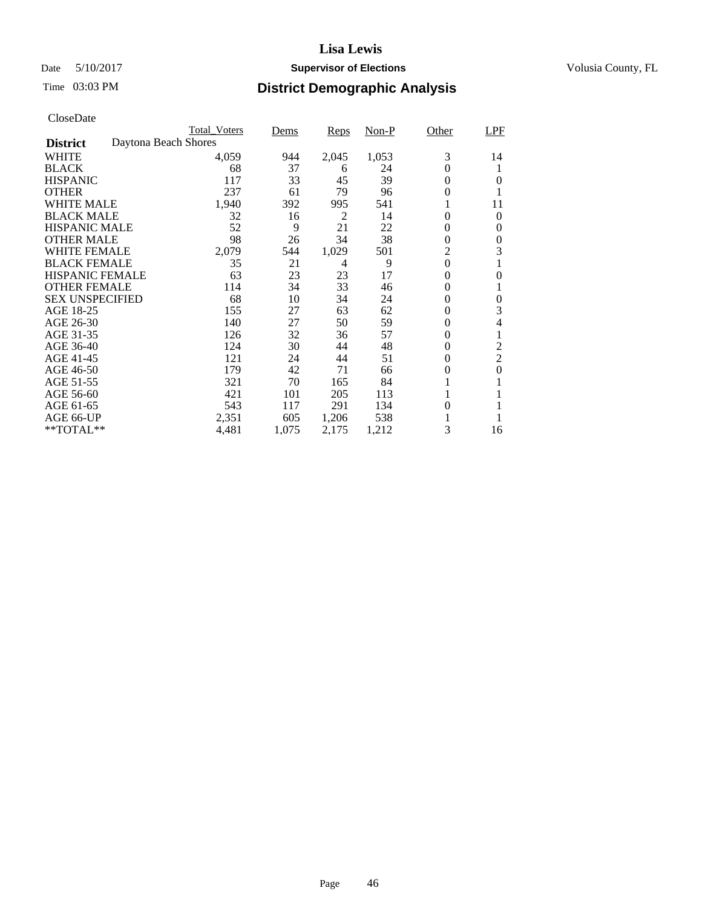# Lisa Lewis

Date 5/10/2017 **Supervisor of Elections** Volusia County, FL

Time 03:03 PM

## District Demographic Analysis

CloseDate

| | Total_Voters | Dems | Reps | Non-P | Other | LPF |
|---|---|---|---|---|---|---|
| **District** Daytona Beach Shores | | | | | | |
| WHITE | 4,059 | 944 | 2,045 | 1,053 | 3 | 14 |
| BLACK | 68 | 37 | 6 | 24 | 0 | 1 |
| HISPANIC | 117 | 33 | 45 | 39 | 0 | 0 |
| OTHER | 237 | 61 | 79 | 96 | 0 | 1 |
| WHITE MALE | 1,940 | 392 | 995 | 541 | 1 | 11 |
| BLACK MALE | 32 | 16 | 2 | 14 | 0 | 0 |
| HISPANIC MALE | 52 | 9 | 21 | 22 | 0 | 0 |
| OTHER MALE | 98 | 26 | 34 | 38 | 0 | 0 |
| WHITE FEMALE | 2,079 | 544 | 1,029 | 501 | 2 | 3 |
| BLACK FEMALE | 35 | 21 | 4 | 9 | 0 | 1 |
| HISPANIC FEMALE | 63 | 23 | 23 | 17 | 0 | 0 |
| OTHER FEMALE | 114 | 34 | 33 | 46 | 0 | 1 |
| SEX UNSPECIFIED | 68 | 10 | 34 | 24 | 0 | 0 |
| AGE 18-25 | 155 | 27 | 63 | 62 | 0 | 3 |
| AGE 26-30 | 140 | 27 | 50 | 59 | 0 | 4 |
| AGE 31-35 | 126 | 32 | 36 | 57 | 0 | 1 |
| AGE 36-40 | 124 | 30 | 44 | 48 | 0 | 2 |
| AGE 41-45 | 121 | 24 | 44 | 51 | 0 | 2 |
| AGE 46-50 | 179 | 42 | 71 | 66 | 0 | 0 |
| AGE 51-55 | 321 | 70 | 165 | 84 | 1 | 1 |
| AGE 56-60 | 421 | 101 | 205 | 113 | 1 | 1 |
| AGE 61-65 | 543 | 117 | 291 | 134 | 0 | 1 |
| AGE 66-UP | 2,351 | 605 | 1,206 | 538 | 1 | 1 |
| **TOTAL** | 4,481 | 1,075 | 2,175 | 1,212 | 3 | 16 |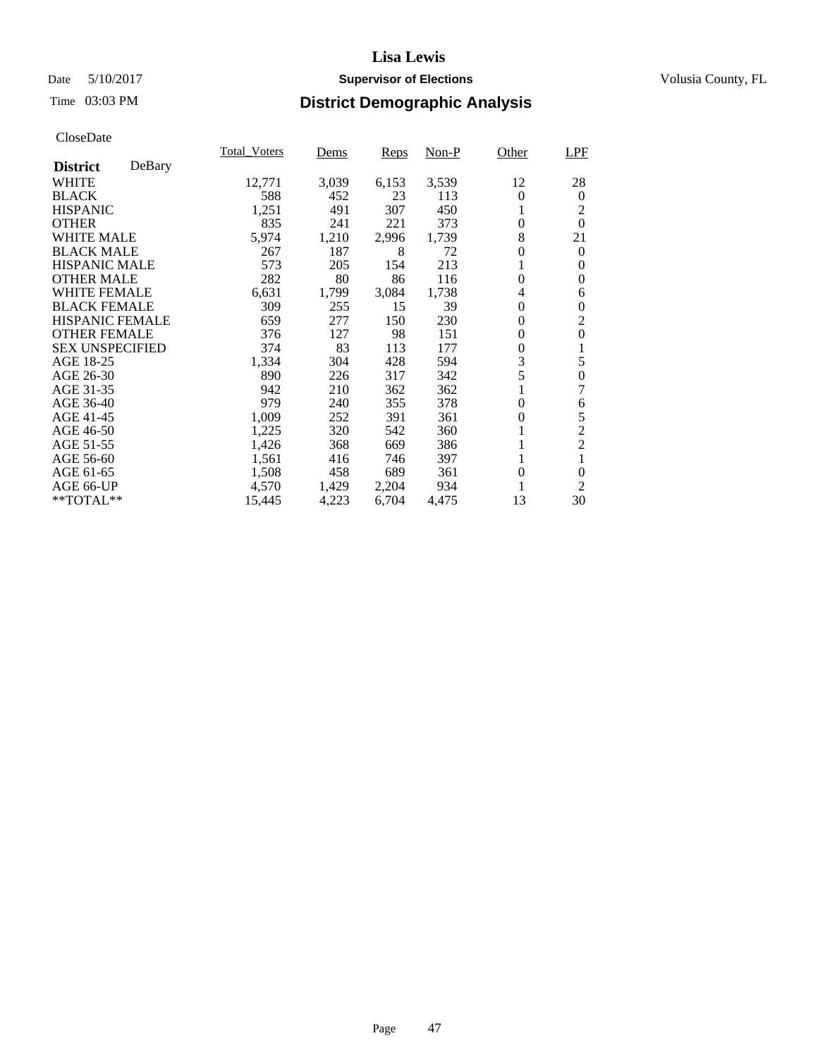# Lisa Lewis

Date 5/10/2017 **Supervisor of Elections** Volusia County, FL

Time 03:03 PM

## District Demographic Analysis

CloseDate

| **District** DeBary | Total_Voters | Dems | Reps | Non-P | Other | LPF |
|---|---|---|---|---|---|---|
| WHITE | 12,771 | 3,039 | 6,153 | 3,539 | 12 | 28 |
| BLACK | 588 | 452 | 23 | 113 | 0 | 0 |
| HISPANIC | 1,251 | 491 | 307 | 450 | 1 | 2 |
| OTHER | 835 | 241 | 221 | 373 | 0 | 0 |
| WHITE MALE | 5,974 | 1,210 | 2,996 | 1,739 | 8 | 21 |
| BLACK MALE | 267 | 187 | 8 | 72 | 0 | 0 |
| HISPANIC MALE | 573 | 205 | 154 | 213 | 1 | 0 |
| OTHER MALE | 282 | 80 | 86 | 116 | 0 | 0 |
| WHITE FEMALE | 6,631 | 1,799 | 3,084 | 1,738 | 4 | 6 |
| BLACK FEMALE | 309 | 255 | 15 | 39 | 0 | 0 |
| HISPANIC FEMALE | 659 | 277 | 150 | 230 | 0 | 2 |
| OTHER FEMALE | 376 | 127 | 98 | 151 | 0 | 0 |
| SEX UNSPECIFIED | 374 | 83 | 113 | 177 | 0 | 1 |
| AGE 18-25 | 1,334 | 304 | 428 | 594 | 3 | 5 |
| AGE 26-30 | 890 | 226 | 317 | 342 | 5 | 0 |
| AGE 31-35 | 942 | 210 | 362 | 362 | 1 | 7 |
| AGE 36-40 | 979 | 240 | 355 | 378 | 0 | 6 |
| AGE 41-45 | 1,009 | 252 | 391 | 361 | 0 | 5 |
| AGE 46-50 | 1,225 | 320 | 542 | 360 | 1 | 2 |
| AGE 51-55 | 1,426 | 368 | 669 | 386 | 1 | 2 |
| AGE 56-60 | 1,561 | 416 | 746 | 397 | 1 | 1 |
| AGE 61-65 | 1,508 | 458 | 689 | 361 | 0 | 0 |
| AGE 66-UP | 4,570 | 1,429 | 2,204 | 934 | 1 | 2 |
| **TOTAL** | 15,445 | 4,223 | 6,704 | 4,475 | 13 | 30 |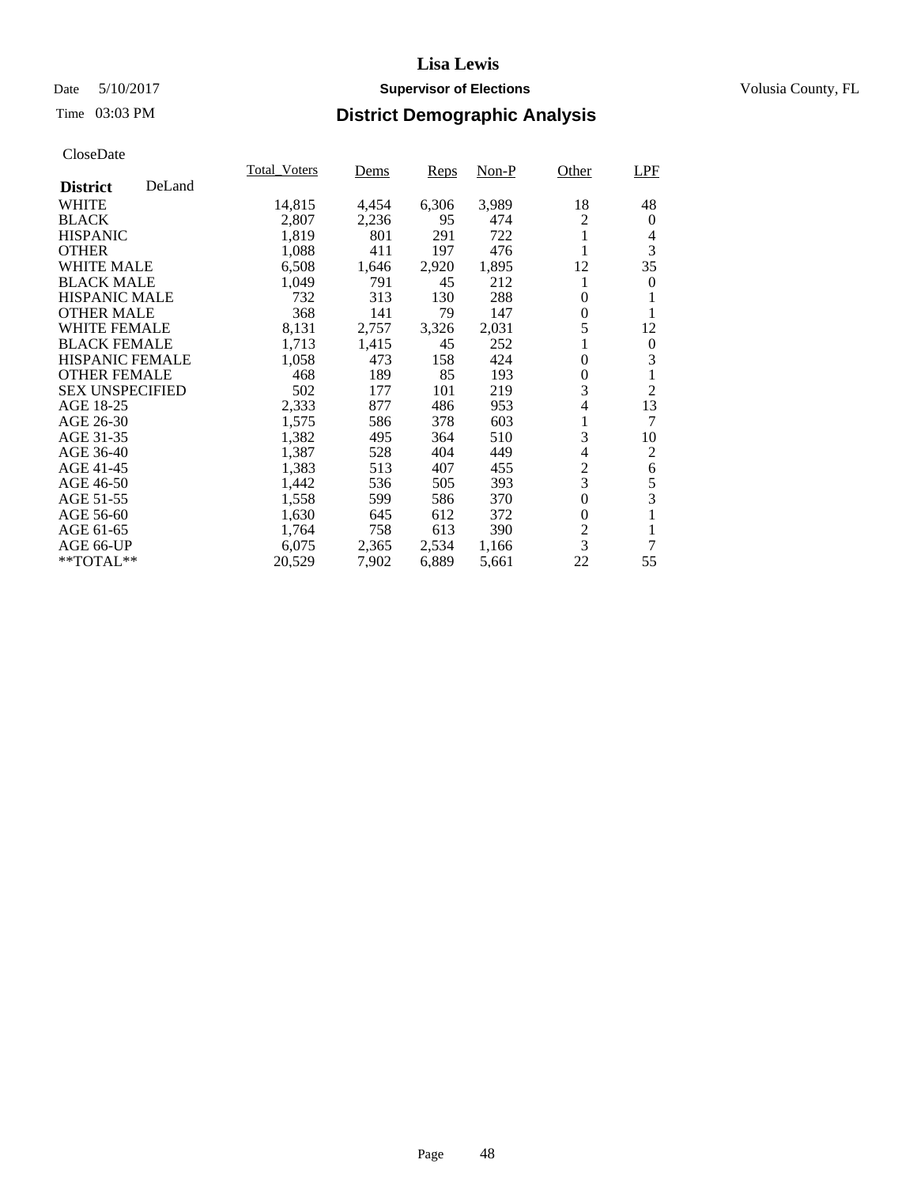# Lisa Lewis

Date 5/10/2017 **Supervisor of Elections** Volusia County, FL

Time 03:03 PM

## District Demographic Analysis

CloseDate

| **District** DeLand | Total_Voters | Dems | Reps | Non-P | Other | LPF |
|---|---|---|---|---|---|---|
| WHITE | 14,815 | 4,454 | 6,306 | 3,989 | 18 | 48 |
| BLACK | 2,807 | 2,236 | 95 | 474 | 2 | 0 |
| HISPANIC | 1,819 | 801 | 291 | 722 | 1 | 4 |
| OTHER | 1,088 | 411 | 197 | 476 | 1 | 3 |
| WHITE MALE | 6,508 | 1,646 | 2,920 | 1,895 | 12 | 35 |
| BLACK MALE | 1,049 | 791 | 45 | 212 | 1 | 0 |
| HISPANIC MALE | 732 | 313 | 130 | 288 | 0 | 1 |
| OTHER MALE | 368 | 141 | 79 | 147 | 0 | 1 |
| WHITE FEMALE | 8,131 | 2,757 | 3,326 | 2,031 | 5 | 12 |
| BLACK FEMALE | 1,713 | 1,415 | 45 | 252 | 1 | 0 |
| HISPANIC FEMALE | 1,058 | 473 | 158 | 424 | 0 | 3 |
| OTHER FEMALE | 468 | 189 | 85 | 193 | 0 | 1 |
| SEX UNSPECIFIED | 502 | 177 | 101 | 219 | 3 | 2 |
| AGE 18-25 | 2,333 | 877 | 486 | 953 | 4 | 13 |
| AGE 26-30 | 1,575 | 586 | 378 | 603 | 1 | 7 |
| AGE 31-35 | 1,382 | 495 | 364 | 510 | 3 | 10 |
| AGE 36-40 | 1,387 | 528 | 404 | 449 | 4 | 2 |
| AGE 41-45 | 1,383 | 513 | 407 | 455 | 2 | 6 |
| AGE 46-50 | 1,442 | 536 | 505 | 393 | 3 | 5 |
| AGE 51-55 | 1,558 | 599 | 586 | 370 | 0 | 3 |
| AGE 56-60 | 1,630 | 645 | 612 | 372 | 0 | 1 |
| AGE 61-65 | 1,764 | 758 | 613 | 390 | 2 | 1 |
| AGE 66-UP | 6,075 | 2,365 | 2,534 | 1,166 | 3 | 7 |
| **TOTAL** | 20,529 | 7,902 | 6,889 | 5,661 | 22 | 55 |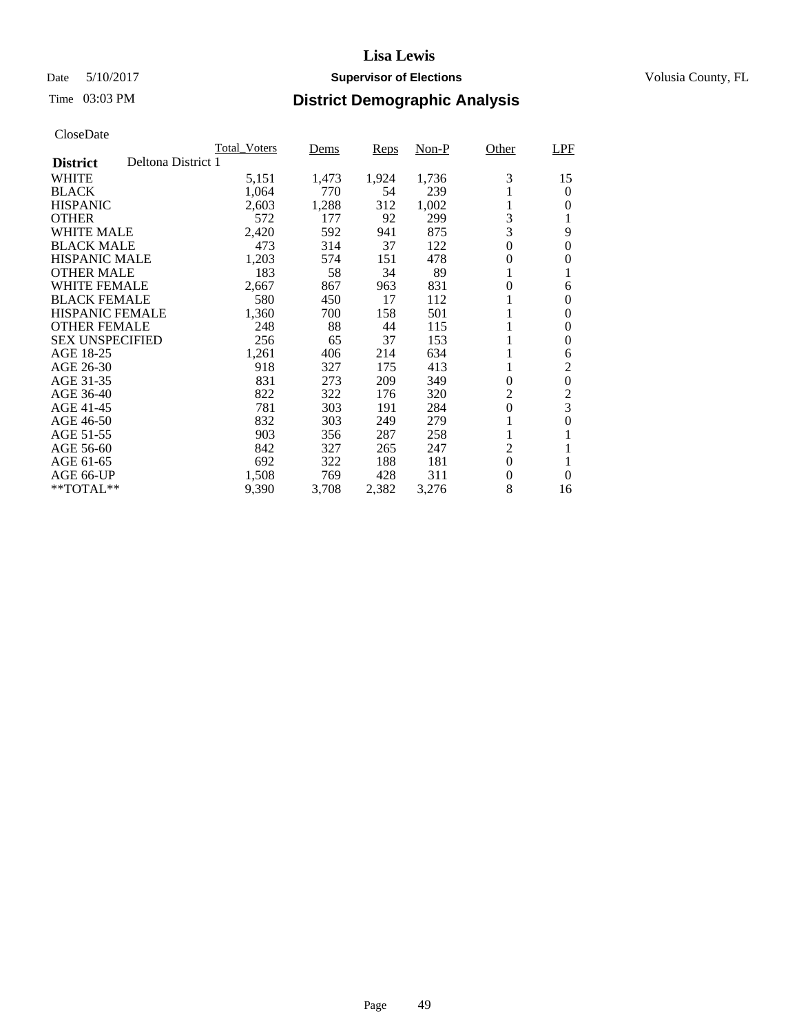# Lisa Lewis

Date 5/10/2017 **Supervisor of Elections** Volusia County, FL

Time 03:03 PM

## District Demographic Analysis

CloseDate

| | Total_Voters | Dems | Reps | Non-P | Other | LPF |
|---|---|---|---|---|---|---|
| **District** Deltona District 1 | | | | | | |
| WHITE | 5,151 | 1,473 | 1,924 | 1,736 | 3 | 15 |
| BLACK | 1,064 | 770 | 54 | 239 | 1 | 0 |
| HISPANIC | 2,603 | 1,288 | 312 | 1,002 | 1 | 0 |
| OTHER | 572 | 177 | 92 | 299 | 3 | 1 |
| WHITE MALE | 2,420 | 592 | 941 | 875 | 3 | 9 |
| BLACK MALE | 473 | 314 | 37 | 122 | 0 | 0 |
| HISPANIC MALE | 1,203 | 574 | 151 | 478 | 0 | 0 |
| OTHER MALE | 183 | 58 | 34 | 89 | 1 | 1 |
| WHITE FEMALE | 2,667 | 867 | 963 | 831 | 0 | 6 |
| BLACK FEMALE | 580 | 450 | 17 | 112 | 1 | 0 |
| HISPANIC FEMALE | 1,360 | 700 | 158 | 501 | 1 | 0 |
| OTHER FEMALE | 248 | 88 | 44 | 115 | 1 | 0 |
| SEX UNSPECIFIED | 256 | 65 | 37 | 153 | 1 | 0 |
| AGE 18-25 | 1,261 | 406 | 214 | 634 | 1 | 6 |
| AGE 26-30 | 918 | 327 | 175 | 413 | 1 | 2 |
| AGE 31-35 | 831 | 273 | 209 | 349 | 0 | 0 |
| AGE 36-40 | 822 | 322 | 176 | 320 | 2 | 2 |
| AGE 41-45 | 781 | 303 | 191 | 284 | 0 | 3 |
| AGE 46-50 | 832 | 303 | 249 | 279 | 1 | 0 |
| AGE 51-55 | 903 | 356 | 287 | 258 | 1 | 1 |
| AGE 56-60 | 842 | 327 | 265 | 247 | 2 | 1 |
| AGE 61-65 | 692 | 322 | 188 | 181 | 0 | 1 |
| AGE 66-UP | 1,508 | 769 | 428 | 311 | 0 | 0 |
| **TOTAL** | 9,390 | 3,708 | 2,382 | 3,276 | 8 | 16 |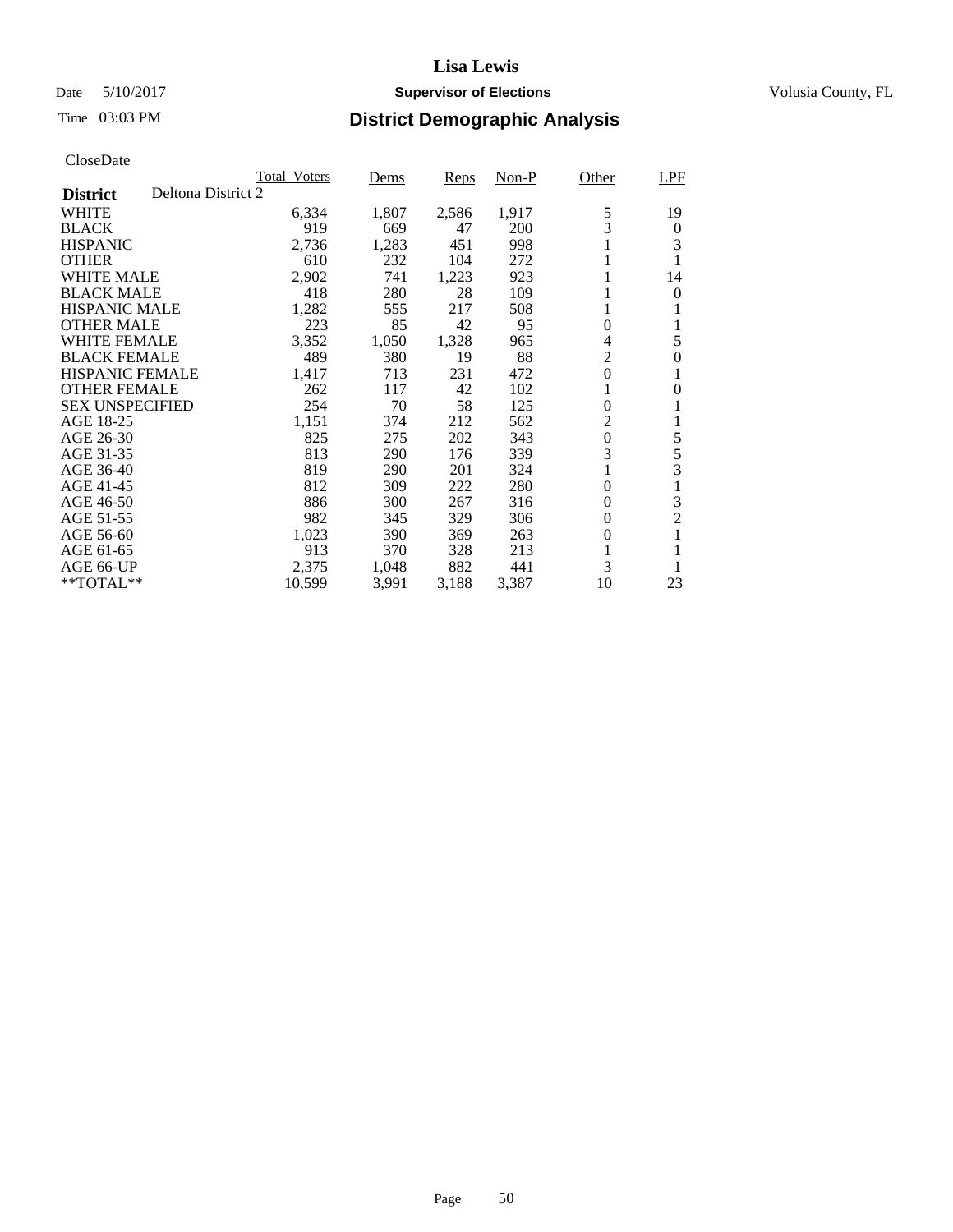# Lisa Lewis

Date 5/10/2017 **Supervisor of Elections** Volusia County, FL

Time 03:03 PM

## District Demographic Analysis

CloseDate

| | Total_Voters | Dems | Reps | Non-P | Other | LPF |
|---|---|---|---|---|---|---|
| **District** Deltona District 2 | | | | | | |
| WHITE | 6,334 | 1,807 | 2,586 | 1,917 | 5 | 19 |
| BLACK | 919 | 669 | 47 | 200 | 3 | 0 |
| HISPANIC | 2,736 | 1,283 | 451 | 998 | 1 | 3 |
| OTHER | 610 | 232 | 104 | 272 | 1 | 1 |
| WHITE MALE | 2,902 | 741 | 1,223 | 923 | 1 | 14 |
| BLACK MALE | 418 | 280 | 28 | 109 | 1 | 0 |
| HISPANIC MALE | 1,282 | 555 | 217 | 508 | 1 | 1 |
| OTHER MALE | 223 | 85 | 42 | 95 | 0 | 1 |
| WHITE FEMALE | 3,352 | 1,050 | 1,328 | 965 | 4 | 5 |
| BLACK FEMALE | 489 | 380 | 19 | 88 | 2 | 0 |
| HISPANIC FEMALE | 1,417 | 713 | 231 | 472 | 0 | 1 |
| OTHER FEMALE | 262 | 117 | 42 | 102 | 1 | 0 |
| SEX UNSPECIFIED | 254 | 70 | 58 | 125 | 0 | 1 |
| AGE 18-25 | 1,151 | 374 | 212 | 562 | 2 | 1 |
| AGE 26-30 | 825 | 275 | 202 | 343 | 0 | 5 |
| AGE 31-35 | 813 | 290 | 176 | 339 | 3 | 5 |
| AGE 36-40 | 819 | 290 | 201 | 324 | 1 | 3 |
| AGE 41-45 | 812 | 309 | 222 | 280 | 0 | 1 |
| AGE 46-50 | 886 | 300 | 267 | 316 | 0 | 3 |
| AGE 51-55 | 982 | 345 | 329 | 306 | 0 | 2 |
| AGE 56-60 | 1,023 | 390 | 369 | 263 | 0 | 1 |
| AGE 61-65 | 913 | 370 | 328 | 213 | 1 | 1 |
| AGE 66-UP | 2,375 | 1,048 | 882 | 441 | 3 | 1 |
| **TOTAL** | 10,599 | 3,991 | 3,188 | 3,387 | 10 | 23 |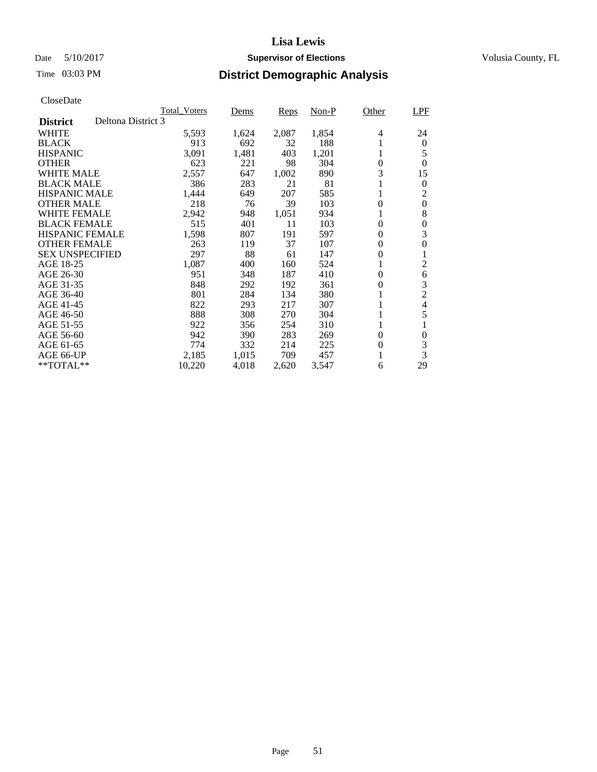# Lisa Lewis

Date 5/10/2017 **Supervisor of Elections** Volusia County, FL

Time 03:03 PM

## District Demographic Analysis

CloseDate

| **District** Deltona District 3 | Total_Voters | Dems | Reps | Non-P | Other | LPF |
|---|---|---|---|---|---|---|
| WHITE | 5,593 | 1,624 | 2,087 | 1,854 | 4 | 24 |
| BLACK | 913 | 692 | 32 | 188 | 1 | 0 |
| HISPANIC | 3,091 | 1,481 | 403 | 1,201 | 1 | 5 |
| OTHER | 623 | 221 | 98 | 304 | 0 | 0 |
| WHITE MALE | 2,557 | 647 | 1,002 | 890 | 3 | 15 |
| BLACK MALE | 386 | 283 | 21 | 81 | 1 | 0 |
| HISPANIC MALE | 1,444 | 649 | 207 | 585 | 1 | 2 |
| OTHER MALE | 218 | 76 | 39 | 103 | 0 | 0 |
| WHITE FEMALE | 2,942 | 948 | 1,051 | 934 | 1 | 8 |
| BLACK FEMALE | 515 | 401 | 11 | 103 | 0 | 0 |
| HISPANIC FEMALE | 1,598 | 807 | 191 | 597 | 0 | 3 |
| OTHER FEMALE | 263 | 119 | 37 | 107 | 0 | 0 |
| SEX UNSPECIFIED | 297 | 88 | 61 | 147 | 0 | 1 |
| AGE 18-25 | 1,087 | 400 | 160 | 524 | 1 | 2 |
| AGE 26-30 | 951 | 348 | 187 | 410 | 0 | 6 |
| AGE 31-35 | 848 | 292 | 192 | 361 | 0 | 3 |
| AGE 36-40 | 801 | 284 | 134 | 380 | 1 | 2 |
| AGE 41-45 | 822 | 293 | 217 | 307 | 1 | 4 |
| AGE 46-50 | 888 | 308 | 270 | 304 | 1 | 5 |
| AGE 51-55 | 922 | 356 | 254 | 310 | 1 | 1 |
| AGE 56-60 | 942 | 390 | 283 | 269 | 0 | 0 |
| AGE 61-65 | 774 | 332 | 214 | 225 | 0 | 3 |
| AGE 66-UP | 2,185 | 1,015 | 709 | 457 | 1 | 3 |
| **TOTAL** | 10,220 | 4,018 | 2,620 | 3,547 | 6 | 29 |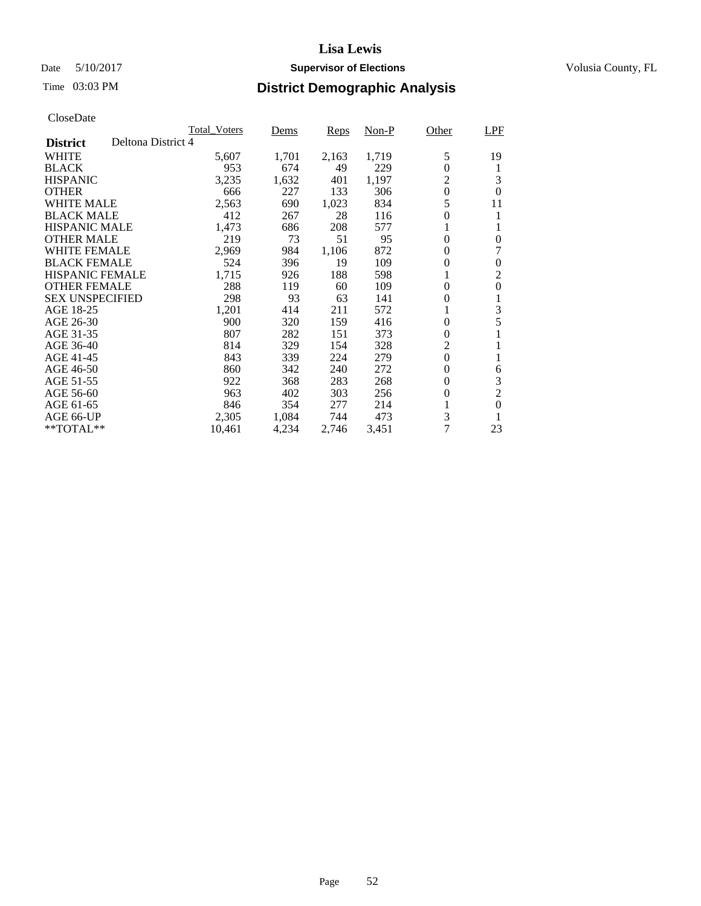# Lisa Lewis

Date 5/10/2017 **Supervisor of Elections** Volusia County, FL

Time 03:03 PM

## District Demographic Analysis

CloseDate

| **District** Deltona District 4 | Total_Voters | Dems | Reps | Non-P | Other | LPF |
|---|---|---|---|---|---|---|
| WHITE | 5,607 | 1,701 | 2,163 | 1,719 | 5 | 19 |
| BLACK | 953 | 674 | 49 | 229 | 0 | 1 |
| HISPANIC | 3,235 | 1,632 | 401 | 1,197 | 2 | 3 |
| OTHER | 666 | 227 | 133 | 306 | 0 | 0 |
| WHITE MALE | 2,563 | 690 | 1,023 | 834 | 5 | 11 |
| BLACK MALE | 412 | 267 | 28 | 116 | 0 | 1 |
| HISPANIC MALE | 1,473 | 686 | 208 | 577 | 1 | 1 |
| OTHER MALE | 219 | 73 | 51 | 95 | 0 | 0 |
| WHITE FEMALE | 2,969 | 984 | 1,106 | 872 | 0 | 7 |
| BLACK FEMALE | 524 | 396 | 19 | 109 | 0 | 0 |
| HISPANIC FEMALE | 1,715 | 926 | 188 | 598 | 1 | 2 |
| OTHER FEMALE | 288 | 119 | 60 | 109 | 0 | 0 |
| SEX UNSPECIFIED | 298 | 93 | 63 | 141 | 0 | 1 |
| AGE 18-25 | 1,201 | 414 | 211 | 572 | 1 | 3 |
| AGE 26-30 | 900 | 320 | 159 | 416 | 0 | 5 |
| AGE 31-35 | 807 | 282 | 151 | 373 | 0 | 1 |
| AGE 36-40 | 814 | 329 | 154 | 328 | 2 | 1 |
| AGE 41-45 | 843 | 339 | 224 | 279 | 0 | 1 |
| AGE 46-50 | 860 | 342 | 240 | 272 | 0 | 6 |
| AGE 51-55 | 922 | 368 | 283 | 268 | 0 | 3 |
| AGE 56-60 | 963 | 402 | 303 | 256 | 0 | 2 |
| AGE 61-65 | 846 | 354 | 277 | 214 | 1 | 0 |
| AGE 66-UP | 2,305 | 1,084 | 744 | 473 | 3 | 1 |
| **TOTAL** | 10,461 | 4,234 | 2,746 | 3,451 | 7 | 23 |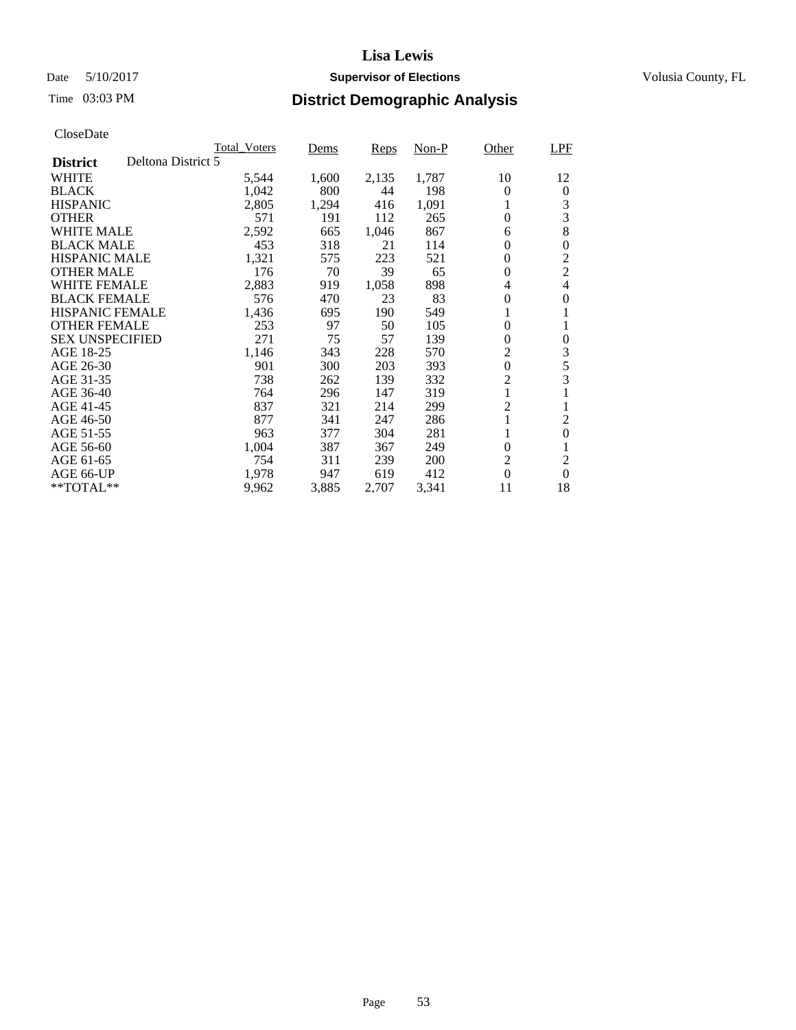# Lisa Lewis

Date 5/10/2017 **Supervisor of Elections** Volusia County, FL

Time 03:03 PM **District Demographic Analysis**

CloseDate

| **District** Deltona District 5 | Total_Voters | Dems | Reps | Non-P | Other | LPF |
|---|---|---|---|---|---|---|
| WHITE | 5,544 | 1,600 | 2,135 | 1,787 | 10 | 12 |
| BLACK | 1,042 | 800 | 44 | 198 | 0 | 0 |
| HISPANIC | 2,805 | 1,294 | 416 | 1,091 | 1 | 3 |
| OTHER | 571 | 191 | 112 | 265 | 0 | 3 |
| WHITE MALE | 2,592 | 665 | 1,046 | 867 | 6 | 8 |
| BLACK MALE | 453 | 318 | 21 | 114 | 0 | 0 |
| HISPANIC MALE | 1,321 | 575 | 223 | 521 | 0 | 2 |
| OTHER MALE | 176 | 70 | 39 | 65 | 0 | 2 |
| WHITE FEMALE | 2,883 | 919 | 1,058 | 898 | 4 | 4 |
| BLACK FEMALE | 576 | 470 | 23 | 83 | 0 | 0 |
| HISPANIC FEMALE | 1,436 | 695 | 190 | 549 | 1 | 1 |
| OTHER FEMALE | 253 | 97 | 50 | 105 | 0 | 1 |
| SEX UNSPECIFIED | 271 | 75 | 57 | 139 | 0 | 0 |
| AGE 18-25 | 1,146 | 343 | 228 | 570 | 2 | 3 |
| AGE 26-30 | 901 | 300 | 203 | 393 | 0 | 5 |
| AGE 31-35 | 738 | 262 | 139 | 332 | 2 | 3 |
| AGE 36-40 | 764 | 296 | 147 | 319 | 1 | 1 |
| AGE 41-45 | 837 | 321 | 214 | 299 | 2 | 1 |
| AGE 46-50 | 877 | 341 | 247 | 286 | 1 | 2 |
| AGE 51-55 | 963 | 377 | 304 | 281 | 1 | 0 |
| AGE 56-60 | 1,004 | 387 | 367 | 249 | 0 | 1 |
| AGE 61-65 | 754 | 311 | 239 | 200 | 2 | 2 |
| AGE 66-UP | 1,978 | 947 | 619 | 412 | 0 | 0 |
| **TOTAL** | 9,962 | 3,885 | 2,707 | 3,341 | 11 | 18 |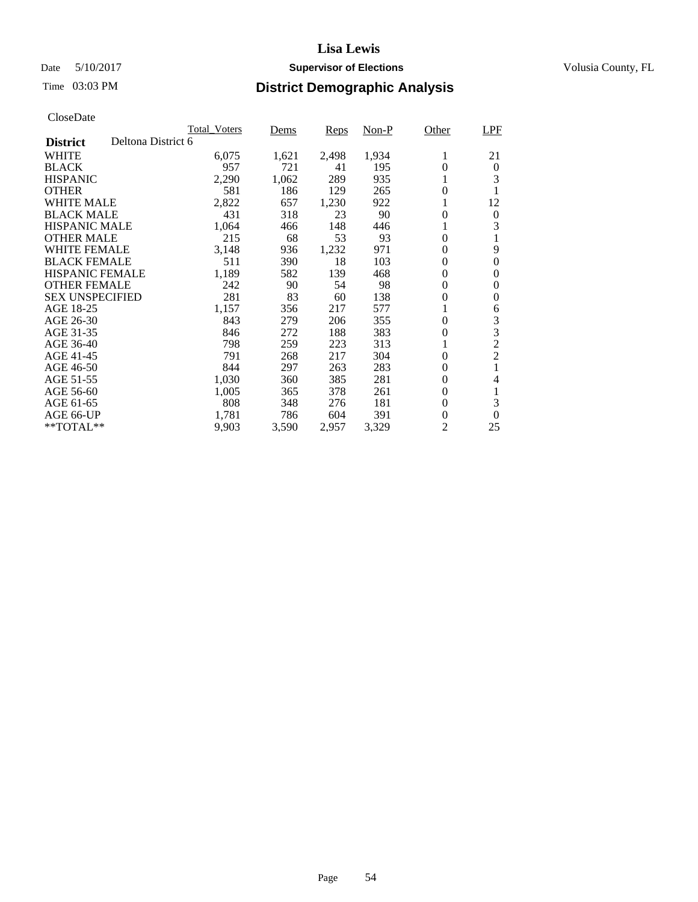# Lisa Lewis

Date 5/10/2017 **Supervisor of Elections** Volusia County, FL

Time 03:03 PM **District Demographic Analysis**

CloseDate

| **District** Deltona District 6 | Total_Voters | Dems | Reps | Non-P | Other | LPF |
|---|---|---|---|---|---|---|
| WHITE | 6,075 | 1,621 | 2,498 | 1,934 | 1 | 21 |
| BLACK | 957 | 721 | 41 | 195 | 0 | 0 |
| HISPANIC | 2,290 | 1,062 | 289 | 935 | 1 | 3 |
| OTHER | 581 | 186 | 129 | 265 | 0 | 1 |
| WHITE MALE | 2,822 | 657 | 1,230 | 922 | 1 | 12 |
| BLACK MALE | 431 | 318 | 23 | 90 | 0 | 0 |
| HISPANIC MALE | 1,064 | 466 | 148 | 446 | 1 | 3 |
| OTHER MALE | 215 | 68 | 53 | 93 | 0 | 1 |
| WHITE FEMALE | 3,148 | 936 | 1,232 | 971 | 0 | 9 |
| BLACK FEMALE | 511 | 390 | 18 | 103 | 0 | 0 |
| HISPANIC FEMALE | 1,189 | 582 | 139 | 468 | 0 | 0 |
| OTHER FEMALE | 242 | 90 | 54 | 98 | 0 | 0 |
| SEX UNSPECIFIED | 281 | 83 | 60 | 138 | 0 | 0 |
| AGE 18-25 | 1,157 | 356 | 217 | 577 | 1 | 6 |
| AGE 26-30 | 843 | 279 | 206 | 355 | 0 | 3 |
| AGE 31-35 | 846 | 272 | 188 | 383 | 0 | 3 |
| AGE 36-40 | 798 | 259 | 223 | 313 | 1 | 2 |
| AGE 41-45 | 791 | 268 | 217 | 304 | 0 | 2 |
| AGE 46-50 | 844 | 297 | 263 | 283 | 0 | 1 |
| AGE 51-55 | 1,030 | 360 | 385 | 281 | 0 | 4 |
| AGE 56-60 | 1,005 | 365 | 378 | 261 | 0 | 1 |
| AGE 61-65 | 808 | 348 | 276 | 181 | 0 | 3 |
| AGE 66-UP | 1,781 | 786 | 604 | 391 | 0 | 0 |
| **TOTAL** | 9,903 | 3,590 | 2,957 | 3,329 | 2 | 25 |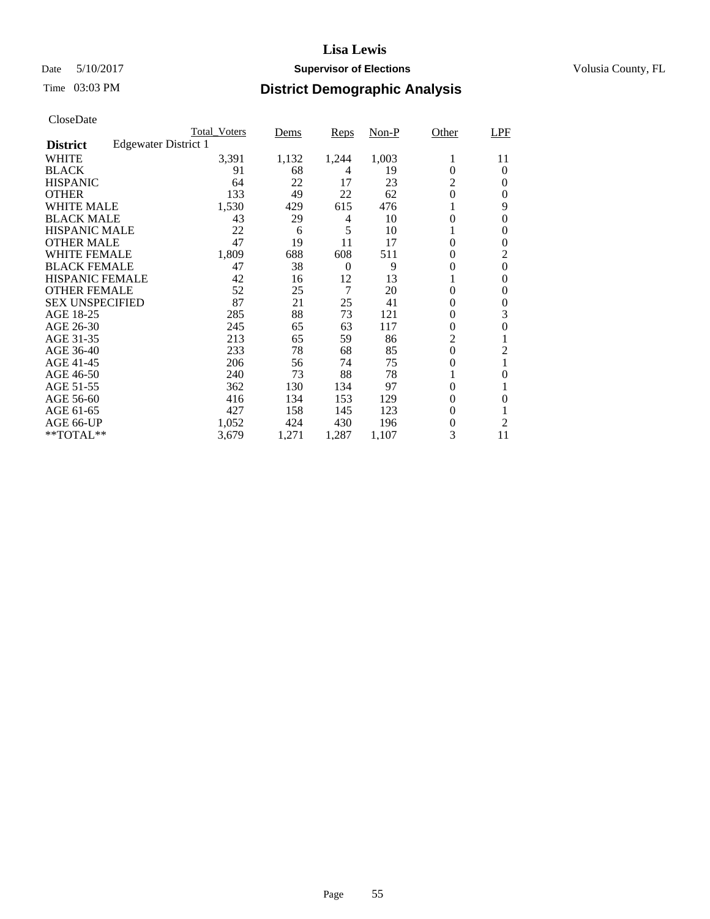# Lisa Lewis

Date 5/10/2017 **Supervisor of Elections** Volusia County, FL

Time 03:03 PM **District Demographic Analysis**

CloseDate

| **District** Edgewater District 1 | Total_Voters | Dems | Reps | Non-P | Other | LPF |
|---|---|---|---|---|---|---|
| WHITE | 3,391 | 1,132 | 1,244 | 1,003 | 1 | 11 |
| BLACK | 91 | 68 | 4 | 19 | 0 | 0 |
| HISPANIC | 64 | 22 | 17 | 23 | 2 | 0 |
| OTHER | 133 | 49 | 22 | 62 | 0 | 0 |
| WHITE MALE | 1,530 | 429 | 615 | 476 | 1 | 9 |
| BLACK MALE | 43 | 29 | 4 | 10 | 0 | 0 |
| HISPANIC MALE | 22 | 6 | 5 | 10 | 1 | 0 |
| OTHER MALE | 47 | 19 | 11 | 17 | 0 | 0 |
| WHITE FEMALE | 1,809 | 688 | 608 | 511 | 0 | 2 |
| BLACK FEMALE | 47 | 38 | 0 | 9 | 0 | 0 |
| HISPANIC FEMALE | 42 | 16 | 12 | 13 | 1 | 0 |
| OTHER FEMALE | 52 | 25 | 7 | 20 | 0 | 0 |
| SEX UNSPECIFIED | 87 | 21 | 25 | 41 | 0 | 0 |
| AGE 18-25 | 285 | 88 | 73 | 121 | 0 | 3 |
| AGE 26-30 | 245 | 65 | 63 | 117 | 0 | 0 |
| AGE 31-35 | 213 | 65 | 59 | 86 | 2 | 1 |
| AGE 36-40 | 233 | 78 | 68 | 85 | 0 | 2 |
| AGE 41-45 | 206 | 56 | 74 | 75 | 0 | 1 |
| AGE 46-50 | 240 | 73 | 88 | 78 | 1 | 0 |
| AGE 51-55 | 362 | 130 | 134 | 97 | 0 | 1 |
| AGE 56-60 | 416 | 134 | 153 | 129 | 0 | 0 |
| AGE 61-65 | 427 | 158 | 145 | 123 | 0 | 1 |
| AGE 66-UP | 1,052 | 424 | 430 | 196 | 0 | 2 |
| **TOTAL** | 3,679 | 1,271 | 1,287 | 1,107 | 3 | 11 |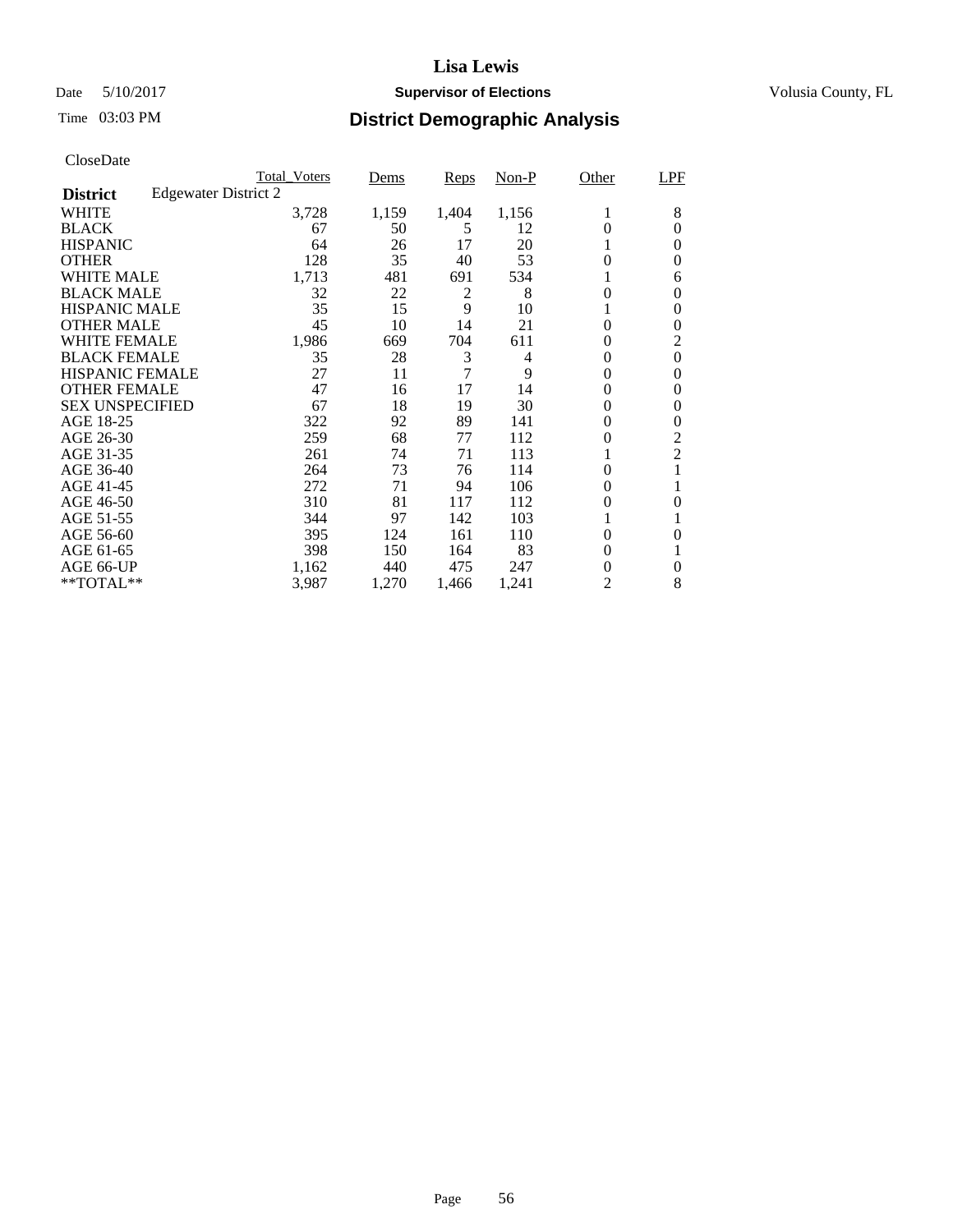# Lisa Lewis

Date 5/10/2017 **Supervisor of Elections** Volusia County, FL

Time 03:03 PM

## District Demographic Analysis

CloseDate

| **District** Edgewater District 2 | Total_Voters | Dems | Reps | Non-P | Other | LPF |
|---|---|---|---|---|---|---|
| WHITE | 3,728 | 1,159 | 1,404 | 1,156 | 1 | 8 |
| BLACK | 67 | 50 | 5 | 12 | 0 | 0 |
| HISPANIC | 64 | 26 | 17 | 20 | 1 | 0 |
| OTHER | 128 | 35 | 40 | 53 | 0 | 0 |
| WHITE MALE | 1,713 | 481 | 691 | 534 | 1 | 6 |
| BLACK MALE | 32 | 22 | 2 | 8 | 0 | 0 |
| HISPANIC MALE | 35 | 15 | 9 | 10 | 1 | 0 |
| OTHER MALE | 45 | 10 | 14 | 21 | 0 | 0 |
| WHITE FEMALE | 1,986 | 669 | 704 | 611 | 0 | 2 |
| BLACK FEMALE | 35 | 28 | 3 | 4 | 0 | 0 |
| HISPANIC FEMALE | 27 | 11 | 7 | 9 | 0 | 0 |
| OTHER FEMALE | 47 | 16 | 17 | 14 | 0 | 0 |
| SEX UNSPECIFIED | 67 | 18 | 19 | 30 | 0 | 0 |
| AGE 18-25 | 322 | 92 | 89 | 141 | 0 | 0 |
| AGE 26-30 | 259 | 68 | 77 | 112 | 0 | 2 |
| AGE 31-35 | 261 | 74 | 71 | 113 | 1 | 2 |
| AGE 36-40 | 264 | 73 | 76 | 114 | 0 | 1 |
| AGE 41-45 | 272 | 71 | 94 | 106 | 0 | 1 |
| AGE 46-50 | 310 | 81 | 117 | 112 | 0 | 0 |
| AGE 51-55 | 344 | 97 | 142 | 103 | 1 | 1 |
| AGE 56-60 | 395 | 124 | 161 | 110 | 0 | 0 |
| AGE 61-65 | 398 | 150 | 164 | 83 | 0 | 1 |
| AGE 66-UP | 1,162 | 440 | 475 | 247 | 0 | 0 |
| **TOTAL** | 3,987 | 1,270 | 1,466 | 1,241 | 2 | 8 |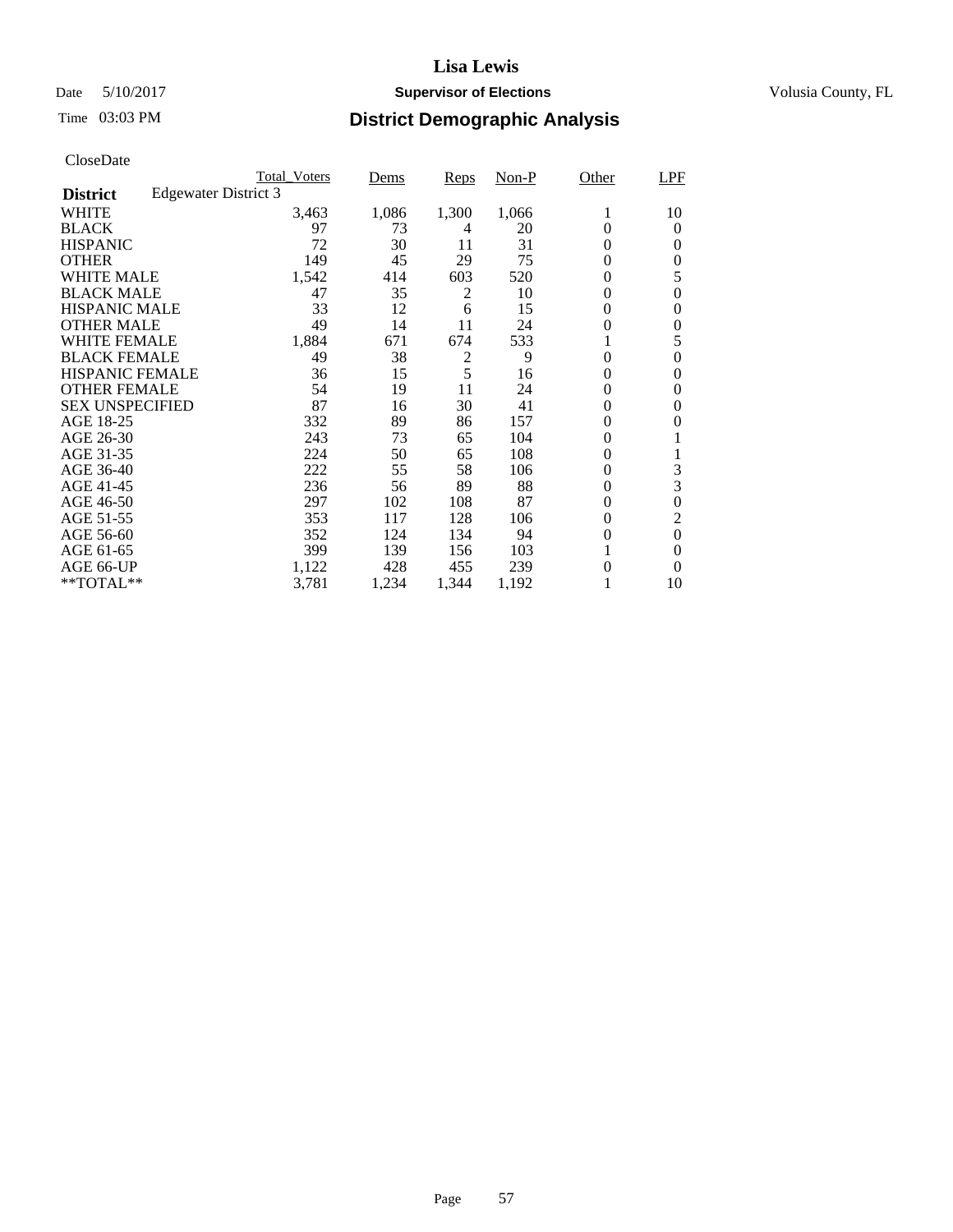# Lisa Lewis

Date 5/10/2017 **Supervisor of Elections** Volusia County, FL

Time 03:03 PM **District Demographic Analysis**

CloseDate

| **District** Edgewater District 3 | Total_Voters | Dems | Reps | Non-P | Other | LPF |
|---|---|---|---|---|---|---|
| WHITE | 3,463 | 1,086 | 1,300 | 1,066 | 1 | 10 |
| BLACK | 97 | 73 | 4 | 20 | 0 | 0 |
| HISPANIC | 72 | 30 | 11 | 31 | 0 | 0 |
| OTHER | 149 | 45 | 29 | 75 | 0 | 0 |
| WHITE MALE | 1,542 | 414 | 603 | 520 | 0 | 5 |
| BLACK MALE | 47 | 35 | 2 | 10 | 0 | 0 |
| HISPANIC MALE | 33 | 12 | 6 | 15 | 0 | 0 |
| OTHER MALE | 49 | 14 | 11 | 24 | 0 | 0 |
| WHITE FEMALE | 1,884 | 671 | 674 | 533 | 1 | 5 |
| BLACK FEMALE | 49 | 38 | 2 | 9 | 0 | 0 |
| HISPANIC FEMALE | 36 | 15 | 5 | 16 | 0 | 0 |
| OTHER FEMALE | 54 | 19 | 11 | 24 | 0 | 0 |
| SEX UNSPECIFIED | 87 | 16 | 30 | 41 | 0 | 0 |
| AGE 18-25 | 332 | 89 | 86 | 157 | 0 | 0 |
| AGE 26-30 | 243 | 73 | 65 | 104 | 0 | 1 |
| AGE 31-35 | 224 | 50 | 65 | 108 | 0 | 1 |
| AGE 36-40 | 222 | 55 | 58 | 106 | 0 | 3 |
| AGE 41-45 | 236 | 56 | 89 | 88 | 0 | 3 |
| AGE 46-50 | 297 | 102 | 108 | 87 | 0 | 0 |
| AGE 51-55 | 353 | 117 | 128 | 106 | 0 | 2 |
| AGE 56-60 | 352 | 124 | 134 | 94 | 0 | 0 |
| AGE 61-65 | 399 | 139 | 156 | 103 | 1 | 0 |
| AGE 66-UP | 1,122 | 428 | 455 | 239 | 0 | 0 |
| **TOTAL** | 3,781 | 1,234 | 1,344 | 1,192 | 1 | 10 |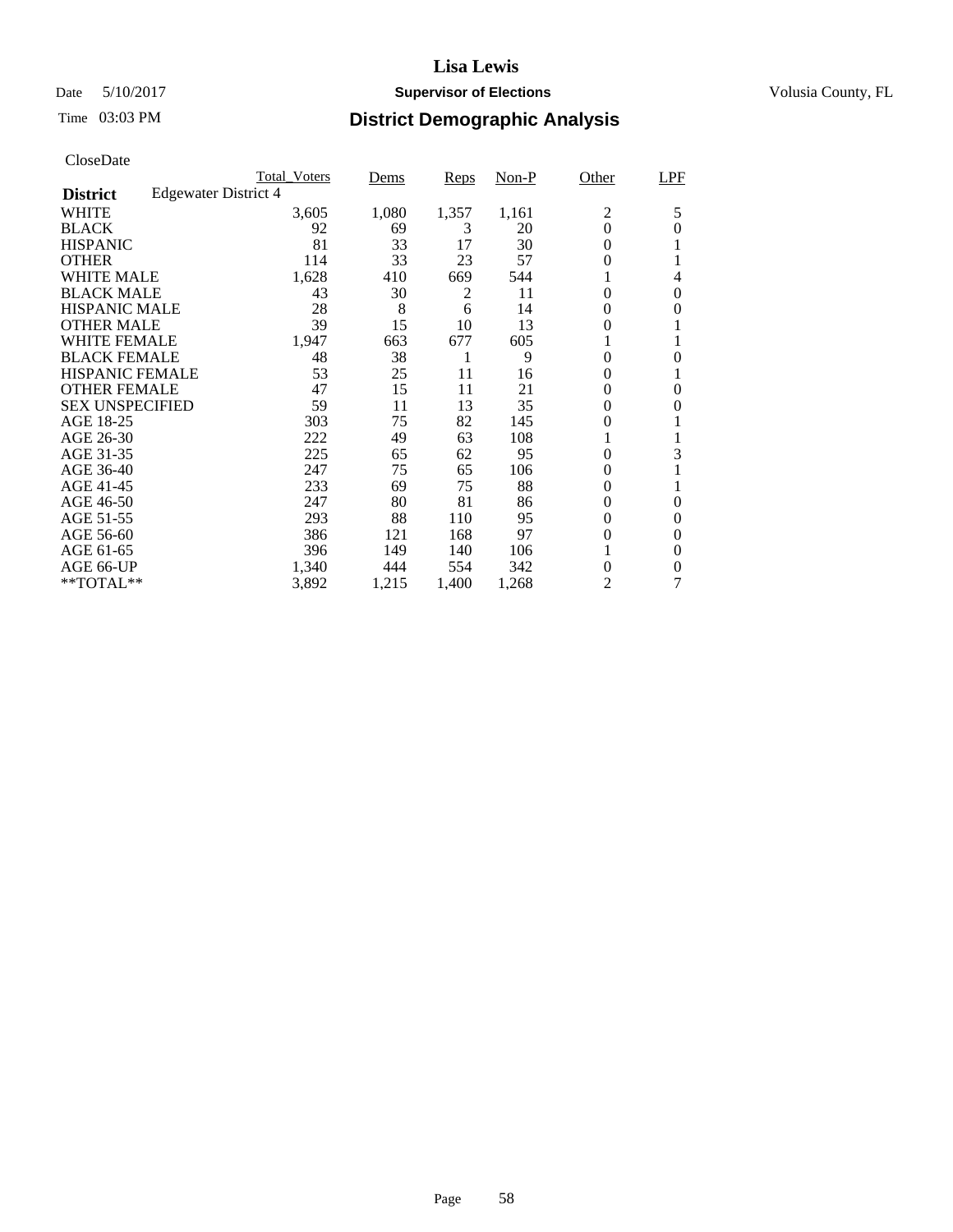**Lisa Lewis**

Date 5/10/2017 **Supervisor of Elections** Volusia County, FL

Time 03:03 PM

## District Demographic Analysis

CloseDate

| **District** Edgewater District 4 | Total_Voters | Dems | Reps | Non-P | Other | LPF |
|---|---|---|---|---|---|---|
| WHITE | 3,605 | 1,080 | 1,357 | 1,161 | 2 | 5 |
| BLACK | 92 | 69 | 3 | 20 | 0 | 0 |
| HISPANIC | 81 | 33 | 17 | 30 | 0 | 1 |
| OTHER | 114 | 33 | 23 | 57 | 0 | 1 |
| WHITE MALE | 1,628 | 410 | 669 | 544 | 1 | 4 |
| BLACK MALE | 43 | 30 | 2 | 11 | 0 | 0 |
| HISPANIC MALE | 28 | 8 | 6 | 14 | 0 | 0 |
| OTHER MALE | 39 | 15 | 10 | 13 | 0 | 1 |
| WHITE FEMALE | 1,947 | 663 | 677 | 605 | 1 | 1 |
| BLACK FEMALE | 48 | 38 | 1 | 9 | 0 | 0 |
| HISPANIC FEMALE | 53 | 25 | 11 | 16 | 0 | 1 |
| OTHER FEMALE | 47 | 15 | 11 | 21 | 0 | 0 |
| SEX UNSPECIFIED | 59 | 11 | 13 | 35 | 0 | 0 |
| AGE 18-25 | 303 | 75 | 82 | 145 | 0 | 1 |
| AGE 26-30 | 222 | 49 | 63 | 108 | 1 | 1 |
| AGE 31-35 | 225 | 65 | 62 | 95 | 0 | 3 |
| AGE 36-40 | 247 | 75 | 65 | 106 | 0 | 1 |
| AGE 41-45 | 233 | 69 | 75 | 88 | 0 | 1 |
| AGE 46-50 | 247 | 80 | 81 | 86 | 0 | 0 |
| AGE 51-55 | 293 | 88 | 110 | 95 | 0 | 0 |
| AGE 56-60 | 386 | 121 | 168 | 97 | 0 | 0 |
| AGE 61-65 | 396 | 149 | 140 | 106 | 1 | 0 |
| AGE 66-UP | 1,340 | 444 | 554 | 342 | 0 | 0 |
| **TOTAL** | 3,892 | 1,215 | 1,400 | 1,268 | 2 | 7 |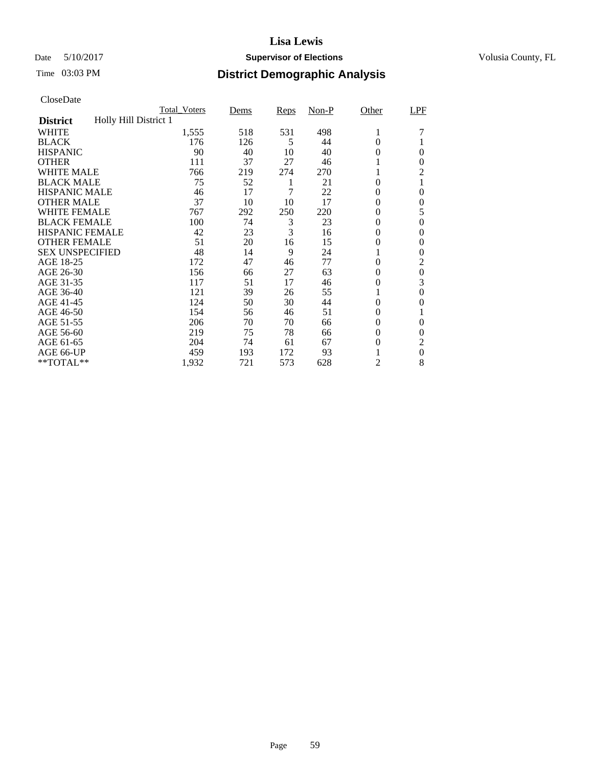# Lisa Lewis

Date 5/10/2017 **Supervisor of Elections** Volusia County, FL

Time 03:03 PM

## District Demographic Analysis

CloseDate

| District | Holly Hill District 1 | Total_Voters | Dems | Reps | Non-P | Other | LPF |
|---|---|---|---|---|---|---|---|
| WHITE | | 1,555 | 518 | 531 | 498 | 1 | 7 |
| BLACK | | 176 | 126 | 5 | 44 | 0 | 1 |
| HISPANIC | | 90 | 40 | 10 | 40 | 0 | 0 |
| OTHER | | 111 | 37 | 27 | 46 | 1 | 0 |
| WHITE MALE | | 766 | 219 | 274 | 270 | 1 | 2 |
| BLACK MALE | | 75 | 52 | 1 | 21 | 0 | 1 |
| HISPANIC MALE | | 46 | 17 | 7 | 22 | 0 | 0 |
| OTHER MALE | | 37 | 10 | 10 | 17 | 0 | 0 |
| WHITE FEMALE | | 767 | 292 | 250 | 220 | 0 | 5 |
| BLACK FEMALE | | 100 | 74 | 3 | 23 | 0 | 0 |
| HISPANIC FEMALE | | 42 | 23 | 3 | 16 | 0 | 0 |
| OTHER FEMALE | | 51 | 20 | 16 | 15 | 0 | 0 |
| SEX UNSPECIFIED | | 48 | 14 | 9 | 24 | 1 | 0 |
| AGE 18-25 | | 172 | 47 | 46 | 77 | 0 | 2 |
| AGE 26-30 | | 156 | 66 | 27 | 63 | 0 | 0 |
| AGE 31-35 | | 117 | 51 | 17 | 46 | 0 | 3 |
| AGE 36-40 | | 121 | 39 | 26 | 55 | 1 | 0 |
| AGE 41-45 | | 124 | 50 | 30 | 44 | 0 | 0 |
| AGE 46-50 | | 154 | 56 | 46 | 51 | 0 | 1 |
| AGE 51-55 | | 206 | 70 | 70 | 66 | 0 | 0 |
| AGE 56-60 | | 219 | 75 | 78 | 66 | 0 | 0 |
| AGE 61-65 | | 204 | 74 | 61 | 67 | 0 | 2 |
| AGE 66-UP | | 459 | 193 | 172 | 93 | 1 | 0 |
| **TOTAL** | | 1,932 | 721 | 573 | 628 | 2 | 8 |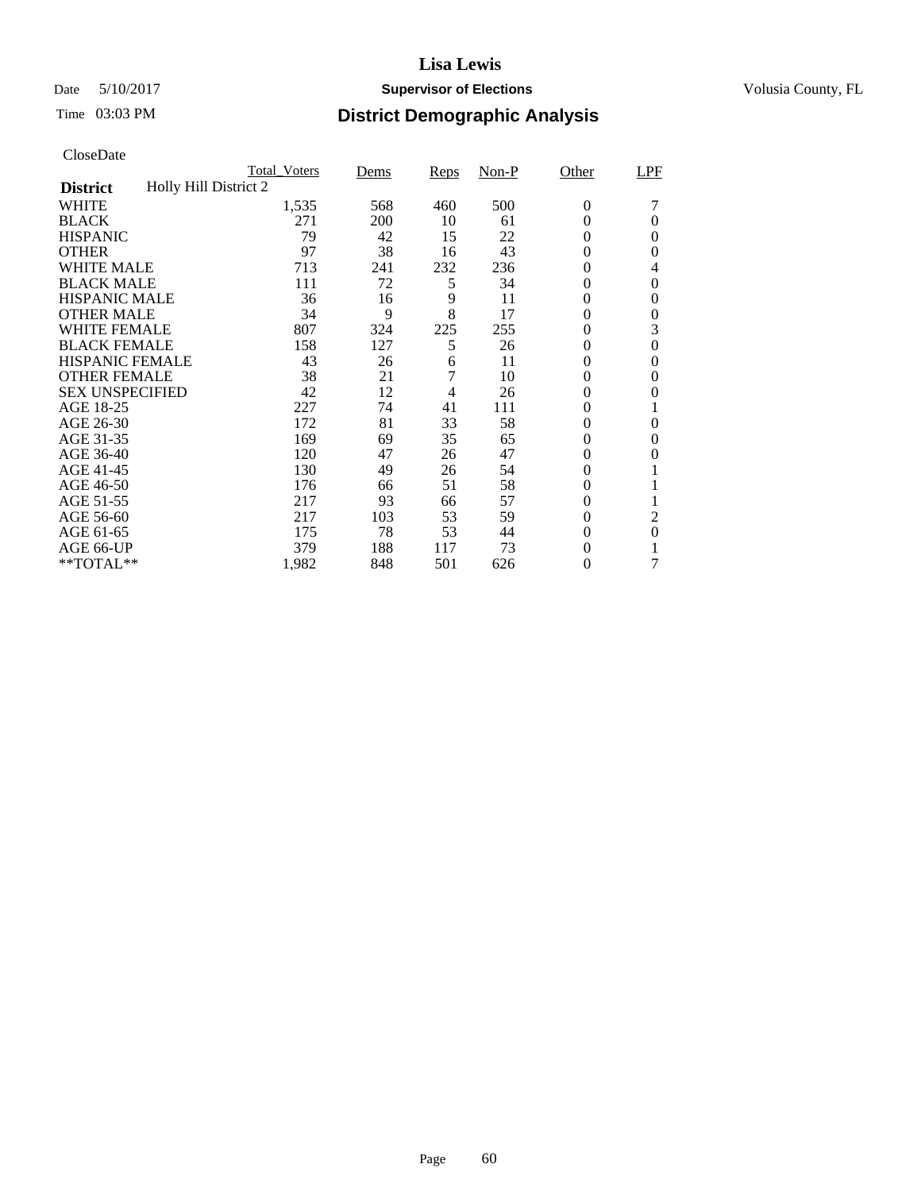# Lisa Lewis

Date 5/10/2017 **Supervisor of Elections** Volusia County, FL

Time 03:03 PM

## District Demographic Analysis

CloseDate

| District | Holly Hill District 2 | Total_Voters | Dems | Reps | Non-P | Other | LPF |
|---|---|---|---|---|---|---|---|
| WHITE | | 1,535 | 568 | 460 | 500 | 0 | 7 |
| BLACK | | 271 | 200 | 10 | 61 | 0 | 0 |
| HISPANIC | | 79 | 42 | 15 | 22 | 0 | 0 |
| OTHER | | 97 | 38 | 16 | 43 | 0 | 0 |
| WHITE MALE | | 713 | 241 | 232 | 236 | 0 | 4 |
| BLACK MALE | | 111 | 72 | 5 | 34 | 0 | 0 |
| HISPANIC MALE | | 36 | 16 | 9 | 11 | 0 | 0 |
| OTHER MALE | | 34 | 9 | 8 | 17 | 0 | 0 |
| WHITE FEMALE | | 807 | 324 | 225 | 255 | 0 | 3 |
| BLACK FEMALE | | 158 | 127 | 5 | 26 | 0 | 0 |
| HISPANIC FEMALE | | 43 | 26 | 6 | 11 | 0 | 0 |
| OTHER FEMALE | | 38 | 21 | 7 | 10 | 0 | 0 |
| SEX UNSPECIFIED | | 42 | 12 | 4 | 26 | 0 | 0 |
| AGE 18-25 | | 227 | 74 | 41 | 111 | 0 | 1 |
| AGE 26-30 | | 172 | 81 | 33 | 58 | 0 | 0 |
| AGE 31-35 | | 169 | 69 | 35 | 65 | 0 | 0 |
| AGE 36-40 | | 120 | 47 | 26 | 47 | 0 | 0 |
| AGE 41-45 | | 130 | 49 | 26 | 54 | 0 | 1 |
| AGE 46-50 | | 176 | 66 | 51 | 58 | 0 | 1 |
| AGE 51-55 | | 217 | 93 | 66 | 57 | 0 | 1 |
| AGE 56-60 | | 217 | 103 | 53 | 59 | 0 | 2 |
| AGE 61-65 | | 175 | 78 | 53 | 44 | 0 | 0 |
| AGE 66-UP | | 379 | 188 | 117 | 73 | 0 | 1 |
| **TOTAL** | | 1,982 | 848 | 501 | 626 | 0 | 7 |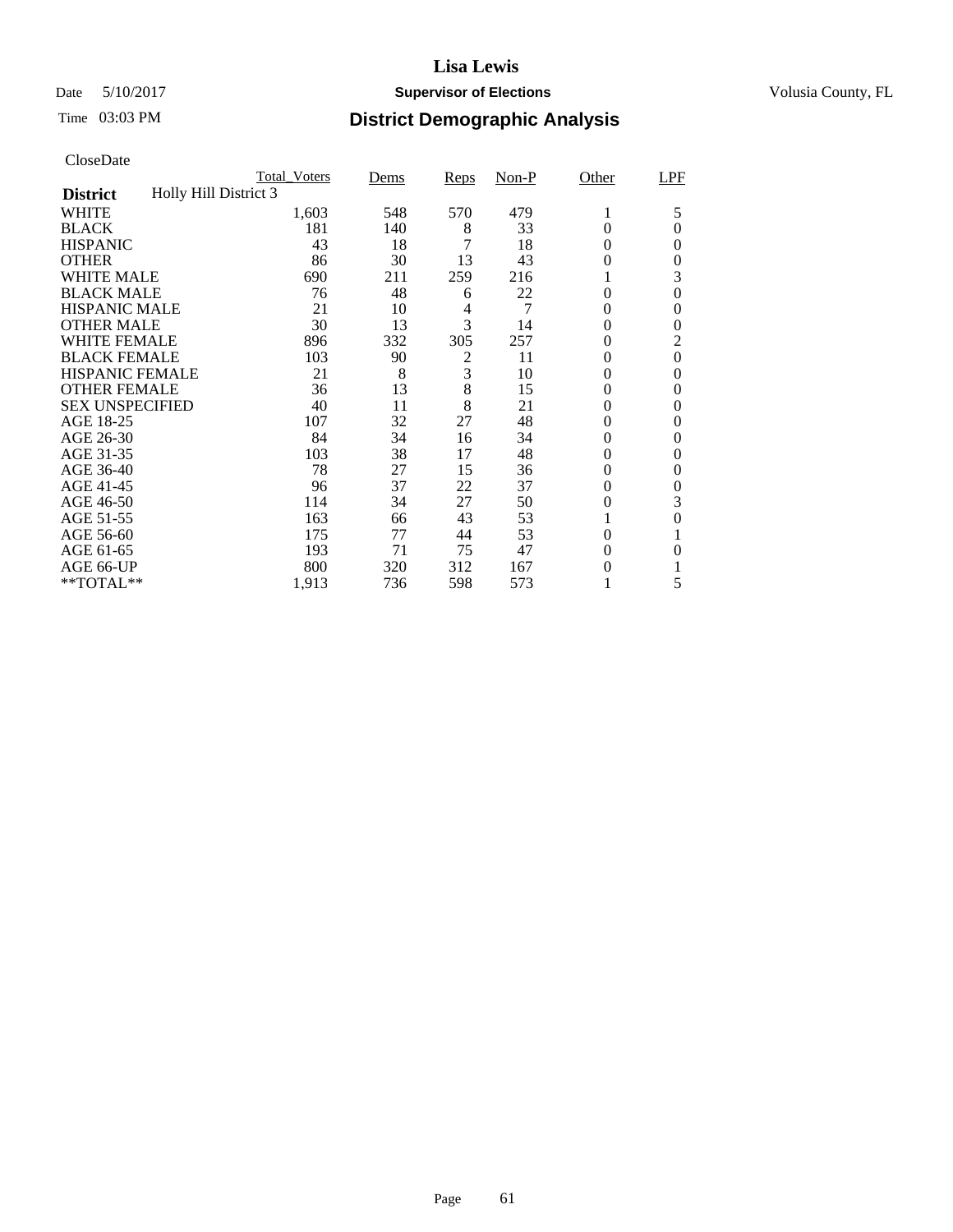# Lisa Lewis

Date 5/10/2017 **Supervisor of Elections** Volusia County, FL

Time 03:03 PM **District Demographic Analysis**

CloseDate

| | Total_Voters | Dems | Reps | Non-P | Other | LPF |
|---|---|---|---|---|---|---|
| **District** Holly Hill District 3 | | | | | | |
| WHITE | 1,603 | 548 | 570 | 479 | 1 | 5 |
| BLACK | 181 | 140 | 8 | 33 | 0 | 0 |
| HISPANIC | 43 | 18 | 7 | 18 | 0 | 0 |
| OTHER | 86 | 30 | 13 | 43 | 0 | 0 |
| WHITE MALE | 690 | 211 | 259 | 216 | 1 | 3 |
| BLACK MALE | 76 | 48 | 6 | 22 | 0 | 0 |
| HISPANIC MALE | 21 | 10 | 4 | 7 | 0 | 0 |
| OTHER MALE | 30 | 13 | 3 | 14 | 0 | 0 |
| WHITE FEMALE | 896 | 332 | 305 | 257 | 0 | 2 |
| BLACK FEMALE | 103 | 90 | 2 | 11 | 0 | 0 |
| HISPANIC FEMALE | 21 | 8 | 3 | 10 | 0 | 0 |
| OTHER FEMALE | 36 | 13 | 8 | 15 | 0 | 0 |
| SEX UNSPECIFIED | 40 | 11 | 8 | 21 | 0 | 0 |
| AGE 18-25 | 107 | 32 | 27 | 48 | 0 | 0 |
| AGE 26-30 | 84 | 34 | 16 | 34 | 0 | 0 |
| AGE 31-35 | 103 | 38 | 17 | 48 | 0 | 0 |
| AGE 36-40 | 78 | 27 | 15 | 36 | 0 | 0 |
| AGE 41-45 | 96 | 37 | 22 | 37 | 0 | 0 |
| AGE 46-50 | 114 | 34 | 27 | 50 | 0 | 3 |
| AGE 51-55 | 163 | 66 | 43 | 53 | 1 | 0 |
| AGE 56-60 | 175 | 77 | 44 | 53 | 0 | 1 |
| AGE 61-65 | 193 | 71 | 75 | 47 | 0 | 0 |
| AGE 66-UP | 800 | 320 | 312 | 167 | 0 | 1 |
| **TOTAL** | 1,913 | 736 | 598 | 573 | 1 | 5 |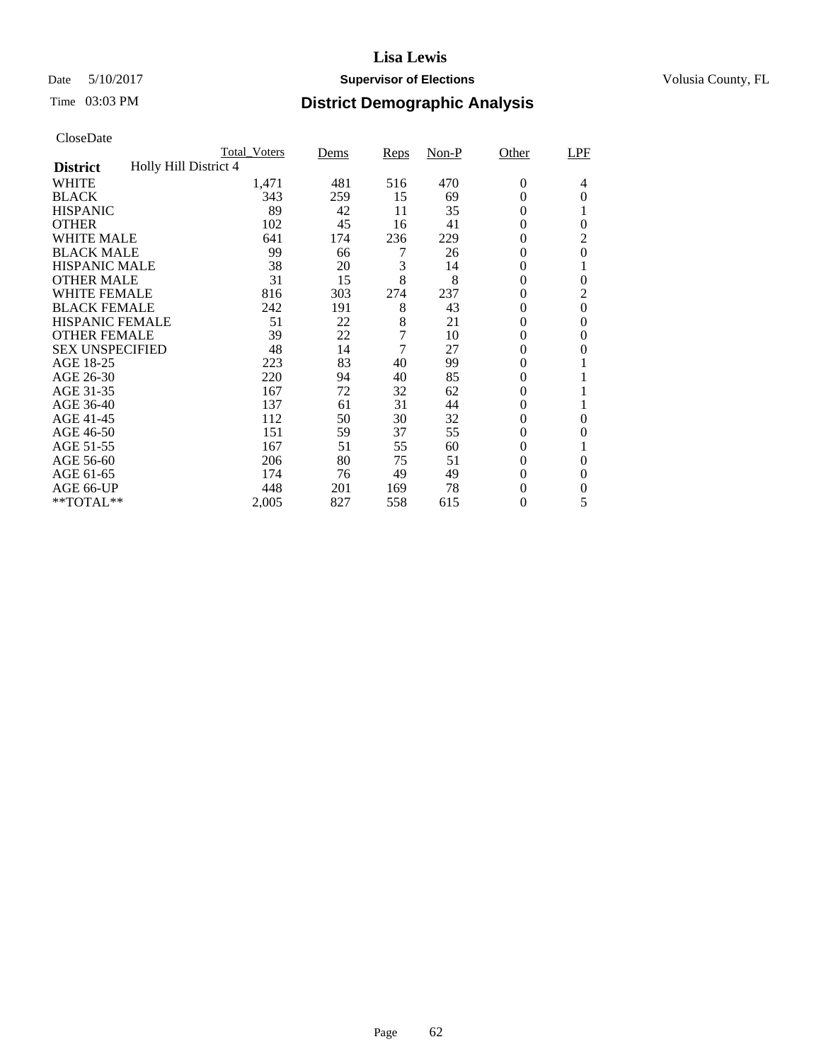# Lisa Lewis

Date 5/10/2017 **Supervisor of Elections** Volusia County, FL

Time 03:03 PM

## District Demographic Analysis

CloseDate

**District** Holly Hill District 4

| | Total_Voters | Dems | Reps | Non-P | Other | LPF |
|---|---|---|---|---|---|---|
| WHITE | 1,471 | 481 | 516 | 470 | 0 | 4 |
| BLACK | 343 | 259 | 15 | 69 | 0 | 0 |
| HISPANIC | 89 | 42 | 11 | 35 | 0 | 1 |
| OTHER | 102 | 45 | 16 | 41 | 0 | 0 |
| WHITE MALE | 641 | 174 | 236 | 229 | 0 | 2 |
| BLACK MALE | 99 | 66 | 7 | 26 | 0 | 0 |
| HISPANIC MALE | 38 | 20 | 3 | 14 | 0 | 1 |
| OTHER MALE | 31 | 15 | 8 | 8 | 0 | 0 |
| WHITE FEMALE | 816 | 303 | 274 | 237 | 0 | 2 |
| BLACK FEMALE | 242 | 191 | 8 | 43 | 0 | 0 |
| HISPANIC FEMALE | 51 | 22 | 8 | 21 | 0 | 0 |
| OTHER FEMALE | 39 | 22 | 7 | 10 | 0 | 0 |
| SEX UNSPECIFIED | 48 | 14 | 7 | 27 | 0 | 0 |
| AGE 18-25 | 223 | 83 | 40 | 99 | 0 | 1 |
| AGE 26-30 | 220 | 94 | 40 | 85 | 0 | 1 |
| AGE 31-35 | 167 | 72 | 32 | 62 | 0 | 1 |
| AGE 36-40 | 137 | 61 | 31 | 44 | 0 | 1 |
| AGE 41-45 | 112 | 50 | 30 | 32 | 0 | 0 |
| AGE 46-50 | 151 | 59 | 37 | 55 | 0 | 0 |
| AGE 51-55 | 167 | 51 | 55 | 60 | 0 | 1 |
| AGE 56-60 | 206 | 80 | 75 | 51 | 0 | 0 |
| AGE 61-65 | 174 | 76 | 49 | 49 | 0 | 0 |
| AGE 66-UP | 448 | 201 | 169 | 78 | 0 | 0 |
| **TOTAL** | 2,005 | 827 | 558 | 615 | 0 | 5 |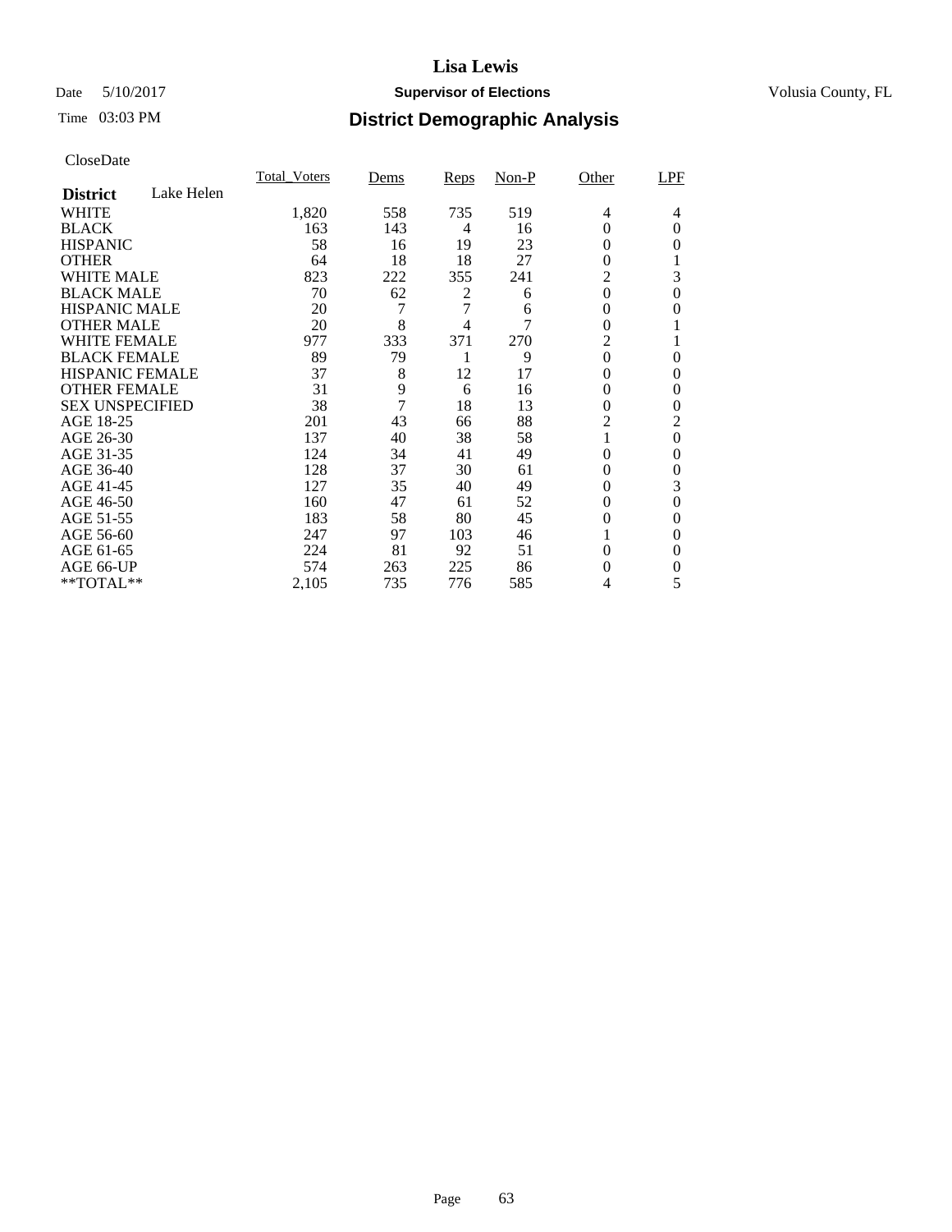# Lisa Lewis

Date 5/10/2017 **Supervisor of Elections** Volusia County, FL

Time 03:03 PM

## District Demographic Analysis

CloseDate

| **District** Lake Helen | Total_Voters | Dems | Reps | Non-P | Other | LPF |
|---|---|---|---|---|---|---|
| WHITE | 1,820 | 558 | 735 | 519 | 4 | 4 |
| BLACK | 163 | 143 | 4 | 16 | 0 | 0 |
| HISPANIC | 58 | 16 | 19 | 23 | 0 | 0 |
| OTHER | 64 | 18 | 18 | 27 | 0 | 1 |
| WHITE MALE | 823 | 222 | 355 | 241 | 2 | 3 |
| BLACK MALE | 70 | 62 | 2 | 6 | 0 | 0 |
| HISPANIC MALE | 20 | 7 | 7 | 6 | 0 | 0 |
| OTHER MALE | 20 | 8 | 4 | 7 | 0 | 1 |
| WHITE FEMALE | 977 | 333 | 371 | 270 | 2 | 1 |
| BLACK FEMALE | 89 | 79 | 1 | 9 | 0 | 0 |
| HISPANIC FEMALE | 37 | 8 | 12 | 17 | 0 | 0 |
| OTHER FEMALE | 31 | 9 | 6 | 16 | 0 | 0 |
| SEX UNSPECIFIED | 38 | 7 | 18 | 13 | 0 | 0 |
| AGE 18-25 | 201 | 43 | 66 | 88 | 2 | 2 |
| AGE 26-30 | 137 | 40 | 38 | 58 | 1 | 0 |
| AGE 31-35 | 124 | 34 | 41 | 49 | 0 | 0 |
| AGE 36-40 | 128 | 37 | 30 | 61 | 0 | 0 |
| AGE 41-45 | 127 | 35 | 40 | 49 | 0 | 3 |
| AGE 46-50 | 160 | 47 | 61 | 52 | 0 | 0 |
| AGE 51-55 | 183 | 58 | 80 | 45 | 0 | 0 |
| AGE 56-60 | 247 | 97 | 103 | 46 | 1 | 0 |
| AGE 61-65 | 224 | 81 | 92 | 51 | 0 | 0 |
| AGE 66-UP | 574 | 263 | 225 | 86 | 0 | 0 |
| **TOTAL** | 2,105 | 735 | 776 | 585 | 4 | 5 |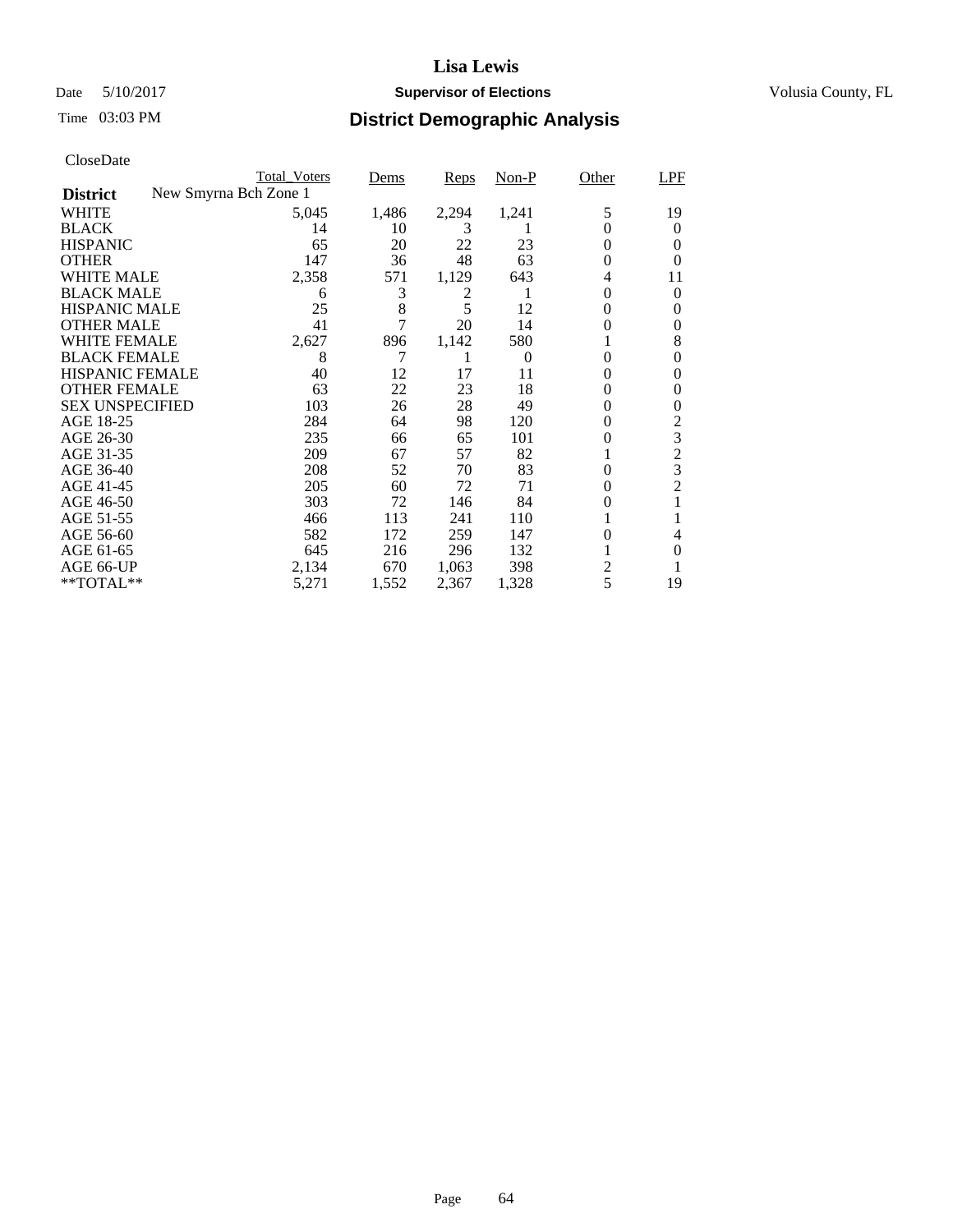# Lisa Lewis

Date 5/10/2017 **Supervisor of Elections** Volusia County, FL

Time 03:03 PM

## District Demographic Analysis

CloseDate

| **District** New Smyrna Bch Zone 1 | Total_Voters | Dems | Reps | Non-P | Other | LPF |
|---|---|---|---|---|---|---|
| WHITE | 5,045 | 1,486 | 2,294 | 1,241 | 5 | 19 |
| BLACK | 14 | 10 | 3 | 1 | 0 | 0 |
| HISPANIC | 65 | 20 | 22 | 23 | 0 | 0 |
| OTHER | 147 | 36 | 48 | 63 | 0 | 0 |
| WHITE MALE | 2,358 | 571 | 1,129 | 643 | 4 | 11 |
| BLACK MALE | 6 | 3 | 2 | 1 | 0 | 0 |
| HISPANIC MALE | 25 | 8 | 5 | 12 | 0 | 0 |
| OTHER MALE | 41 | 7 | 20 | 14 | 0 | 0 |
| WHITE FEMALE | 2,627 | 896 | 1,142 | 580 | 1 | 8 |
| BLACK FEMALE | 8 | 7 | 1 | 0 | 0 | 0 |
| HISPANIC FEMALE | 40 | 12 | 17 | 11 | 0 | 0 |
| OTHER FEMALE | 63 | 22 | 23 | 18 | 0 | 0 |
| SEX UNSPECIFIED | 103 | 26 | 28 | 49 | 0 | 0 |
| AGE 18-25 | 284 | 64 | 98 | 120 | 0 | 2 |
| AGE 26-30 | 235 | 66 | 65 | 101 | 0 | 3 |
| AGE 31-35 | 209 | 67 | 57 | 82 | 1 | 2 |
| AGE 36-40 | 208 | 52 | 70 | 83 | 0 | 3 |
| AGE 41-45 | 205 | 60 | 72 | 71 | 0 | 2 |
| AGE 46-50 | 303 | 72 | 146 | 84 | 0 | 1 |
| AGE 51-55 | 466 | 113 | 241 | 110 | 1 | 1 |
| AGE 56-60 | 582 | 172 | 259 | 147 | 0 | 4 |
| AGE 61-65 | 645 | 216 | 296 | 132 | 1 | 0 |
| AGE 66-UP | 2,134 | 670 | 1,063 | 398 | 2 | 1 |
| **TOTAL** | 5,271 | 1,552 | 2,367 | 1,328 | 5 | 19 |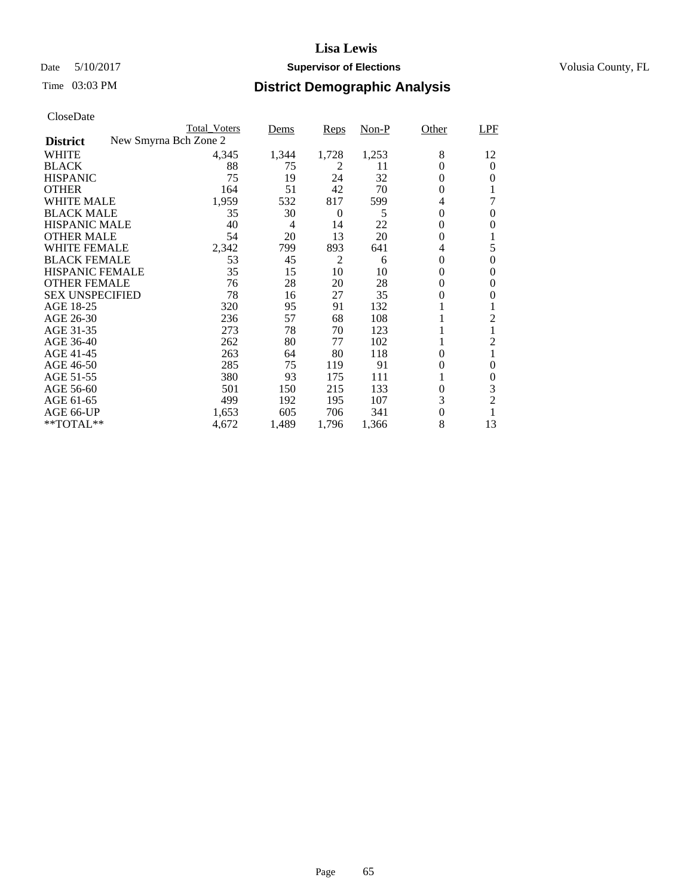# Lisa Lewis

Date 5/10/2017 **Supervisor of Elections** Volusia County, FL

Time 03:03 PM **District Demographic Analysis**

CloseDate

| District | New Smyrna Bch Zone 2 | Total_Voters | Dems | Reps | Non-P | Other | LPF |
|---|---|---|---|---|---|---|---|
| WHITE | | 4,345 | 1,344 | 1,728 | 1,253 | 8 | 12 |
| BLACK | | 88 | 75 | 2 | 11 | 0 | 0 |
| HISPANIC | | 75 | 19 | 24 | 32 | 0 | 0 |
| OTHER | | 164 | 51 | 42 | 70 | 0 | 1 |
| WHITE MALE | | 1,959 | 532 | 817 | 599 | 4 | 7 |
| BLACK MALE | | 35 | 30 | 0 | 5 | 0 | 0 |
| HISPANIC MALE | | 40 | 4 | 14 | 22 | 0 | 0 |
| OTHER MALE | | 54 | 20 | 13 | 20 | 0 | 1 |
| WHITE FEMALE | | 2,342 | 799 | 893 | 641 | 4 | 5 |
| BLACK FEMALE | | 53 | 45 | 2 | 6 | 0 | 0 |
| HISPANIC FEMALE | | 35 | 15 | 10 | 10 | 0 | 0 |
| OTHER FEMALE | | 76 | 28 | 20 | 28 | 0 | 0 |
| SEX UNSPECIFIED | | 78 | 16 | 27 | 35 | 0 | 0 |
| AGE 18-25 | | 320 | 95 | 91 | 132 | 1 | 1 |
| AGE 26-30 | | 236 | 57 | 68 | 108 | 1 | 2 |
| AGE 31-35 | | 273 | 78 | 70 | 123 | 1 | 1 |
| AGE 36-40 | | 262 | 80 | 77 | 102 | 1 | 2 |
| AGE 41-45 | | 263 | 64 | 80 | 118 | 0 | 1 |
| AGE 46-50 | | 285 | 75 | 119 | 91 | 0 | 0 |
| AGE 51-55 | | 380 | 93 | 175 | 111 | 1 | 0 |
| AGE 56-60 | | 501 | 150 | 215 | 133 | 0 | 3 |
| AGE 61-65 | | 499 | 192 | 195 | 107 | 3 | 2 |
| AGE 66-UP | | 1,653 | 605 | 706 | 341 | 0 | 1 |
| **TOTAL** | | 4,672 | 1,489 | 1,796 | 1,366 | 8 | 13 |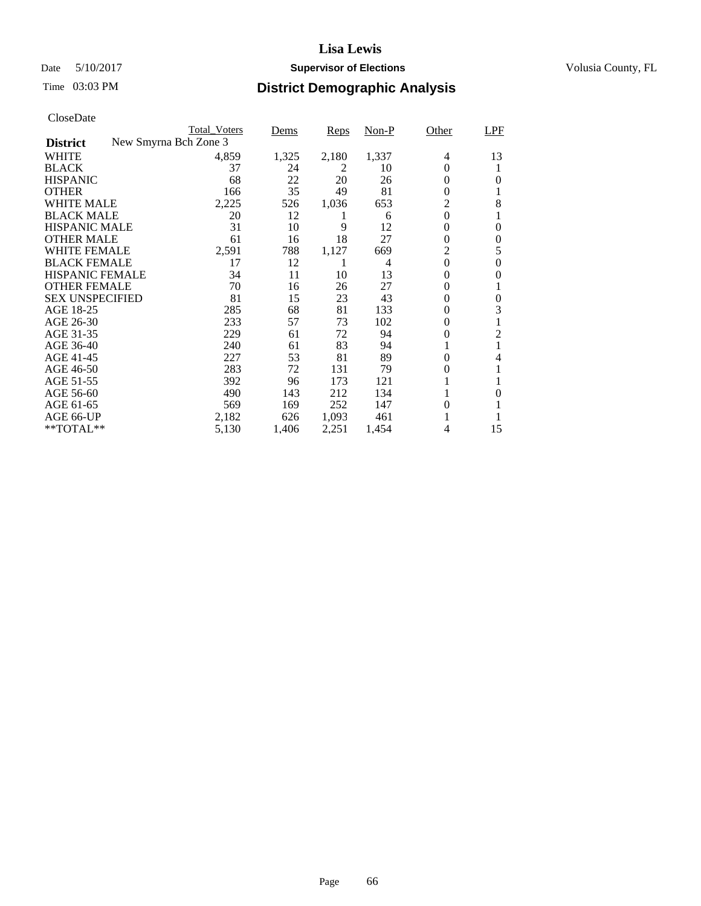# Lisa Lewis

Date 5/10/2017 **Supervisor of Elections** Volusia County, FL

Time 03:03 PM **District Demographic Analysis**

CloseDate

| District | New Smyrna Bch Zone 3 Total_Voters | Dems | Reps | Non-P | Other | LPF |
|---|---|---|---|---|---|---|
| WHITE | 4,859 | 1,325 | 2,180 | 1,337 | 4 | 13 |
| BLACK | 37 | 24 | 2 | 10 | 0 | 1 |
| HISPANIC | 68 | 22 | 20 | 26 | 0 | 0 |
| OTHER | 166 | 35 | 49 | 81 | 0 | 1 |
| WHITE MALE | 2,225 | 526 | 1,036 | 653 | 2 | 8 |
| BLACK MALE | 20 | 12 | 1 | 6 | 0 | 1 |
| HISPANIC MALE | 31 | 10 | 9 | 12 | 0 | 0 |
| OTHER MALE | 61 | 16 | 18 | 27 | 0 | 0 |
| WHITE FEMALE | 2,591 | 788 | 1,127 | 669 | 2 | 5 |
| BLACK FEMALE | 17 | 12 | 1 | 4 | 0 | 0 |
| HISPANIC FEMALE | 34 | 11 | 10 | 13 | 0 | 0 |
| OTHER FEMALE | 70 | 16 | 26 | 27 | 0 | 1 |
| SEX UNSPECIFIED | 81 | 15 | 23 | 43 | 0 | 0 |
| AGE 18-25 | 285 | 68 | 81 | 133 | 0 | 3 |
| AGE 26-30 | 233 | 57 | 73 | 102 | 0 | 1 |
| AGE 31-35 | 229 | 61 | 72 | 94 | 0 | 2 |
| AGE 36-40 | 240 | 61 | 83 | 94 | 1 | 1 |
| AGE 41-45 | 227 | 53 | 81 | 89 | 0 | 4 |
| AGE 46-50 | 283 | 72 | 131 | 79 | 0 | 1 |
| AGE 51-55 | 392 | 96 | 173 | 121 | 1 | 1 |
| AGE 56-60 | 490 | 143 | 212 | 134 | 1 | 0 |
| AGE 61-65 | 569 | 169 | 252 | 147 | 0 | 1 |
| AGE 66-UP | 2,182 | 626 | 1,093 | 461 | 1 | 1 |
| **TOTAL** | 5,130 | 1,406 | 2,251 | 1,454 | 4 | 15 |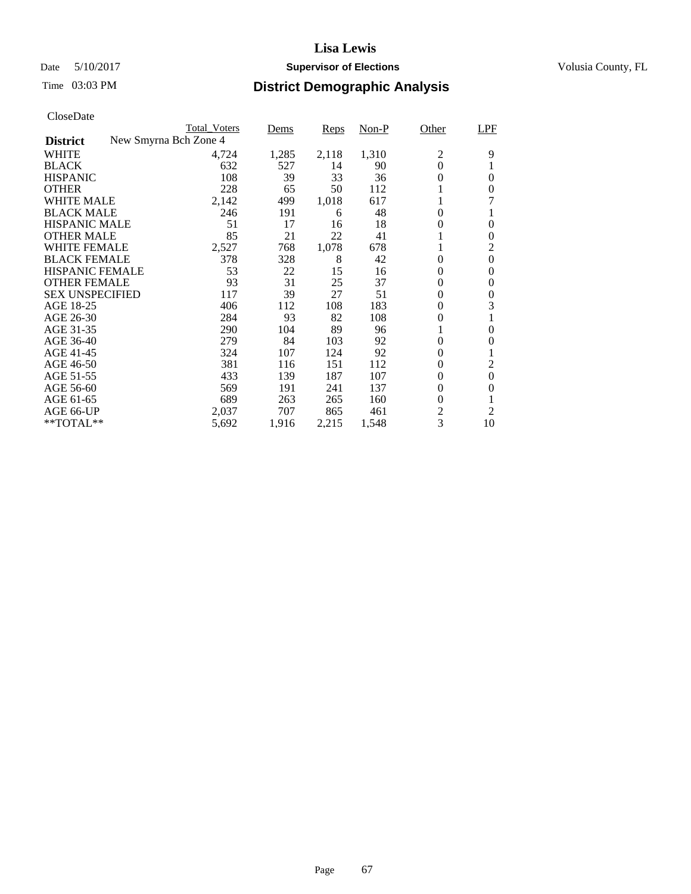# Lisa Lewis

Date 5/10/2017 **Supervisor of Elections** Volusia County, FL

Time 03:03 PM **District Demographic Analysis**

CloseDate

| **District** New Smyrna Bch Zone 4 | Total_Voters | Dems | Reps | Non-P | Other | LPF |
|---|---|---|---|---|---|---|
| WHITE | 4,724 | 1,285 | 2,118 | 1,310 | 2 | 9 |
| BLACK | 632 | 527 | 14 | 90 | 0 | 1 |
| HISPANIC | 108 | 39 | 33 | 36 | 0 | 0 |
| OTHER | 228 | 65 | 50 | 112 | 1 | 0 |
| WHITE MALE | 2,142 | 499 | 1,018 | 617 | 1 | 7 |
| BLACK MALE | 246 | 191 | 6 | 48 | 0 | 1 |
| HISPANIC MALE | 51 | 17 | 16 | 18 | 0 | 0 |
| OTHER MALE | 85 | 21 | 22 | 41 | 1 | 0 |
| WHITE FEMALE | 2,527 | 768 | 1,078 | 678 | 1 | 2 |
| BLACK FEMALE | 378 | 328 | 8 | 42 | 0 | 0 |
| HISPANIC FEMALE | 53 | 22 | 15 | 16 | 0 | 0 |
| OTHER FEMALE | 93 | 31 | 25 | 37 | 0 | 0 |
| SEX UNSPECIFIED | 117 | 39 | 27 | 51 | 0 | 0 |
| AGE 18-25 | 406 | 112 | 108 | 183 | 0 | 3 |
| AGE 26-30 | 284 | 93 | 82 | 108 | 0 | 1 |
| AGE 31-35 | 290 | 104 | 89 | 96 | 1 | 0 |
| AGE 36-40 | 279 | 84 | 103 | 92 | 0 | 0 |
| AGE 41-45 | 324 | 107 | 124 | 92 | 0 | 1 |
| AGE 46-50 | 381 | 116 | 151 | 112 | 0 | 2 |
| AGE 51-55 | 433 | 139 | 187 | 107 | 0 | 0 |
| AGE 56-60 | 569 | 191 | 241 | 137 | 0 | 0 |
| AGE 61-65 | 689 | 263 | 265 | 160 | 0 | 1 |
| AGE 66-UP | 2,037 | 707 | 865 | 461 | 2 | 2 |
| **TOTAL** | 5,692 | 1,916 | 2,215 | 1,548 | 3 | 10 |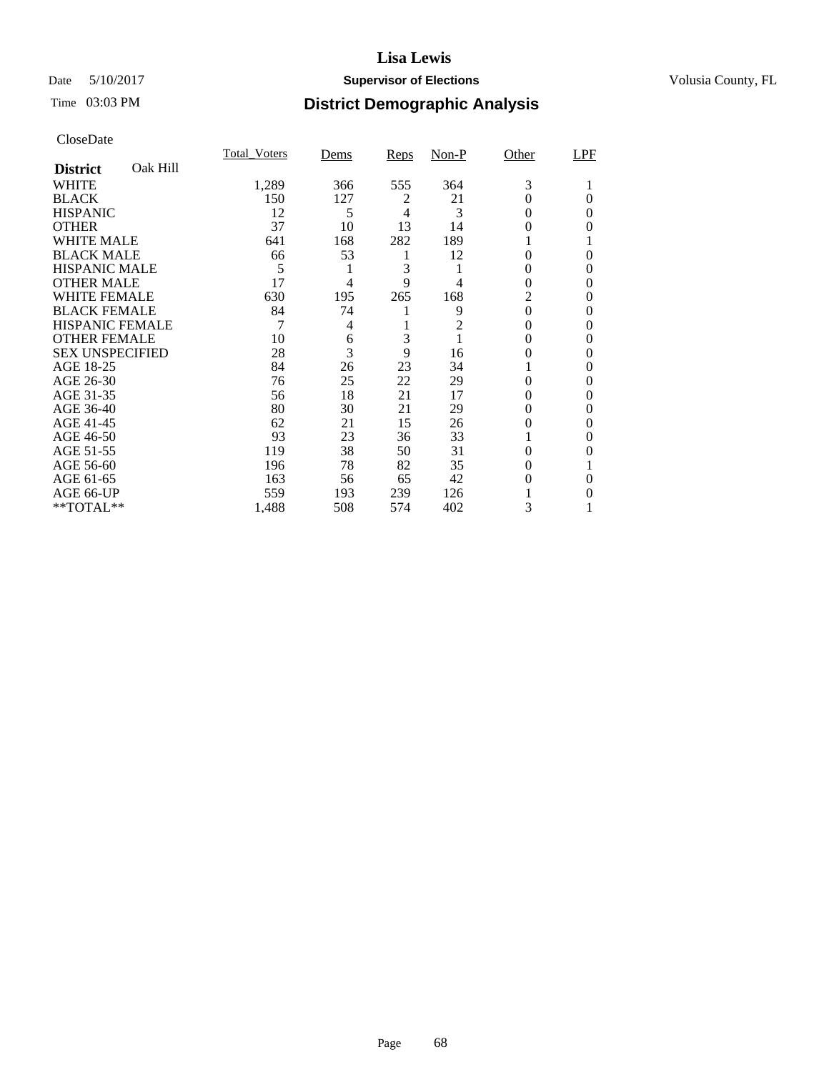# Lisa Lewis

Date 5/10/2017 **Supervisor of Elections** Volusia County, FL

Time 03:03 PM **District Demographic Analysis**

CloseDate

| **District** Oak Hill | Total_Voters | Dems | Reps | Non-P | Other | LPF |
|---|---|---|---|---|---|---|
| WHITE | 1,289 | 366 | 555 | 364 | 3 | 1 |
| BLACK | 150 | 127 | 2 | 21 | 0 | 0 |
| HISPANIC | 12 | 5 | 4 | 3 | 0 | 0 |
| OTHER | 37 | 10 | 13 | 14 | 0 | 0 |
| WHITE MALE | 641 | 168 | 282 | 189 | 1 | 1 |
| BLACK MALE | 66 | 53 | 1 | 12 | 0 | 0 |
| HISPANIC MALE | 5 | 1 | 3 | 1 | 0 | 0 |
| OTHER MALE | 17 | 4 | 9 | 4 | 0 | 0 |
| WHITE FEMALE | 630 | 195 | 265 | 168 | 2 | 0 |
| BLACK FEMALE | 84 | 74 | 1 | 9 | 0 | 0 |
| HISPANIC FEMALE | 7 | 4 | 1 | 2 | 0 | 0 |
| OTHER FEMALE | 10 | 6 | 3 | 1 | 0 | 0 |
| SEX UNSPECIFIED | 28 | 3 | 9 | 16 | 0 | 0 |
| AGE 18-25 | 84 | 26 | 23 | 34 | 1 | 0 |
| AGE 26-30 | 76 | 25 | 22 | 29 | 0 | 0 |
| AGE 31-35 | 56 | 18 | 21 | 17 | 0 | 0 |
| AGE 36-40 | 80 | 30 | 21 | 29 | 0 | 0 |
| AGE 41-45 | 62 | 21 | 15 | 26 | 0 | 0 |
| AGE 46-50 | 93 | 23 | 36 | 33 | 1 | 0 |
| AGE 51-55 | 119 | 38 | 50 | 31 | 0 | 0 |
| AGE 56-60 | 196 | 78 | 82 | 35 | 0 | 1 |
| AGE 61-65 | 163 | 56 | 65 | 42 | 0 | 0 |
| AGE 66-UP | 559 | 193 | 239 | 126 | 1 | 0 |
| **TOTAL** | 1,488 | 508 | 574 | 402 | 3 | 1 |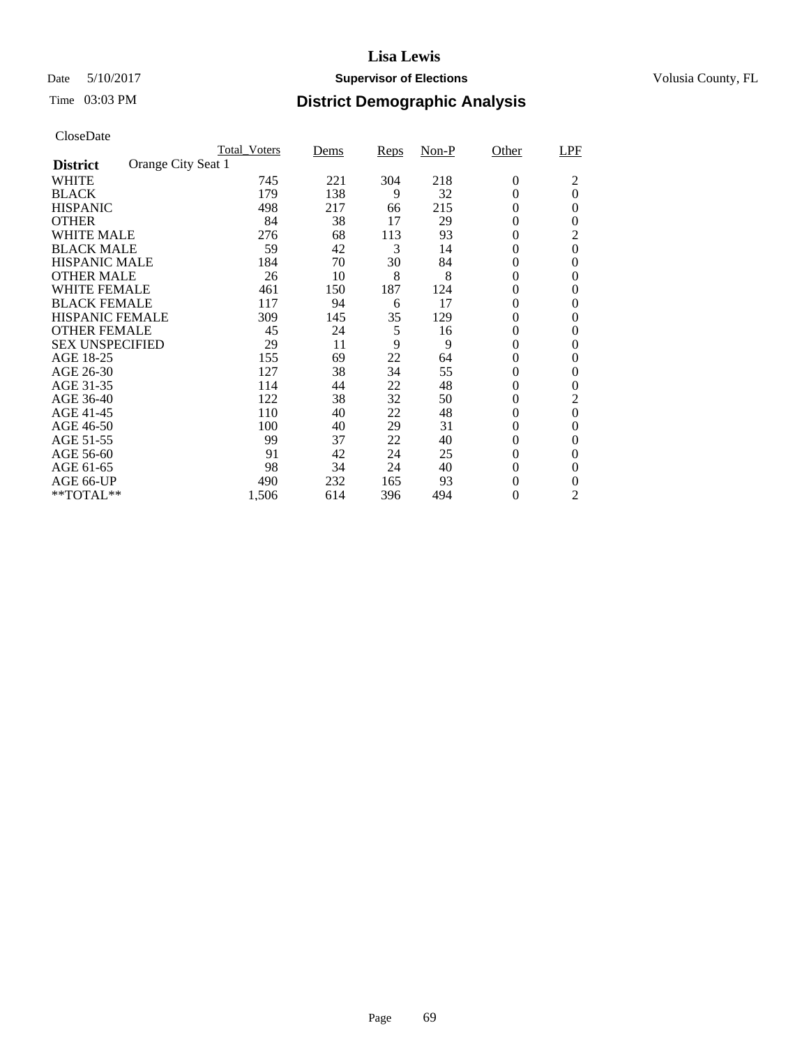# Lisa Lewis

Date 5/10/2017 **Supervisor of Elections** Volusia County, FL

Time 03:03 PM

## District Demographic Analysis

CloseDate

**District** Orange City Seat 1

| | Total_Voters | Dems | Reps | Non-P | Other | LPF |
|---|---|---|---|---|---|---|
| WHITE | 745 | 221 | 304 | 218 | 0 | 2 |
| BLACK | 179 | 138 | 9 | 32 | 0 | 0 |
| HISPANIC | 498 | 217 | 66 | 215 | 0 | 0 |
| OTHER | 84 | 38 | 17 | 29 | 0 | 0 |
| WHITE MALE | 276 | 68 | 113 | 93 | 0 | 2 |
| BLACK MALE | 59 | 42 | 3 | 14 | 0 | 0 |
| HISPANIC MALE | 184 | 70 | 30 | 84 | 0 | 0 |
| OTHER MALE | 26 | 10 | 8 | 8 | 0 | 0 |
| WHITE FEMALE | 461 | 150 | 187 | 124 | 0 | 0 |
| BLACK FEMALE | 117 | 94 | 6 | 17 | 0 | 0 |
| HISPANIC FEMALE | 309 | 145 | 35 | 129 | 0 | 0 |
| OTHER FEMALE | 45 | 24 | 5 | 16 | 0 | 0 |
| SEX UNSPECIFIED | 29 | 11 | 9 | 9 | 0 | 0 |
| AGE 18-25 | 155 | 69 | 22 | 64 | 0 | 0 |
| AGE 26-30 | 127 | 38 | 34 | 55 | 0 | 0 |
| AGE 31-35 | 114 | 44 | 22 | 48 | 0 | 0 |
| AGE 36-40 | 122 | 38 | 32 | 50 | 0 | 2 |
| AGE 41-45 | 110 | 40 | 22 | 48 | 0 | 0 |
| AGE 46-50 | 100 | 40 | 29 | 31 | 0 | 0 |
| AGE 51-55 | 99 | 37 | 22 | 40 | 0 | 0 |
| AGE 56-60 | 91 | 42 | 24 | 25 | 0 | 0 |
| AGE 61-65 | 98 | 34 | 24 | 40 | 0 | 0 |
| AGE 66-UP | 490 | 232 | 165 | 93 | 0 | 0 |
| **TOTAL** | 1,506 | 614 | 396 | 494 | 0 | 2 |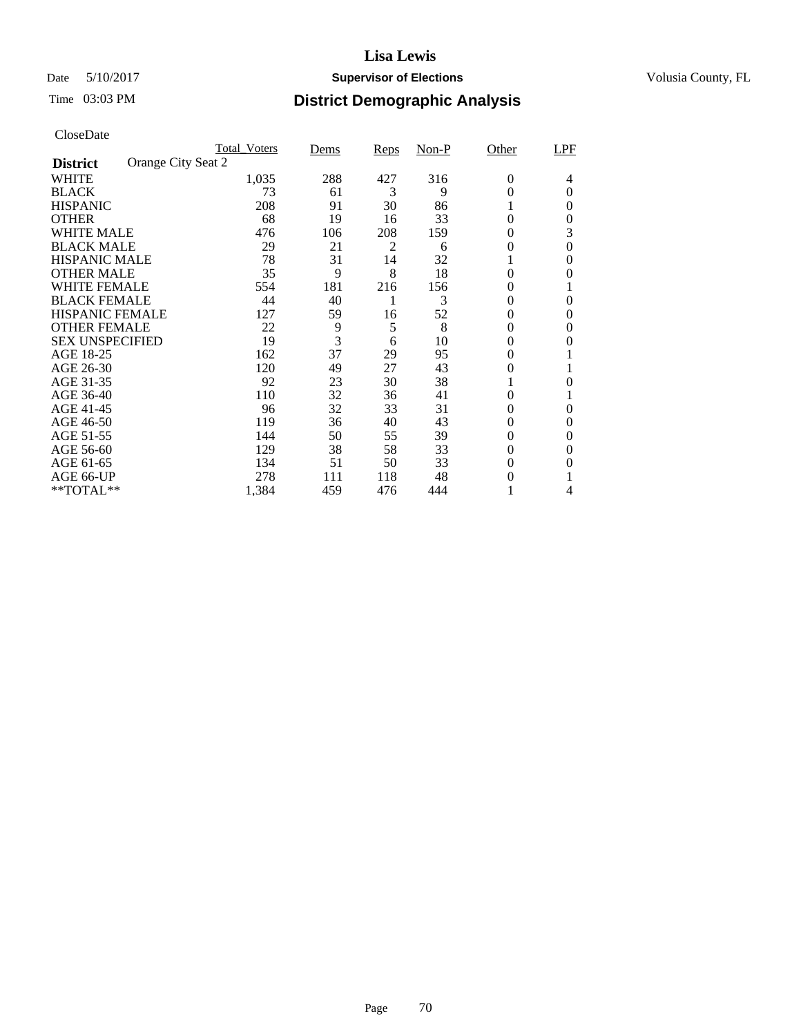# Lisa Lewis

Date 5/10/2017 **Supervisor of Elections** Volusia County, FL

Time 03:03 PM **District Demographic Analysis**

CloseDate

| | Total_Voters | Dems | Reps | Non-P | Other | LPF |
|---|---|---|---|---|---|---|
| **District** Orange City Seat 2 | | | | | | |
| WHITE | 1,035 | 288 | 427 | 316 | 0 | 4 |
| BLACK | 73 | 61 | 3 | 9 | 0 | 0 |
| HISPANIC | 208 | 91 | 30 | 86 | 1 | 0 |
| OTHER | 68 | 19 | 16 | 33 | 0 | 0 |
| WHITE MALE | 476 | 106 | 208 | 159 | 0 | 3 |
| BLACK MALE | 29 | 21 | 2 | 6 | 0 | 0 |
| HISPANIC MALE | 78 | 31 | 14 | 32 | 1 | 0 |
| OTHER MALE | 35 | 9 | 8 | 18 | 0 | 0 |
| WHITE FEMALE | 554 | 181 | 216 | 156 | 0 | 1 |
| BLACK FEMALE | 44 | 40 | 1 | 3 | 0 | 0 |
| HISPANIC FEMALE | 127 | 59 | 16 | 52 | 0 | 0 |
| OTHER FEMALE | 22 | 9 | 5 | 8 | 0 | 0 |
| SEX UNSPECIFIED | 19 | 3 | 6 | 10 | 0 | 0 |
| AGE 18-25 | 162 | 37 | 29 | 95 | 0 | 1 |
| AGE 26-30 | 120 | 49 | 27 | 43 | 0 | 1 |
| AGE 31-35 | 92 | 23 | 30 | 38 | 1 | 0 |
| AGE 36-40 | 110 | 32 | 36 | 41 | 0 | 1 |
| AGE 41-45 | 96 | 32 | 33 | 31 | 0 | 0 |
| AGE 46-50 | 119 | 36 | 40 | 43 | 0 | 0 |
| AGE 51-55 | 144 | 50 | 55 | 39 | 0 | 0 |
| AGE 56-60 | 129 | 38 | 58 | 33 | 0 | 0 |
| AGE 61-65 | 134 | 51 | 50 | 33 | 0 | 0 |
| AGE 66-UP | 278 | 111 | 118 | 48 | 0 | 1 |
| **TOTAL** | 1,384 | 459 | 476 | 444 | 1 | 4 |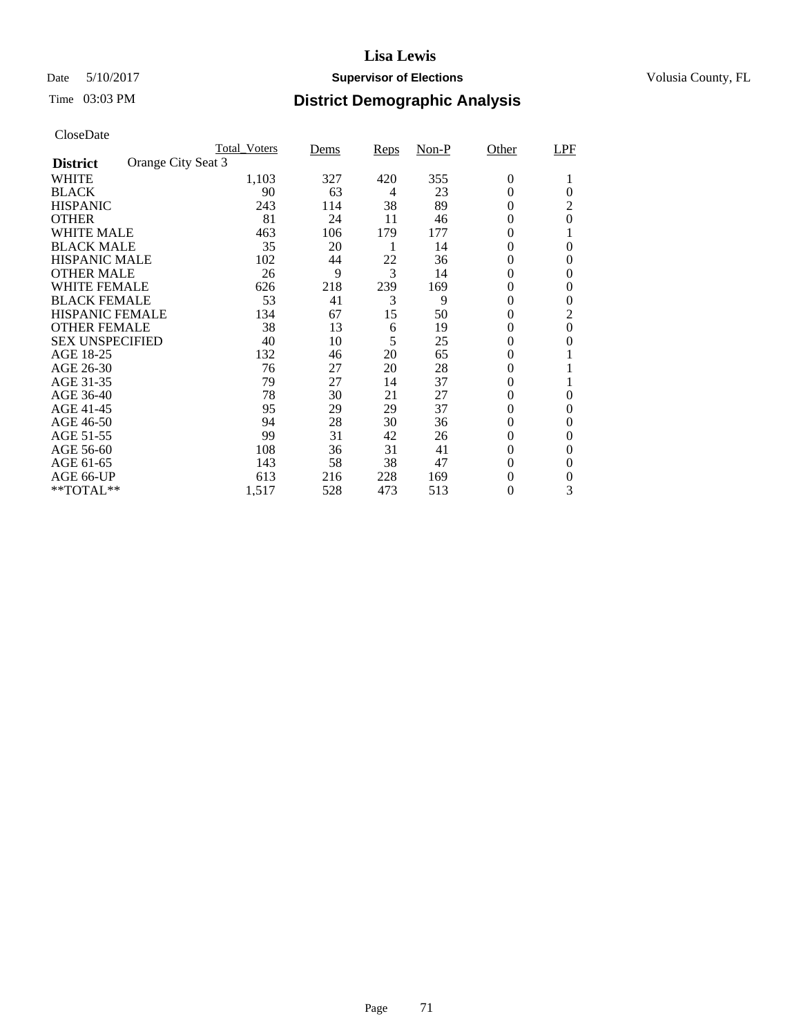# Lisa Lewis

Date 5/10/2017 **Supervisor of Elections** Volusia County, FL

Time 03:03 PM **District Demographic Analysis**

CloseDate

| **District** Orange City Seat 3 | Total_Voters | Dems | Reps | Non-P | Other | LPF |
|---|---|---|---|---|---|---|
| WHITE | 1,103 | 327 | 420 | 355 | 0 | 1 |
| BLACK | 90 | 63 | 4 | 23 | 0 | 0 |
| HISPANIC | 243 | 114 | 38 | 89 | 0 | 2 |
| OTHER | 81 | 24 | 11 | 46 | 0 | 0 |
| WHITE MALE | 463 | 106 | 179 | 177 | 0 | 1 |
| BLACK MALE | 35 | 20 | 1 | 14 | 0 | 0 |
| HISPANIC MALE | 102 | 44 | 22 | 36 | 0 | 0 |
| OTHER MALE | 26 | 9 | 3 | 14 | 0 | 0 |
| WHITE FEMALE | 626 | 218 | 239 | 169 | 0 | 0 |
| BLACK FEMALE | 53 | 41 | 3 | 9 | 0 | 0 |
| HISPANIC FEMALE | 134 | 67 | 15 | 50 | 0 | 2 |
| OTHER FEMALE | 38 | 13 | 6 | 19 | 0 | 0 |
| SEX UNSPECIFIED | 40 | 10 | 5 | 25 | 0 | 0 |
| AGE 18-25 | 132 | 46 | 20 | 65 | 0 | 1 |
| AGE 26-30 | 76 | 27 | 20 | 28 | 0 | 1 |
| AGE 31-35 | 79 | 27 | 14 | 37 | 0 | 1 |
| AGE 36-40 | 78 | 30 | 21 | 27 | 0 | 0 |
| AGE 41-45 | 95 | 29 | 29 | 37 | 0 | 0 |
| AGE 46-50 | 94 | 28 | 30 | 36 | 0 | 0 |
| AGE 51-55 | 99 | 31 | 42 | 26 | 0 | 0 |
| AGE 56-60 | 108 | 36 | 31 | 41 | 0 | 0 |
| AGE 61-65 | 143 | 58 | 38 | 47 | 0 | 0 |
| AGE 66-UP | 613 | 216 | 228 | 169 | 0 | 0 |
| **TOTAL** | 1,517 | 528 | 473 | 513 | 0 | 3 |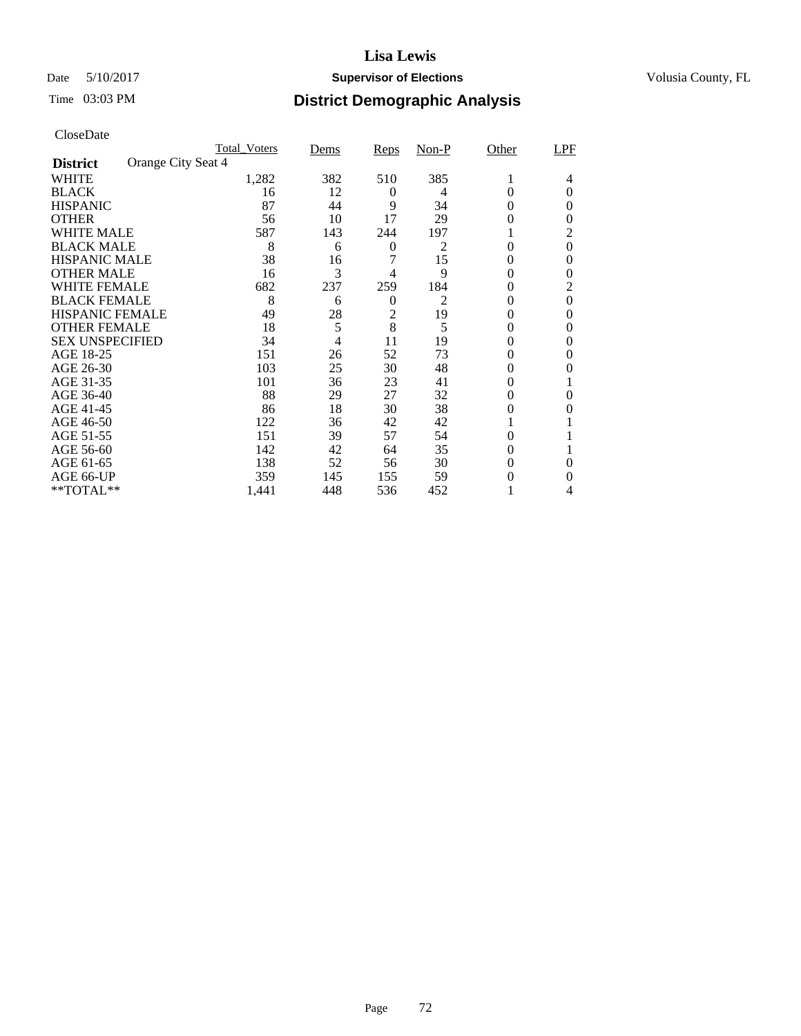# Lisa Lewis

Date 5/10/2017 **Supervisor of Elections** Volusia County, FL

Time 03:03 PM **District Demographic Analysis**

CloseDate

| **District** Orange City Seat 4 | Total_Voters | Dems | Reps | Non-P | Other | LPF |
|---|---|---|---|---|---|---|
| WHITE | 1,282 | 382 | 510 | 385 | 1 | 4 |
| BLACK | 16 | 12 | 0 | 4 | 0 | 0 |
| HISPANIC | 87 | 44 | 9 | 34 | 0 | 0 |
| OTHER | 56 | 10 | 17 | 29 | 0 | 0 |
| WHITE MALE | 587 | 143 | 244 | 197 | 1 | 2 |
| BLACK MALE | 8 | 6 | 0 | 2 | 0 | 0 |
| HISPANIC MALE | 38 | 16 | 7 | 15 | 0 | 0 |
| OTHER MALE | 16 | 3 | 4 | 9 | 0 | 0 |
| WHITE FEMALE | 682 | 237 | 259 | 184 | 0 | 2 |
| BLACK FEMALE | 8 | 6 | 0 | 2 | 0 | 0 |
| HISPANIC FEMALE | 49 | 28 | 2 | 19 | 0 | 0 |
| OTHER FEMALE | 18 | 5 | 8 | 5 | 0 | 0 |
| SEX UNSPECIFIED | 34 | 4 | 11 | 19 | 0 | 0 |
| AGE 18-25 | 151 | 26 | 52 | 73 | 0 | 0 |
| AGE 26-30 | 103 | 25 | 30 | 48 | 0 | 0 |
| AGE 31-35 | 101 | 36 | 23 | 41 | 0 | 1 |
| AGE 36-40 | 88 | 29 | 27 | 32 | 0 | 0 |
| AGE 41-45 | 86 | 18 | 30 | 38 | 0 | 0 |
| AGE 46-50 | 122 | 36 | 42 | 42 | 1 | 1 |
| AGE 51-55 | 151 | 39 | 57 | 54 | 0 | 1 |
| AGE 56-60 | 142 | 42 | 64 | 35 | 0 | 1 |
| AGE 61-65 | 138 | 52 | 56 | 30 | 0 | 0 |
| AGE 66-UP | 359 | 145 | 155 | 59 | 0 | 0 |
| **TOTAL** | 1,441 | 448 | 536 | 452 | 1 | 4 |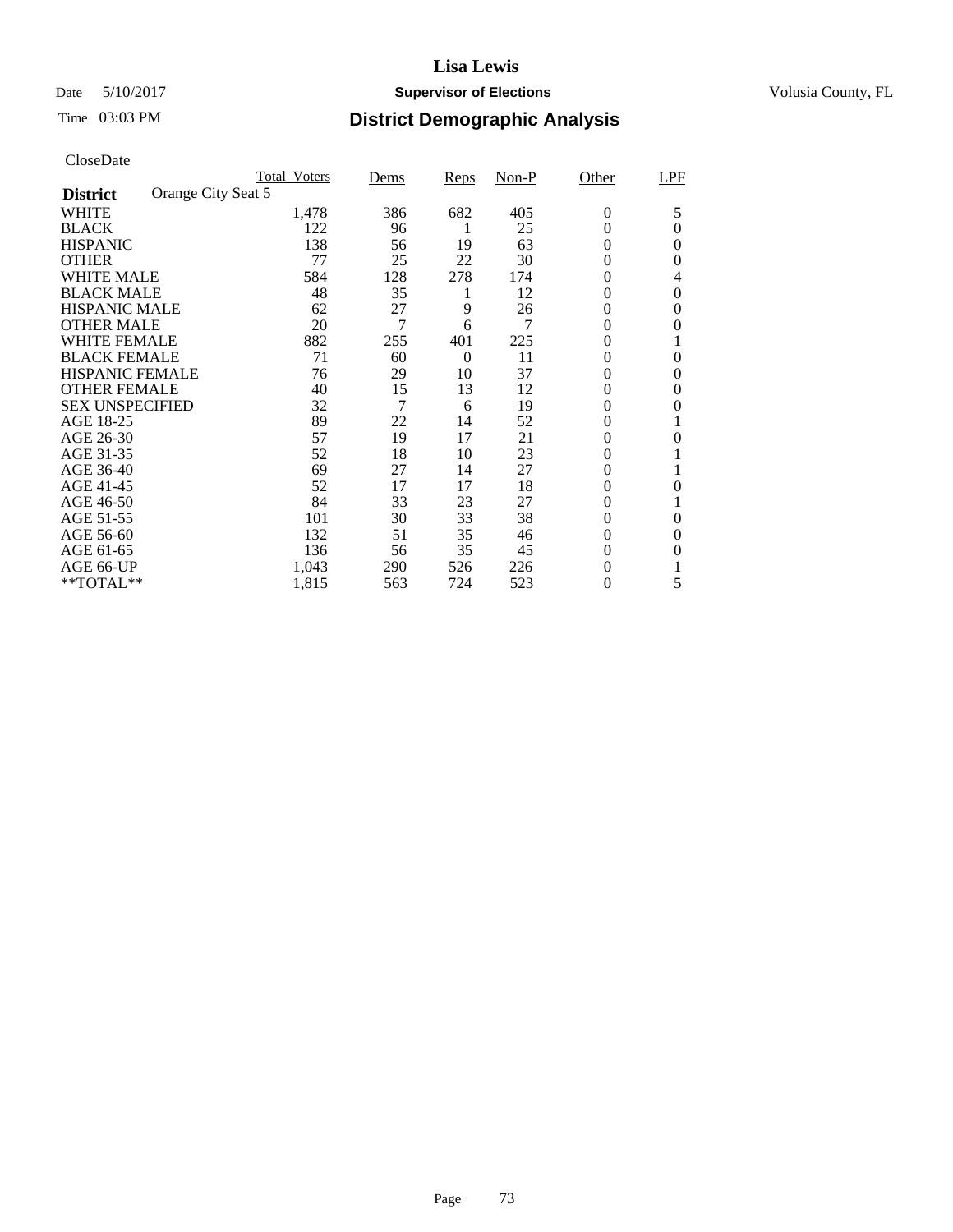# Lisa Lewis

Date 5/10/2017 **Supervisor of Elections** Volusia County, FL

Time 03:03 PM

## District Demographic Analysis

CloseDate

**District** Orange City Seat 5

| | Total_Voters | Dems | Reps | Non-P | Other | LPF |
|---|---|---|---|---|---|---|
| WHITE | 1,478 | 386 | 682 | 405 | 0 | 5 |
| BLACK | 122 | 96 | 1 | 25 | 0 | 0 |
| HISPANIC | 138 | 56 | 19 | 63 | 0 | 0 |
| OTHER | 77 | 25 | 22 | 30 | 0 | 0 |
| WHITE MALE | 584 | 128 | 278 | 174 | 0 | 4 |
| BLACK MALE | 48 | 35 | 1 | 12 | 0 | 0 |
| HISPANIC MALE | 62 | 27 | 9 | 26 | 0 | 0 |
| OTHER MALE | 20 | 7 | 6 | 7 | 0 | 0 |
| WHITE FEMALE | 882 | 255 | 401 | 225 | 0 | 1 |
| BLACK FEMALE | 71 | 60 | 0 | 11 | 0 | 0 |
| HISPANIC FEMALE | 76 | 29 | 10 | 37 | 0 | 0 |
| OTHER FEMALE | 40 | 15 | 13 | 12 | 0 | 0 |
| SEX UNSPECIFIED | 32 | 7 | 6 | 19 | 0 | 0 |
| AGE 18-25 | 89 | 22 | 14 | 52 | 0 | 1 |
| AGE 26-30 | 57 | 19 | 17 | 21 | 0 | 0 |
| AGE 31-35 | 52 | 18 | 10 | 23 | 0 | 1 |
| AGE 36-40 | 69 | 27 | 14 | 27 | 0 | 1 |
| AGE 41-45 | 52 | 17 | 17 | 18 | 0 | 0 |
| AGE 46-50 | 84 | 33 | 23 | 27 | 0 | 1 |
| AGE 51-55 | 101 | 30 | 33 | 38 | 0 | 0 |
| AGE 56-60 | 132 | 51 | 35 | 46 | 0 | 0 |
| AGE 61-65 | 136 | 56 | 35 | 45 | 0 | 0 |
| AGE 66-UP | 1,043 | 290 | 526 | 226 | 0 | 1 |
| **TOTAL** | 1,815 | 563 | 724 | 523 | 0 | 5 |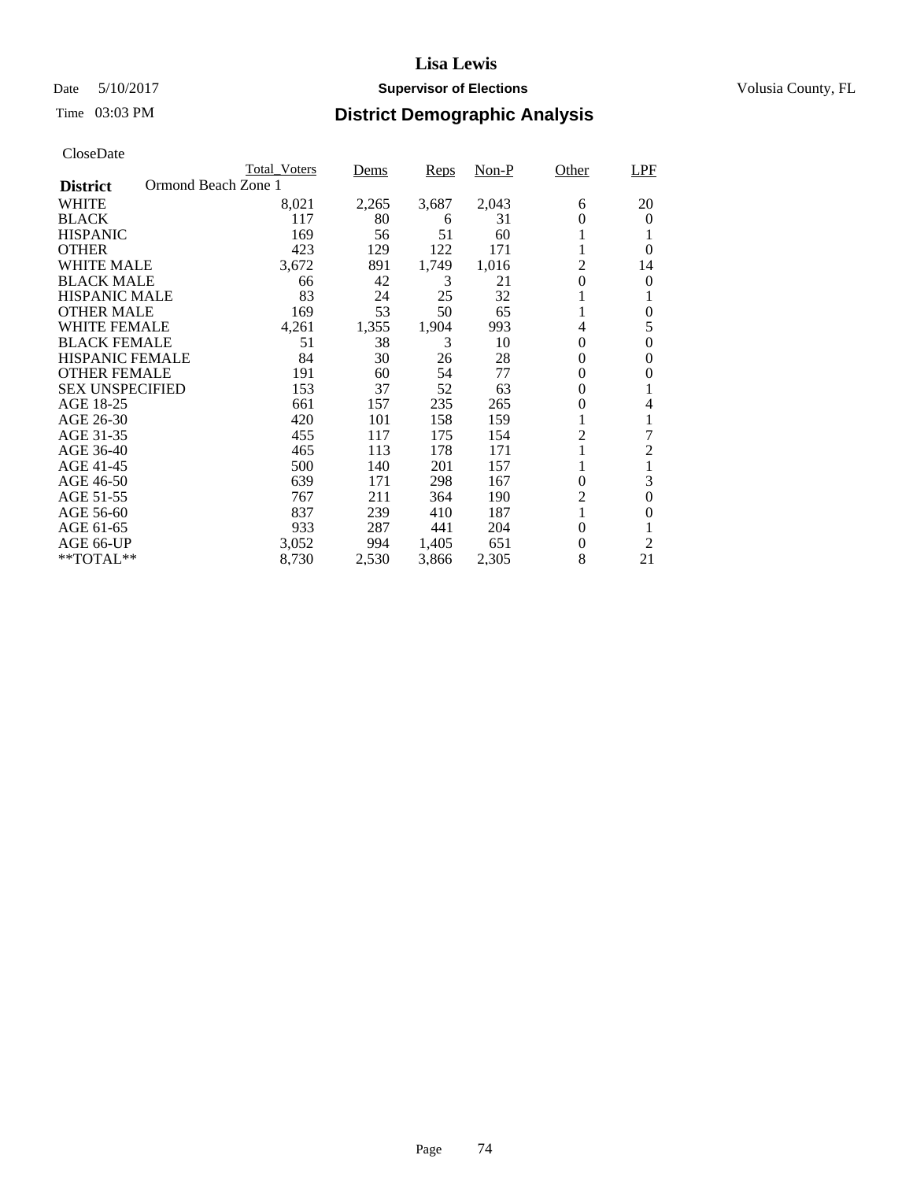**Lisa Lewis**

Date 5/10/2017 **Supervisor of Elections** Volusia County, FL

Time 03:03 PM

## District Demographic Analysis

CloseDate

| **District** Ormond Beach Zone 1 | Total_Voters | Dems | Reps | Non-P | Other | LPF |
|---|---|---|---|---|---|---|
| WHITE | 8,021 | 2,265 | 3,687 | 2,043 | 6 | 20 |
| BLACK | 117 | 80 | 6 | 31 | 0 | 0 |
| HISPANIC | 169 | 56 | 51 | 60 | 1 | 1 |
| OTHER | 423 | 129 | 122 | 171 | 1 | 0 |
| WHITE MALE | 3,672 | 891 | 1,749 | 1,016 | 2 | 14 |
| BLACK MALE | 66 | 42 | 3 | 21 | 0 | 0 |
| HISPANIC MALE | 83 | 24 | 25 | 32 | 1 | 1 |
| OTHER MALE | 169 | 53 | 50 | 65 | 1 | 0 |
| WHITE FEMALE | 4,261 | 1,355 | 1,904 | 993 | 4 | 5 |
| BLACK FEMALE | 51 | 38 | 3 | 10 | 0 | 0 |
| HISPANIC FEMALE | 84 | 30 | 26 | 28 | 0 | 0 |
| OTHER FEMALE | 191 | 60 | 54 | 77 | 0 | 0 |
| SEX UNSPECIFIED | 153 | 37 | 52 | 63 | 0 | 1 |
| AGE 18-25 | 661 | 157 | 235 | 265 | 0 | 4 |
| AGE 26-30 | 420 | 101 | 158 | 159 | 1 | 1 |
| AGE 31-35 | 455 | 117 | 175 | 154 | 2 | 7 |
| AGE 36-40 | 465 | 113 | 178 | 171 | 1 | 2 |
| AGE 41-45 | 500 | 140 | 201 | 157 | 1 | 1 |
| AGE 46-50 | 639 | 171 | 298 | 167 | 0 | 3 |
| AGE 51-55 | 767 | 211 | 364 | 190 | 2 | 0 |
| AGE 56-60 | 837 | 239 | 410 | 187 | 1 | 0 |
| AGE 61-65 | 933 | 287 | 441 | 204 | 0 | 1 |
| AGE 66-UP | 3,052 | 994 | 1,405 | 651 | 0 | 2 |
| **TOTAL** | 8,730 | 2,530 | 3,866 | 2,305 | 8 | 21 |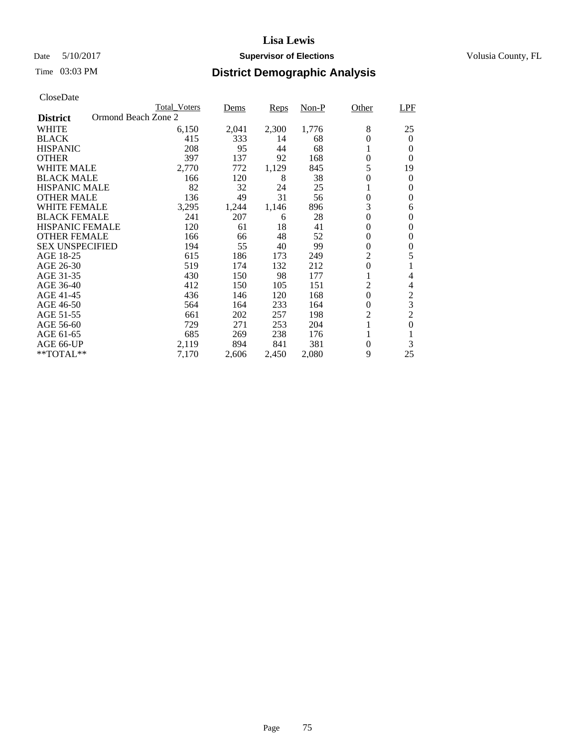# Lisa Lewis

Date 5/10/2017 **Supervisor of Elections** Volusia County, FL

Time 03:03 PM

## District Demographic Analysis

CloseDate

| District | Total_Voters | Dems | Reps | Non-P | Other | LPF |
|---|---|---|---|---|---|---|
| Ormond Beach Zone 2 | | | | | | |
| WHITE | 6,150 | 2,041 | 2,300 | 1,776 | 8 | 25 |
| BLACK | 415 | 333 | 14 | 68 | 0 | 0 |
| HISPANIC | 208 | 95 | 44 | 68 | 1 | 0 |
| OTHER | 397 | 137 | 92 | 168 | 0 | 0 |
| WHITE MALE | 2,770 | 772 | 1,129 | 845 | 5 | 19 |
| BLACK MALE | 166 | 120 | 8 | 38 | 0 | 0 |
| HISPANIC MALE | 82 | 32 | 24 | 25 | 1 | 0 |
| OTHER MALE | 136 | 49 | 31 | 56 | 0 | 0 |
| WHITE FEMALE | 3,295 | 1,244 | 1,146 | 896 | 3 | 6 |
| BLACK FEMALE | 241 | 207 | 6 | 28 | 0 | 0 |
| HISPANIC FEMALE | 120 | 61 | 18 | 41 | 0 | 0 |
| OTHER FEMALE | 166 | 66 | 48 | 52 | 0 | 0 |
| SEX UNSPECIFIED | 194 | 55 | 40 | 99 | 0 | 0 |
| AGE 18-25 | 615 | 186 | 173 | 249 | 2 | 5 |
| AGE 26-30 | 519 | 174 | 132 | 212 | 0 | 1 |
| AGE 31-35 | 430 | 150 | 98 | 177 | 1 | 4 |
| AGE 36-40 | 412 | 150 | 105 | 151 | 2 | 4 |
| AGE 41-45 | 436 | 146 | 120 | 168 | 0 | 2 |
| AGE 46-50 | 564 | 164 | 233 | 164 | 0 | 3 |
| AGE 51-55 | 661 | 202 | 257 | 198 | 2 | 2 |
| AGE 56-60 | 729 | 271 | 253 | 204 | 1 | 0 |
| AGE 61-65 | 685 | 269 | 238 | 176 | 1 | 1 |
| AGE 66-UP | 2,119 | 894 | 841 | 381 | 0 | 3 |
| **TOTAL** | 7,170 | 2,606 | 2,450 | 2,080 | 9 | 25 |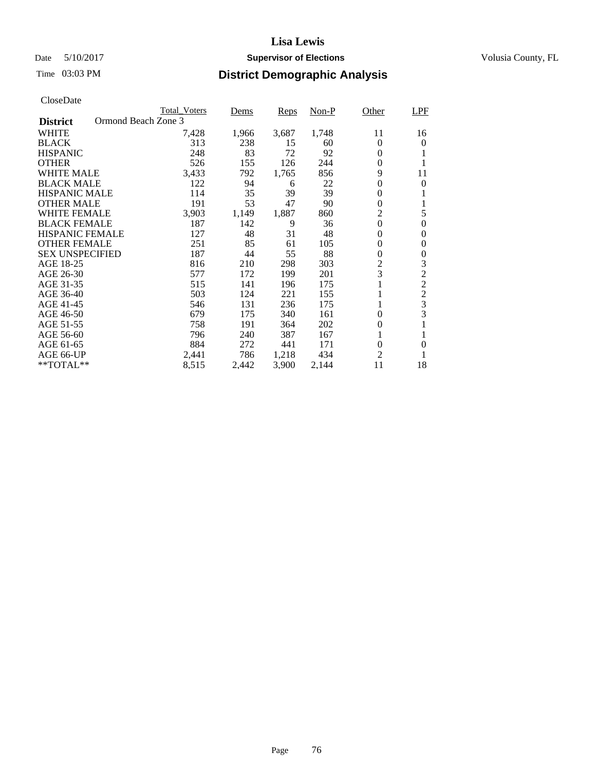# Lisa Lewis

Date 5/10/2017 **Supervisor of Elections** Volusia County, FL

Time 03:03 PM **District Demographic Analysis**

CloseDate

| **District** Ormond Beach Zone 3 | Total_Voters | Dems | Reps | Non-P | Other | LPF |
|---|---|---|---|---|---|---|
| WHITE | 7,428 | 1,966 | 3,687 | 1,748 | 11 | 16 |
| BLACK | 313 | 238 | 15 | 60 | 0 | 0 |
| HISPANIC | 248 | 83 | 72 | 92 | 0 | 1 |
| OTHER | 526 | 155 | 126 | 244 | 0 | 1 |
| WHITE MALE | 3,433 | 792 | 1,765 | 856 | 9 | 11 |
| BLACK MALE | 122 | 94 | 6 | 22 | 0 | 0 |
| HISPANIC MALE | 114 | 35 | 39 | 39 | 0 | 1 |
| OTHER MALE | 191 | 53 | 47 | 90 | 0 | 1 |
| WHITE FEMALE | 3,903 | 1,149 | 1,887 | 860 | 2 | 5 |
| BLACK FEMALE | 187 | 142 | 9 | 36 | 0 | 0 |
| HISPANIC FEMALE | 127 | 48 | 31 | 48 | 0 | 0 |
| OTHER FEMALE | 251 | 85 | 61 | 105 | 0 | 0 |
| SEX UNSPECIFIED | 187 | 44 | 55 | 88 | 0 | 0 |
| AGE 18-25 | 816 | 210 | 298 | 303 | 2 | 3 |
| AGE 26-30 | 577 | 172 | 199 | 201 | 3 | 2 |
| AGE 31-35 | 515 | 141 | 196 | 175 | 1 | 2 |
| AGE 36-40 | 503 | 124 | 221 | 155 | 1 | 2 |
| AGE 41-45 | 546 | 131 | 236 | 175 | 1 | 3 |
| AGE 46-50 | 679 | 175 | 340 | 161 | 0 | 3 |
| AGE 51-55 | 758 | 191 | 364 | 202 | 0 | 1 |
| AGE 56-60 | 796 | 240 | 387 | 167 | 1 | 1 |
| AGE 61-65 | 884 | 272 | 441 | 171 | 0 | 0 |
| AGE 66-UP | 2,441 | 786 | 1,218 | 434 | 2 | 1 |
| **TOTAL** | 8,515 | 2,442 | 3,900 | 2,144 | 11 | 18 |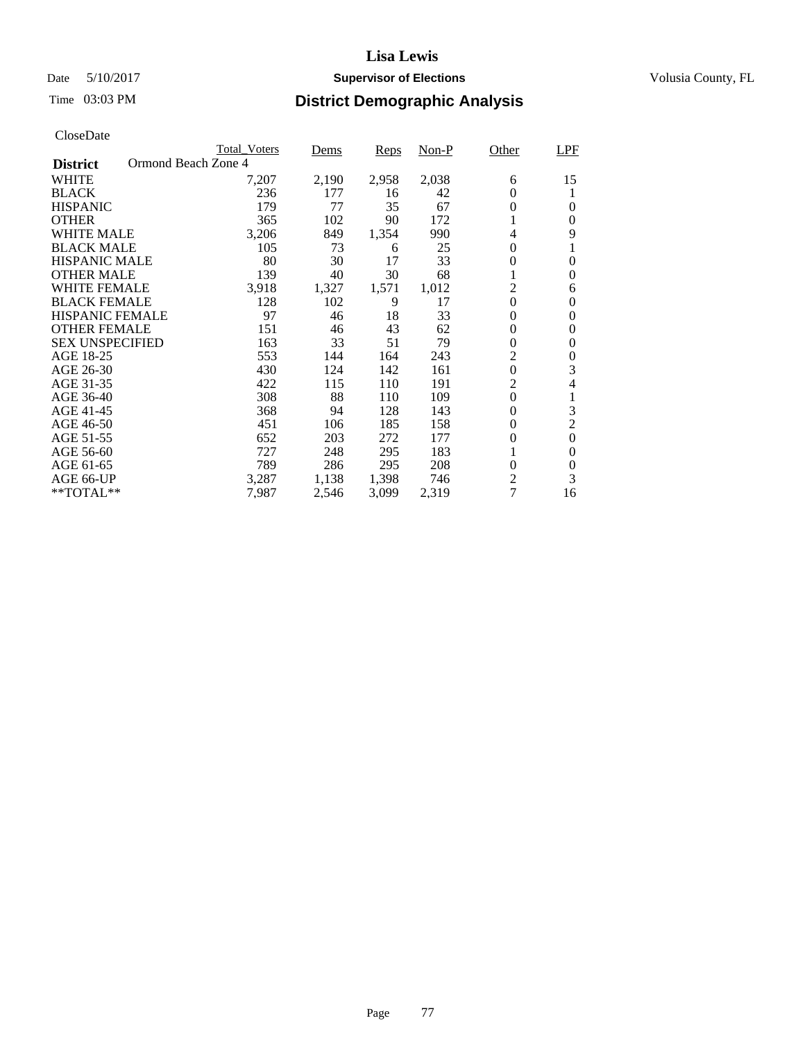# Lisa Lewis

Date 5/10/2017 **Supervisor of Elections** Volusia County, FL

Time 03:03 PM

## District Demographic Analysis

CloseDate

| District: Ormond Beach Zone 4 | Total_Voters | Dems | Reps | Non-P | Other | LPF |
|---|---|---|---|---|---|---|
| WHITE | 7,207 | 2,190 | 2,958 | 2,038 | 6 | 15 |
| BLACK | 236 | 177 | 16 | 42 | 0 | 1 |
| HISPANIC | 179 | 77 | 35 | 67 | 0 | 0 |
| OTHER | 365 | 102 | 90 | 172 | 1 | 0 |
| WHITE MALE | 3,206 | 849 | 1,354 | 990 | 4 | 9 |
| BLACK MALE | 105 | 73 | 6 | 25 | 0 | 1 |
| HISPANIC MALE | 80 | 30 | 17 | 33 | 0 | 0 |
| OTHER MALE | 139 | 40 | 30 | 68 | 1 | 0 |
| WHITE FEMALE | 3,918 | 1,327 | 1,571 | 1,012 | 2 | 6 |
| BLACK FEMALE | 128 | 102 | 9 | 17 | 0 | 0 |
| HISPANIC FEMALE | 97 | 46 | 18 | 33 | 0 | 0 |
| OTHER FEMALE | 151 | 46 | 43 | 62 | 0 | 0 |
| SEX UNSPECIFIED | 163 | 33 | 51 | 79 | 0 | 0 |
| AGE 18-25 | 553 | 144 | 164 | 243 | 2 | 0 |
| AGE 26-30 | 430 | 124 | 142 | 161 | 0 | 3 |
| AGE 31-35 | 422 | 115 | 110 | 191 | 2 | 4 |
| AGE 36-40 | 308 | 88 | 110 | 109 | 0 | 1 |
| AGE 41-45 | 368 | 94 | 128 | 143 | 0 | 3 |
| AGE 46-50 | 451 | 106 | 185 | 158 | 0 | 2 |
| AGE 51-55 | 652 | 203 | 272 | 177 | 0 | 0 |
| AGE 56-60 | 727 | 248 | 295 | 183 | 1 | 0 |
| AGE 61-65 | 789 | 286 | 295 | 208 | 0 | 0 |
| AGE 66-UP | 3,287 | 1,138 | 1,398 | 746 | 2 | 3 |
| **TOTAL** | 7,987 | 2,546 | 3,099 | 2,319 | 7 | 16 |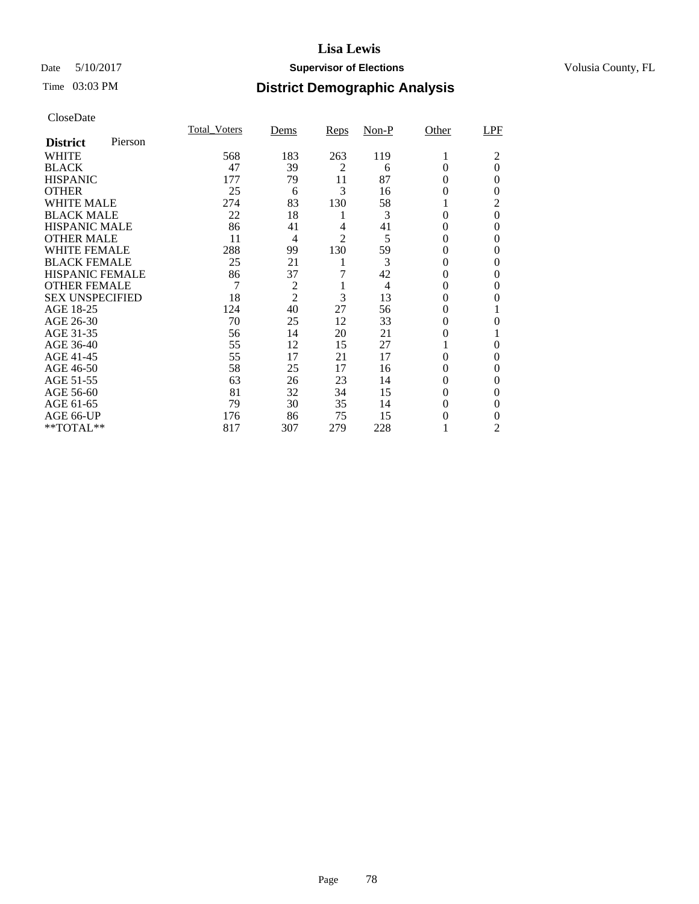# Lisa Lewis

Date 5/10/2017 **Supervisor of Elections** Volusia County, FL

Time 03:03 PM **District Demographic Analysis**

CloseDate

| **District** Pierson | Total_Voters | Dems | Reps | Non-P | Other | LPF |
|---|---|---|---|---|---|---|
| WHITE | 568 | 183 | 263 | 119 | 1 | 2 |
| BLACK | 47 | 39 | 2 | 6 | 0 | 0 |
| HISPANIC | 177 | 79 | 11 | 87 | 0 | 0 |
| OTHER | 25 | 6 | 3 | 16 | 0 | 0 |
| WHITE MALE | 274 | 83 | 130 | 58 | 1 | 2 |
| BLACK MALE | 22 | 18 | 1 | 3 | 0 | 0 |
| HISPANIC MALE | 86 | 41 | 4 | 41 | 0 | 0 |
| OTHER MALE | 11 | 4 | 2 | 5 | 0 | 0 |
| WHITE FEMALE | 288 | 99 | 130 | 59 | 0 | 0 |
| BLACK FEMALE | 25 | 21 | 1 | 3 | 0 | 0 |
| HISPANIC FEMALE | 86 | 37 | 7 | 42 | 0 | 0 |
| OTHER FEMALE | 7 | 2 | 1 | 4 | 0 | 0 |
| SEX UNSPECIFIED | 18 | 2 | 3 | 13 | 0 | 0 |
| AGE 18-25 | 124 | 40 | 27 | 56 | 0 | 1 |
| AGE 26-30 | 70 | 25 | 12 | 33 | 0 | 0 |
| AGE 31-35 | 56 | 14 | 20 | 21 | 0 | 1 |
| AGE 36-40 | 55 | 12 | 15 | 27 | 1 | 0 |
| AGE 41-45 | 55 | 17 | 21 | 17 | 0 | 0 |
| AGE 46-50 | 58 | 25 | 17 | 16 | 0 | 0 |
| AGE 51-55 | 63 | 26 | 23 | 14 | 0 | 0 |
| AGE 56-60 | 81 | 32 | 34 | 15 | 0 | 0 |
| AGE 61-65 | 79 | 30 | 35 | 14 | 0 | 0 |
| AGE 66-UP | 176 | 86 | 75 | 15 | 0 | 0 |
| **TOTAL** | 817 | 307 | 279 | 228 | 1 | 2 |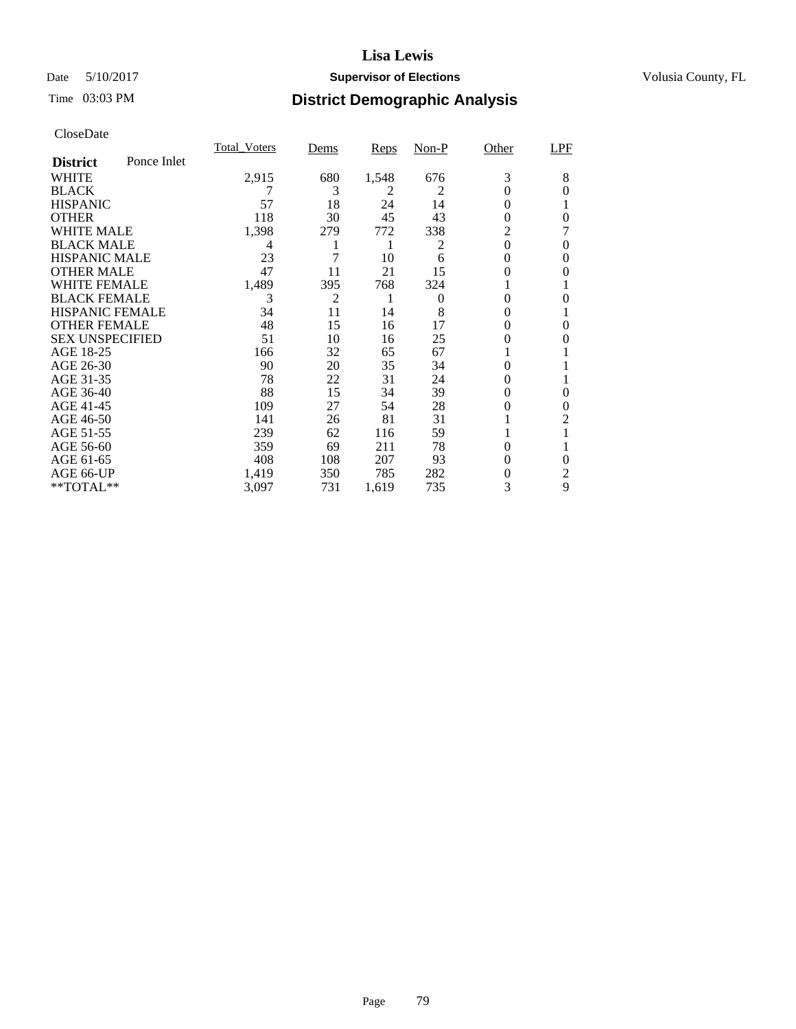# Lisa Lewis

Date 5/10/2017 **Supervisor of Elections** Volusia County, FL

Time 03:03 PM

## District Demographic Analysis

CloseDate

| **District** Ponce Inlet | Total_Voters | Dems | Reps | Non-P | Other | LPF |
|---|---|---|---|---|---|---|
| WHITE | 2,915 | 680 | 1,548 | 676 | 3 | 8 |
| BLACK | 7 | 3 | 2 | 2 | 0 | 0 |
| HISPANIC | 57 | 18 | 24 | 14 | 0 | 1 |
| OTHER | 118 | 30 | 45 | 43 | 0 | 0 |
| WHITE MALE | 1,398 | 279 | 772 | 338 | 2 | 7 |
| BLACK MALE | 4 | 1 | 1 | 2 | 0 | 0 |
| HISPANIC MALE | 23 | 7 | 10 | 6 | 0 | 0 |
| OTHER MALE | 47 | 11 | 21 | 15 | 0 | 0 |
| WHITE FEMALE | 1,489 | 395 | 768 | 324 | 1 | 1 |
| BLACK FEMALE | 3 | 2 | 1 | 0 | 0 | 0 |
| HISPANIC FEMALE | 34 | 11 | 14 | 8 | 0 | 1 |
| OTHER FEMALE | 48 | 15 | 16 | 17 | 0 | 0 |
| SEX UNSPECIFIED | 51 | 10 | 16 | 25 | 0 | 0 |
| AGE 18-25 | 166 | 32 | 65 | 67 | 1 | 1 |
| AGE 26-30 | 90 | 20 | 35 | 34 | 0 | 1 |
| AGE 31-35 | 78 | 22 | 31 | 24 | 0 | 1 |
| AGE 36-40 | 88 | 15 | 34 | 39 | 0 | 0 |
| AGE 41-45 | 109 | 27 | 54 | 28 | 0 | 0 |
| AGE 46-50 | 141 | 26 | 81 | 31 | 1 | 2 |
| AGE 51-55 | 239 | 62 | 116 | 59 | 1 | 1 |
| AGE 56-60 | 359 | 69 | 211 | 78 | 0 | 1 |
| AGE 61-65 | 408 | 108 | 207 | 93 | 0 | 0 |
| AGE 66-UP | 1,419 | 350 | 785 | 282 | 0 | 2 |
| **TOTAL** | 3,097 | 731 | 1,619 | 735 | 3 | 9 |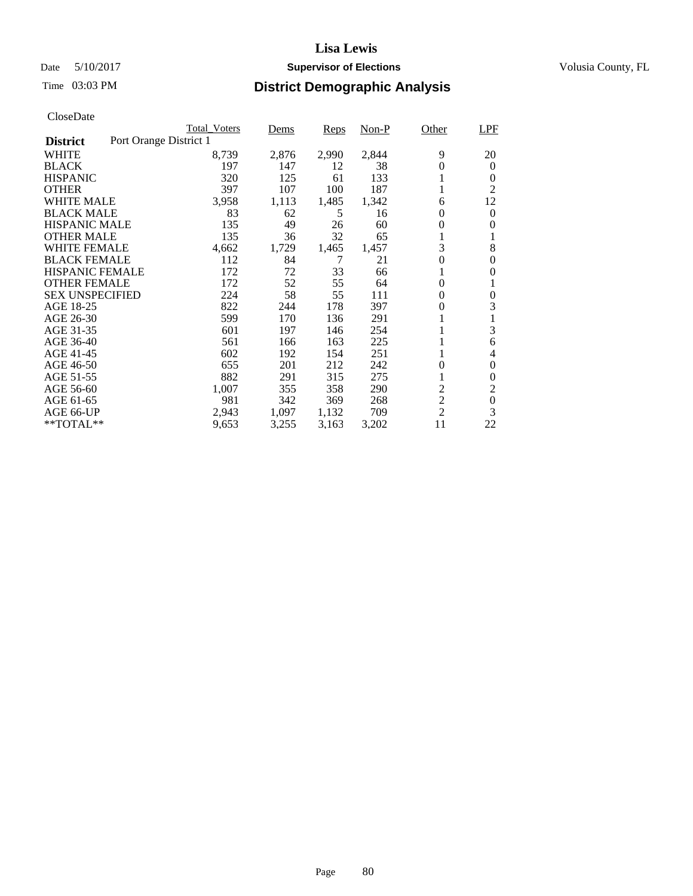# Lisa Lewis

Date 5/10/2017 **Supervisor of Elections** Volusia County, FL

Time 03:03 PM **District Demographic Analysis**

CloseDate

| | Total_Voters | Dems | Reps | Non-P | Other | LPF |
|---|---|---|---|---|---|---|
| **District** Port Orange District 1 | | | | | | |
| WHITE | 8,739 | 2,876 | 2,990 | 2,844 | 9 | 20 |
| BLACK | 197 | 147 | 12 | 38 | 0 | 0 |
| HISPANIC | 320 | 125 | 61 | 133 | 1 | 0 |
| OTHER | 397 | 107 | 100 | 187 | 1 | 2 |
| WHITE MALE | 3,958 | 1,113 | 1,485 | 1,342 | 6 | 12 |
| BLACK MALE | 83 | 62 | 5 | 16 | 0 | 0 |
| HISPANIC MALE | 135 | 49 | 26 | 60 | 0 | 0 |
| OTHER MALE | 135 | 36 | 32 | 65 | 1 | 1 |
| WHITE FEMALE | 4,662 | 1,729 | 1,465 | 1,457 | 3 | 8 |
| BLACK FEMALE | 112 | 84 | 7 | 21 | 0 | 0 |
| HISPANIC FEMALE | 172 | 72 | 33 | 66 | 1 | 0 |
| OTHER FEMALE | 172 | 52 | 55 | 64 | 0 | 1 |
| SEX UNSPECIFIED | 224 | 58 | 55 | 111 | 0 | 0 |
| AGE 18-25 | 822 | 244 | 178 | 397 | 0 | 3 |
| AGE 26-30 | 599 | 170 | 136 | 291 | 1 | 1 |
| AGE 31-35 | 601 | 197 | 146 | 254 | 1 | 3 |
| AGE 36-40 | 561 | 166 | 163 | 225 | 1 | 6 |
| AGE 41-45 | 602 | 192 | 154 | 251 | 1 | 4 |
| AGE 46-50 | 655 | 201 | 212 | 242 | 0 | 0 |
| AGE 51-55 | 882 | 291 | 315 | 275 | 1 | 0 |
| AGE 56-60 | 1,007 | 355 | 358 | 290 | 2 | 2 |
| AGE 61-65 | 981 | 342 | 369 | 268 | 2 | 0 |
| AGE 66-UP | 2,943 | 1,097 | 1,132 | 709 | 2 | 3 |
| **TOTAL** | 9,653 | 3,255 | 3,163 | 3,202 | 11 | 22 |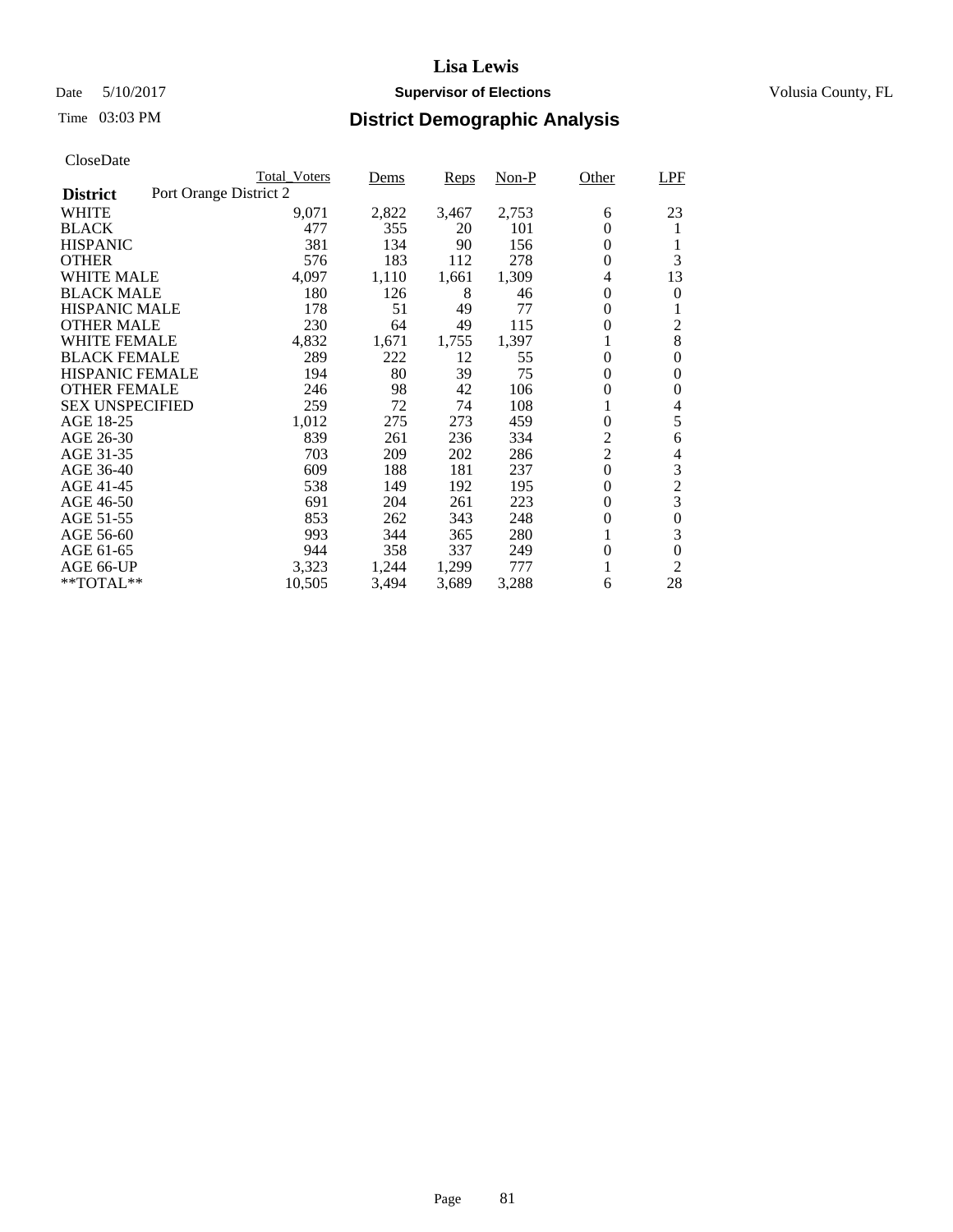# Lisa Lewis

Date 5/10/2017 **Supervisor of Elections** Volusia County, FL

Time 03:03 PM **District Demographic Analysis**

CloseDate

| District | Port Orange District 2 Total_Voters | Dems | Reps | Non-P | Other | LPF |
|---|---|---|---|---|---|---|
| WHITE | 9,071 | 2,822 | 3,467 | 2,753 | 6 | 23 |
| BLACK | 477 | 355 | 20 | 101 | 0 | 1 |
| HISPANIC | 381 | 134 | 90 | 156 | 0 | 1 |
| OTHER | 576 | 183 | 112 | 278 | 0 | 3 |
| WHITE MALE | 4,097 | 1,110 | 1,661 | 1,309 | 4 | 13 |
| BLACK MALE | 180 | 126 | 8 | 46 | 0 | 0 |
| HISPANIC MALE | 178 | 51 | 49 | 77 | 0 | 1 |
| OTHER MALE | 230 | 64 | 49 | 115 | 0 | 2 |
| WHITE FEMALE | 4,832 | 1,671 | 1,755 | 1,397 | 1 | 8 |
| BLACK FEMALE | 289 | 222 | 12 | 55 | 0 | 0 |
| HISPANIC FEMALE | 194 | 80 | 39 | 75 | 0 | 0 |
| OTHER FEMALE | 246 | 98 | 42 | 106 | 0 | 0 |
| SEX UNSPECIFIED | 259 | 72 | 74 | 108 | 1 | 4 |
| AGE 18-25 | 1,012 | 275 | 273 | 459 | 0 | 5 |
| AGE 26-30 | 839 | 261 | 236 | 334 | 2 | 6 |
| AGE 31-35 | 703 | 209 | 202 | 286 | 2 | 4 |
| AGE 36-40 | 609 | 188 | 181 | 237 | 0 | 3 |
| AGE 41-45 | 538 | 149 | 192 | 195 | 0 | 2 |
| AGE 46-50 | 691 | 204 | 261 | 223 | 0 | 3 |
| AGE 51-55 | 853 | 262 | 343 | 248 | 0 | 0 |
| AGE 56-60 | 993 | 344 | 365 | 280 | 1 | 3 |
| AGE 61-65 | 944 | 358 | 337 | 249 | 0 | 0 |
| AGE 66-UP | 3,323 | 1,244 | 1,299 | 777 | 1 | 2 |
| **TOTAL** | 10,505 | 3,494 | 3,689 | 3,288 | 6 | 28 |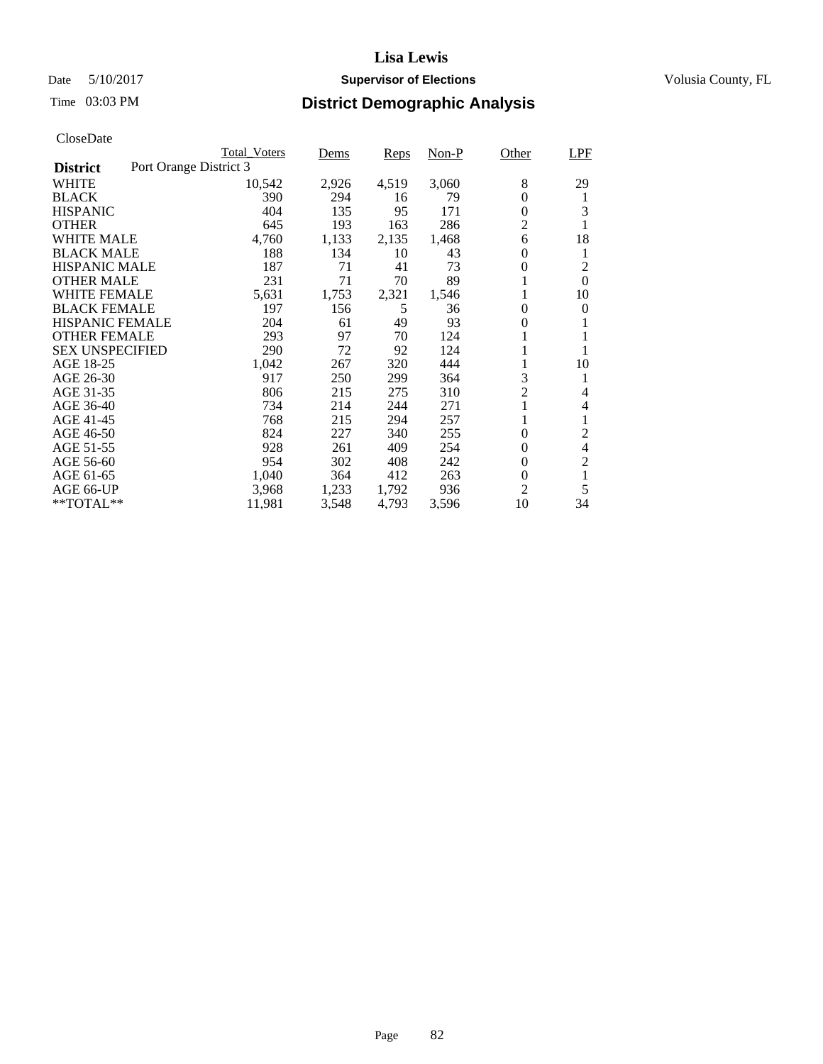# Lisa Lewis

Date 5/10/2017 **Supervisor of Elections** Volusia County, FL

Time 03:03 PM **District Demographic Analysis**

CloseDate

| **District** Port Orange District 3 | Total_Voters | Dems | Reps | Non-P | Other | LPF |
|---|---|---|---|---|---|---|
| WHITE | 10,542 | 2,926 | 4,519 | 3,060 | 8 | 29 |
| BLACK | 390 | 294 | 16 | 79 | 0 | 1 |
| HISPANIC | 404 | 135 | 95 | 171 | 0 | 3 |
| OTHER | 645 | 193 | 163 | 286 | 2 | 1 |
| WHITE MALE | 4,760 | 1,133 | 2,135 | 1,468 | 6 | 18 |
| BLACK MALE | 188 | 134 | 10 | 43 | 0 | 1 |
| HISPANIC MALE | 187 | 71 | 41 | 73 | 0 | 2 |
| OTHER MALE | 231 | 71 | 70 | 89 | 1 | 0 |
| WHITE FEMALE | 5,631 | 1,753 | 2,321 | 1,546 | 1 | 10 |
| BLACK FEMALE | 197 | 156 | 5 | 36 | 0 | 0 |
| HISPANIC FEMALE | 204 | 61 | 49 | 93 | 0 | 1 |
| OTHER FEMALE | 293 | 97 | 70 | 124 | 1 | 1 |
| SEX UNSPECIFIED | 290 | 72 | 92 | 124 | 1 | 1 |
| AGE 18-25 | 1,042 | 267 | 320 | 444 | 1 | 10 |
| AGE 26-30 | 917 | 250 | 299 | 364 | 3 | 1 |
| AGE 31-35 | 806 | 215 | 275 | 310 | 2 | 4 |
| AGE 36-40 | 734 | 214 | 244 | 271 | 1 | 4 |
| AGE 41-45 | 768 | 215 | 294 | 257 | 1 | 1 |
| AGE 46-50 | 824 | 227 | 340 | 255 | 0 | 2 |
| AGE 51-55 | 928 | 261 | 409 | 254 | 0 | 4 |
| AGE 56-60 | 954 | 302 | 408 | 242 | 0 | 2 |
| AGE 61-65 | 1,040 | 364 | 412 | 263 | 0 | 1 |
| AGE 66-UP | 3,968 | 1,233 | 1,792 | 936 | 2 | 5 |
| **TOTAL** | 11,981 | 3,548 | 4,793 | 3,596 | 10 | 34 |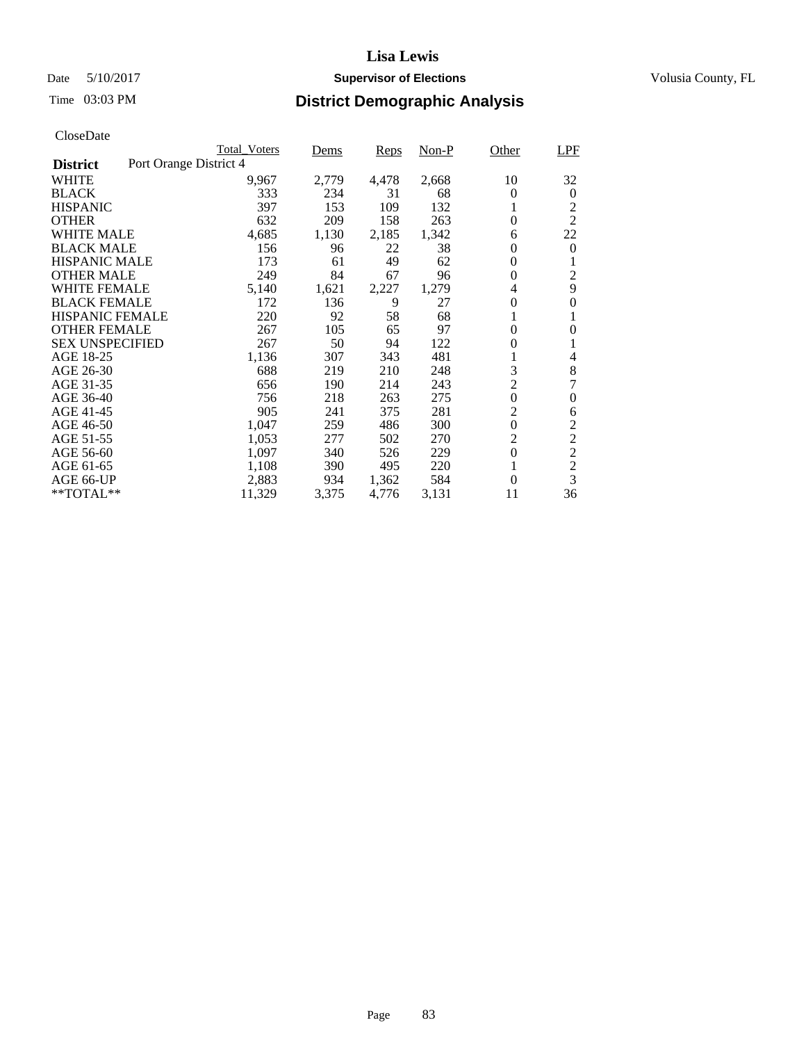**Lisa Lewis**

Date 5/10/2017 **Supervisor of Elections** Volusia County, FL

Time 03:03 PM **District Demographic Analysis**

CloseDate

| **District** Port Orange District 4 | Total_Voters | Dems | Reps | Non-P | Other | LPF |
|---|---|---|---|---|---|---|
| WHITE | 9,967 | 2,779 | 4,478 | 2,668 | 10 | 32 |
| BLACK | 333 | 234 | 31 | 68 | 0 | 0 |
| HISPANIC | 397 | 153 | 109 | 132 | 1 | 2 |
| OTHER | 632 | 209 | 158 | 263 | 0 | 2 |
| WHITE MALE | 4,685 | 1,130 | 2,185 | 1,342 | 6 | 22 |
| BLACK MALE | 156 | 96 | 22 | 38 | 0 | 0 |
| HISPANIC MALE | 173 | 61 | 49 | 62 | 0 | 1 |
| OTHER MALE | 249 | 84 | 67 | 96 | 0 | 2 |
| WHITE FEMALE | 5,140 | 1,621 | 2,227 | 1,279 | 4 | 9 |
| BLACK FEMALE | 172 | 136 | 9 | 27 | 0 | 0 |
| HISPANIC FEMALE | 220 | 92 | 58 | 68 | 1 | 1 |
| OTHER FEMALE | 267 | 105 | 65 | 97 | 0 | 0 |
| SEX UNSPECIFIED | 267 | 50 | 94 | 122 | 0 | 1 |
| AGE 18-25 | 1,136 | 307 | 343 | 481 | 1 | 4 |
| AGE 26-30 | 688 | 219 | 210 | 248 | 3 | 8 |
| AGE 31-35 | 656 | 190 | 214 | 243 | 2 | 7 |
| AGE 36-40 | 756 | 218 | 263 | 275 | 0 | 0 |
| AGE 41-45 | 905 | 241 | 375 | 281 | 2 | 6 |
| AGE 46-50 | 1,047 | 259 | 486 | 300 | 0 | 2 |
| AGE 51-55 | 1,053 | 277 | 502 | 270 | 2 | 2 |
| AGE 56-60 | 1,097 | 340 | 526 | 229 | 0 | 2 |
| AGE 61-65 | 1,108 | 390 | 495 | 220 | 1 | 2 |
| AGE 66-UP | 2,883 | 934 | 1,362 | 584 | 0 | 3 |
| **TOTAL** | 11,329 | 3,375 | 4,776 | 3,131 | 11 | 36 |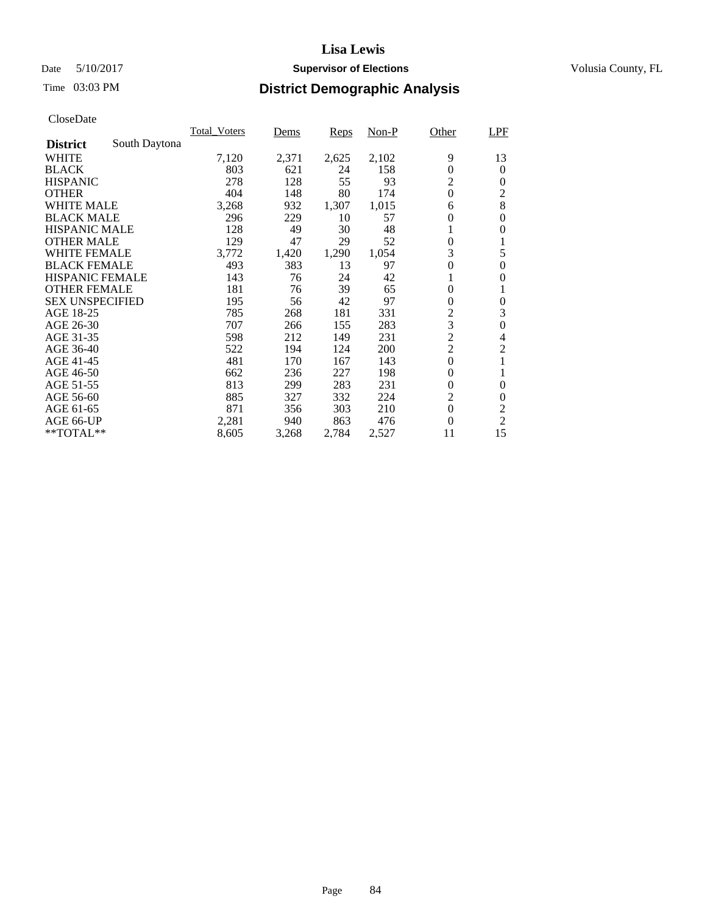# Lisa Lewis

Date 5/10/2017 **Supervisor of Elections** Volusia County, FL

Time 03:03 PM

## District Demographic Analysis

CloseDate

| | Total_Voters | Dems | Reps | Non-P | Other | LPF |
|---|---|---|---|---|---|---|
| **District** South Daytona | | | | | | |
| WHITE | 7,120 | 2,371 | 2,625 | 2,102 | 9 | 13 |
| BLACK | 803 | 621 | 24 | 158 | 0 | 0 |
| HISPANIC | 278 | 128 | 55 | 93 | 2 | 0 |
| OTHER | 404 | 148 | 80 | 174 | 0 | 2 |
| WHITE MALE | 3,268 | 932 | 1,307 | 1,015 | 6 | 8 |
| BLACK MALE | 296 | 229 | 10 | 57 | 0 | 0 |
| HISPANIC MALE | 128 | 49 | 30 | 48 | 1 | 0 |
| OTHER MALE | 129 | 47 | 29 | 52 | 0 | 1 |
| WHITE FEMALE | 3,772 | 1,420 | 1,290 | 1,054 | 3 | 5 |
| BLACK FEMALE | 493 | 383 | 13 | 97 | 0 | 0 |
| HISPANIC FEMALE | 143 | 76 | 24 | 42 | 1 | 0 |
| OTHER FEMALE | 181 | 76 | 39 | 65 | 0 | 1 |
| SEX UNSPECIFIED | 195 | 56 | 42 | 97 | 0 | 0 |
| AGE 18-25 | 785 | 268 | 181 | 331 | 2 | 3 |
| AGE 26-30 | 707 | 266 | 155 | 283 | 3 | 0 |
| AGE 31-35 | 598 | 212 | 149 | 231 | 2 | 4 |
| AGE 36-40 | 522 | 194 | 124 | 200 | 2 | 2 |
| AGE 41-45 | 481 | 170 | 167 | 143 | 0 | 1 |
| AGE 46-50 | 662 | 236 | 227 | 198 | 0 | 1 |
| AGE 51-55 | 813 | 299 | 283 | 231 | 0 | 0 |
| AGE 56-60 | 885 | 327 | 332 | 224 | 2 | 0 |
| AGE 61-65 | 871 | 356 | 303 | 210 | 0 | 2 |
| AGE 66-UP | 2,281 | 940 | 863 | 476 | 0 | 2 |
| **TOTAL** | 8,605 | 3,268 | 2,784 | 2,527 | 11 | 15 |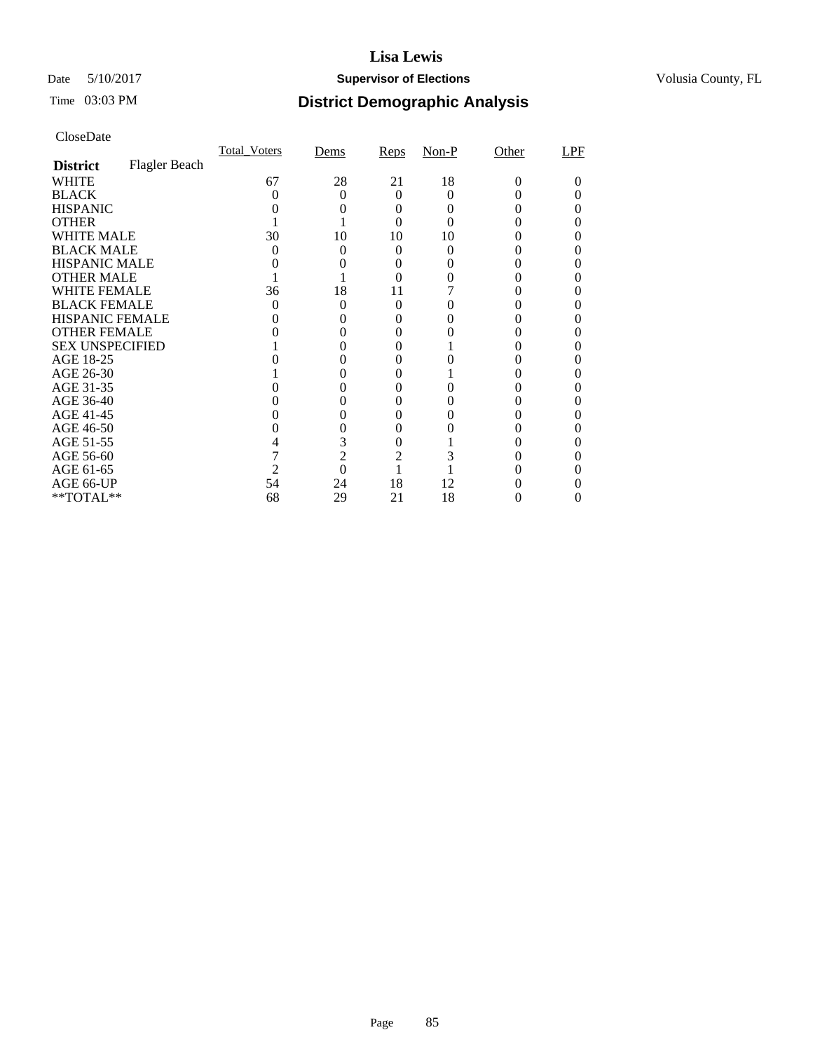# Lisa Lewis

Date 5/10/2017 **Supervisor of Elections** Volusia County, FL

Time 03:03 PM **District Demographic Analysis**

CloseDate

| **District** Flagler Beach | Total_Voters | Dems | Reps | Non-P | Other | LPF |
|---|---|---|---|---|---|---|
| WHITE | 67 | 28 | 21 | 18 | 0 | 0 |
| BLACK | 0 | 0 | 0 | 0 | 0 | 0 |
| HISPANIC | 0 | 0 | 0 | 0 | 0 | 0 |
| OTHER | 1 | 1 | 0 | 0 | 0 | 0 |
| WHITE MALE | 30 | 10 | 10 | 10 | 0 | 0 |
| BLACK MALE | 0 | 0 | 0 | 0 | 0 | 0 |
| HISPANIC MALE | 0 | 0 | 0 | 0 | 0 | 0 |
| OTHER MALE | 1 | 1 | 0 | 0 | 0 | 0 |
| WHITE FEMALE | 36 | 18 | 11 | 7 | 0 | 0 |
| BLACK FEMALE | 0 | 0 | 0 | 0 | 0 | 0 |
| HISPANIC FEMALE | 0 | 0 | 0 | 0 | 0 | 0 |
| OTHER FEMALE | 0 | 0 | 0 | 0 | 0 | 0 |
| SEX UNSPECIFIED | 1 | 0 | 0 | 1 | 0 | 0 |
| AGE 18-25 | 0 | 0 | 0 | 0 | 0 | 0 |
| AGE 26-30 | 1 | 0 | 0 | 1 | 0 | 0 |
| AGE 31-35 | 0 | 0 | 0 | 0 | 0 | 0 |
| AGE 36-40 | 0 | 0 | 0 | 0 | 0 | 0 |
| AGE 41-45 | 0 | 0 | 0 | 0 | 0 | 0 |
| AGE 46-50 | 0 | 0 | 0 | 0 | 0 | 0 |
| AGE 51-55 | 4 | 3 | 0 | 1 | 0 | 0 |
| AGE 56-60 | 7 | 2 | 2 | 3 | 0 | 0 |
| AGE 61-65 | 2 | 0 | 1 | 1 | 0 | 0 |
| AGE 66-UP | 54 | 24 | 18 | 12 | 0 | 0 |
| **TOTAL** | 68 | 29 | 21 | 18 | 0 | 0 |